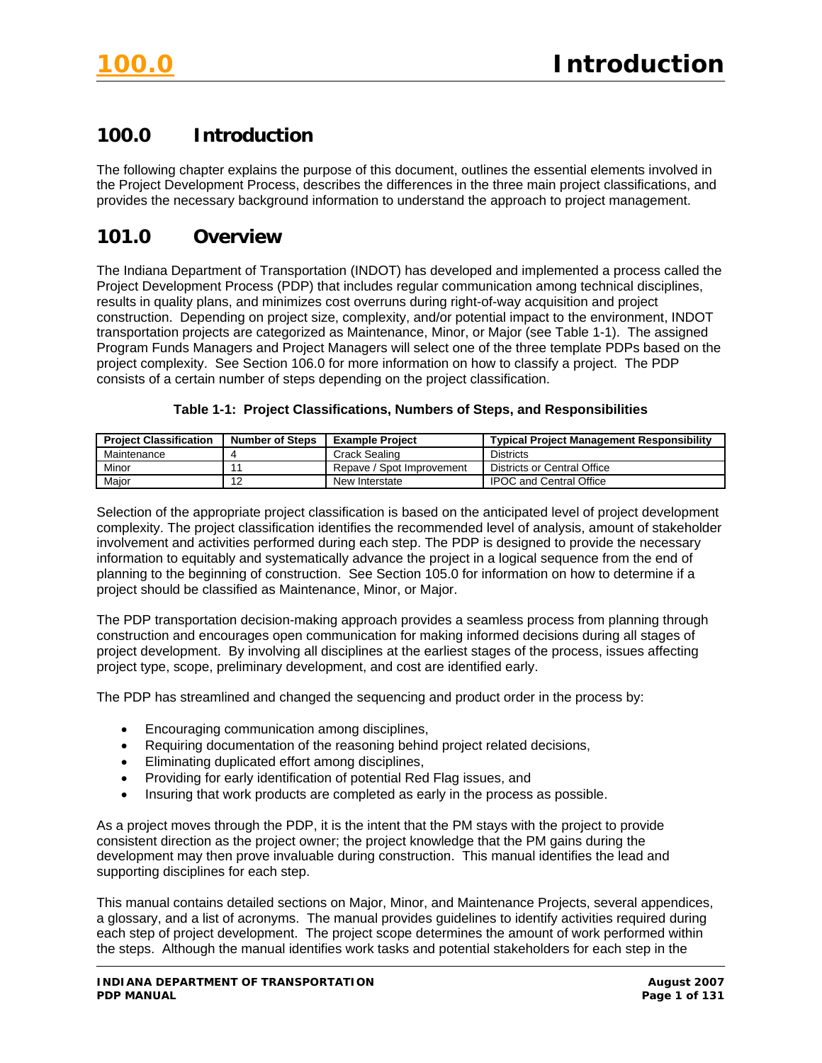# 100.0 Introduction

The following chapter explains the purpose of this document, outlines the essential elements involved in the Project Development Process, describes the differences in the three main project classifications, and provides the necessary background information to understand the approach to project management.

# 101.0 Overview

The Indiana Department of Transportation (INDOT) has developed and implemented a process called the Project Development Process (PDP) that includes regular communication among technical disciplines, results in quality plans, and minimizes cost overruns during right-of-way acquisition and project construction. Depending on project size, complexity, and/or potential impact to the environment, INDOT transportation projects are categorized as Maintenance, Minor, or Major (see Table 1-1). The assigned Program Funds Managers and Project Managers will select one of the three template PDPs based on the project complexity. See Section 106.0 for more information on how to classify a project. The PDP consists of a certain number of steps depending on the project classification.

**Table 1-1: Project Classifications, Numbers of Steps, and Responsibilities**

| Project Classification | Number of Steps | Example Project | Typical Project Management Responsibility |
| --- | --- | --- | --- |
| Maintenance | 4 | Crack Sealing | Districts |
| Minor | 11 | Repave / Spot Improvement | Districts or Central Office |
| Major | 12 | New Interstate | IPOC and Central Office |

Selection of the appropriate project classification is based on the anticipated level of project development complexity. The project classification identifies the recommended level of analysis, amount of stakeholder involvement and activities performed during each step. The PDP is designed to provide the necessary information to equitably and systematically advance the project in a logical sequence from the end of planning to the beginning of construction. See Section 105.0 for information on how to determine if a project should be classified as Maintenance, Minor, or Major.

The PDP transportation decision-making approach provides a seamless process from planning through construction and encourages open communication for making informed decisions during all stages of project development. By involving all disciplines at the earliest stages of the process, issues affecting project type, scope, preliminary development, and cost are identified early.

The PDP has streamlined and changed the sequencing and product order in the process by:

- Encouraging communication among disciplines,
- Requiring documentation of the reasoning behind project related decisions,
- Eliminating duplicated effort among disciplines,
- Providing for early identification of potential Red Flag issues, and
- Insuring that work products are completed as early in the process as possible.

As a project moves through the PDP, it is the intent that the PM stays with the project to provide consistent direction as the project owner; the project knowledge that the PM gains during the development may then prove invaluable during construction. This manual identifies the lead and supporting disciplines for each step.

This manual contains detailed sections on Major, Minor, and Maintenance Projects, several appendices, a glossary, and a list of acronyms. The manual provides guidelines to identify activities required during each step of project development. The project scope determines the amount of work performed within the steps. Although the manual identifies work tasks and potential stakeholders for each step in the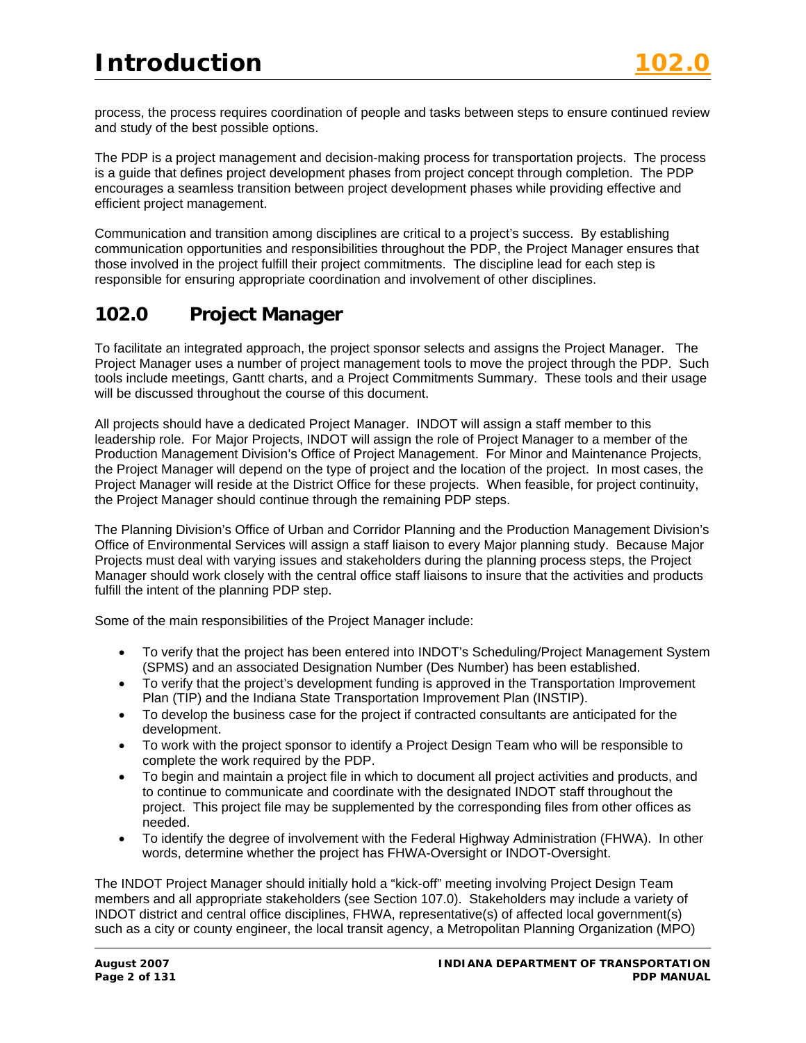process, the process requires coordination of people and tasks between steps to ensure continued review and study of the best possible options.

The PDP is a project management and decision-making process for transportation projects. The process is a guide that defines project development phases from project concept through completion. The PDP encourages a seamless transition between project development phases while providing effective and efficient project management.

Communication and transition among disciplines are critical to a project's success. By establishing communication opportunities and responsibilities throughout the PDP, the Project Manager ensures that those involved in the project fulfill their project commitments. The discipline lead for each step is responsible for ensuring appropriate coordination and involvement of other disciplines.

## 102.0 Project Manager

To facilitate an integrated approach, the project sponsor selects and assigns the Project Manager. The Project Manager uses a number of project management tools to move the project through the PDP. Such tools include meetings, Gantt charts, and a Project Commitments Summary. These tools and their usage will be discussed throughout the course of this document.

All projects should have a dedicated Project Manager. INDOT will assign a staff member to this leadership role. For Major Projects, INDOT will assign the role of Project Manager to a member of the Production Management Division's Office of Project Management. For Minor and Maintenance Projects, the Project Manager will depend on the type of project and the location of the project. In most cases, the Project Manager will reside at the District Office for these projects. When feasible, for project continuity, the Project Manager should continue through the remaining PDP steps.

The Planning Division's Office of Urban and Corridor Planning and the Production Management Division's Office of Environmental Services will assign a staff liaison to every Major planning study. Because Major Projects must deal with varying issues and stakeholders during the planning process steps, the Project Manager should work closely with the central office staff liaisons to insure that the activities and products fulfill the intent of the planning PDP step.

Some of the main responsibilities of the Project Manager include:

- To verify that the project has been entered into INDOT's Scheduling/Project Management System (SPMS) and an associated Designation Number (Des Number) has been established.
- To verify that the project's development funding is approved in the Transportation Improvement Plan (TIP) and the Indiana State Transportation Improvement Plan (INSTIP).
- To develop the business case for the project if contracted consultants are anticipated for the development.
- To work with the project sponsor to identify a Project Design Team who will be responsible to complete the work required by the PDP.
- To begin and maintain a project file in which to document all project activities and products, and to continue to communicate and coordinate with the designated INDOT staff throughout the project. This project file may be supplemented by the corresponding files from other offices as needed.
- To identify the degree of involvement with the Federal Highway Administration (FHWA). In other words, determine whether the project has FHWA-Oversight or INDOT-Oversight.

The INDOT Project Manager should initially hold a "kick-off" meeting involving Project Design Team members and all appropriate stakeholders (see Section 107.0). Stakeholders may include a variety of INDOT district and central office disciplines, FHWA, representative(s) of affected local government(s) such as a city or county engineer, the local transit agency, a Metropolitan Planning Organization (MPO)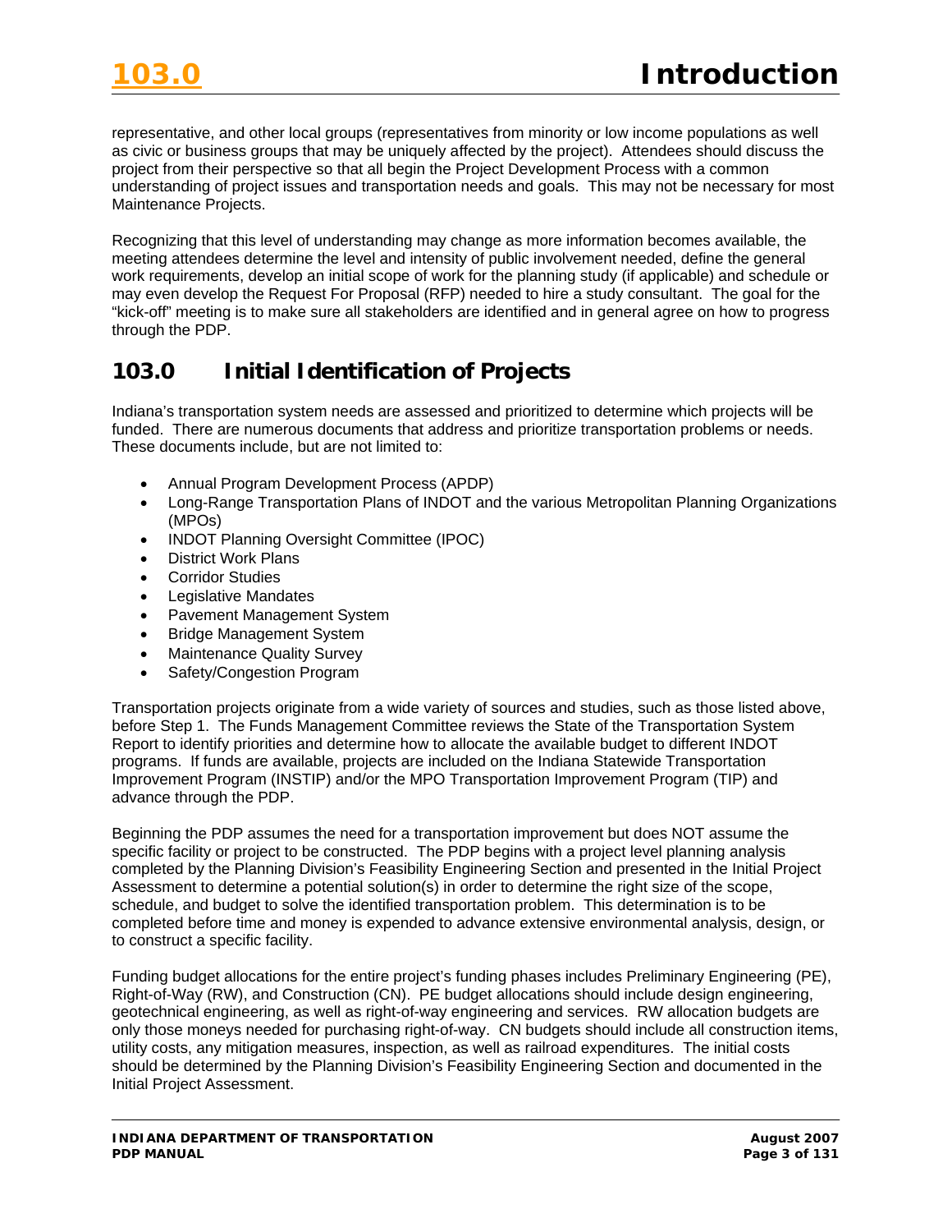representative, and other local groups (representatives from minority or low income populations as well as civic or business groups that may be uniquely affected by the project). Attendees should discuss the project from their perspective so that all begin the Project Development Process with a common understanding of project issues and transportation needs and goals. This may not be necessary for most Maintenance Projects.

Recognizing that this level of understanding may change as more information becomes available, the meeting attendees determine the level and intensity of public involvement needed, define the general work requirements, develop an initial scope of work for the planning study (if applicable) and schedule or may even develop the Request For Proposal (RFP) needed to hire a study consultant. The goal for the "kick-off" meeting is to make sure all stakeholders are identified and in general agree on how to progress through the PDP.

## 103.0 Initial Identification of Projects

Indiana's transportation system needs are assessed and prioritized to determine which projects will be funded. There are numerous documents that address and prioritize transportation problems or needs. These documents include, but are not limited to:

- Annual Program Development Process (APDP)
- Long-Range Transportation Plans of INDOT and the various Metropolitan Planning Organizations (MPOs)
- INDOT Planning Oversight Committee (IPOC)
- District Work Plans
- Corridor Studies
- Legislative Mandates
- Pavement Management System
- Bridge Management System
- Maintenance Quality Survey
- Safety/Congestion Program

Transportation projects originate from a wide variety of sources and studies, such as those listed above, before Step 1. The Funds Management Committee reviews the State of the Transportation System Report to identify priorities and determine how to allocate the available budget to different INDOT programs. If funds are available, projects are included on the Indiana Statewide Transportation Improvement Program (INSTIP) and/or the MPO Transportation Improvement Program (TIP) and advance through the PDP.

Beginning the PDP assumes the need for a transportation improvement but does NOT assume the specific facility or project to be constructed. The PDP begins with a project level planning analysis completed by the Planning Division's Feasibility Engineering Section and presented in the Initial Project Assessment to determine a potential solution(s) in order to determine the right size of the scope, schedule, and budget to solve the identified transportation problem. This determination is to be completed before time and money is expended to advance extensive environmental analysis, design, or to construct a specific facility.

Funding budget allocations for the entire project's funding phases includes Preliminary Engineering (PE), Right-of-Way (RW), and Construction (CN). PE budget allocations should include design engineering, geotechnical engineering, as well as right-of-way engineering and services. RW allocation budgets are only those moneys needed for purchasing right-of-way. CN budgets should include all construction items, utility costs, any mitigation measures, inspection, as well as railroad expenditures. The initial costs should be determined by the Planning Division's Feasibility Engineering Section and documented in the Initial Project Assessment.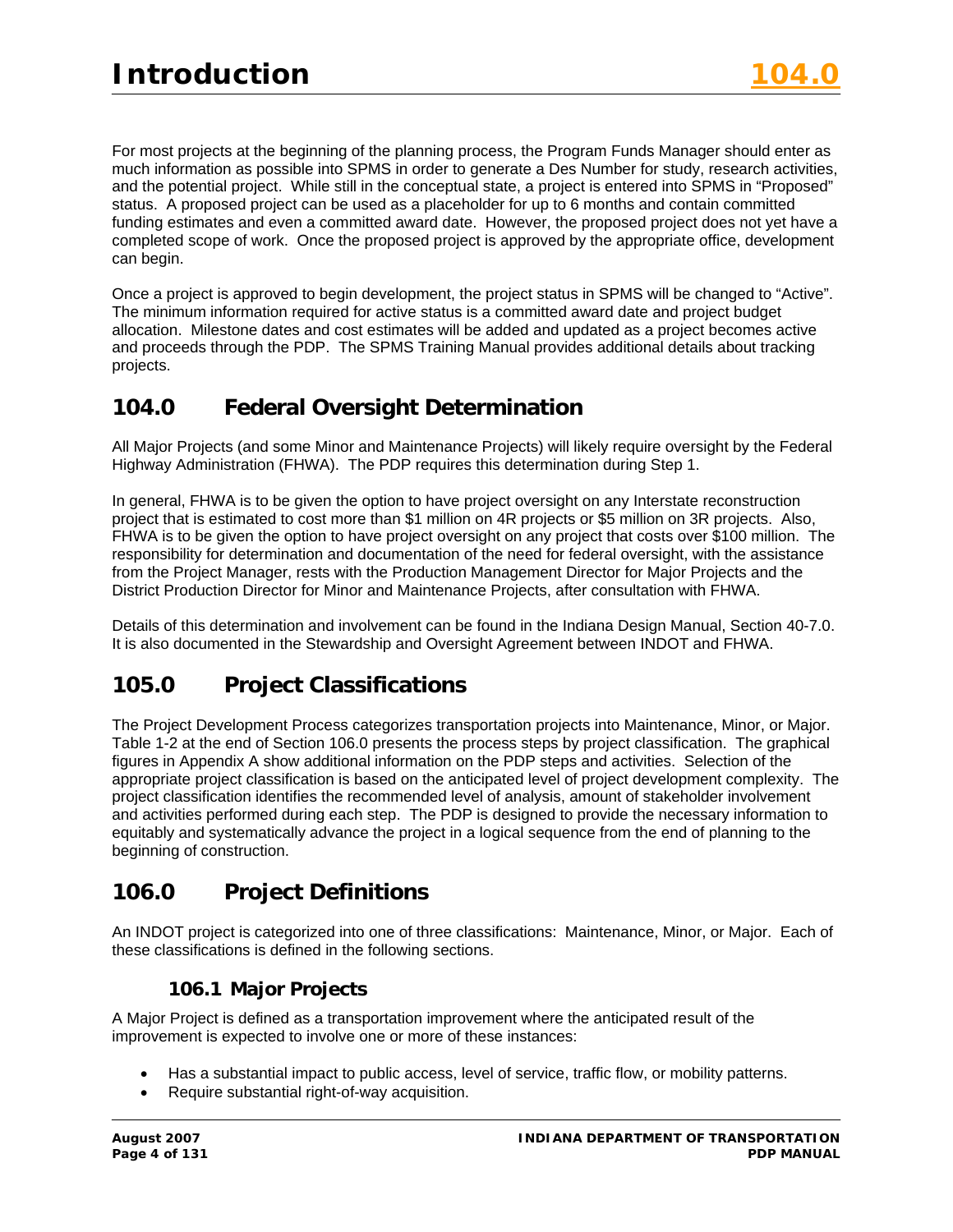For most projects at the beginning of the planning process, the Program Funds Manager should enter as much information as possible into SPMS in order to generate a Des Number for study, research activities, and the potential project. While still in the conceptual state, a project is entered into SPMS in "Proposed" status. A proposed project can be used as a placeholder for up to 6 months and contain committed funding estimates and even a committed award date. However, the proposed project does not yet have a completed scope of work. Once the proposed project is approved by the appropriate office, development can begin.

Once a project is approved to begin development, the project status in SPMS will be changed to "Active". The minimum information required for active status is a committed award date and project budget allocation. Milestone dates and cost estimates will be added and updated as a project becomes active and proceeds through the PDP. The SPMS Training Manual provides additional details about tracking projects.

## 104.0 Federal Oversight Determination

All Major Projects (and some Minor and Maintenance Projects) will likely require oversight by the Federal Highway Administration (FHWA). The PDP requires this determination during Step 1.

In general, FHWA is to be given the option to have project oversight on any Interstate reconstruction project that is estimated to cost more than $1 million on 4R projects or $5 million on 3R projects. Also, FHWA is to be given the option to have project oversight on any project that costs over $100 million. The responsibility for determination and documentation of the need for federal oversight, with the assistance from the Project Manager, rests with the Production Management Director for Major Projects and the District Production Director for Minor and Maintenance Projects, after consultation with FHWA.

Details of this determination and involvement can be found in the Indiana Design Manual, Section 40-7.0. It is also documented in the Stewardship and Oversight Agreement between INDOT and FHWA.

## 105.0 Project Classifications

The Project Development Process categorizes transportation projects into Maintenance, Minor, or Major. Table 1-2 at the end of Section 106.0 presents the process steps by project classification. The graphical figures in Appendix A show additional information on the PDP steps and activities. Selection of the appropriate project classification is based on the anticipated level of project development complexity. The project classification identifies the recommended level of analysis, amount of stakeholder involvement and activities performed during each step. The PDP is designed to provide the necessary information to equitably and systematically advance the project in a logical sequence from the end of planning to the beginning of construction.

## 106.0 Project Definitions

An INDOT project is categorized into one of three classifications: Maintenance, Minor, or Major. Each of these classifications is defined in the following sections.

### 106.1 Major Projects

A Major Project is defined as a transportation improvement where the anticipated result of the improvement is expected to involve one or more of these instances:

- Has a substantial impact to public access, level of service, traffic flow, or mobility patterns.
- Require substantial right-of-way acquisition.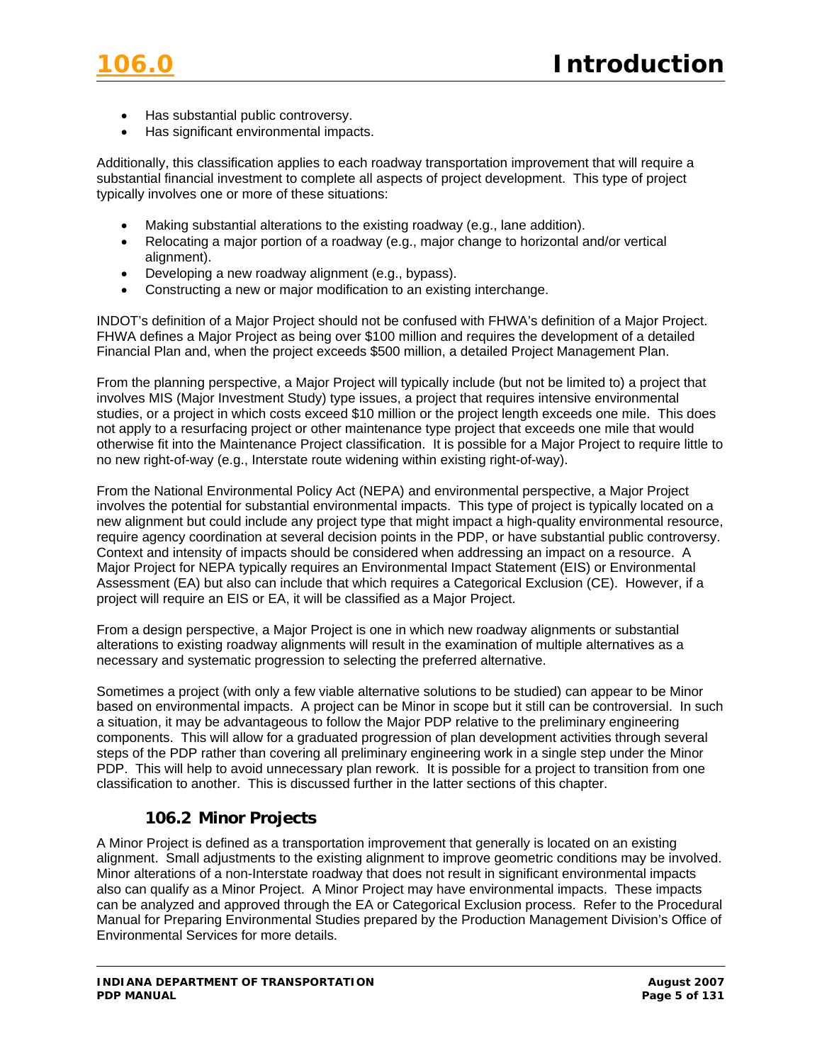- Has substantial public controversy.
- Has significant environmental impacts.

Additionally, this classification applies to each roadway transportation improvement that will require a substantial financial investment to complete all aspects of project development. This type of project typically involves one or more of these situations:

- Making substantial alterations to the existing roadway (e.g., lane addition).
- Relocating a major portion of a roadway (e.g., major change to horizontal and/or vertical alignment).
- Developing a new roadway alignment (e.g., bypass).
- Constructing a new or major modification to an existing interchange.

INDOT's definition of a Major Project should not be confused with FHWA's definition of a Major Project. FHWA defines a Major Project as being over $100 million and requires the development of a detailed Financial Plan and, when the project exceeds $500 million, a detailed Project Management Plan.

From the planning perspective, a Major Project will typically include (but not be limited to) a project that involves MIS (Major Investment Study) type issues, a project that requires intensive environmental studies, or a project in which costs exceed $10 million or the project length exceeds one mile. This does not apply to a resurfacing project or other maintenance type project that exceeds one mile that would otherwise fit into the Maintenance Project classification. It is possible for a Major Project to require little to no new right-of-way (e.g., Interstate route widening within existing right-of-way).

From the National Environmental Policy Act (NEPA) and environmental perspective, a Major Project involves the potential for substantial environmental impacts. This type of project is typically located on a new alignment but could include any project type that might impact a high-quality environmental resource, require agency coordination at several decision points in the PDP, or have substantial public controversy. Context and intensity of impacts should be considered when addressing an impact on a resource. A Major Project for NEPA typically requires an Environmental Impact Statement (EIS) or Environmental Assessment (EA) but also can include that which requires a Categorical Exclusion (CE). However, if a project will require an EIS or EA, it will be classified as a Major Project.

From a design perspective, a Major Project is one in which new roadway alignments or substantial alterations to existing roadway alignments will result in the examination of multiple alternatives as a necessary and systematic progression to selecting the preferred alternative.

Sometimes a project (with only a few viable alternative solutions to be studied) can appear to be Minor based on environmental impacts. A project can be Minor in scope but it still can be controversial. In such a situation, it may be advantageous to follow the Major PDP relative to the preliminary engineering components. This will allow for a graduated progression of plan development activities through several steps of the PDP rather than covering all preliminary engineering work in a single step under the Minor PDP. This will help to avoid unnecessary plan rework. It is possible for a project to transition from one classification to another. This is discussed further in the latter sections of this chapter.

### 106.2 Minor Projects

A Minor Project is defined as a transportation improvement that generally is located on an existing alignment. Small adjustments to the existing alignment to improve geometric conditions may be involved. Minor alterations of a non-Interstate roadway that does not result in significant environmental impacts also can qualify as a Minor Project. A Minor Project may have environmental impacts. These impacts can be analyzed and approved through the EA or Categorical Exclusion process. Refer to the Procedural Manual for Preparing Environmental Studies prepared by the Production Management Division's Office of Environmental Services for more details.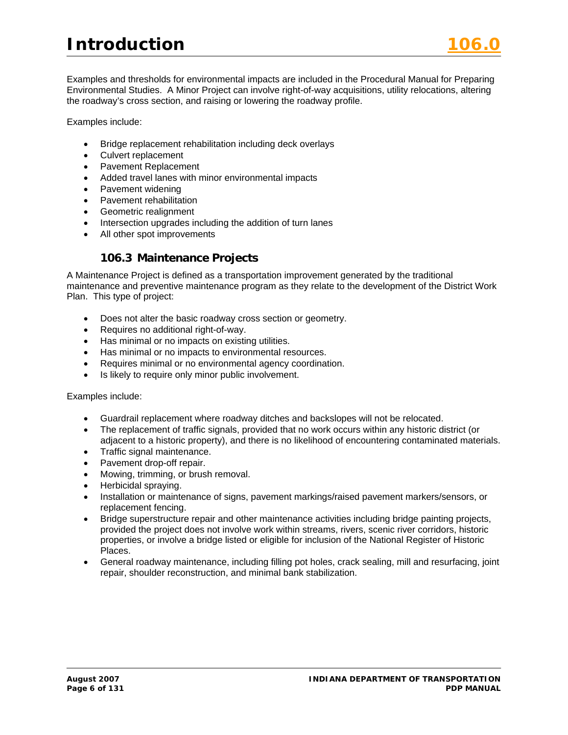Examples and thresholds for environmental impacts are included in the Procedural Manual for Preparing Environmental Studies. A Minor Project can involve right-of-way acquisitions, utility relocations, altering the roadway's cross section, and raising or lowering the roadway profile.

Examples include:

- Bridge replacement rehabilitation including deck overlays
- Culvert replacement
- Pavement Replacement
- Added travel lanes with minor environmental impacts
- Pavement widening
- Pavement rehabilitation
- Geometric realignment
- Intersection upgrades including the addition of turn lanes
- All other spot improvements

### 106.3 Maintenance Projects

A Maintenance Project is defined as a transportation improvement generated by the traditional maintenance and preventive maintenance program as they relate to the development of the District Work Plan. This type of project:

- Does not alter the basic roadway cross section or geometry.
- Requires no additional right-of-way.
- Has minimal or no impacts on existing utilities.
- Has minimal or no impacts to environmental resources.
- Requires minimal or no environmental agency coordination.
- Is likely to require only minor public involvement.

Examples include:

- Guardrail replacement where roadway ditches and backslopes will not be relocated.
- The replacement of traffic signals, provided that no work occurs within any historic district (or adjacent to a historic property), and there is no likelihood of encountering contaminated materials.
- Traffic signal maintenance.
- Pavement drop-off repair.
- Mowing, trimming, or brush removal.
- Herbicidal spraying.
- Installation or maintenance of signs, pavement markings/raised pavement markers/sensors, or replacement fencing.
- Bridge superstructure repair and other maintenance activities including bridge painting projects, provided the project does not involve work within streams, rivers, scenic river corridors, historic properties, or involve a bridge listed or eligible for inclusion of the National Register of Historic Places.
- General roadway maintenance, including filling pot holes, crack sealing, mill and resurfacing, joint repair, shoulder reconstruction, and minimal bank stabilization.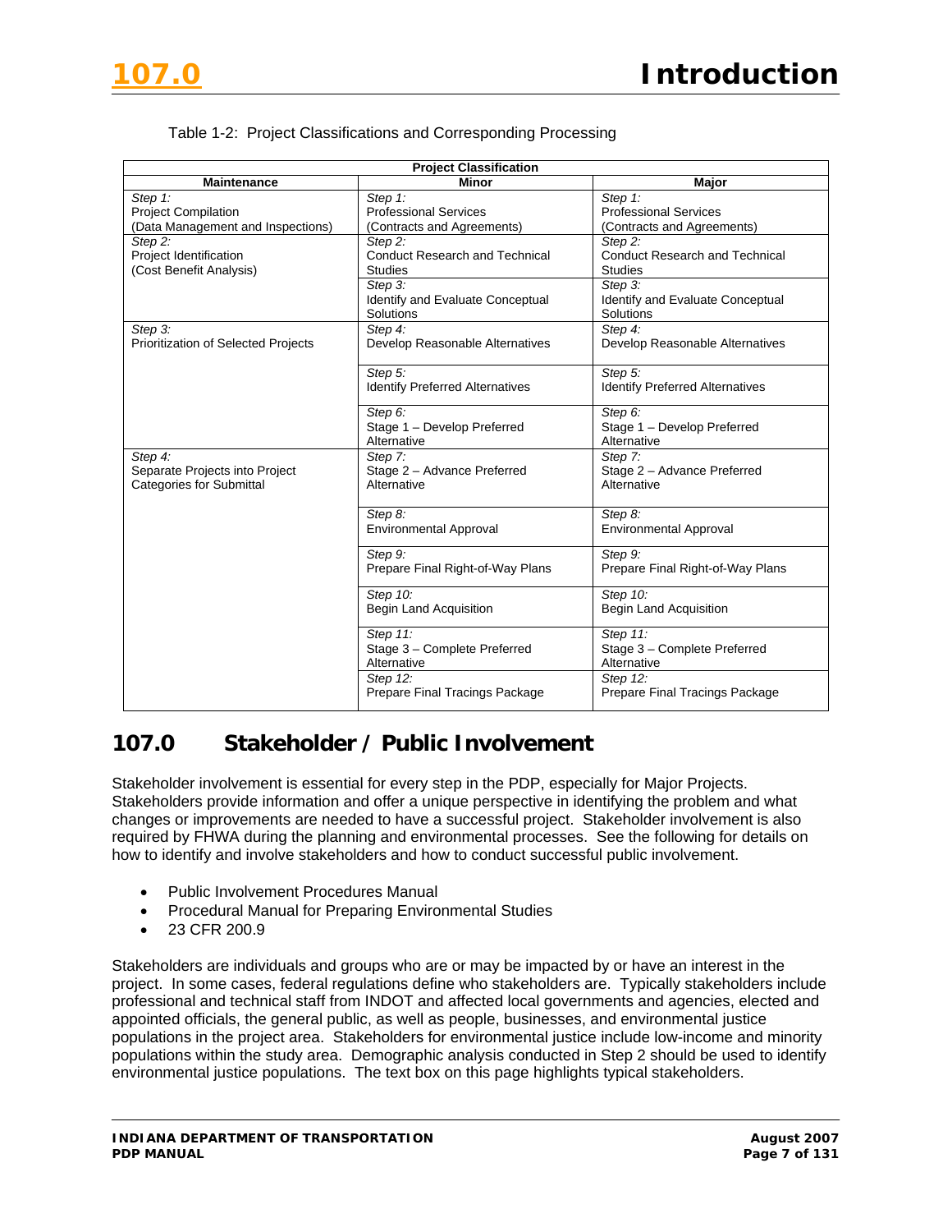Table 1-2: Project Classifications and Corresponding Processing

| Project Classification | | |
|---|---|---|
| **Maintenance** | **Minor** | **Major** |
| *Step 1:* Project Compilation (Data Management and Inspections) | *Step 1:* Professional Services (Contracts and Agreements) | *Step 1:* Professional Services (Contracts and Agreements) |
| *Step 2:* Project Identification (Cost Benefit Analysis) | *Step 2:* Conduct Research and Technical Studies | *Step 2:* Conduct Research and Technical Studies |
| | *Step 3:* Identify and Evaluate Conceptual Solutions | *Step 3:* Identify and Evaluate Conceptual Solutions |
| *Step 3:* Prioritization of Selected Projects | *Step 4:* Develop Reasonable Alternatives | *Step 4:* Develop Reasonable Alternatives |
| | *Step 5:* Identify Preferred Alternatives | *Step 5:* Identify Preferred Alternatives |
| | *Step 6:* Stage 1 – Develop Preferred Alternative | *Step 6:* Stage 1 – Develop Preferred Alternative |
| *Step 4:* Separate Projects into Project Categories for Submittal | *Step 7:* Stage 2 – Advance Preferred Alternative | *Step 7:* Stage 2 – Advance Preferred Alternative |
| | *Step 8:* Environmental Approval | *Step 8:* Environmental Approval |
| | *Step 9:* Prepare Final Right-of-Way Plans | *Step 9:* Prepare Final Right-of-Way Plans |
| | *Step 10:* Begin Land Acquisition | *Step 10:* Begin Land Acquisition |
| | *Step 11:* Stage 3 – Complete Preferred Alternative | *Step 11:* Stage 3 – Complete Preferred Alternative |
| | *Step 12:* Prepare Final Tracings Package | *Step 12:* Prepare Final Tracings Package |

## 107.0 Stakeholder / Public Involvement

Stakeholder involvement is essential for every step in the PDP, especially for Major Projects. Stakeholders provide information and offer a unique perspective in identifying the problem and what changes or improvements are needed to have a successful project. Stakeholder involvement is also required by FHWA during the planning and environmental processes. See the following for details on how to identify and involve stakeholders and how to conduct successful public involvement.

- Public Involvement Procedures Manual
- Procedural Manual for Preparing Environmental Studies
- 23 CFR 200.9

Stakeholders are individuals and groups who are or may be impacted by or have an interest in the project. In some cases, federal regulations define who stakeholders are. Typically stakeholders include professional and technical staff from INDOT and affected local governments and agencies, elected and appointed officials, the general public, as well as people, businesses, and environmental justice populations in the project area. Stakeholders for environmental justice include low-income and minority populations within the study area. Demographic analysis conducted in Step 2 should be used to identify environmental justice populations. The text box on this page highlights typical stakeholders.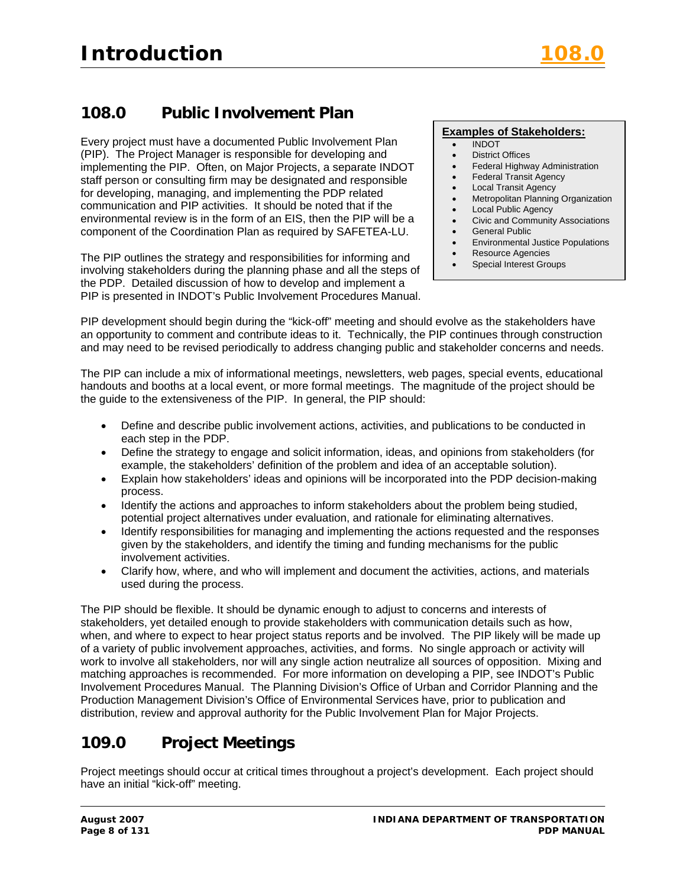## 108.0 Public Involvement Plan

Every project must have a documented Public Involvement Plan (PIP). The Project Manager is responsible for developing and implementing the PIP. Often, on Major Projects, a separate INDOT staff person or consulting firm may be designated and responsible for developing, managing, and implementing the PDP related communication and PIP activities. It should be noted that if the environmental review is in the form of an EIS, then the PIP will be a component of the Coordination Plan as required by SAFETEA-LU.

The PIP outlines the strategy and responsibilities for informing and involving stakeholders during the planning phase and all the steps of the PDP. Detailed discussion of how to develop and implement a PIP is presented in INDOT's Public Involvement Procedures Manual.

**Examples of Stakeholders:**

- INDOT
- District Offices
- Federal Highway Administration
- Federal Transit Agency
- Local Transit Agency
- Metropolitan Planning Organization
- Local Public Agency
- Civic and Community Associations
- General Public
- Environmental Justice Populations
- Resource Agencies
- Special Interest Groups

PIP development should begin during the "kick-off" meeting and should evolve as the stakeholders have an opportunity to comment and contribute ideas to it. Technically, the PIP continues through construction and may need to be revised periodically to address changing public and stakeholder concerns and needs.

The PIP can include a mix of informational meetings, newsletters, web pages, special events, educational handouts and booths at a local event, or more formal meetings. The magnitude of the project should be the guide to the extensiveness of the PIP. In general, the PIP should:

- Define and describe public involvement actions, activities, and publications to be conducted in each step in the PDP.
- Define the strategy to engage and solicit information, ideas, and opinions from stakeholders (for example, the stakeholders' definition of the problem and idea of an acceptable solution).
- Explain how stakeholders' ideas and opinions will be incorporated into the PDP decision-making process.
- Identify the actions and approaches to inform stakeholders about the problem being studied, potential project alternatives under evaluation, and rationale for eliminating alternatives.
- Identify responsibilities for managing and implementing the actions requested and the responses given by the stakeholders, and identify the timing and funding mechanisms for the public involvement activities.
- Clarify how, where, and who will implement and document the activities, actions, and materials used during the process.

The PIP should be flexible. It should be dynamic enough to adjust to concerns and interests of stakeholders, yet detailed enough to provide stakeholders with communication details such as how, when, and where to expect to hear project status reports and be involved. The PIP likely will be made up of a variety of public involvement approaches, activities, and forms. No single approach or activity will work to involve all stakeholders, nor will any single action neutralize all sources of opposition. Mixing and matching approaches is recommended. For more information on developing a PIP, see INDOT's Public Involvement Procedures Manual. The Planning Division's Office of Urban and Corridor Planning and the Production Management Division's Office of Environmental Services have, prior to publication and distribution, review and approval authority for the Public Involvement Plan for Major Projects.

## 109.0 Project Meetings

Project meetings should occur at critical times throughout a project's development. Each project should have an initial "kick-off" meeting.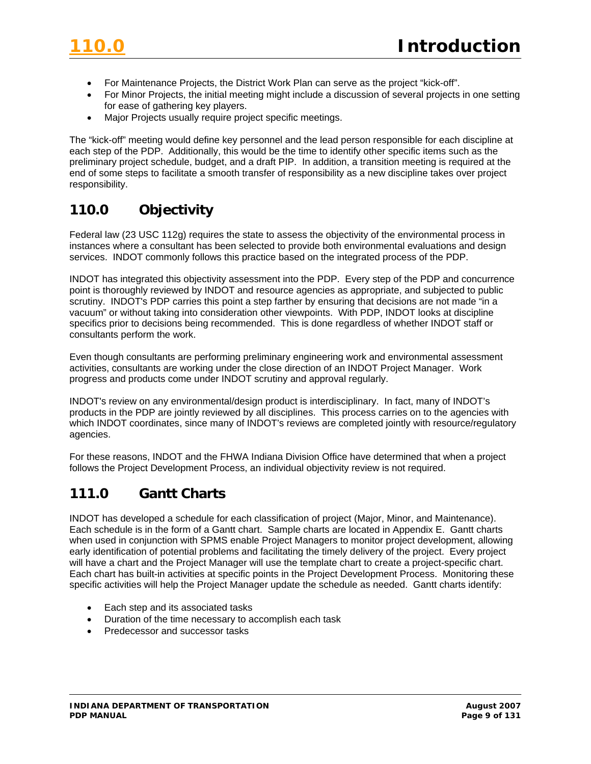- For Maintenance Projects, the District Work Plan can serve as the project "kick-off".
- For Minor Projects, the initial meeting might include a discussion of several projects in one setting for ease of gathering key players.
- Major Projects usually require project specific meetings.

The "kick-off" meeting would define key personnel and the lead person responsible for each discipline at each step of the PDP. Additionally, this would be the time to identify other specific items such as the preliminary project schedule, budget, and a draft PIP. In addition, a transition meeting is required at the end of some steps to facilitate a smooth transfer of responsibility as a new discipline takes over project responsibility.

## 110.0 Objectivity

Federal law (23 USC 112g) requires the state to assess the objectivity of the environmental process in instances where a consultant has been selected to provide both environmental evaluations and design services. INDOT commonly follows this practice based on the integrated process of the PDP.

INDOT has integrated this objectivity assessment into the PDP. Every step of the PDP and concurrence point is thoroughly reviewed by INDOT and resource agencies as appropriate, and subjected to public scrutiny. INDOT's PDP carries this point a step farther by ensuring that decisions are not made "in a vacuum" or without taking into consideration other viewpoints. With PDP, INDOT looks at discipline specifics prior to decisions being recommended. This is done regardless of whether INDOT staff or consultants perform the work.

Even though consultants are performing preliminary engineering work and environmental assessment activities, consultants are working under the close direction of an INDOT Project Manager. Work progress and products come under INDOT scrutiny and approval regularly.

INDOT's review on any environmental/design product is interdisciplinary. In fact, many of INDOT's products in the PDP are jointly reviewed by all disciplines. This process carries on to the agencies with which INDOT coordinates, since many of INDOT's reviews are completed jointly with resource/regulatory agencies.

For these reasons, INDOT and the FHWA Indiana Division Office have determined that when a project follows the Project Development Process, an individual objectivity review is not required.

## 111.0 Gantt Charts

INDOT has developed a schedule for each classification of project (Major, Minor, and Maintenance). Each schedule is in the form of a Gantt chart. Sample charts are located in Appendix E. Gantt charts when used in conjunction with SPMS enable Project Managers to monitor project development, allowing early identification of potential problems and facilitating the timely delivery of the project. Every project will have a chart and the Project Manager will use the template chart to create a project-specific chart. Each chart has built-in activities at specific points in the Project Development Process. Monitoring these specific activities will help the Project Manager update the schedule as needed. Gantt charts identify:

- Each step and its associated tasks
- Duration of the time necessary to accomplish each task
- Predecessor and successor tasks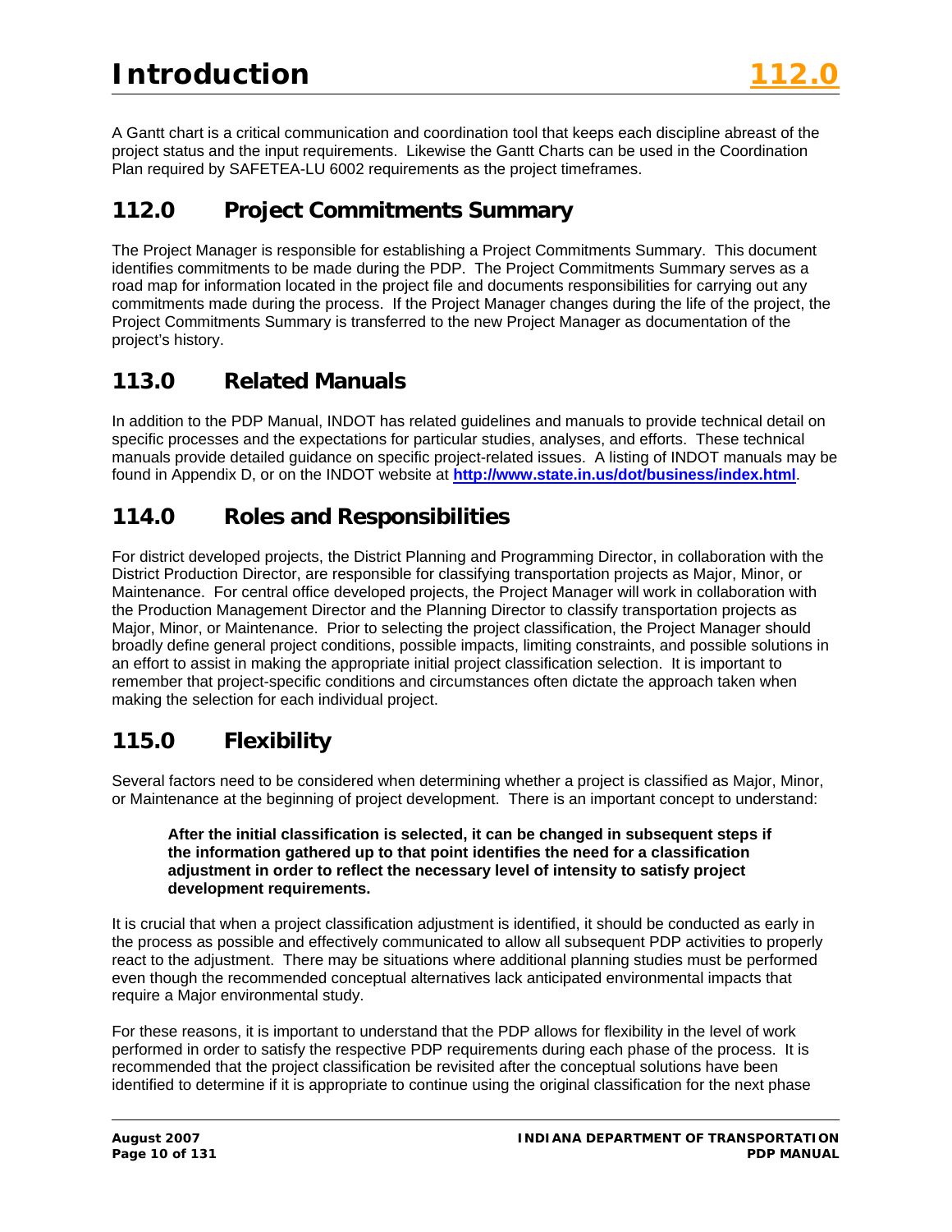A Gantt chart is a critical communication and coordination tool that keeps each discipline abreast of the project status and the input requirements. Likewise the Gantt Charts can be used in the Coordination Plan required by SAFETEA-LU 6002 requirements as the project timeframes.

## 112.0 Project Commitments Summary

The Project Manager is responsible for establishing a Project Commitments Summary. This document identifies commitments to be made during the PDP. The Project Commitments Summary serves as a road map for information located in the project file and documents responsibilities for carrying out any commitments made during the process. If the Project Manager changes during the life of the project, the Project Commitments Summary is transferred to the new Project Manager as documentation of the project's history.

## 113.0 Related Manuals

In addition to the PDP Manual, INDOT has related guidelines and manuals to provide technical detail on specific processes and the expectations for particular studies, analyses, and efforts. These technical manuals provide detailed guidance on specific project-related issues. A listing of INDOT manuals may be found in Appendix D, or on the INDOT website at **http://www.state.in.us/dot/business/index.html**.

## 114.0 Roles and Responsibilities

For district developed projects, the District Planning and Programming Director, in collaboration with the District Production Director, are responsible for classifying transportation projects as Major, Minor, or Maintenance. For central office developed projects, the Project Manager will work in collaboration with the Production Management Director and the Planning Director to classify transportation projects as Major, Minor, or Maintenance. Prior to selecting the project classification, the Project Manager should broadly define general project conditions, possible impacts, limiting constraints, and possible solutions in an effort to assist in making the appropriate initial project classification selection. It is important to remember that project-specific conditions and circumstances often dictate the approach taken when making the selection for each individual project.

## 115.0 Flexibility

Several factors need to be considered when determining whether a project is classified as Major, Minor, or Maintenance at the beginning of project development. There is an important concept to understand:

> **After the initial classification is selected, it can be changed in subsequent steps if the information gathered up to that point identifies the need for a classification adjustment in order to reflect the necessary level of intensity to satisfy project development requirements.**

It is crucial that when a project classification adjustment is identified, it should be conducted as early in the process as possible and effectively communicated to allow all subsequent PDP activities to properly react to the adjustment. There may be situations where additional planning studies must be performed even though the recommended conceptual alternatives lack anticipated environmental impacts that require a Major environmental study.

For these reasons, it is important to understand that the PDP allows for flexibility in the level of work performed in order to satisfy the respective PDP requirements during each phase of the process. It is recommended that the project classification be revisited after the conceptual solutions have been identified to determine if it is appropriate to continue using the original classification for the next phase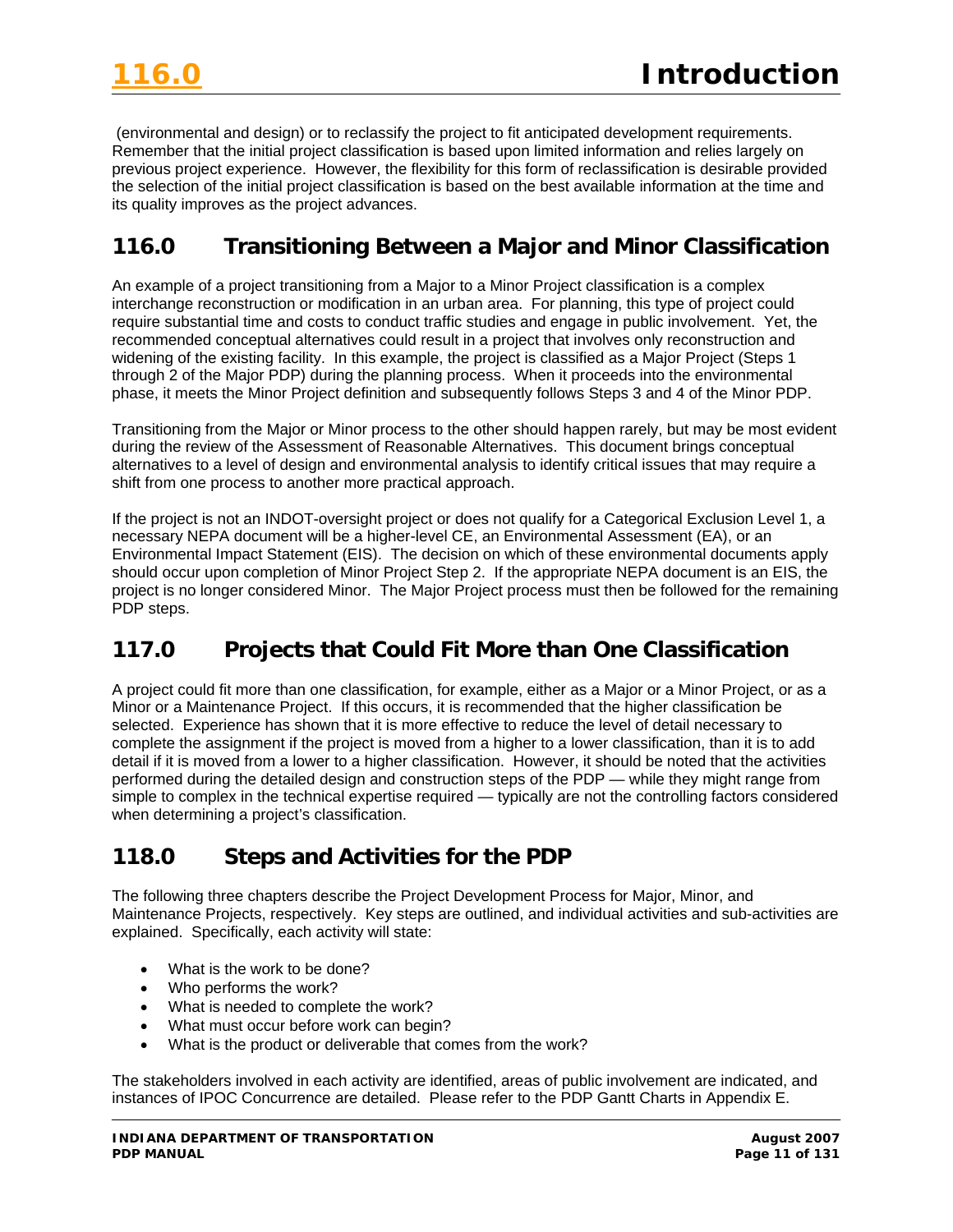(environmental and design) or to reclassify the project to fit anticipated development requirements. Remember that the initial project classification is based upon limited information and relies largely on previous project experience. However, the flexibility for this form of reclassification is desirable provided the selection of the initial project classification is based on the best available information at the time and its quality improves as the project advances.

## 116.0 Transitioning Between a Major and Minor Classification

An example of a project transitioning from a Major to a Minor Project classification is a complex interchange reconstruction or modification in an urban area. For planning, this type of project could require substantial time and costs to conduct traffic studies and engage in public involvement. Yet, the recommended conceptual alternatives could result in a project that involves only reconstruction and widening of the existing facility. In this example, the project is classified as a Major Project (Steps 1 through 2 of the Major PDP) during the planning process. When it proceeds into the environmental phase, it meets the Minor Project definition and subsequently follows Steps 3 and 4 of the Minor PDP.

Transitioning from the Major or Minor process to the other should happen rarely, but may be most evident during the review of the Assessment of Reasonable Alternatives. This document brings conceptual alternatives to a level of design and environmental analysis to identify critical issues that may require a shift from one process to another more practical approach.

If the project is not an INDOT-oversight project or does not qualify for a Categorical Exclusion Level 1, a necessary NEPA document will be a higher-level CE, an Environmental Assessment (EA), or an Environmental Impact Statement (EIS). The decision on which of these environmental documents apply should occur upon completion of Minor Project Step 2. If the appropriate NEPA document is an EIS, the project is no longer considered Minor. The Major Project process must then be followed for the remaining PDP steps.

## 117.0 Projects that Could Fit More than One Classification

A project could fit more than one classification, for example, either as a Major or a Minor Project, or as a Minor or a Maintenance Project. If this occurs, it is recommended that the higher classification be selected. Experience has shown that it is more effective to reduce the level of detail necessary to complete the assignment if the project is moved from a higher to a lower classification, than it is to add detail if it is moved from a lower to a higher classification. However, it should be noted that the activities performed during the detailed design and construction steps of the PDP — while they might range from simple to complex in the technical expertise required — typically are not the controlling factors considered when determining a project's classification.

## 118.0 Steps and Activities for the PDP

The following three chapters describe the Project Development Process for Major, Minor, and Maintenance Projects, respectively. Key steps are outlined, and individual activities and sub-activities are explained. Specifically, each activity will state:

- What is the work to be done?
- Who performs the work?
- What is needed to complete the work?
- What must occur before work can begin?
- What is the product or deliverable that comes from the work?

The stakeholders involved in each activity are identified, areas of public involvement are indicated, and instances of IPOC Concurrence are detailed. Please refer to the PDP Gantt Charts in Appendix E.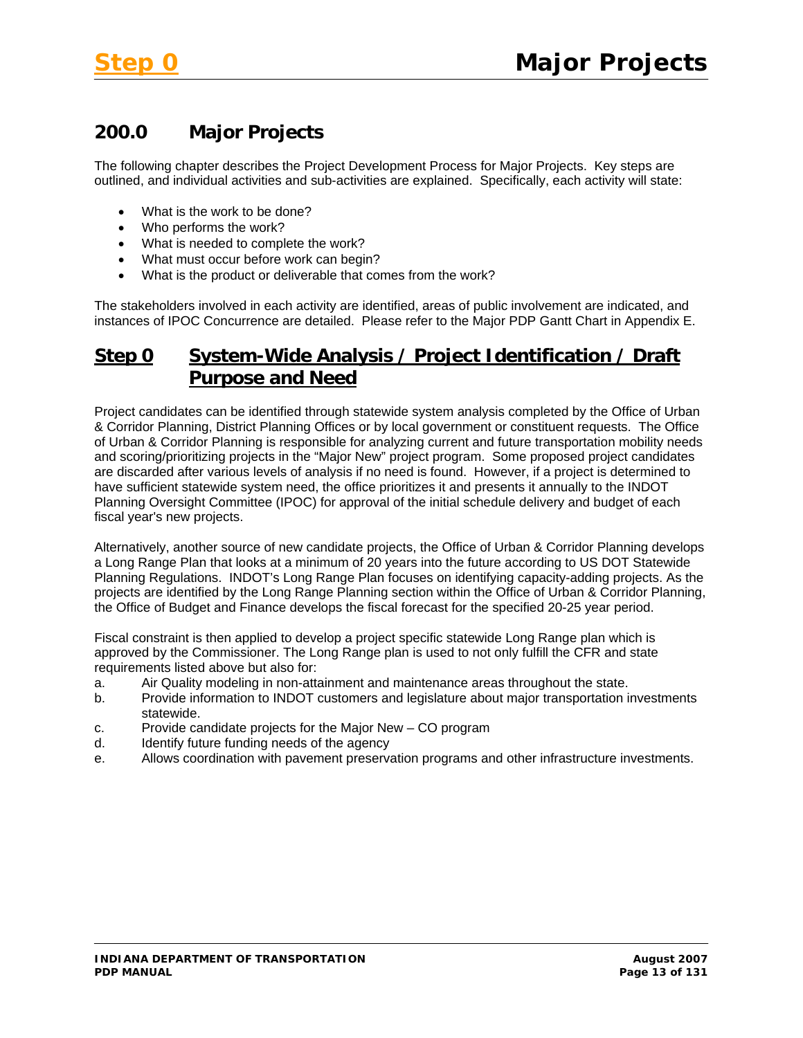## 200.0 Major Projects

The following chapter describes the Project Development Process for Major Projects. Key steps are outlined, and individual activities and sub-activities are explained. Specifically, each activity will state:

- What is the work to be done?
- Who performs the work?
- What is needed to complete the work?
- What must occur before work can begin?
- What is the product or deliverable that comes from the work?

The stakeholders involved in each activity are identified, areas of public involvement are indicated, and instances of IPOC Concurrence are detailed. Please refer to the Major PDP Gantt Chart in Appendix E.

## Step 0 System-Wide Analysis / Project Identification / Draft Purpose and Need

Project candidates can be identified through statewide system analysis completed by the Office of Urban & Corridor Planning, District Planning Offices or by local government or constituent requests. The Office of Urban & Corridor Planning is responsible for analyzing current and future transportation mobility needs and scoring/prioritizing projects in the "Major New" project program. Some proposed project candidates are discarded after various levels of analysis if no need is found. However, if a project is determined to have sufficient statewide system need, the office prioritizes it and presents it annually to the INDOT Planning Oversight Committee (IPOC) for approval of the initial schedule delivery and budget of each fiscal year's new projects.

Alternatively, another source of new candidate projects, the Office of Urban & Corridor Planning develops a Long Range Plan that looks at a minimum of 20 years into the future according to US DOT Statewide Planning Regulations. INDOT's Long Range Plan focuses on identifying capacity-adding projects. As the projects are identified by the Long Range Planning section within the Office of Urban & Corridor Planning, the Office of Budget and Finance develops the fiscal forecast for the specified 20-25 year period.

Fiscal constraint is then applied to develop a project specific statewide Long Range plan which is approved by the Commissioner. The Long Range plan is used to not only fulfill the CFR and state requirements listed above but also for:

a. Air Quality modeling in non-attainment and maintenance areas throughout the state.
b. Provide information to INDOT customers and legislature about major transportation investments statewide.
c. Provide candidate projects for the Major New – CO program
d. Identify future funding needs of the agency
e. Allows coordination with pavement preservation programs and other infrastructure investments.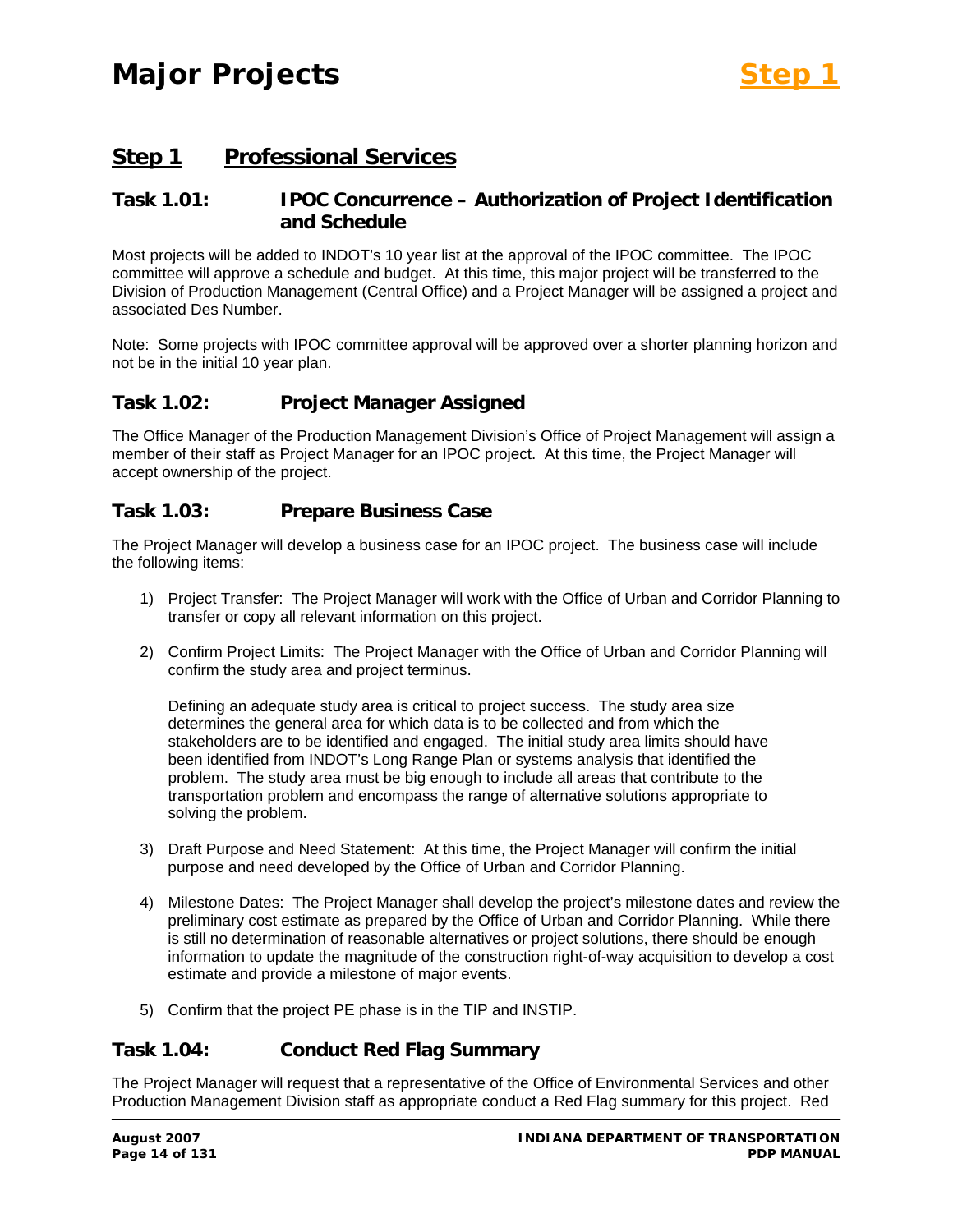## Step 1 Professional Services

### Task 1.01: IPOC Concurrence – Authorization of Project Identification and Schedule

Most projects will be added to INDOT's 10 year list at the approval of the IPOC committee. The IPOC committee will approve a schedule and budget. At this time, this major project will be transferred to the Division of Production Management (Central Office) and a Project Manager will be assigned a project and associated Des Number.

Note: Some projects with IPOC committee approval will be approved over a shorter planning horizon and not be in the initial 10 year plan.

### Task 1.02: Project Manager Assigned

The Office Manager of the Production Management Division's Office of Project Management will assign a member of their staff as Project Manager for an IPOC project. At this time, the Project Manager will accept ownership of the project.

### Task 1.03: Prepare Business Case

The Project Manager will develop a business case for an IPOC project. The business case will include the following items:

1) Project Transfer: The Project Manager will work with the Office of Urban and Corridor Planning to transfer or copy all relevant information on this project.

2) Confirm Project Limits: The Project Manager with the Office of Urban and Corridor Planning will confirm the study area and project terminus.

   Defining an adequate study area is critical to project success. The study area size determines the general area for which data is to be collected and from which the stakeholders are to be identified and engaged. The initial study area limits should have been identified from INDOT's Long Range Plan or systems analysis that identified the problem. The study area must be big enough to include all areas that contribute to the transportation problem and encompass the range of alternative solutions appropriate to solving the problem.

3) Draft Purpose and Need Statement: At this time, the Project Manager will confirm the initial purpose and need developed by the Office of Urban and Corridor Planning.

4) Milestone Dates: The Project Manager shall develop the project's milestone dates and review the preliminary cost estimate as prepared by the Office of Urban and Corridor Planning. While there is still no determination of reasonable alternatives or project solutions, there should be enough information to update the magnitude of the construction right-of-way acquisition to develop a cost estimate and provide a milestone of major events.

5) Confirm that the project PE phase is in the TIP and INSTIP.

### Task 1.04: Conduct Red Flag Summary

The Project Manager will request that a representative of the Office of Environmental Services and other Production Management Division staff as appropriate conduct a Red Flag summary for this project. Red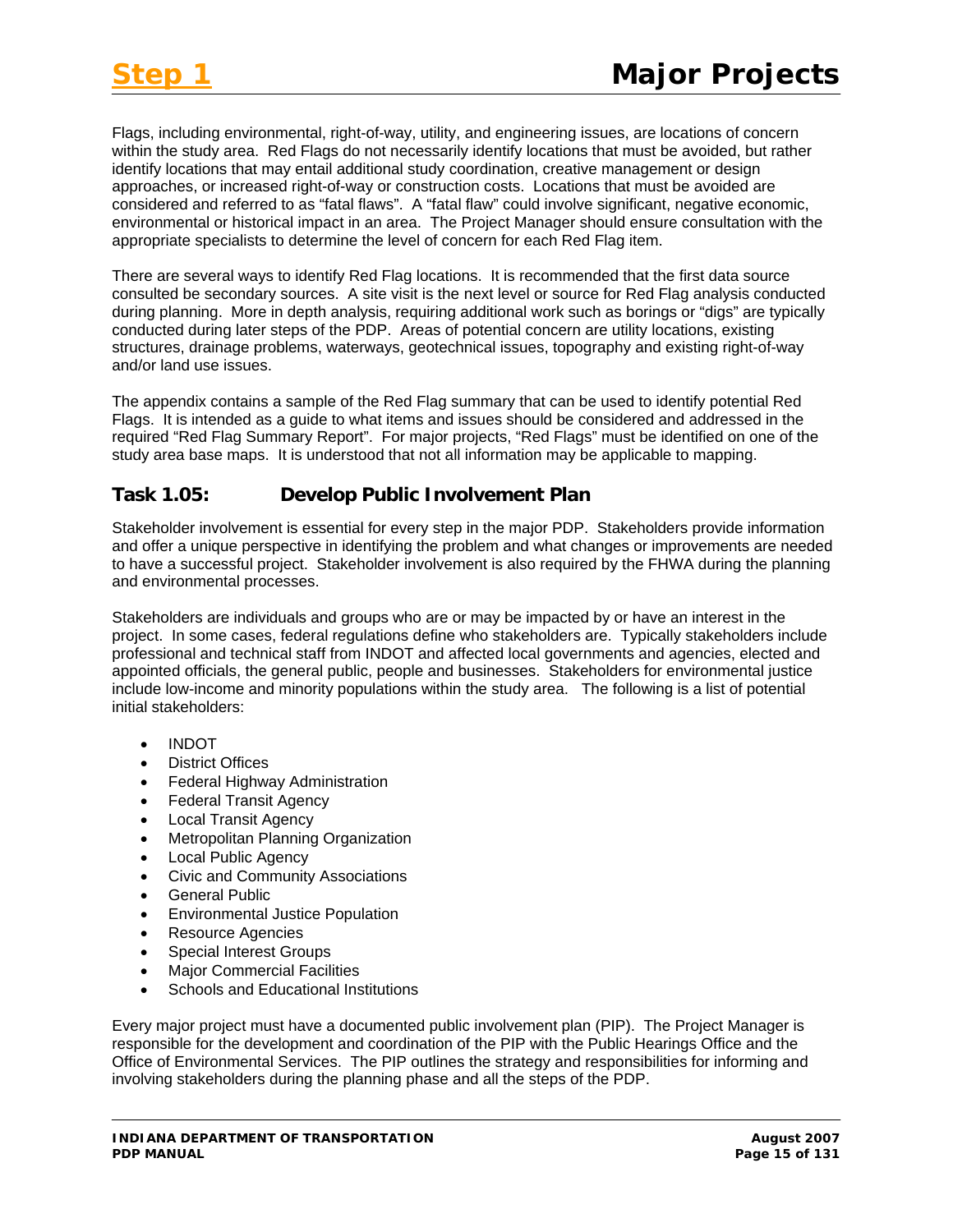Flags, including environmental, right-of-way, utility, and engineering issues, are locations of concern within the study area. Red Flags do not necessarily identify locations that must be avoided, but rather identify locations that may entail additional study coordination, creative management or design approaches, or increased right-of-way or construction costs. Locations that must be avoided are considered and referred to as "fatal flaws". A "fatal flaw" could involve significant, negative economic, environmental or historical impact in an area. The Project Manager should ensure consultation with the appropriate specialists to determine the level of concern for each Red Flag item.

There are several ways to identify Red Flag locations. It is recommended that the first data source consulted be secondary sources. A site visit is the next level or source for Red Flag analysis conducted during planning. More in depth analysis, requiring additional work such as borings or "digs" are typically conducted during later steps of the PDP. Areas of potential concern are utility locations, existing structures, drainage problems, waterways, geotechnical issues, topography and existing right-of-way and/or land use issues.

The appendix contains a sample of the Red Flag summary that can be used to identify potential Red Flags. It is intended as a guide to what items and issues should be considered and addressed in the required "Red Flag Summary Report". For major projects, "Red Flags" must be identified on one of the study area base maps. It is understood that not all information may be applicable to mapping.

## Task 1.05: Develop Public Involvement Plan

Stakeholder involvement is essential for every step in the major PDP. Stakeholders provide information and offer a unique perspective in identifying the problem and what changes or improvements are needed to have a successful project. Stakeholder involvement is also required by the FHWA during the planning and environmental processes.

Stakeholders are individuals and groups who are or may be impacted by or have an interest in the project. In some cases, federal regulations define who stakeholders are. Typically stakeholders include professional and technical staff from INDOT and affected local governments and agencies, elected and appointed officials, the general public, people and businesses. Stakeholders for environmental justice include low-income and minority populations within the study area. The following is a list of potential initial stakeholders:

- INDOT
- District Offices
- Federal Highway Administration
- Federal Transit Agency
- Local Transit Agency
- Metropolitan Planning Organization
- Local Public Agency
- Civic and Community Associations
- General Public
- Environmental Justice Population
- Resource Agencies
- Special Interest Groups
- Major Commercial Facilities
- Schools and Educational Institutions

Every major project must have a documented public involvement plan (PIP). The Project Manager is responsible for the development and coordination of the PIP with the Public Hearings Office and the Office of Environmental Services. The PIP outlines the strategy and responsibilities for informing and involving stakeholders during the planning phase and all the steps of the PDP.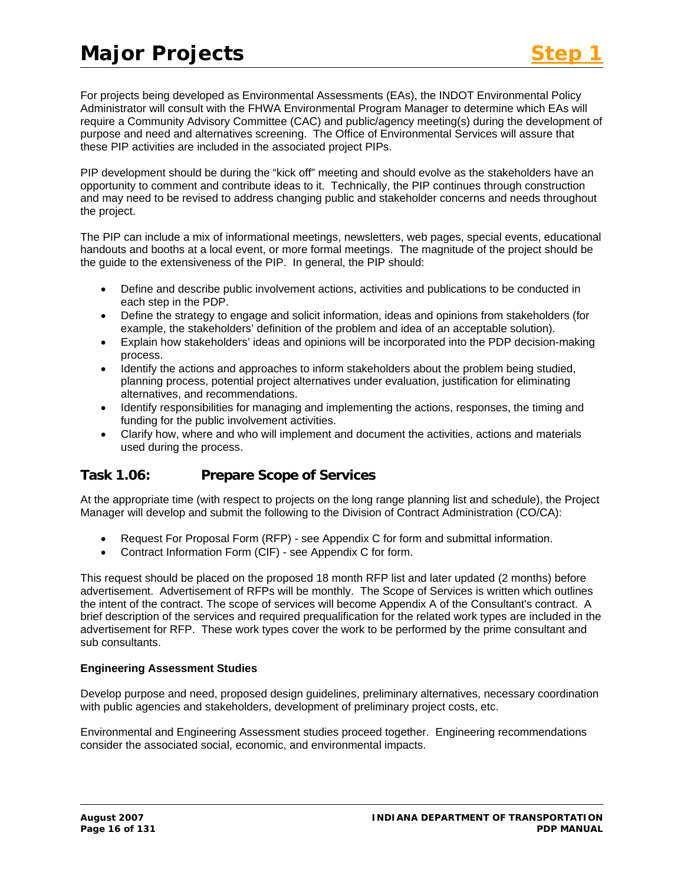For projects being developed as Environmental Assessments (EAs), the INDOT Environmental Policy Administrator will consult with the FHWA Environmental Program Manager to determine which EAs will require a Community Advisory Committee (CAC) and public/agency meeting(s) during the development of purpose and need and alternatives screening. The Office of Environmental Services will assure that these PIP activities are included in the associated project PIPs.

PIP development should be during the "kick off" meeting and should evolve as the stakeholders have an opportunity to comment and contribute ideas to it. Technically, the PIP continues through construction and may need to be revised to address changing public and stakeholder concerns and needs throughout the project.

The PIP can include a mix of informational meetings, newsletters, web pages, special events, educational handouts and booths at a local event, or more formal meetings. The magnitude of the project should be the guide to the extensiveness of the PIP. In general, the PIP should:

- Define and describe public involvement actions, activities and publications to be conducted in each step in the PDP.
- Define the strategy to engage and solicit information, ideas and opinions from stakeholders (for example, the stakeholders' definition of the problem and idea of an acceptable solution).
- Explain how stakeholders' ideas and opinions will be incorporated into the PDP decision-making process.
- Identify the actions and approaches to inform stakeholders about the problem being studied, planning process, potential project alternatives under evaluation, justification for eliminating alternatives, and recommendations.
- Identify responsibilities for managing and implementing the actions, responses, the timing and funding for the public involvement activities.
- Clarify how, where and who will implement and document the activities, actions and materials used during the process.

## Task 1.06: Prepare Scope of Services

At the appropriate time (with respect to projects on the long range planning list and schedule), the Project Manager will develop and submit the following to the Division of Contract Administration (CO/CA):

- Request For Proposal Form (RFP) - see Appendix C for form and submittal information.
- Contract Information Form (CIF) - see Appendix C for form.

This request should be placed on the proposed 18 month RFP list and later updated (2 months) before advertisement. Advertisement of RFPs will be monthly. The Scope of Services is written which outlines the intent of the contract. The scope of services will become Appendix A of the Consultant's contract. A brief description of the services and required prequalification for the related work types are included in the advertisement for RFP. These work types cover the work to be performed by the prime consultant and sub consultants.

**Engineering Assessment Studies**

Develop purpose and need, proposed design guidelines, preliminary alternatives, necessary coordination with public agencies and stakeholders, development of preliminary project costs, etc.

Environmental and Engineering Assessment studies proceed together. Engineering recommendations consider the associated social, economic, and environmental impacts.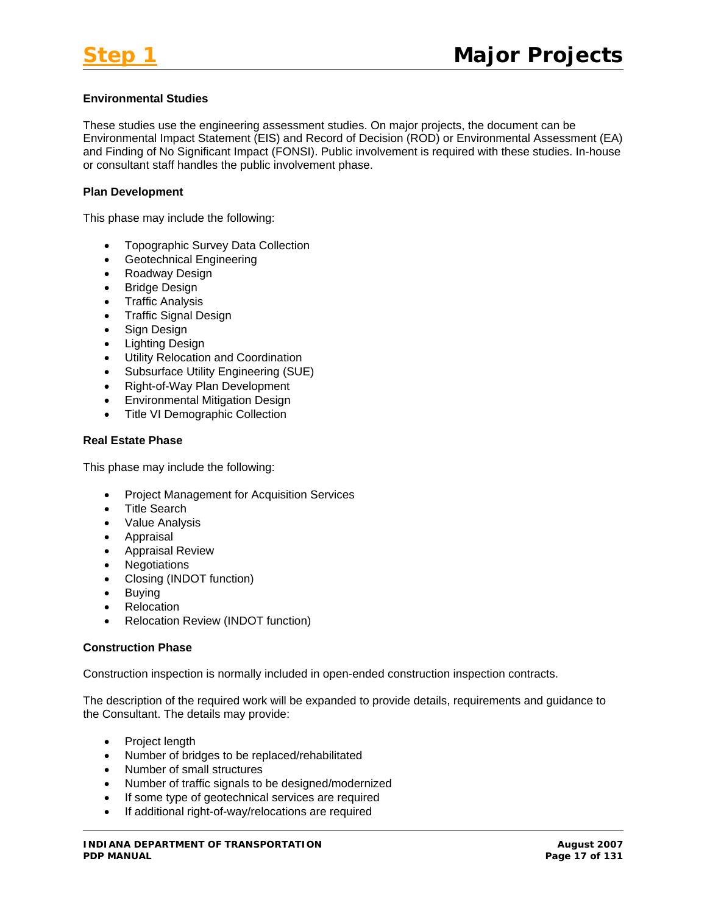#### Environmental Studies

These studies use the engineering assessment studies. On major projects, the document can be Environmental Impact Statement (EIS) and Record of Decision (ROD) or Environmental Assessment (EA) and Finding of No Significant Impact (FONSI). Public involvement is required with these studies. In-house or consultant staff handles the public involvement phase.

#### Plan Development

This phase may include the following:

- Topographic Survey Data Collection
- Geotechnical Engineering
- Roadway Design
- Bridge Design
- Traffic Analysis
- Traffic Signal Design
- Sign Design
- Lighting Design
- Utility Relocation and Coordination
- Subsurface Utility Engineering (SUE)
- Right-of-Way Plan Development
- Environmental Mitigation Design
- Title VI Demographic Collection

#### Real Estate Phase

This phase may include the following:

- Project Management for Acquisition Services
- Title Search
- Value Analysis
- Appraisal
- Appraisal Review
- Negotiations
- Closing (INDOT function)
- Buying
- Relocation
- Relocation Review (INDOT function)

#### Construction Phase

Construction inspection is normally included in open-ended construction inspection contracts.

The description of the required work will be expanded to provide details, requirements and guidance to the Consultant. The details may provide:

- Project length
- Number of bridges to be replaced/rehabilitated
- Number of small structures
- Number of traffic signals to be designed/modernized
- If some type of geotechnical services are required
- If additional right-of-way/relocations are required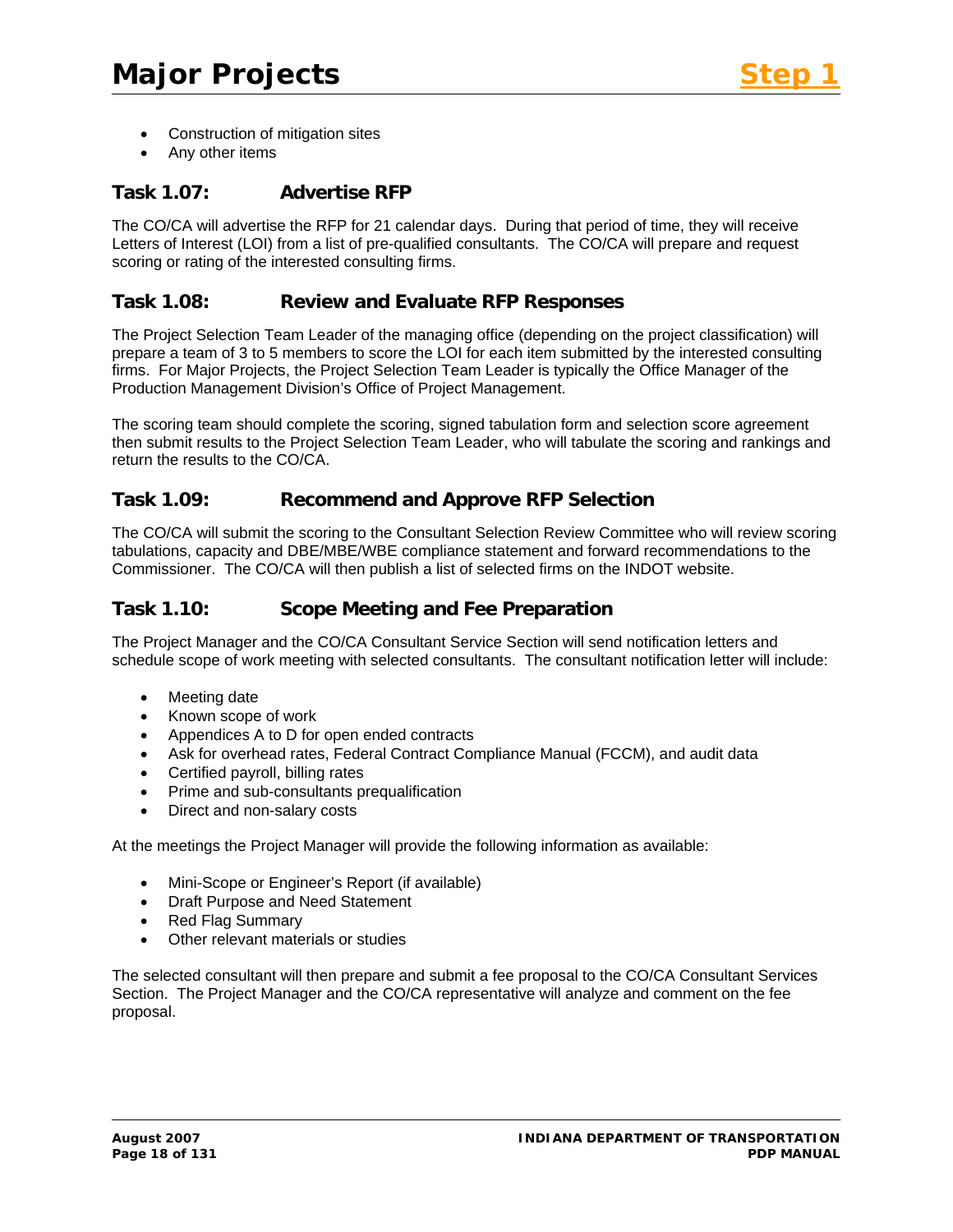- Construction of mitigation sites
- Any other items

## Task 1.07: Advertise RFP

The CO/CA will advertise the RFP for 21 calendar days. During that period of time, they will receive Letters of Interest (LOI) from a list of pre-qualified consultants. The CO/CA will prepare and request scoring or rating of the interested consulting firms.

## Task 1.08: Review and Evaluate RFP Responses

The Project Selection Team Leader of the managing office (depending on the project classification) will prepare a team of 3 to 5 members to score the LOI for each item submitted by the interested consulting firms. For Major Projects, the Project Selection Team Leader is typically the Office Manager of the Production Management Division's Office of Project Management.

The scoring team should complete the scoring, signed tabulation form and selection score agreement then submit results to the Project Selection Team Leader, who will tabulate the scoring and rankings and return the results to the CO/CA.

## Task 1.09: Recommend and Approve RFP Selection

The CO/CA will submit the scoring to the Consultant Selection Review Committee who will review scoring tabulations, capacity and DBE/MBE/WBE compliance statement and forward recommendations to the Commissioner. The CO/CA will then publish a list of selected firms on the INDOT website.

## Task 1.10: Scope Meeting and Fee Preparation

The Project Manager and the CO/CA Consultant Service Section will send notification letters and schedule scope of work meeting with selected consultants. The consultant notification letter will include:

- Meeting date
- Known scope of work
- Appendices A to D for open ended contracts
- Ask for overhead rates, Federal Contract Compliance Manual (FCCM), and audit data
- Certified payroll, billing rates
- Prime and sub-consultants prequalification
- Direct and non-salary costs

At the meetings the Project Manager will provide the following information as available:

- Mini-Scope or Engineer's Report (if available)
- Draft Purpose and Need Statement
- Red Flag Summary
- Other relevant materials or studies

The selected consultant will then prepare and submit a fee proposal to the CO/CA Consultant Services Section. The Project Manager and the CO/CA representative will analyze and comment on the fee proposal.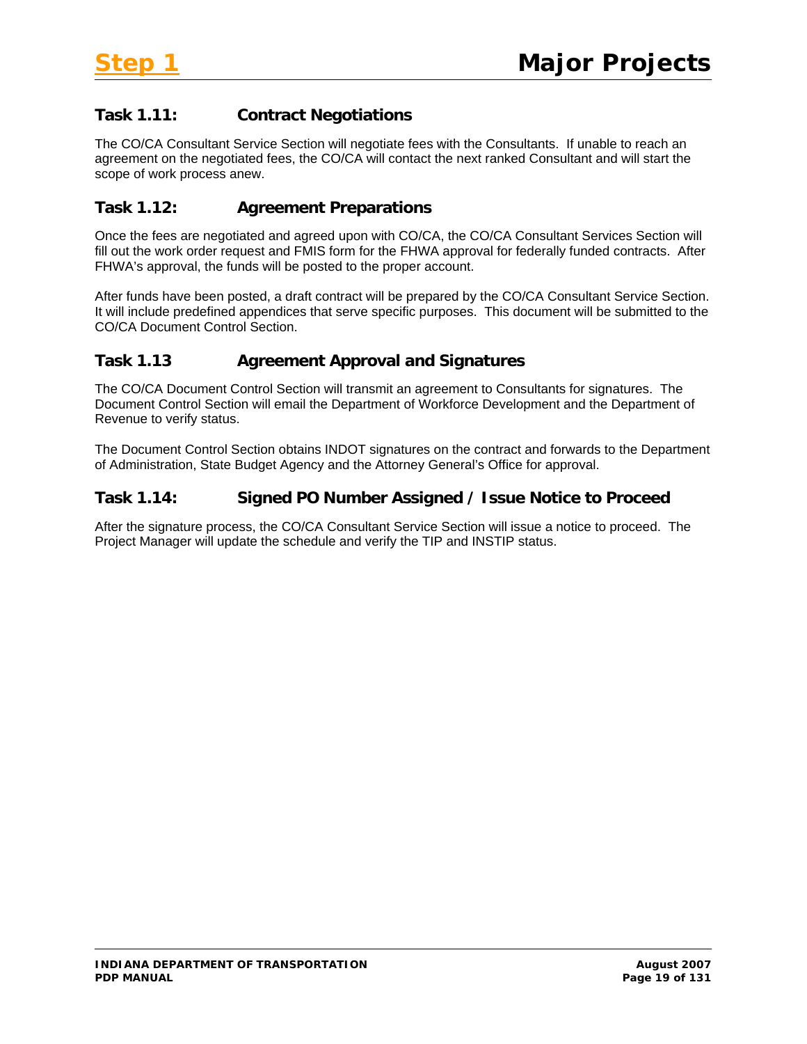## Task 1.11: Contract Negotiations

The CO/CA Consultant Service Section will negotiate fees with the Consultants. If unable to reach an agreement on the negotiated fees, the CO/CA will contact the next ranked Consultant and will start the scope of work process anew.

## Task 1.12: Agreement Preparations

Once the fees are negotiated and agreed upon with CO/CA, the CO/CA Consultant Services Section will fill out the work order request and FMIS form for the FHWA approval for federally funded contracts. After FHWA's approval, the funds will be posted to the proper account.

After funds have been posted, a draft contract will be prepared by the CO/CA Consultant Service Section. It will include predefined appendices that serve specific purposes. This document will be submitted to the CO/CA Document Control Section.

## Task 1.13 Agreement Approval and Signatures

The CO/CA Document Control Section will transmit an agreement to Consultants for signatures. The Document Control Section will email the Department of Workforce Development and the Department of Revenue to verify status.

The Document Control Section obtains INDOT signatures on the contract and forwards to the Department of Administration, State Budget Agency and the Attorney General's Office for approval.

## Task 1.14: Signed PO Number Assigned / Issue Notice to Proceed

After the signature process, the CO/CA Consultant Service Section will issue a notice to proceed. The Project Manager will update the schedule and verify the TIP and INSTIP status.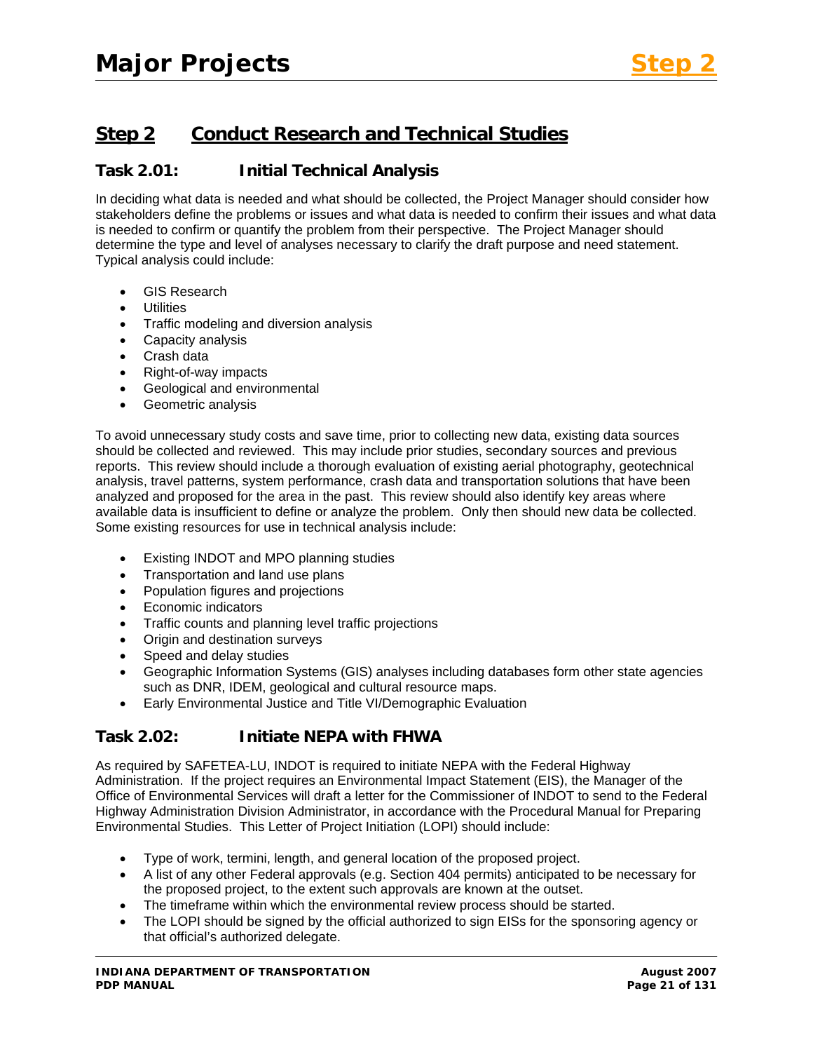## Step 2 Conduct Research and Technical Studies

### Task 2.01: Initial Technical Analysis

In deciding what data is needed and what should be collected, the Project Manager should consider how stakeholders define the problems or issues and what data is needed to confirm their issues and what data is needed to confirm or quantify the problem from their perspective. The Project Manager should determine the type and level of analyses necessary to clarify the draft purpose and need statement. Typical analysis could include:

- GIS Research
- Utilities
- Traffic modeling and diversion analysis
- Capacity analysis
- Crash data
- Right-of-way impacts
- Geological and environmental
- Geometric analysis

To avoid unnecessary study costs and save time, prior to collecting new data, existing data sources should be collected and reviewed. This may include prior studies, secondary sources and previous reports. This review should include a thorough evaluation of existing aerial photography, geotechnical analysis, travel patterns, system performance, crash data and transportation solutions that have been analyzed and proposed for the area in the past. This review should also identify key areas where available data is insufficient to define or analyze the problem. Only then should new data be collected. Some existing resources for use in technical analysis include:

- Existing INDOT and MPO planning studies
- Transportation and land use plans
- Population figures and projections
- Economic indicators
- Traffic counts and planning level traffic projections
- Origin and destination surveys
- Speed and delay studies
- Geographic Information Systems (GIS) analyses including databases form other state agencies such as DNR, IDEM, geological and cultural resource maps.
- Early Environmental Justice and Title VI/Demographic Evaluation

### Task 2.02: Initiate NEPA with FHWA

As required by SAFETEA-LU, INDOT is required to initiate NEPA with the Federal Highway Administration. If the project requires an Environmental Impact Statement (EIS), the Manager of the Office of Environmental Services will draft a letter for the Commissioner of INDOT to send to the Federal Highway Administration Division Administrator, in accordance with the Procedural Manual for Preparing Environmental Studies. This Letter of Project Initiation (LOPI) should include:

- Type of work, termini, length, and general location of the proposed project.
- A list of any other Federal approvals (e.g. Section 404 permits) anticipated to be necessary for the proposed project, to the extent such approvals are known at the outset.
- The timeframe within which the environmental review process should be started.
- The LOPI should be signed by the official authorized to sign EISs for the sponsoring agency or that official's authorized delegate.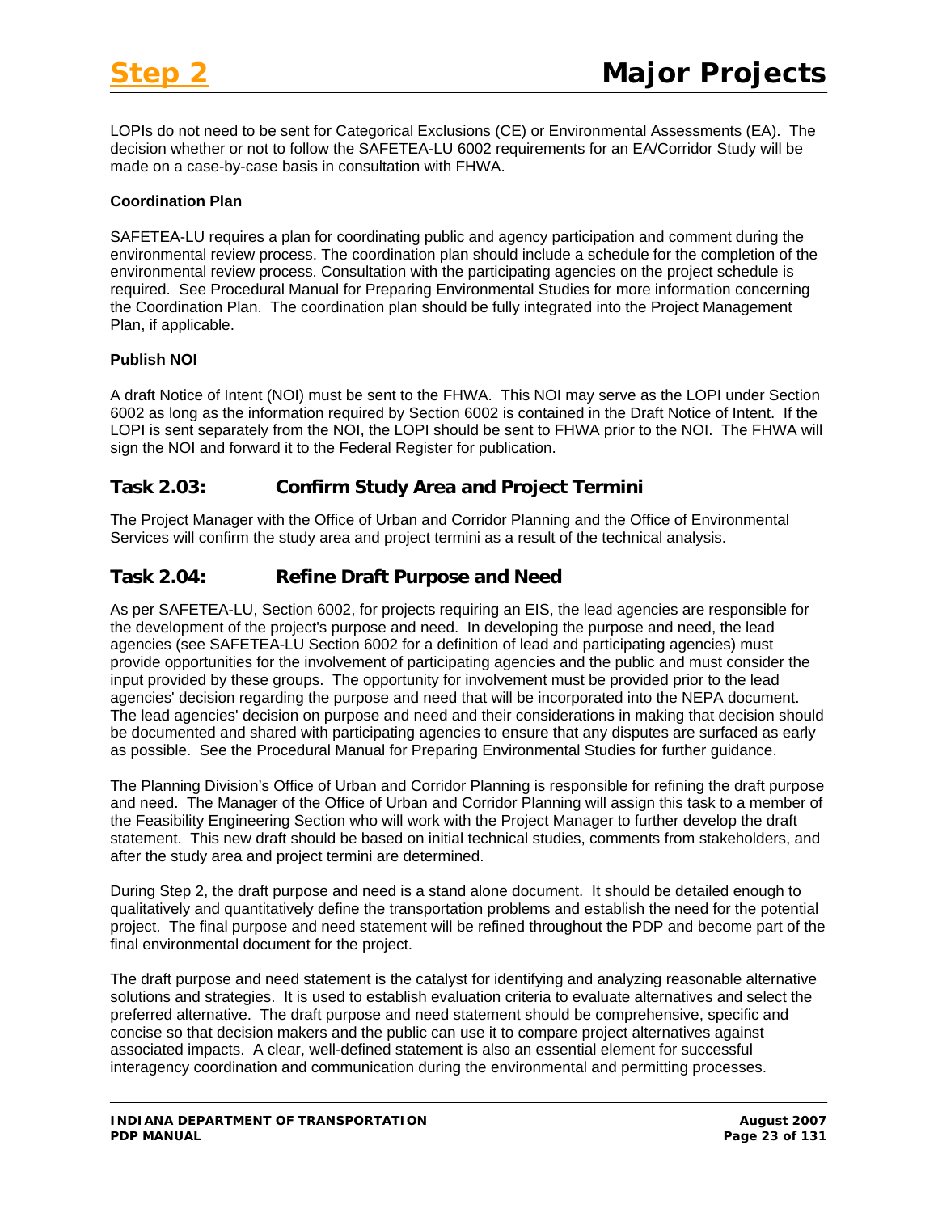LOPIs do not need to be sent for Categorical Exclusions (CE) or Environmental Assessments (EA). The decision whether or not to follow the SAFETEA-LU 6002 requirements for an EA/Corridor Study will be made on a case-by-case basis in consultation with FHWA.

**Coordination Plan**

SAFETEA-LU requires a plan for coordinating public and agency participation and comment during the environmental review process. The coordination plan should include a schedule for the completion of the environmental review process. Consultation with the participating agencies on the project schedule is required. See Procedural Manual for Preparing Environmental Studies for more information concerning the Coordination Plan. The coordination plan should be fully integrated into the Project Management Plan, if applicable.

**Publish NOI**

A draft Notice of Intent (NOI) must be sent to the FHWA. This NOI may serve as the LOPI under Section 6002 as long as the information required by Section 6002 is contained in the Draft Notice of Intent. If the LOPI is sent separately from the NOI, the LOPI should be sent to FHWA prior to the NOI. The FHWA will sign the NOI and forward it to the Federal Register for publication.

## Task 2.03: Confirm Study Area and Project Termini

The Project Manager with the Office of Urban and Corridor Planning and the Office of Environmental Services will confirm the study area and project termini as a result of the technical analysis.

## Task 2.04: Refine Draft Purpose and Need

As per SAFETEA-LU, Section 6002, for projects requiring an EIS, the lead agencies are responsible for the development of the project's purpose and need. In developing the purpose and need, the lead agencies (see SAFETEA-LU Section 6002 for a definition of lead and participating agencies) must provide opportunities for the involvement of participating agencies and the public and must consider the input provided by these groups. The opportunity for involvement must be provided prior to the lead agencies' decision regarding the purpose and need that will be incorporated into the NEPA document. The lead agencies' decision on purpose and need and their considerations in making that decision should be documented and shared with participating agencies to ensure that any disputes are surfaced as early as possible. See the Procedural Manual for Preparing Environmental Studies for further guidance.

The Planning Division's Office of Urban and Corridor Planning is responsible for refining the draft purpose and need. The Manager of the Office of Urban and Corridor Planning will assign this task to a member of the Feasibility Engineering Section who will work with the Project Manager to further develop the draft statement. This new draft should be based on initial technical studies, comments from stakeholders, and after the study area and project termini are determined.

During Step 2, the draft purpose and need is a stand alone document. It should be detailed enough to qualitatively and quantitatively define the transportation problems and establish the need for the potential project. The final purpose and need statement will be refined throughout the PDP and become part of the final environmental document for the project.

The draft purpose and need statement is the catalyst for identifying and analyzing reasonable alternative solutions and strategies. It is used to establish evaluation criteria to evaluate alternatives and select the preferred alternative. The draft purpose and need statement should be comprehensive, specific and concise so that decision makers and the public can use it to compare project alternatives against associated impacts. A clear, well-defined statement is also an essential element for successful interagency coordination and communication during the environmental and permitting processes.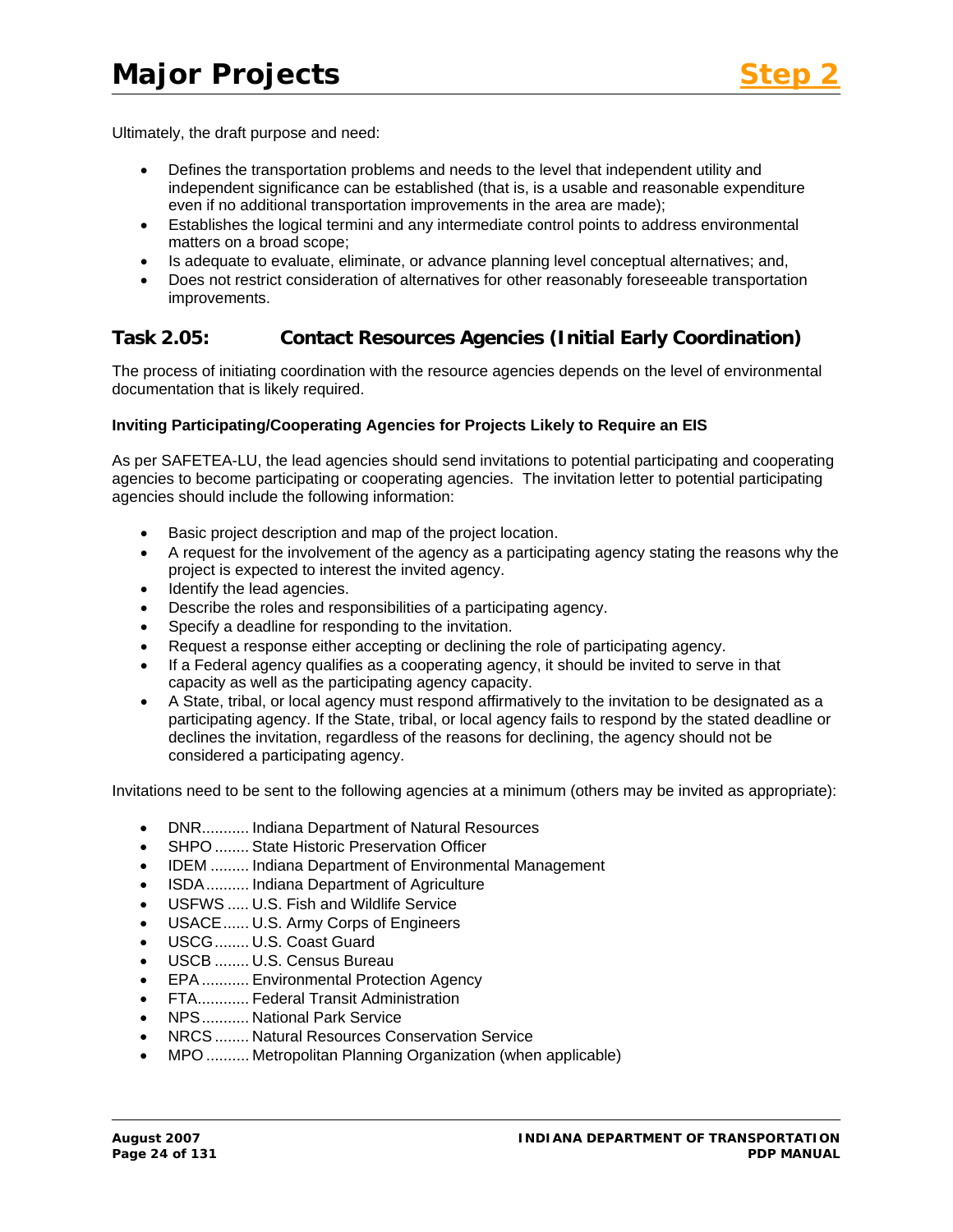Ultimately, the draft purpose and need:

- Defines the transportation problems and needs to the level that independent utility and independent significance can be established (that is, is a usable and reasonable expenditure even if no additional transportation improvements in the area are made);
- Establishes the logical termini and any intermediate control points to address environmental matters on a broad scope;
- Is adequate to evaluate, eliminate, or advance planning level conceptual alternatives; and,
- Does not restrict consideration of alternatives for other reasonably foreseeable transportation improvements.

## Task 2.05: Contact Resources Agencies (Initial Early Coordination)

The process of initiating coordination with the resource agencies depends on the level of environmental documentation that is likely required.

**Inviting Participating/Cooperating Agencies for Projects Likely to Require an EIS**

As per SAFETEA-LU, the lead agencies should send invitations to potential participating and cooperating agencies to become participating or cooperating agencies. The invitation letter to potential participating agencies should include the following information:

- Basic project description and map of the project location.
- A request for the involvement of the agency as a participating agency stating the reasons why the project is expected to interest the invited agency.
- Identify the lead agencies.
- Describe the roles and responsibilities of a participating agency.
- Specify a deadline for responding to the invitation.
- Request a response either accepting or declining the role of participating agency.
- If a Federal agency qualifies as a cooperating agency, it should be invited to serve in that capacity as well as the participating agency capacity.
- A State, tribal, or local agency must respond affirmatively to the invitation to be designated as a participating agency. If the State, tribal, or local agency fails to respond by the stated deadline or declines the invitation, regardless of the reasons for declining, the agency should not be considered a participating agency.

Invitations need to be sent to the following agencies at a minimum (others may be invited as appropriate):

- DNR........... Indiana Department of Natural Resources
- SHPO ........ State Historic Preservation Officer
- IDEM ......... Indiana Department of Environmental Management
- ISDA.......... Indiana Department of Agriculture
- USFWS ..... U.S. Fish and Wildlife Service
- USACE...... U.S. Army Corps of Engineers
- USCG........ U.S. Coast Guard
- USCB ........ U.S. Census Bureau
- EPA ........... Environmental Protection Agency
- FTA............ Federal Transit Administration
- NPS........... National Park Service
- NRCS ........ Natural Resources Conservation Service
- MPO .......... Metropolitan Planning Organization (when applicable)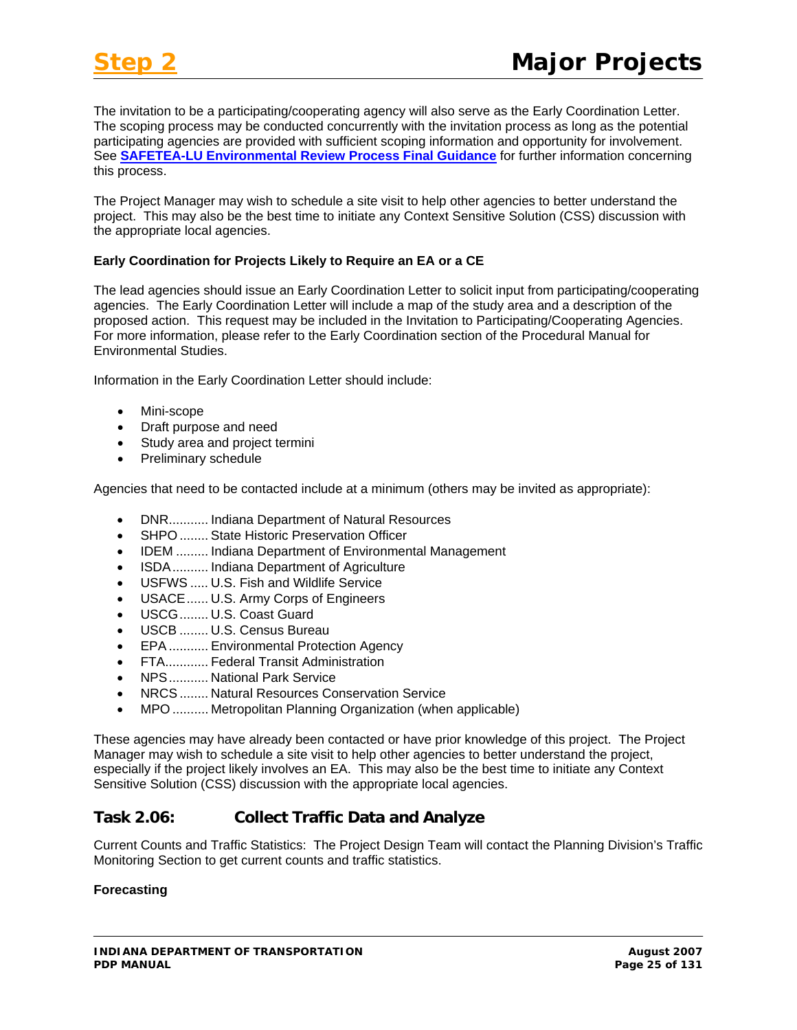The invitation to be a participating/cooperating agency will also serve as the Early Coordination Letter. The scoping process may be conducted concurrently with the invitation process as long as the potential participating agencies are provided with sufficient scoping information and opportunity for involvement. See **SAFETEA-LU Environmental Review Process Final Guidance** for further information concerning this process.

The Project Manager may wish to schedule a site visit to help other agencies to better understand the project. This may also be the best time to initiate any Context Sensitive Solution (CSS) discussion with the appropriate local agencies.

**Early Coordination for Projects Likely to Require an EA or a CE**

The lead agencies should issue an Early Coordination Letter to solicit input from participating/cooperating agencies. The Early Coordination Letter will include a map of the study area and a description of the proposed action. This request may be included in the Invitation to Participating/Cooperating Agencies. For more information, please refer to the Early Coordination section of the Procedural Manual for Environmental Studies.

Information in the Early Coordination Letter should include:

- Mini-scope
- Draft purpose and need
- Study area and project termini
- Preliminary schedule

Agencies that need to be contacted include at a minimum (others may be invited as appropriate):

- DNR........... Indiana Department of Natural Resources
- SHPO ........ State Historic Preservation Officer
- IDEM ......... Indiana Department of Environmental Management
- ISDA.......... Indiana Department of Agriculture
- USFWS ..... U.S. Fish and Wildlife Service
- USACE...... U.S. Army Corps of Engineers
- USCG........ U.S. Coast Guard
- USCB ........ U.S. Census Bureau
- EPA ........... Environmental Protection Agency
- FTA............ Federal Transit Administration
- NPS........... National Park Service
- NRCS ........ Natural Resources Conservation Service
- MPO .......... Metropolitan Planning Organization (when applicable)

These agencies may have already been contacted or have prior knowledge of this project. The Project Manager may wish to schedule a site visit to help other agencies to better understand the project, especially if the project likely involves an EA. This may also be the best time to initiate any Context Sensitive Solution (CSS) discussion with the appropriate local agencies.

## Task 2.06: Collect Traffic Data and Analyze

Current Counts and Traffic Statistics: The Project Design Team will contact the Planning Division's Traffic Monitoring Section to get current counts and traffic statistics.

**Forecasting**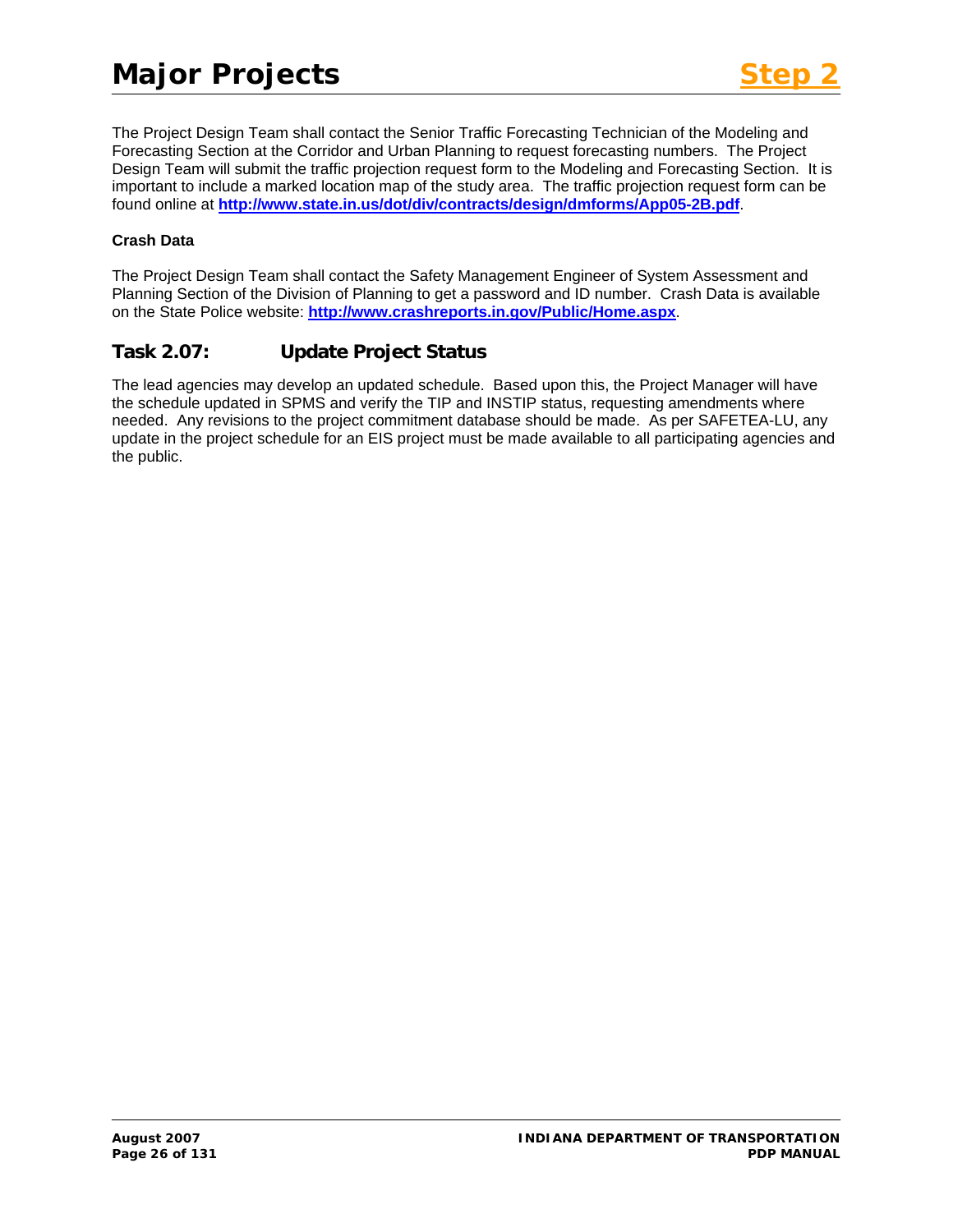The Project Design Team shall contact the Senior Traffic Forecasting Technician of the Modeling and Forecasting Section at the Corridor and Urban Planning to request forecasting numbers. The Project Design Team will submit the traffic projection request form to the Modeling and Forecasting Section. It is important to include a marked location map of the study area. The traffic projection request form can be found online at **http://www.state.in.us/dot/div/contracts/design/dmforms/App05-2B.pdf**.

**Crash Data**

The Project Design Team shall contact the Safety Management Engineer of System Assessment and Planning Section of the Division of Planning to get a password and ID number. Crash Data is available on the State Police website: **http://www.crashreports.in.gov/Public/Home.aspx**.

## Task 2.07: Update Project Status

The lead agencies may develop an updated schedule. Based upon this, the Project Manager will have the schedule updated in SPMS and verify the TIP and INSTIP status, requesting amendments where needed. Any revisions to the project commitment database should be made. As per SAFETEA-LU, any update in the project schedule for an EIS project must be made available to all participating agencies and the public.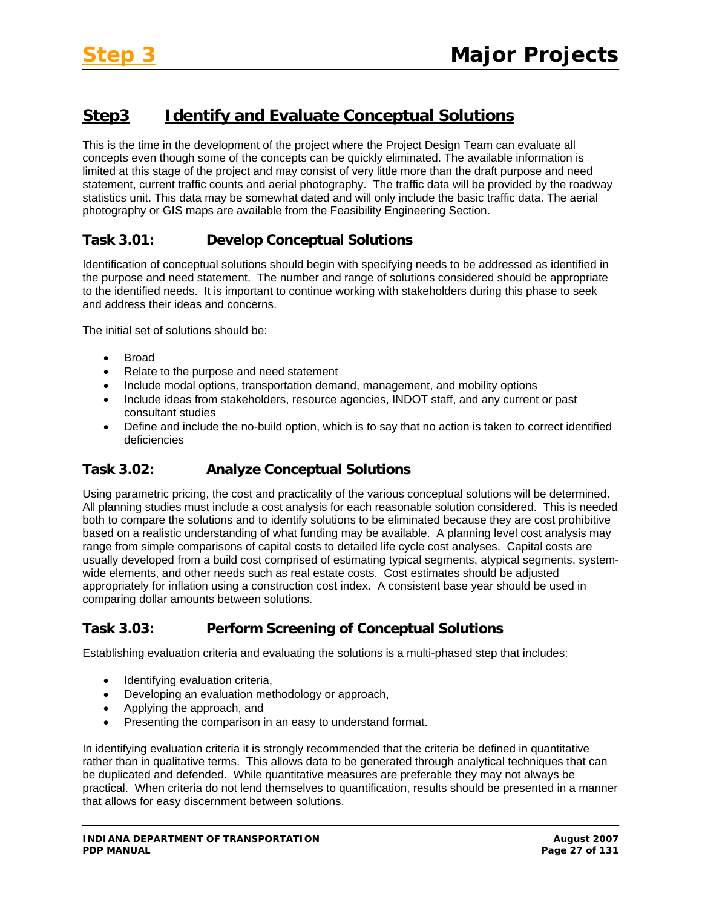## Step3 Identify and Evaluate Conceptual Solutions

This is the time in the development of the project where the Project Design Team can evaluate all concepts even though some of the concepts can be quickly eliminated. The available information is limited at this stage of the project and may consist of very little more than the draft purpose and need statement, current traffic counts and aerial photography. The traffic data will be provided by the roadway statistics unit. This data may be somewhat dated and will only include the basic traffic data. The aerial photography or GIS maps are available from the Feasibility Engineering Section.

### Task 3.01: Develop Conceptual Solutions

Identification of conceptual solutions should begin with specifying needs to be addressed as identified in the purpose and need statement. The number and range of solutions considered should be appropriate to the identified needs. It is important to continue working with stakeholders during this phase to seek and address their ideas and concerns.

The initial set of solutions should be:

- Broad
- Relate to the purpose and need statement
- Include modal options, transportation demand, management, and mobility options
- Include ideas from stakeholders, resource agencies, INDOT staff, and any current or past consultant studies
- Define and include the no-build option, which is to say that no action is taken to correct identified deficiencies

### Task 3.02: Analyze Conceptual Solutions

Using parametric pricing, the cost and practicality of the various conceptual solutions will be determined. All planning studies must include a cost analysis for each reasonable solution considered. This is needed both to compare the solutions and to identify solutions to be eliminated because they are cost prohibitive based on a realistic understanding of what funding may be available. A planning level cost analysis may range from simple comparisons of capital costs to detailed life cycle cost analyses. Capital costs are usually developed from a build cost comprised of estimating typical segments, atypical segments, system-wide elements, and other needs such as real estate costs. Cost estimates should be adjusted appropriately for inflation using a construction cost index. A consistent base year should be used in comparing dollar amounts between solutions.

### Task 3.03: Perform Screening of Conceptual Solutions

Establishing evaluation criteria and evaluating the solutions is a multi-phased step that includes:

- Identifying evaluation criteria,
- Developing an evaluation methodology or approach,
- Applying the approach, and
- Presenting the comparison in an easy to understand format.

In identifying evaluation criteria it is strongly recommended that the criteria be defined in quantitative rather than in qualitative terms. This allows data to be generated through analytical techniques that can be duplicated and defended. While quantitative measures are preferable they may not always be practical. When criteria do not lend themselves to quantification, results should be presented in a manner that allows for easy discernment between solutions.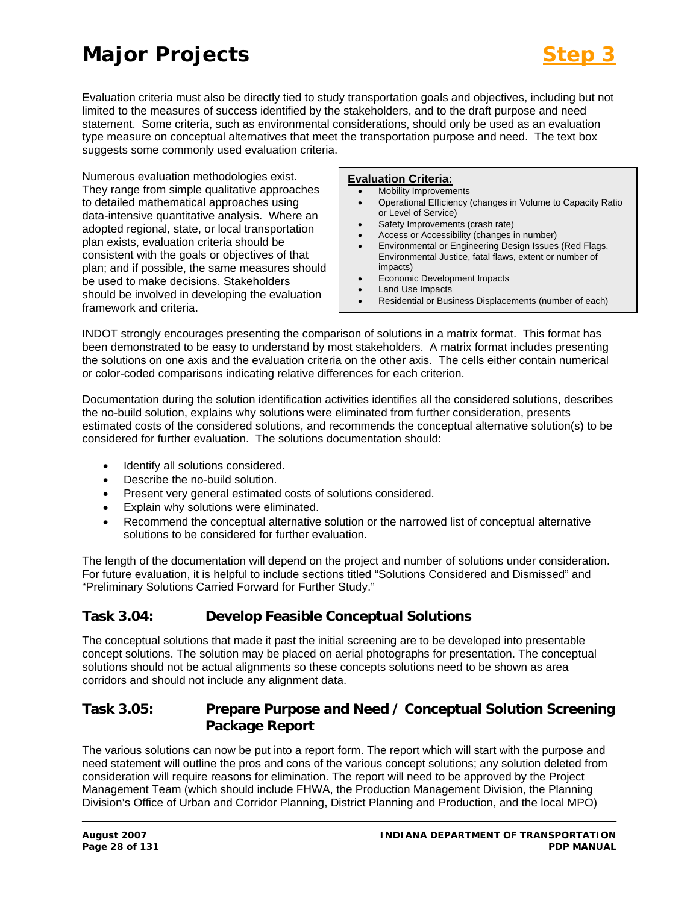Evaluation criteria must also be directly tied to study transportation goals and objectives, including but not limited to the measures of success identified by the stakeholders, and to the draft purpose and need statement. Some criteria, such as environmental considerations, should only be used as an evaluation type measure on conceptual alternatives that meet the transportation purpose and need. The text box suggests some commonly used evaluation criteria.

Numerous evaluation methodologies exist. They range from simple qualitative approaches to detailed mathematical approaches using data-intensive quantitative analysis. Where an adopted regional, state, or local transportation plan exists, evaluation criteria should be consistent with the goals or objectives of that plan; and if possible, the same measures should be used to make decisions. Stakeholders should be involved in developing the evaluation framework and criteria.

**Evaluation Criteria:**

- Mobility Improvements
- Operational Efficiency (changes in Volume to Capacity Ratio or Level of Service)
- Safety Improvements (crash rate)
- Access or Accessibility (changes in number)
- Environmental or Engineering Design Issues (Red Flags, Environmental Justice, fatal flaws, extent or number of impacts)
- Economic Development Impacts
- Land Use Impacts
- Residential or Business Displacements (number of each)

INDOT strongly encourages presenting the comparison of solutions in a matrix format. This format has been demonstrated to be easy to understand by most stakeholders. A matrix format includes presenting the solutions on one axis and the evaluation criteria on the other axis. The cells either contain numerical or color-coded comparisons indicating relative differences for each criterion.

Documentation during the solution identification activities identifies all the considered solutions, describes the no-build solution, explains why solutions were eliminated from further consideration, presents estimated costs of the considered solutions, and recommends the conceptual alternative solution(s) to be considered for further evaluation. The solutions documentation should:

- Identify all solutions considered.
- Describe the no-build solution.
- Present very general estimated costs of solutions considered.
- Explain why solutions were eliminated.
- Recommend the conceptual alternative solution or the narrowed list of conceptual alternative solutions to be considered for further evaluation.

The length of the documentation will depend on the project and number of solutions under consideration. For future evaluation, it is helpful to include sections titled "Solutions Considered and Dismissed" and "Preliminary Solutions Carried Forward for Further Study."

## Task 3.04: Develop Feasible Conceptual Solutions

The conceptual solutions that made it past the initial screening are to be developed into presentable concept solutions. The solution may be placed on aerial photographs for presentation. The conceptual solutions should not be actual alignments so these concepts solutions need to be shown as area corridors and should not include any alignment data.

## Task 3.05: Prepare Purpose and Need / Conceptual Solution Screening Package Report

The various solutions can now be put into a report form. The report which will start with the purpose and need statement will outline the pros and cons of the various concept solutions; any solution deleted from consideration will require reasons for elimination. The report will need to be approved by the Project Management Team (which should include FHWA, the Production Management Division, the Planning Division's Office of Urban and Corridor Planning, District Planning and Production, and the local MPO)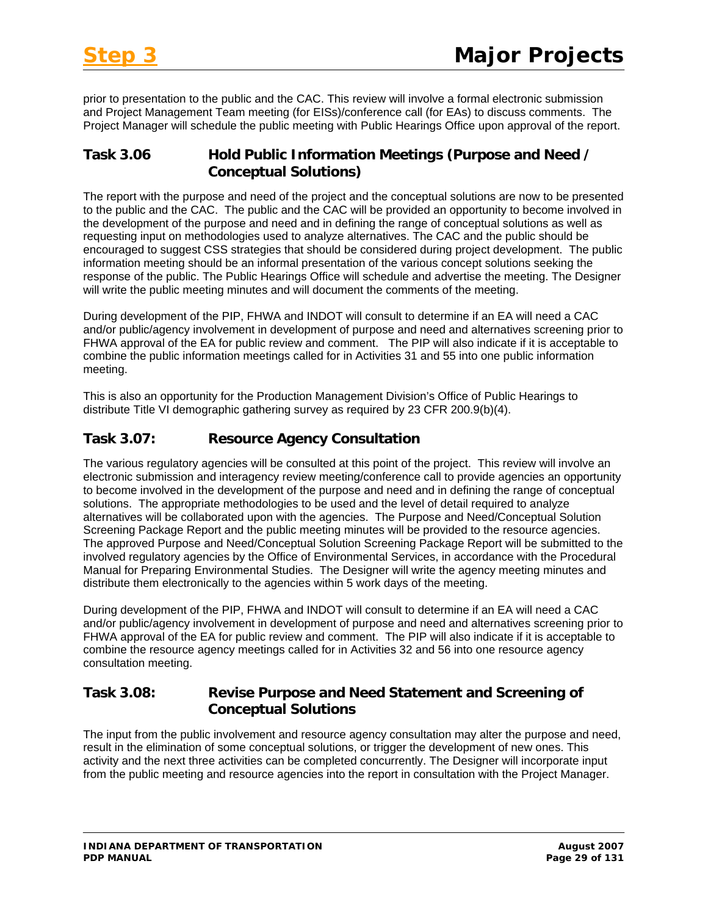prior to presentation to the public and the CAC. This review will involve a formal electronic submission and Project Management Team meeting (for EISs)/conference call (for EAs) to discuss comments. The Project Manager will schedule the public meeting with Public Hearings Office upon approval of the report.

## Task 3.06 Hold Public Information Meetings (Purpose and Need / Conceptual Solutions)

The report with the purpose and need of the project and the conceptual solutions are now to be presented to the public and the CAC. The public and the CAC will be provided an opportunity to become involved in the development of the purpose and need and in defining the range of conceptual solutions as well as requesting input on methodologies used to analyze alternatives. The CAC and the public should be encouraged to suggest CSS strategies that should be considered during project development. The public information meeting should be an informal presentation of the various concept solutions seeking the response of the public. The Public Hearings Office will schedule and advertise the meeting. The Designer will write the public meeting minutes and will document the comments of the meeting.

During development of the PIP, FHWA and INDOT will consult to determine if an EA will need a CAC and/or public/agency involvement in development of purpose and need and alternatives screening prior to FHWA approval of the EA for public review and comment. The PIP will also indicate if it is acceptable to combine the public information meetings called for in Activities 31 and 55 into one public information meeting.

This is also an opportunity for the Production Management Division's Office of Public Hearings to distribute Title VI demographic gathering survey as required by 23 CFR 200.9(b)(4).

## Task 3.07: Resource Agency Consultation

The various regulatory agencies will be consulted at this point of the project. This review will involve an electronic submission and interagency review meeting/conference call to provide agencies an opportunity to become involved in the development of the purpose and need and in defining the range of conceptual solutions. The appropriate methodologies to be used and the level of detail required to analyze alternatives will be collaborated upon with the agencies. The Purpose and Need/Conceptual Solution Screening Package Report and the public meeting minutes will be provided to the resource agencies. The approved Purpose and Need/Conceptual Solution Screening Package Report will be submitted to the involved regulatory agencies by the Office of Environmental Services, in accordance with the Procedural Manual for Preparing Environmental Studies. The Designer will write the agency meeting minutes and distribute them electronically to the agencies within 5 work days of the meeting.

During development of the PIP, FHWA and INDOT will consult to determine if an EA will need a CAC and/or public/agency involvement in development of purpose and need and alternatives screening prior to FHWA approval of the EA for public review and comment. The PIP will also indicate if it is acceptable to combine the resource agency meetings called for in Activities 32 and 56 into one resource agency consultation meeting.

## Task 3.08: Revise Purpose and Need Statement and Screening of Conceptual Solutions

The input from the public involvement and resource agency consultation may alter the purpose and need, result in the elimination of some conceptual solutions, or trigger the development of new ones. This activity and the next three activities can be completed concurrently. The Designer will incorporate input from the public meeting and resource agencies into the report in consultation with the Project Manager.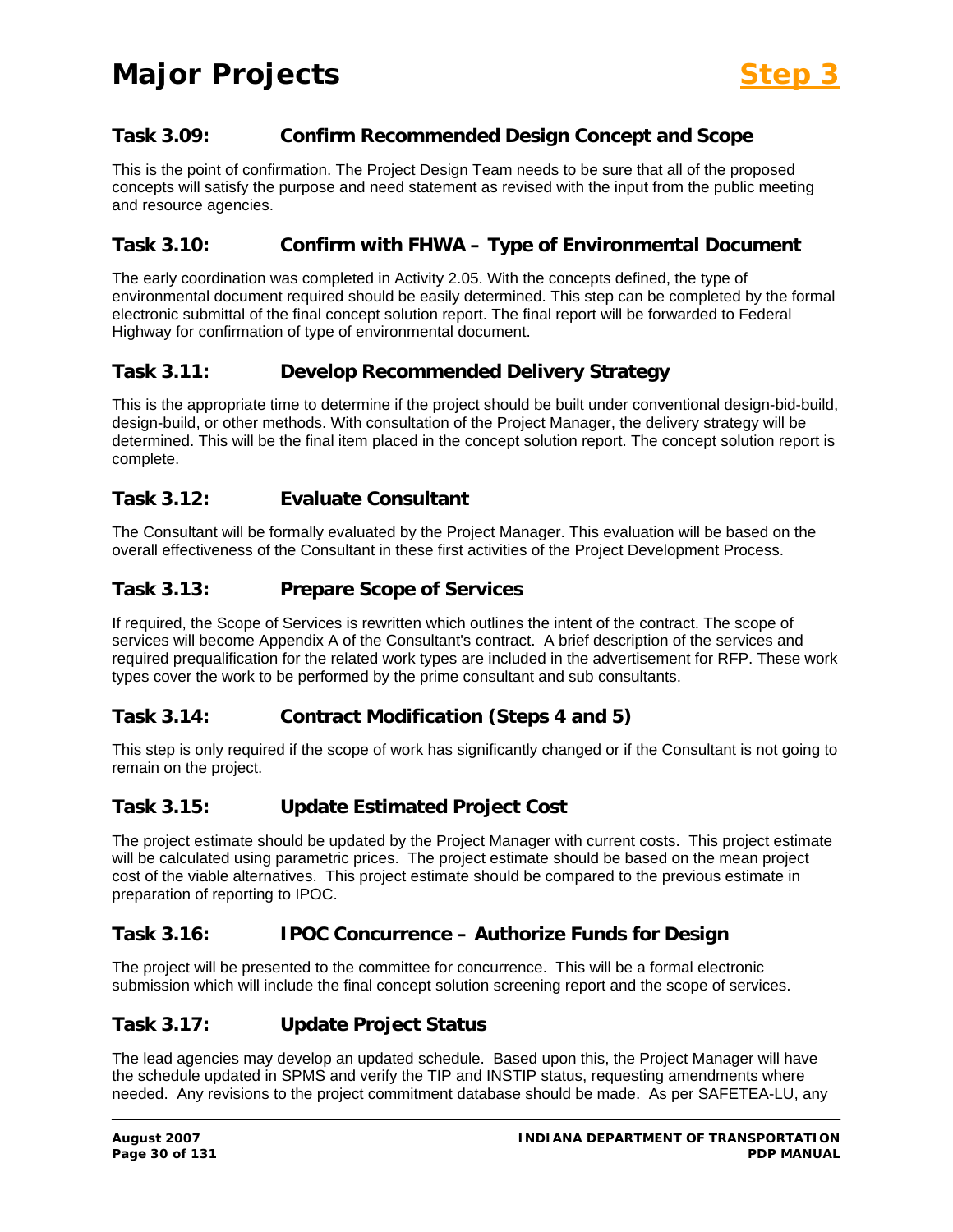## Task 3.09: Confirm Recommended Design Concept and Scope

This is the point of confirmation. The Project Design Team needs to be sure that all of the proposed concepts will satisfy the purpose and need statement as revised with the input from the public meeting and resource agencies.

## Task 3.10: Confirm with FHWA – Type of Environmental Document

The early coordination was completed in Activity 2.05. With the concepts defined, the type of environmental document required should be easily determined. This step can be completed by the formal electronic submittal of the final concept solution report. The final report will be forwarded to Federal Highway for confirmation of type of environmental document.

## Task 3.11: Develop Recommended Delivery Strategy

This is the appropriate time to determine if the project should be built under conventional design-bid-build, design-build, or other methods. With consultation of the Project Manager, the delivery strategy will be determined. This will be the final item placed in the concept solution report. The concept solution report is complete.

## Task 3.12: Evaluate Consultant

The Consultant will be formally evaluated by the Project Manager. This evaluation will be based on the overall effectiveness of the Consultant in these first activities of the Project Development Process.

## Task 3.13: Prepare Scope of Services

If required, the Scope of Services is rewritten which outlines the intent of the contract. The scope of services will become Appendix A of the Consultant's contract. A brief description of the services and required prequalification for the related work types are included in the advertisement for RFP. These work types cover the work to be performed by the prime consultant and sub consultants.

## Task 3.14: Contract Modification (Steps 4 and 5)

This step is only required if the scope of work has significantly changed or if the Consultant is not going to remain on the project.

## Task 3.15: Update Estimated Project Cost

The project estimate should be updated by the Project Manager with current costs. This project estimate will be calculated using parametric prices. The project estimate should be based on the mean project cost of the viable alternatives. This project estimate should be compared to the previous estimate in preparation of reporting to IPOC.

## Task 3.16: IPOC Concurrence – Authorize Funds for Design

The project will be presented to the committee for concurrence. This will be a formal electronic submission which will include the final concept solution screening report and the scope of services.

## Task 3.17: Update Project Status

The lead agencies may develop an updated schedule. Based upon this, the Project Manager will have the schedule updated in SPMS and verify the TIP and INSTIP status, requesting amendments where needed. Any revisions to the project commitment database should be made. As per SAFETEA-LU, any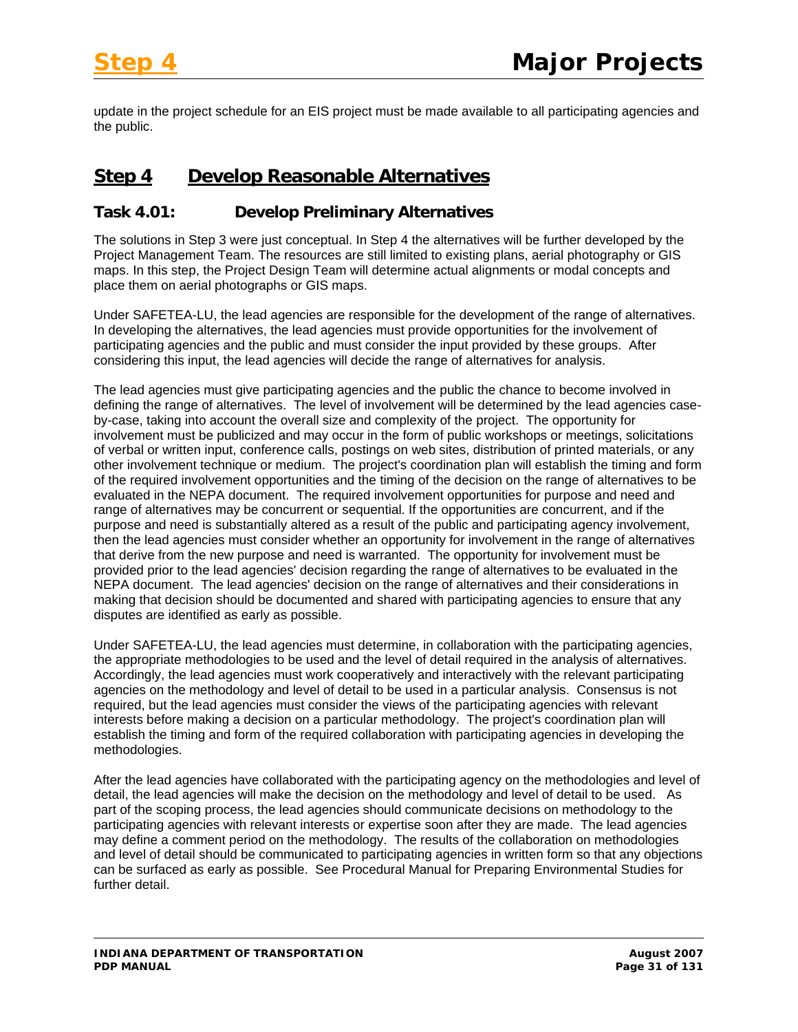update in the project schedule for an EIS project must be made available to all participating agencies and the public.

## Step 4 Develop Reasonable Alternatives

### Task 4.01: Develop Preliminary Alternatives

The solutions in Step 3 were just conceptual. In Step 4 the alternatives will be further developed by the Project Management Team. The resources are still limited to existing plans, aerial photography or GIS maps. In this step, the Project Design Team will determine actual alignments or modal concepts and place them on aerial photographs or GIS maps.

Under SAFETEA-LU, the lead agencies are responsible for the development of the range of alternatives. In developing the alternatives, the lead agencies must provide opportunities for the involvement of participating agencies and the public and must consider the input provided by these groups. After considering this input, the lead agencies will decide the range of alternatives for analysis.

The lead agencies must give participating agencies and the public the chance to become involved in defining the range of alternatives. The level of involvement will be determined by the lead agencies case-by-case, taking into account the overall size and complexity of the project. The opportunity for involvement must be publicized and may occur in the form of public workshops or meetings, solicitations of verbal or written input, conference calls, postings on web sites, distribution of printed materials, or any other involvement technique or medium. The project's coordination plan will establish the timing and form of the required involvement opportunities and the timing of the decision on the range of alternatives to be evaluated in the NEPA document. The required involvement opportunities for purpose and need and range of alternatives may be concurrent or sequential. If the opportunities are concurrent, and if the purpose and need is substantially altered as a result of the public and participating agency involvement, then the lead agencies must consider whether an opportunity for involvement in the range of alternatives that derive from the new purpose and need is warranted. The opportunity for involvement must be provided prior to the lead agencies' decision regarding the range of alternatives to be evaluated in the NEPA document. The lead agencies' decision on the range of alternatives and their considerations in making that decision should be documented and shared with participating agencies to ensure that any disputes are identified as early as possible.

Under SAFETEA-LU, the lead agencies must determine, in collaboration with the participating agencies, the appropriate methodologies to be used and the level of detail required in the analysis of alternatives. Accordingly, the lead agencies must work cooperatively and interactively with the relevant participating agencies on the methodology and level of detail to be used in a particular analysis. Consensus is not required, but the lead agencies must consider the views of the participating agencies with relevant interests before making a decision on a particular methodology. The project's coordination plan will establish the timing and form of the required collaboration with participating agencies in developing the methodologies.

After the lead agencies have collaborated with the participating agency on the methodologies and level of detail, the lead agencies will make the decision on the methodology and level of detail to be used. As part of the scoping process, the lead agencies should communicate decisions on methodology to the participating agencies with relevant interests or expertise soon after they are made. The lead agencies may define a comment period on the methodology. The results of the collaboration on methodologies and level of detail should be communicated to participating agencies in written form so that any objections can be surfaced as early as possible. See Procedural Manual for Preparing Environmental Studies for further detail.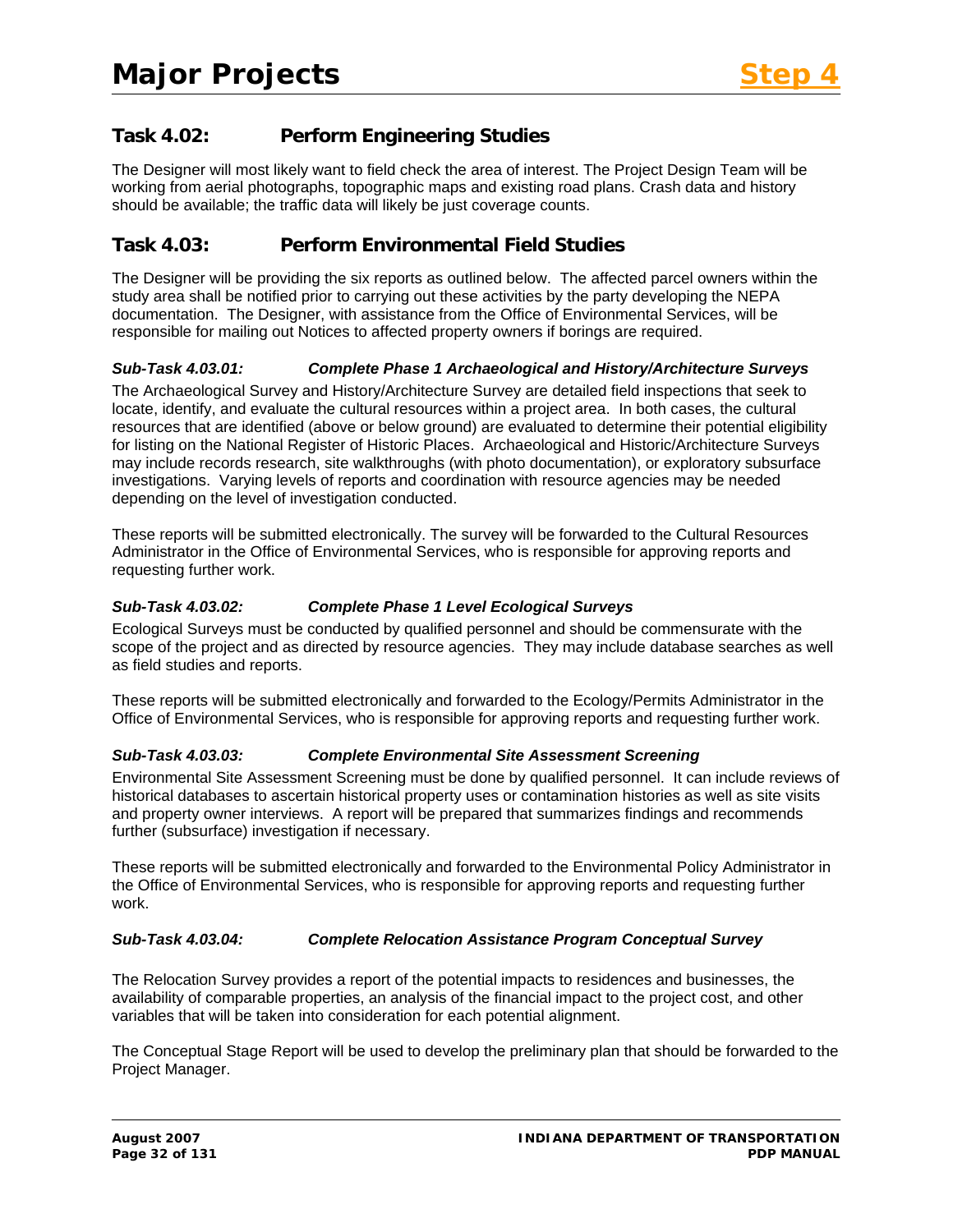## Task 4.02: Perform Engineering Studies

The Designer will most likely want to field check the area of interest. The Project Design Team will be working from aerial photographs, topographic maps and existing road plans. Crash data and history should be available; the traffic data will likely be just coverage counts.

## Task 4.03: Perform Environmental Field Studies

The Designer will be providing the six reports as outlined below. The affected parcel owners within the study area shall be notified prior to carrying out these activities by the party developing the NEPA documentation. The Designer, with assistance from the Office of Environmental Services, will be responsible for mailing out Notices to affected property owners if borings are required.

### *Sub-Task 4.03.01: Complete Phase 1 Archaeological and History/Architecture Surveys*

The Archaeological Survey and History/Architecture Survey are detailed field inspections that seek to locate, identify, and evaluate the cultural resources within a project area. In both cases, the cultural resources that are identified (above or below ground) are evaluated to determine their potential eligibility for listing on the National Register of Historic Places. Archaeological and Historic/Architecture Surveys may include records research, site walkthroughs (with photo documentation), or exploratory subsurface investigations. Varying levels of reports and coordination with resource agencies may be needed depending on the level of investigation conducted.

These reports will be submitted electronically. The survey will be forwarded to the Cultural Resources Administrator in the Office of Environmental Services, who is responsible for approving reports and requesting further work.

### *Sub-Task 4.03.02: Complete Phase 1 Level Ecological Surveys*

Ecological Surveys must be conducted by qualified personnel and should be commensurate with the scope of the project and as directed by resource agencies. They may include database searches as well as field studies and reports.

These reports will be submitted electronically and forwarded to the Ecology/Permits Administrator in the Office of Environmental Services, who is responsible for approving reports and requesting further work.

### *Sub-Task 4.03.03: Complete Environmental Site Assessment Screening*

Environmental Site Assessment Screening must be done by qualified personnel. It can include reviews of historical databases to ascertain historical property uses or contamination histories as well as site visits and property owner interviews. A report will be prepared that summarizes findings and recommends further (subsurface) investigation if necessary.

These reports will be submitted electronically and forwarded to the Environmental Policy Administrator in the Office of Environmental Services, who is responsible for approving reports and requesting further work.

### *Sub-Task 4.03.04: Complete Relocation Assistance Program Conceptual Survey*

The Relocation Survey provides a report of the potential impacts to residences and businesses, the availability of comparable properties, an analysis of the financial impact to the project cost, and other variables that will be taken into consideration for each potential alignment.

The Conceptual Stage Report will be used to develop the preliminary plan that should be forwarded to the Project Manager.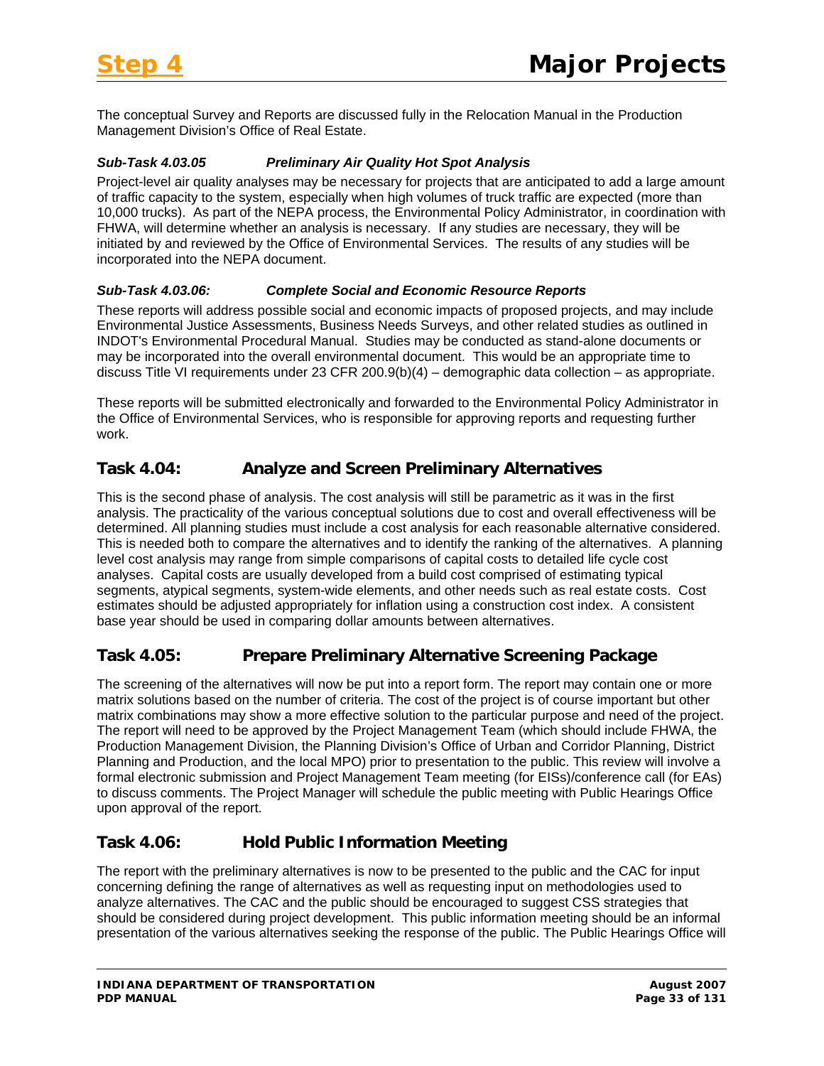The conceptual Survey and Reports are discussed fully in the Relocation Manual in the Production Management Division's Office of Real Estate.

#### *Sub-Task 4.03.05 Preliminary Air Quality Hot Spot Analysis*

Project-level air quality analyses may be necessary for projects that are anticipated to add a large amount of traffic capacity to the system, especially when high volumes of truck traffic are expected (more than 10,000 trucks). As part of the NEPA process, the Environmental Policy Administrator, in coordination with FHWA, will determine whether an analysis is necessary. If any studies are necessary, they will be initiated by and reviewed by the Office of Environmental Services. The results of any studies will be incorporated into the NEPA document.

#### *Sub-Task 4.03.06: Complete Social and Economic Resource Reports*

These reports will address possible social and economic impacts of proposed projects, and may include Environmental Justice Assessments, Business Needs Surveys, and other related studies as outlined in INDOT's Environmental Procedural Manual. Studies may be conducted as stand-alone documents or may be incorporated into the overall environmental document. This would be an appropriate time to discuss Title VI requirements under 23 CFR 200.9(b)(4) – demographic data collection – as appropriate.

These reports will be submitted electronically and forwarded to the Environmental Policy Administrator in the Office of Environmental Services, who is responsible for approving reports and requesting further work.

## Task 4.04: Analyze and Screen Preliminary Alternatives

This is the second phase of analysis. The cost analysis will still be parametric as it was in the first analysis. The practicality of the various conceptual solutions due to cost and overall effectiveness will be determined. All planning studies must include a cost analysis for each reasonable alternative considered. This is needed both to compare the alternatives and to identify the ranking of the alternatives. A planning level cost analysis may range from simple comparisons of capital costs to detailed life cycle cost analyses. Capital costs are usually developed from a build cost comprised of estimating typical segments, atypical segments, system-wide elements, and other needs such as real estate costs. Cost estimates should be adjusted appropriately for inflation using a construction cost index. A consistent base year should be used in comparing dollar amounts between alternatives.

## Task 4.05: Prepare Preliminary Alternative Screening Package

The screening of the alternatives will now be put into a report form. The report may contain one or more matrix solutions based on the number of criteria. The cost of the project is of course important but other matrix combinations may show a more effective solution to the particular purpose and need of the project. The report will need to be approved by the Project Management Team (which should include FHWA, the Production Management Division, the Planning Division's Office of Urban and Corridor Planning, District Planning and Production, and the local MPO) prior to presentation to the public. This review will involve a formal electronic submission and Project Management Team meeting (for EISs)/conference call (for EAs) to discuss comments. The Project Manager will schedule the public meeting with Public Hearings Office upon approval of the report.

## Task 4.06: Hold Public Information Meeting

The report with the preliminary alternatives is now to be presented to the public and the CAC for input concerning defining the range of alternatives as well as requesting input on methodologies used to analyze alternatives. The CAC and the public should be encouraged to suggest CSS strategies that should be considered during project development. This public information meeting should be an informal presentation of the various alternatives seeking the response of the public. The Public Hearings Office will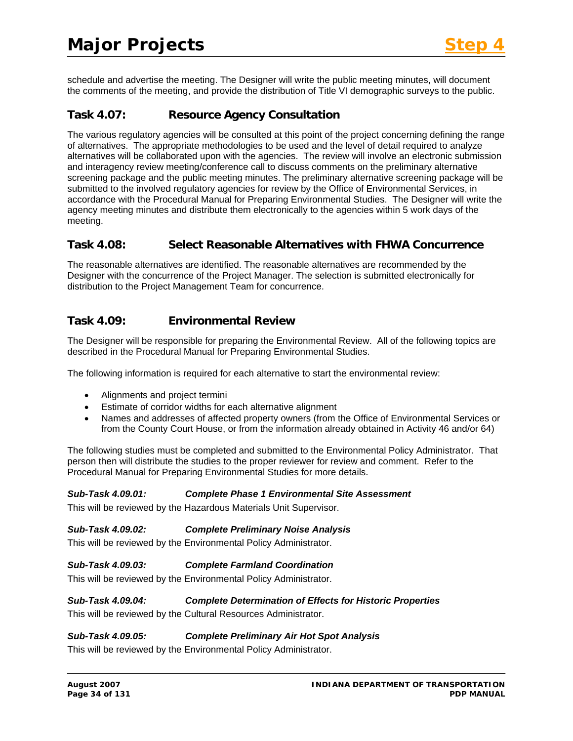schedule and advertise the meeting. The Designer will write the public meeting minutes, will document the comments of the meeting, and provide the distribution of Title VI demographic surveys to the public.

## Task 4.07: Resource Agency Consultation

The various regulatory agencies will be consulted at this point of the project concerning defining the range of alternatives. The appropriate methodologies to be used and the level of detail required to analyze alternatives will be collaborated upon with the agencies. The review will involve an electronic submission and interagency review meeting/conference call to discuss comments on the preliminary alternative screening package and the public meeting minutes. The preliminary alternative screening package will be submitted to the involved regulatory agencies for review by the Office of Environmental Services, in accordance with the Procedural Manual for Preparing Environmental Studies. The Designer will write the agency meeting minutes and distribute them electronically to the agencies within 5 work days of the meeting.

## Task 4.08: Select Reasonable Alternatives with FHWA Concurrence

The reasonable alternatives are identified. The reasonable alternatives are recommended by the Designer with the concurrence of the Project Manager. The selection is submitted electronically for distribution to the Project Management Team for concurrence.

## Task 4.09: Environmental Review

The Designer will be responsible for preparing the Environmental Review. All of the following topics are described in the Procedural Manual for Preparing Environmental Studies.

The following information is required for each alternative to start the environmental review:

- Alignments and project termini
- Estimate of corridor widths for each alternative alignment
- Names and addresses of affected property owners (from the Office of Environmental Services or from the County Court House, or from the information already obtained in Activity 46 and/or 64)

The following studies must be completed and submitted to the Environmental Policy Administrator. That person then will distribute the studies to the proper reviewer for review and comment. Refer to the Procedural Manual for Preparing Environmental Studies for more details.

### *Sub-Task 4.09.01: Complete Phase 1 Environmental Site Assessment*

This will be reviewed by the Hazardous Materials Unit Supervisor.

### *Sub-Task 4.09.02: Complete Preliminary Noise Analysis*

This will be reviewed by the Environmental Policy Administrator.

### *Sub-Task 4.09.03: Complete Farmland Coordination*

This will be reviewed by the Environmental Policy Administrator.

### *Sub-Task 4.09.04: Complete Determination of Effects for Historic Properties*

This will be reviewed by the Cultural Resources Administrator.

### *Sub-Task 4.09.05: Complete Preliminary Air Hot Spot Analysis*

This will be reviewed by the Environmental Policy Administrator.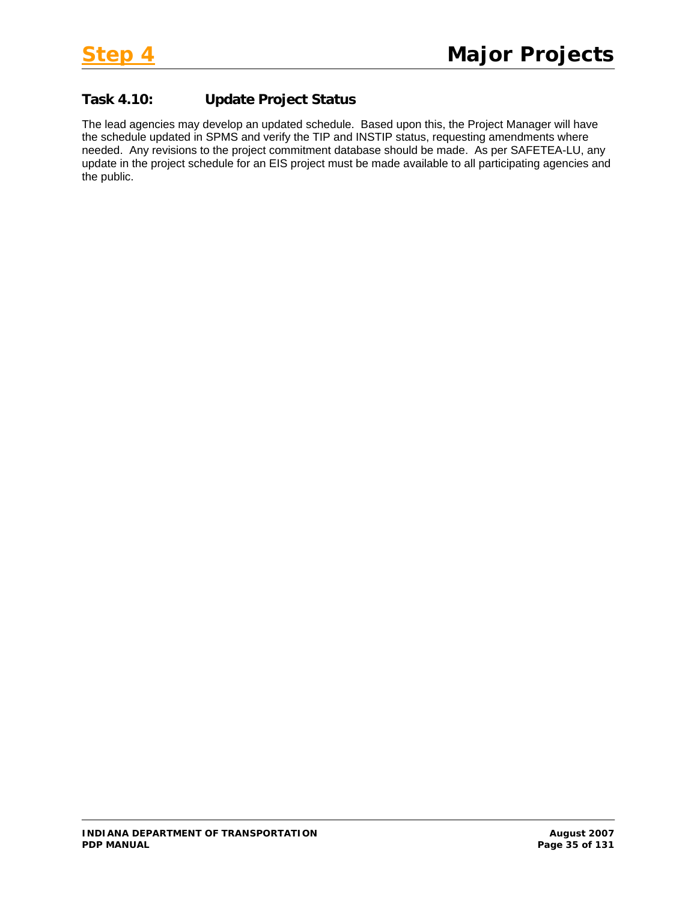## Task 4.10: Update Project Status

The lead agencies may develop an updated schedule. Based upon this, the Project Manager will have the schedule updated in SPMS and verify the TIP and INSTIP status, requesting amendments where needed. Any revisions to the project commitment database should be made. As per SAFETEA-LU, any update in the project schedule for an EIS project must be made available to all participating agencies and the public.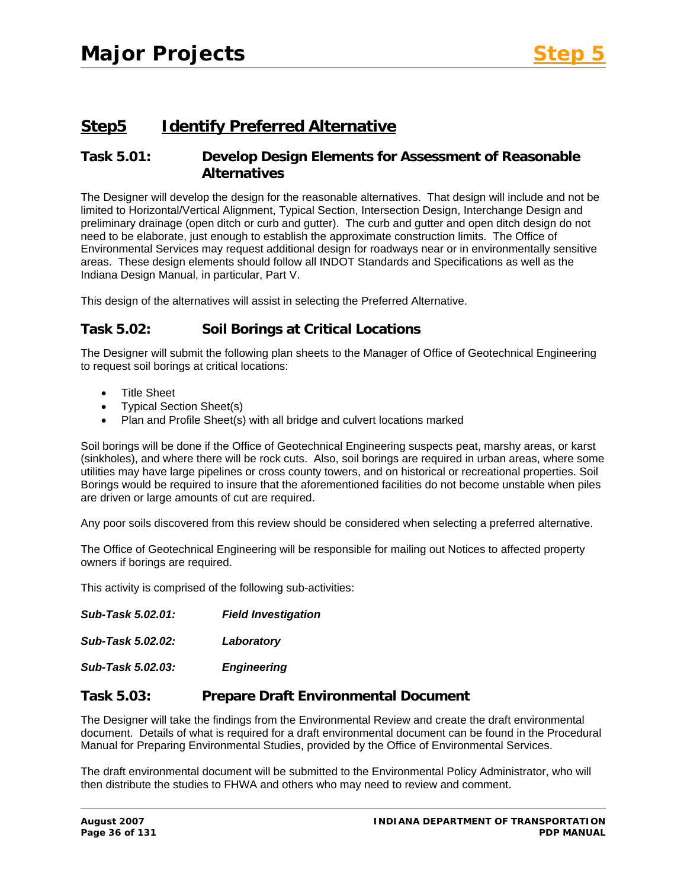## Step5 Identify Preferred Alternative

### Task 5.01: Develop Design Elements for Assessment of Reasonable Alternatives

The Designer will develop the design for the reasonable alternatives. That design will include and not be limited to Horizontal/Vertical Alignment, Typical Section, Intersection Design, Interchange Design and preliminary drainage (open ditch or curb and gutter). The curb and gutter and open ditch design do not need to be elaborate, just enough to establish the approximate construction limits. The Office of Environmental Services may request additional design for roadways near or in environmentally sensitive areas. These design elements should follow all INDOT Standards and Specifications as well as the Indiana Design Manual, in particular, Part V.

This design of the alternatives will assist in selecting the Preferred Alternative.

### Task 5.02: Soil Borings at Critical Locations

The Designer will submit the following plan sheets to the Manager of Office of Geotechnical Engineering to request soil borings at critical locations:

- Title Sheet
- Typical Section Sheet(s)
- Plan and Profile Sheet(s) with all bridge and culvert locations marked

Soil borings will be done if the Office of Geotechnical Engineering suspects peat, marshy areas, or karst (sinkholes), and where there will be rock cuts. Also, soil borings are required in urban areas, where some utilities may have large pipelines or cross county towers, and on historical or recreational properties. Soil Borings would be required to insure that the aforementioned facilities do not become unstable when piles are driven or large amounts of cut are required.

Any poor soils discovered from this review should be considered when selecting a preferred alternative.

The Office of Geotechnical Engineering will be responsible for mailing out Notices to affected property owners if borings are required.

This activity is comprised of the following sub-activities:

***Sub-Task 5.02.01: Field Investigation***

***Sub-Task 5.02.02: Laboratory***

***Sub-Task 5.02.03: Engineering***

### Task 5.03: Prepare Draft Environmental Document

The Designer will take the findings from the Environmental Review and create the draft environmental document. Details of what is required for a draft environmental document can be found in the Procedural Manual for Preparing Environmental Studies, provided by the Office of Environmental Services.

The draft environmental document will be submitted to the Environmental Policy Administrator, who will then distribute the studies to FHWA and others who may need to review and comment.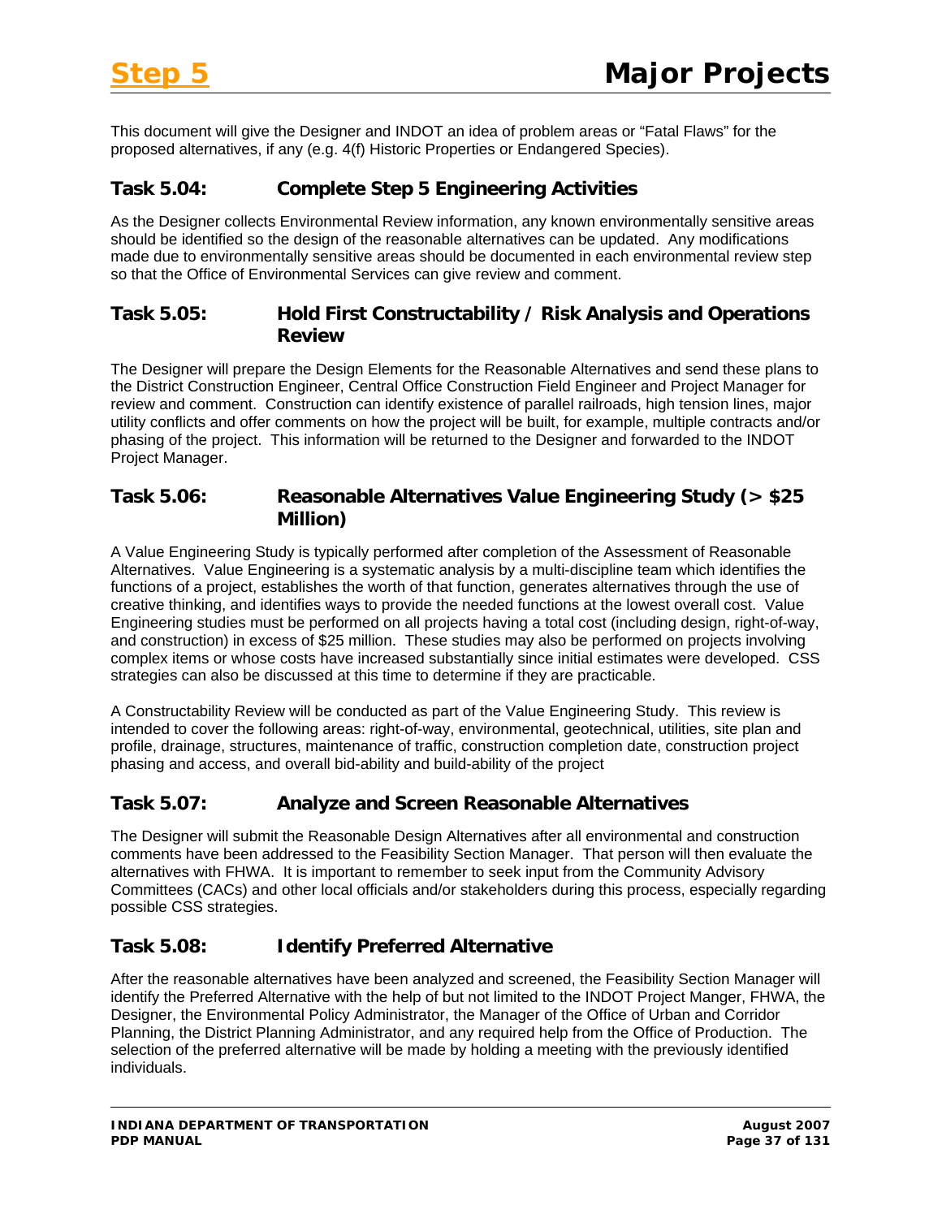This document will give the Designer and INDOT an idea of problem areas or "Fatal Flaws" for the proposed alternatives, if any (e.g. 4(f) Historic Properties or Endangered Species).

## Task 5.04: Complete Step 5 Engineering Activities

As the Designer collects Environmental Review information, any known environmentally sensitive areas should be identified so the design of the reasonable alternatives can be updated. Any modifications made due to environmentally sensitive areas should be documented in each environmental review step so that the Office of Environmental Services can give review and comment.

## Task 5.05: Hold First Constructability / Risk Analysis and Operations Review

The Designer will prepare the Design Elements for the Reasonable Alternatives and send these plans to the District Construction Engineer, Central Office Construction Field Engineer and Project Manager for review and comment. Construction can identify existence of parallel railroads, high tension lines, major utility conflicts and offer comments on how the project will be built, for example, multiple contracts and/or phasing of the project. This information will be returned to the Designer and forwarded to the INDOT Project Manager.

## Task 5.06: Reasonable Alternatives Value Engineering Study (> $25 Million)

A Value Engineering Study is typically performed after completion of the Assessment of Reasonable Alternatives. Value Engineering is a systematic analysis by a multi-discipline team which identifies the functions of a project, establishes the worth of that function, generates alternatives through the use of creative thinking, and identifies ways to provide the needed functions at the lowest overall cost. Value Engineering studies must be performed on all projects having a total cost (including design, right-of-way, and construction) in excess of $25 million. These studies may also be performed on projects involving complex items or whose costs have increased substantially since initial estimates were developed. CSS strategies can also be discussed at this time to determine if they are practicable.

A Constructability Review will be conducted as part of the Value Engineering Study. This review is intended to cover the following areas: right-of-way, environmental, geotechnical, utilities, site plan and profile, drainage, structures, maintenance of traffic, construction completion date, construction project phasing and access, and overall bid-ability and build-ability of the project

## Task 5.07: Analyze and Screen Reasonable Alternatives

The Designer will submit the Reasonable Design Alternatives after all environmental and construction comments have been addressed to the Feasibility Section Manager. That person will then evaluate the alternatives with FHWA. It is important to remember to seek input from the Community Advisory Committees (CACs) and other local officials and/or stakeholders during this process, especially regarding possible CSS strategies.

## Task 5.08: Identify Preferred Alternative

After the reasonable alternatives have been analyzed and screened, the Feasibility Section Manager will identify the Preferred Alternative with the help of but not limited to the INDOT Project Manger, FHWA, the Designer, the Environmental Policy Administrator, the Manager of the Office of Urban and Corridor Planning, the District Planning Administrator, and any required help from the Office of Production. The selection of the preferred alternative will be made by holding a meeting with the previously identified individuals.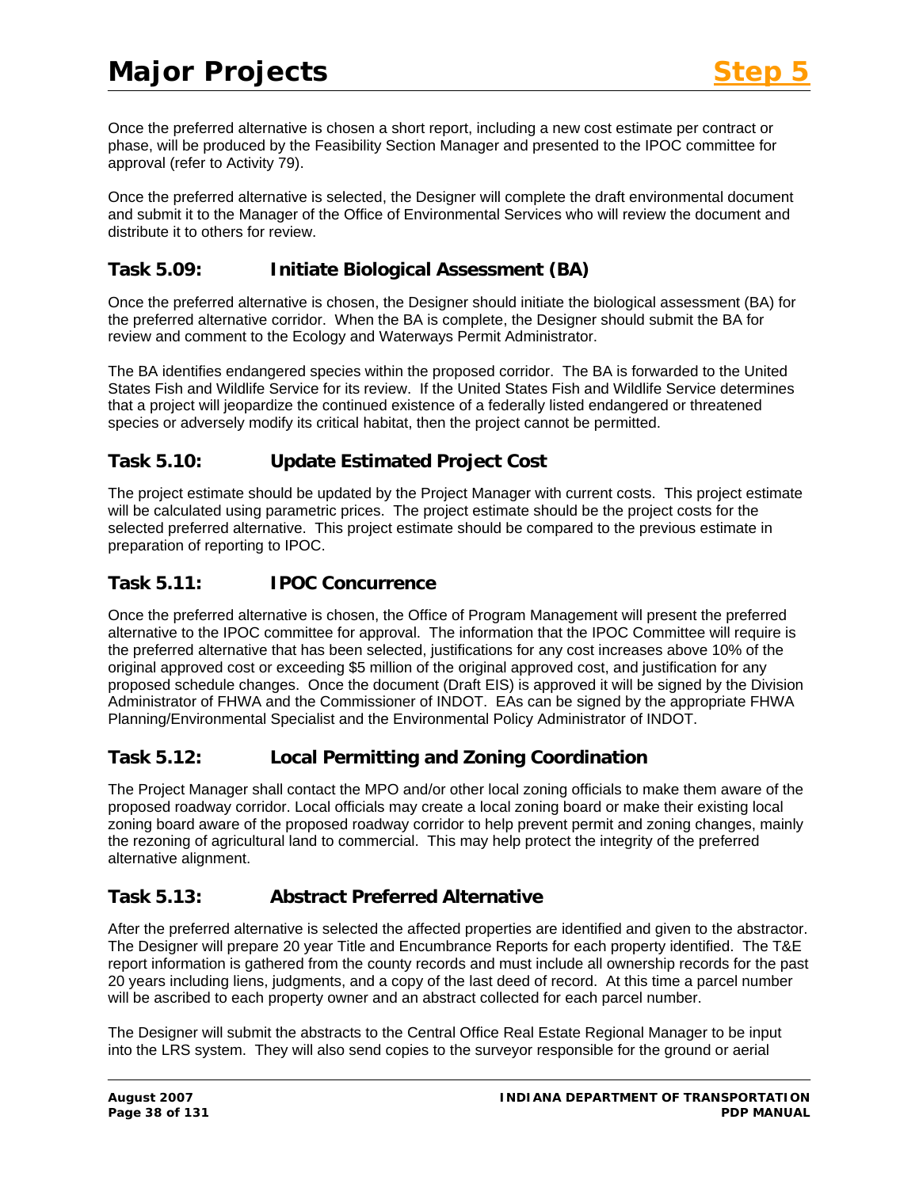Once the preferred alternative is chosen a short report, including a new cost estimate per contract or phase, will be produced by the Feasibility Section Manager and presented to the IPOC committee for approval (refer to Activity 79).

Once the preferred alternative is selected, the Designer will complete the draft environmental document and submit it to the Manager of the Office of Environmental Services who will review the document and distribute it to others for review.

## Task 5.09: Initiate Biological Assessment (BA)

Once the preferred alternative is chosen, the Designer should initiate the biological assessment (BA) for the preferred alternative corridor. When the BA is complete, the Designer should submit the BA for review and comment to the Ecology and Waterways Permit Administrator.

The BA identifies endangered species within the proposed corridor. The BA is forwarded to the United States Fish and Wildlife Service for its review. If the United States Fish and Wildlife Service determines that a project will jeopardize the continued existence of a federally listed endangered or threatened species or adversely modify its critical habitat, then the project cannot be permitted.

## Task 5.10: Update Estimated Project Cost

The project estimate should be updated by the Project Manager with current costs. This project estimate will be calculated using parametric prices. The project estimate should be the project costs for the selected preferred alternative. This project estimate should be compared to the previous estimate in preparation of reporting to IPOC.

## Task 5.11: IPOC Concurrence

Once the preferred alternative is chosen, the Office of Program Management will present the preferred alternative to the IPOC committee for approval. The information that the IPOC Committee will require is the preferred alternative that has been selected, justifications for any cost increases above 10% of the original approved cost or exceeding $5 million of the original approved cost, and justification for any proposed schedule changes. Once the document (Draft EIS) is approved it will be signed by the Division Administrator of FHWA and the Commissioner of INDOT. EAs can be signed by the appropriate FHWA Planning/Environmental Specialist and the Environmental Policy Administrator of INDOT.

## Task 5.12: Local Permitting and Zoning Coordination

The Project Manager shall contact the MPO and/or other local zoning officials to make them aware of the proposed roadway corridor. Local officials may create a local zoning board or make their existing local zoning board aware of the proposed roadway corridor to help prevent permit and zoning changes, mainly the rezoning of agricultural land to commercial. This may help protect the integrity of the preferred alternative alignment.

## Task 5.13: Abstract Preferred Alternative

After the preferred alternative is selected the affected properties are identified and given to the abstractor. The Designer will prepare 20 year Title and Encumbrance Reports for each property identified. The T&E report information is gathered from the county records and must include all ownership records for the past 20 years including liens, judgments, and a copy of the last deed of record. At this time a parcel number will be ascribed to each property owner and an abstract collected for each parcel number.

The Designer will submit the abstracts to the Central Office Real Estate Regional Manager to be input into the LRS system. They will also send copies to the surveyor responsible for the ground or aerial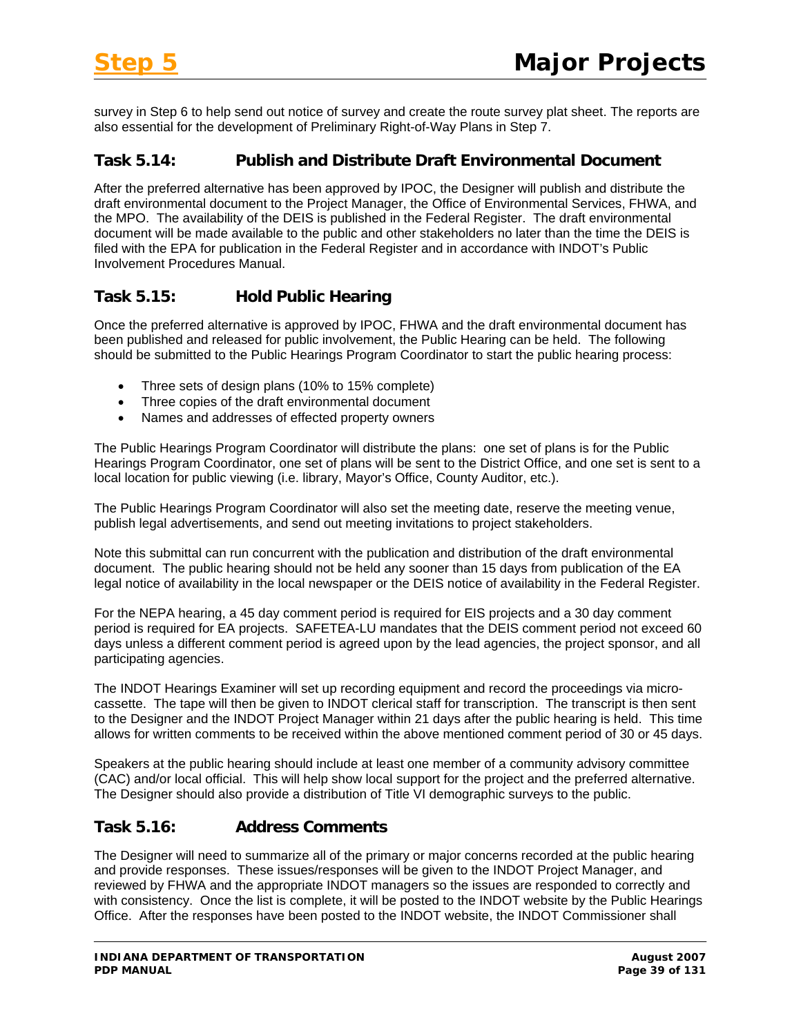survey in Step 6 to help send out notice of survey and create the route survey plat sheet. The reports are also essential for the development of Preliminary Right-of-Way Plans in Step 7.

## Task 5.14: Publish and Distribute Draft Environmental Document

After the preferred alternative has been approved by IPOC, the Designer will publish and distribute the draft environmental document to the Project Manager, the Office of Environmental Services, FHWA, and the MPO. The availability of the DEIS is published in the Federal Register. The draft environmental document will be made available to the public and other stakeholders no later than the time the DEIS is filed with the EPA for publication in the Federal Register and in accordance with INDOT's Public Involvement Procedures Manual.

## Task 5.15: Hold Public Hearing

Once the preferred alternative is approved by IPOC, FHWA and the draft environmental document has been published and released for public involvement, the Public Hearing can be held. The following should be submitted to the Public Hearings Program Coordinator to start the public hearing process:

- Three sets of design plans (10% to 15% complete)
- Three copies of the draft environmental document
- Names and addresses of effected property owners

The Public Hearings Program Coordinator will distribute the plans: one set of plans is for the Public Hearings Program Coordinator, one set of plans will be sent to the District Office, and one set is sent to a local location for public viewing (i.e. library, Mayor's Office, County Auditor, etc.).

The Public Hearings Program Coordinator will also set the meeting date, reserve the meeting venue, publish legal advertisements, and send out meeting invitations to project stakeholders.

Note this submittal can run concurrent with the publication and distribution of the draft environmental document. The public hearing should not be held any sooner than 15 days from publication of the EA legal notice of availability in the local newspaper or the DEIS notice of availability in the Federal Register.

For the NEPA hearing, a 45 day comment period is required for EIS projects and a 30 day comment period is required for EA projects. SAFETEA-LU mandates that the DEIS comment period not exceed 60 days unless a different comment period is agreed upon by the lead agencies, the project sponsor, and all participating agencies.

The INDOT Hearings Examiner will set up recording equipment and record the proceedings via micro-cassette. The tape will then be given to INDOT clerical staff for transcription. The transcript is then sent to the Designer and the INDOT Project Manager within 21 days after the public hearing is held. This time allows for written comments to be received within the above mentioned comment period of 30 or 45 days.

Speakers at the public hearing should include at least one member of a community advisory committee (CAC) and/or local official. This will help show local support for the project and the preferred alternative. The Designer should also provide a distribution of Title VI demographic surveys to the public.

## Task 5.16: Address Comments

The Designer will need to summarize all of the primary or major concerns recorded at the public hearing and provide responses. These issues/responses will be given to the INDOT Project Manager, and reviewed by FHWA and the appropriate INDOT managers so the issues are responded to correctly and with consistency. Once the list is complete, it will be posted to the INDOT website by the Public Hearings Office. After the responses have been posted to the INDOT website, the INDOT Commissioner shall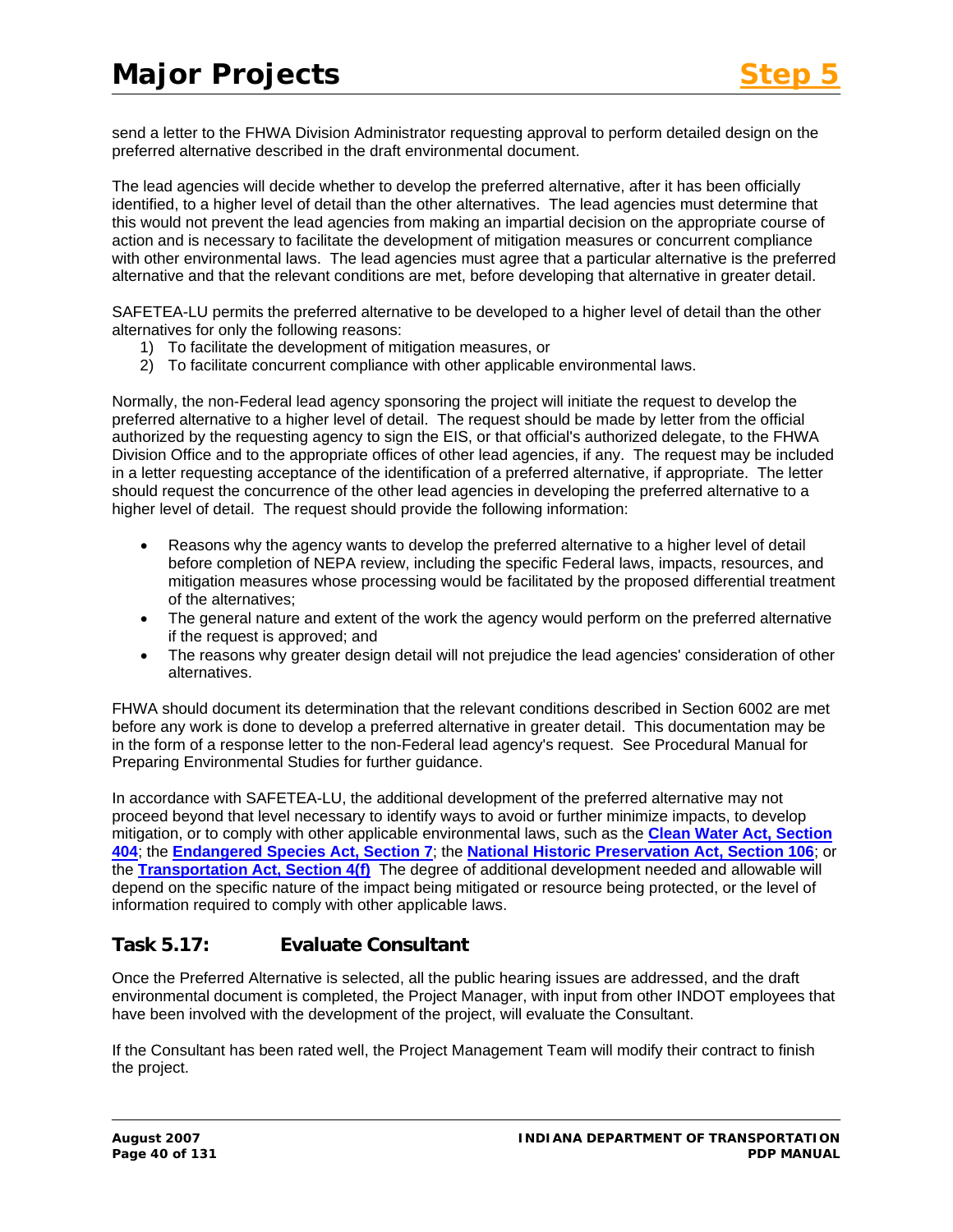send a letter to the FHWA Division Administrator requesting approval to perform detailed design on the preferred alternative described in the draft environmental document.

The lead agencies will decide whether to develop the preferred alternative, after it has been officially identified, to a higher level of detail than the other alternatives. The lead agencies must determine that this would not prevent the lead agencies from making an impartial decision on the appropriate course of action and is necessary to facilitate the development of mitigation measures or concurrent compliance with other environmental laws. The lead agencies must agree that a particular alternative is the preferred alternative and that the relevant conditions are met, before developing that alternative in greater detail.

SAFETEA-LU permits the preferred alternative to be developed to a higher level of detail than the other alternatives for only the following reasons:

1) To facilitate the development of mitigation measures, or
2) To facilitate concurrent compliance with other applicable environmental laws.

Normally, the non-Federal lead agency sponsoring the project will initiate the request to develop the preferred alternative to a higher level of detail. The request should be made by letter from the official authorized by the requesting agency to sign the EIS, or that official's authorized delegate, to the FHWA Division Office and to the appropriate offices of other lead agencies, if any. The request may be included in a letter requesting acceptance of the identification of a preferred alternative, if appropriate. The letter should request the concurrence of the other lead agencies in developing the preferred alternative to a higher level of detail. The request should provide the following information:

- Reasons why the agency wants to develop the preferred alternative to a higher level of detail before completion of NEPA review, including the specific Federal laws, impacts, resources, and mitigation measures whose processing would be facilitated by the proposed differential treatment of the alternatives;
- The general nature and extent of the work the agency would perform on the preferred alternative if the request is approved; and
- The reasons why greater design detail will not prejudice the lead agencies' consideration of other alternatives.

FHWA should document its determination that the relevant conditions described in Section 6002 are met before any work is done to develop a preferred alternative in greater detail. This documentation may be in the form of a response letter to the non-Federal lead agency's request. See Procedural Manual for Preparing Environmental Studies for further guidance.

In accordance with SAFETEA-LU, the additional development of the preferred alternative may not proceed beyond that level necessary to identify ways to avoid or further minimize impacts, to develop mitigation, or to comply with other applicable environmental laws, such as the **Clean Water Act, Section 404**; the **Endangered Species Act, Section 7**; the **National Historic Preservation Act, Section 106**; or the **Transportation Act, Section 4(f)** The degree of additional development needed and allowable will depend on the specific nature of the impact being mitigated or resource being protected, or the level of information required to comply with other applicable laws.

## Task 5.17: Evaluate Consultant

Once the Preferred Alternative is selected, all the public hearing issues are addressed, and the draft environmental document is completed, the Project Manager, with input from other INDOT employees that have been involved with the development of the project, will evaluate the Consultant.

If the Consultant has been rated well, the Project Management Team will modify their contract to finish the project.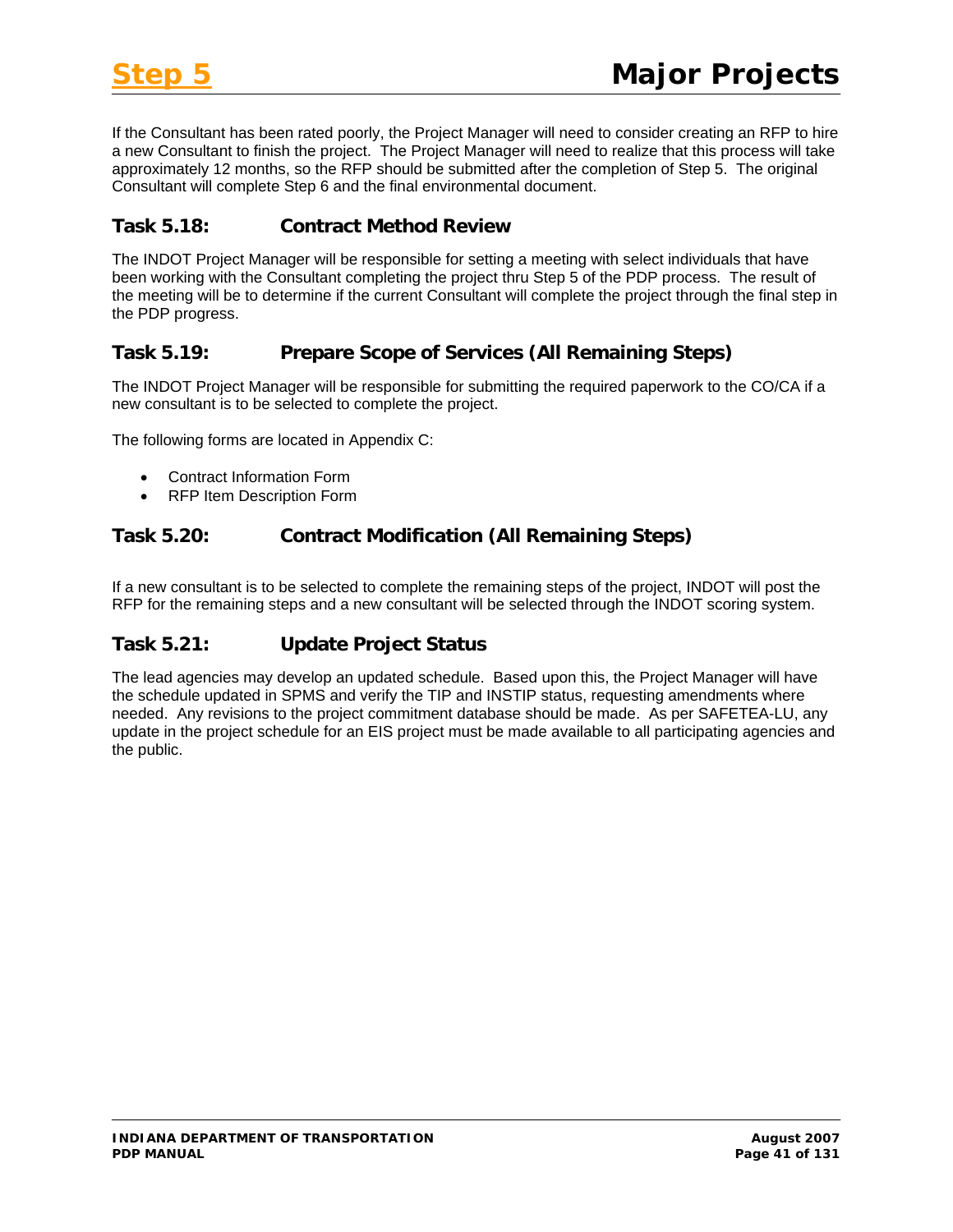If the Consultant has been rated poorly, the Project Manager will need to consider creating an RFP to hire a new Consultant to finish the project. The Project Manager will need to realize that this process will take approximately 12 months, so the RFP should be submitted after the completion of Step 5. The original Consultant will complete Step 6 and the final environmental document.

## Task 5.18: Contract Method Review

The INDOT Project Manager will be responsible for setting a meeting with select individuals that have been working with the Consultant completing the project thru Step 5 of the PDP process. The result of the meeting will be to determine if the current Consultant will complete the project through the final step in the PDP progress.

## Task 5.19: Prepare Scope of Services (All Remaining Steps)

The INDOT Project Manager will be responsible for submitting the required paperwork to the CO/CA if a new consultant is to be selected to complete the project.

The following forms are located in Appendix C:

- Contract Information Form
- RFP Item Description Form

## Task 5.20: Contract Modification (All Remaining Steps)

If a new consultant is to be selected to complete the remaining steps of the project, INDOT will post the RFP for the remaining steps and a new consultant will be selected through the INDOT scoring system.

## Task 5.21: Update Project Status

The lead agencies may develop an updated schedule. Based upon this, the Project Manager will have the schedule updated in SPMS and verify the TIP and INSTIP status, requesting amendments where needed. Any revisions to the project commitment database should be made. As per SAFETEA-LU, any update in the project schedule for an EIS project must be made available to all participating agencies and the public.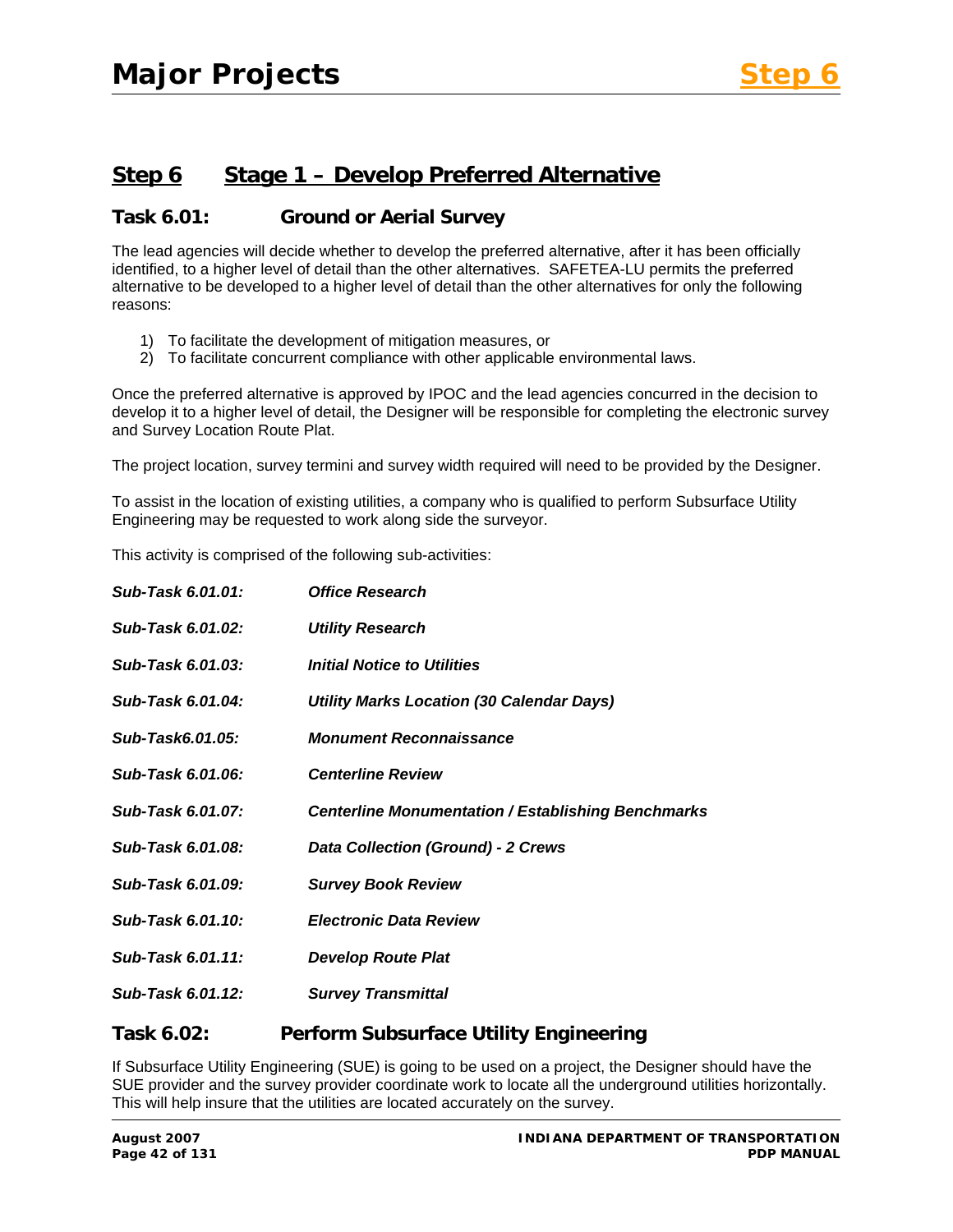## Step 6 Stage 1 – Develop Preferred Alternative

### Task 6.01: Ground or Aerial Survey

The lead agencies will decide whether to develop the preferred alternative, after it has been officially identified, to a higher level of detail than the other alternatives. SAFETEA-LU permits the preferred alternative to be developed to a higher level of detail than the other alternatives for only the following reasons:

1) To facilitate the development of mitigation measures, or
2) To facilitate concurrent compliance with other applicable environmental laws.

Once the preferred alternative is approved by IPOC and the lead agencies concurred in the decision to develop it to a higher level of detail, the Designer will be responsible for completing the electronic survey and Survey Location Route Plat.

The project location, survey termini and survey width required will need to be provided by the Designer.

To assist in the location of existing utilities, a company who is qualified to perform Subsurface Utility Engineering may be requested to work along side the surveyor.

This activity is comprised of the following sub-activities:

***Sub-Task 6.01.01:*** ***Office Research***

***Sub-Task 6.01.02:*** ***Utility Research***

***Sub-Task 6.01.03:*** ***Initial Notice to Utilities***

***Sub-Task 6.01.04:*** ***Utility Marks Location (30 Calendar Days)***

***Sub-Task6.01.05:*** ***Monument Reconnaissance***

***Sub-Task 6.01.06:*** ***Centerline Review***

***Sub-Task 6.01.07:*** ***Centerline Monumentation / Establishing Benchmarks***

***Sub-Task 6.01.08:*** ***Data Collection (Ground) - 2 Crews***

***Sub-Task 6.01.09:*** ***Survey Book Review***

***Sub-Task 6.01.10:*** ***Electronic Data Review***

***Sub-Task 6.01.11:*** ***Develop Route Plat***

***Sub-Task 6.01.12:*** ***Survey Transmittal***

### Task 6.02: Perform Subsurface Utility Engineering

If Subsurface Utility Engineering (SUE) is going to be used on a project, the Designer should have the SUE provider and the survey provider coordinate work to locate all the underground utilities horizontally. This will help insure that the utilities are located accurately on the survey.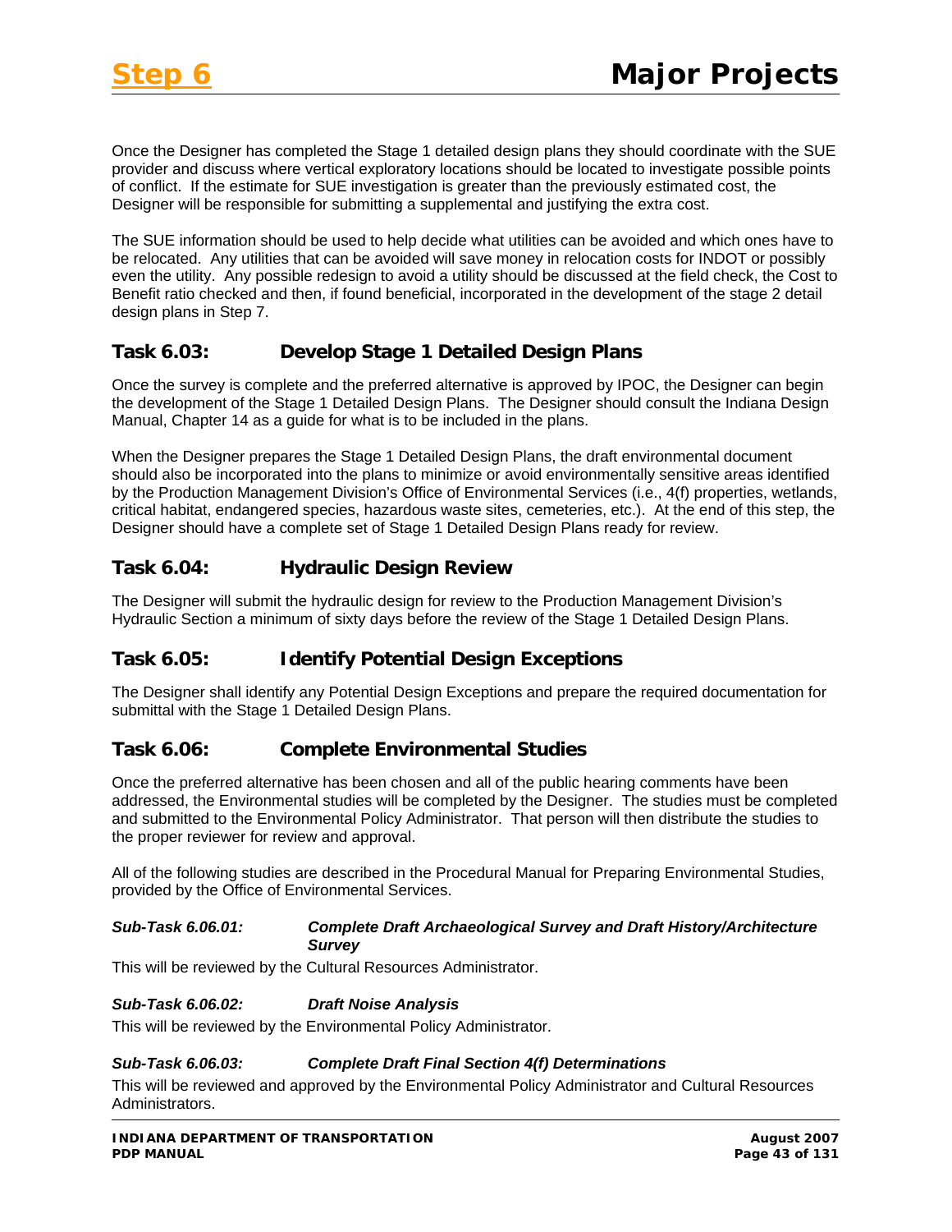Once the Designer has completed the Stage 1 detailed design plans they should coordinate with the SUE provider and discuss where vertical exploratory locations should be located to investigate possible points of conflict. If the estimate for SUE investigation is greater than the previously estimated cost, the Designer will be responsible for submitting a supplemental and justifying the extra cost.

The SUE information should be used to help decide what utilities can be avoided and which ones have to be relocated. Any utilities that can be avoided will save money in relocation costs for INDOT or possibly even the utility. Any possible redesign to avoid a utility should be discussed at the field check, the Cost to Benefit ratio checked and then, if found beneficial, incorporated in the development of the stage 2 detail design plans in Step 7.

## Task 6.03: Develop Stage 1 Detailed Design Plans

Once the survey is complete and the preferred alternative is approved by IPOC, the Designer can begin the development of the Stage 1 Detailed Design Plans. The Designer should consult the Indiana Design Manual, Chapter 14 as a guide for what is to be included in the plans.

When the Designer prepares the Stage 1 Detailed Design Plans, the draft environmental document should also be incorporated into the plans to minimize or avoid environmentally sensitive areas identified by the Production Management Division's Office of Environmental Services (i.e., 4(f) properties, wetlands, critical habitat, endangered species, hazardous waste sites, cemeteries, etc.). At the end of this step, the Designer should have a complete set of Stage 1 Detailed Design Plans ready for review.

## Task 6.04: Hydraulic Design Review

The Designer will submit the hydraulic design for review to the Production Management Division's Hydraulic Section a minimum of sixty days before the review of the Stage 1 Detailed Design Plans.

## Task 6.05: Identify Potential Design Exceptions

The Designer shall identify any Potential Design Exceptions and prepare the required documentation for submittal with the Stage 1 Detailed Design Plans.

## Task 6.06: Complete Environmental Studies

Once the preferred alternative has been chosen and all of the public hearing comments have been addressed, the Environmental studies will be completed by the Designer. The studies must be completed and submitted to the Environmental Policy Administrator. That person will then distribute the studies to the proper reviewer for review and approval.

All of the following studies are described in the Procedural Manual for Preparing Environmental Studies, provided by the Office of Environmental Services.

### *Sub-Task 6.06.01: Complete Draft Archaeological Survey and Draft History/Architecture Survey*

This will be reviewed by the Cultural Resources Administrator.

### *Sub-Task 6.06.02: Draft Noise Analysis*

This will be reviewed by the Environmental Policy Administrator.

### *Sub-Task 6.06.03: Complete Draft Final Section 4(f) Determinations*

This will be reviewed and approved by the Environmental Policy Administrator and Cultural Resources Administrators.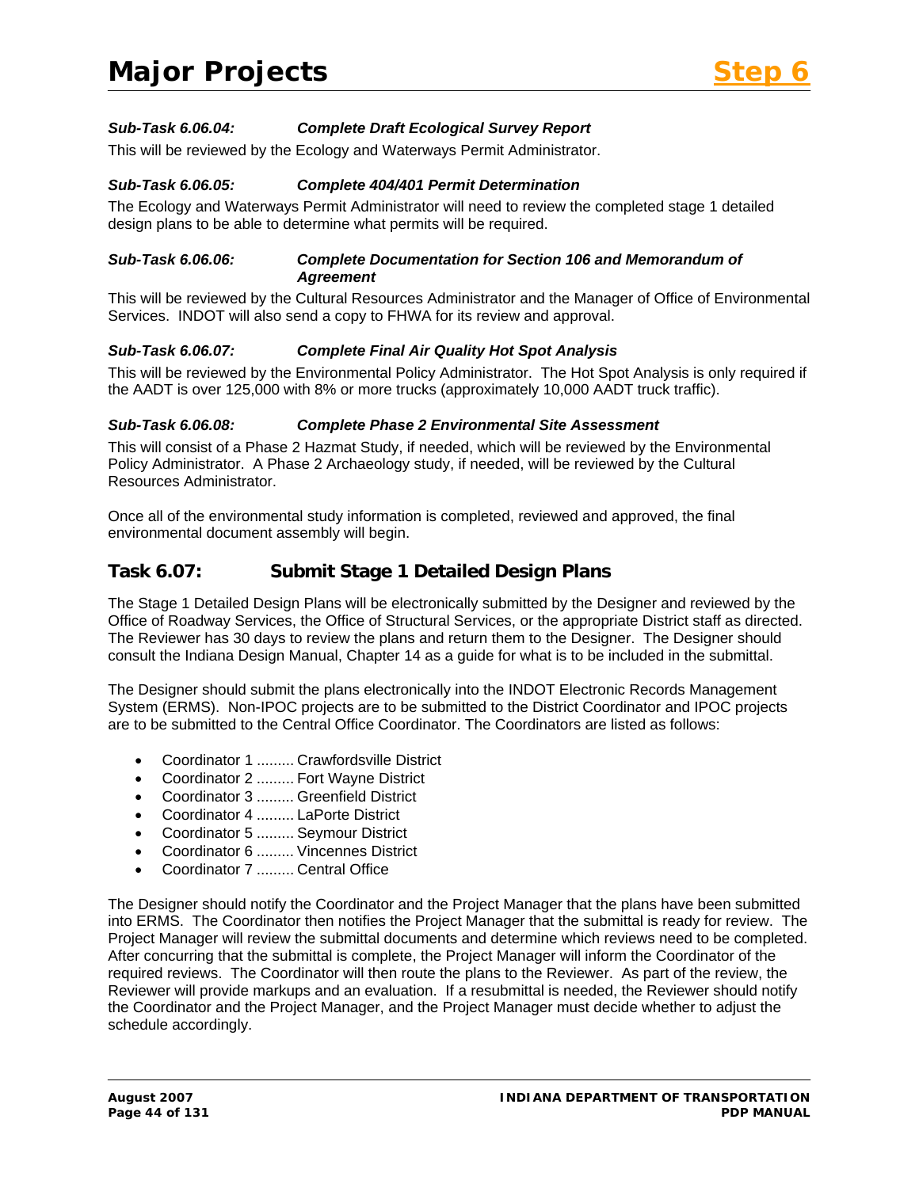#### *Sub-Task 6.06.04: Complete Draft Ecological Survey Report*

This will be reviewed by the Ecology and Waterways Permit Administrator.

#### *Sub-Task 6.06.05: Complete 404/401 Permit Determination*

The Ecology and Waterways Permit Administrator will need to review the completed stage 1 detailed design plans to be able to determine what permits will be required.

#### *Sub-Task 6.06.06: Complete Documentation for Section 106 and Memorandum of Agreement*

This will be reviewed by the Cultural Resources Administrator and the Manager of Office of Environmental Services. INDOT will also send a copy to FHWA for its review and approval.

#### *Sub-Task 6.06.07: Complete Final Air Quality Hot Spot Analysis*

This will be reviewed by the Environmental Policy Administrator. The Hot Spot Analysis is only required if the AADT is over 125,000 with 8% or more trucks (approximately 10,000 AADT truck traffic).

#### *Sub-Task 6.06.08: Complete Phase 2 Environmental Site Assessment*

This will consist of a Phase 2 Hazmat Study, if needed, which will be reviewed by the Environmental Policy Administrator. A Phase 2 Archaeology study, if needed, will be reviewed by the Cultural Resources Administrator.

Once all of the environmental study information is completed, reviewed and approved, the final environmental document assembly will begin.

## Task 6.07: Submit Stage 1 Detailed Design Plans

The Stage 1 Detailed Design Plans will be electronically submitted by the Designer and reviewed by the Office of Roadway Services, the Office of Structural Services, or the appropriate District staff as directed. The Reviewer has 30 days to review the plans and return them to the Designer. The Designer should consult the Indiana Design Manual, Chapter 14 as a guide for what is to be included in the submittal.

The Designer should submit the plans electronically into the INDOT Electronic Records Management System (ERMS). Non-IPOC projects are to be submitted to the District Coordinator and IPOC projects are to be submitted to the Central Office Coordinator. The Coordinators are listed as follows:

- Coordinator 1 ......... Crawfordsville District
- Coordinator 2 ......... Fort Wayne District
- Coordinator 3 ......... Greenfield District
- Coordinator 4 ......... LaPorte District
- Coordinator 5 ......... Seymour District
- Coordinator 6 ......... Vincennes District
- Coordinator 7 ......... Central Office

The Designer should notify the Coordinator and the Project Manager that the plans have been submitted into ERMS. The Coordinator then notifies the Project Manager that the submittal is ready for review. The Project Manager will review the submittal documents and determine which reviews need to be completed. After concurring that the submittal is complete, the Project Manager will inform the Coordinator of the required reviews. The Coordinator will then route the plans to the Reviewer. As part of the review, the Reviewer will provide markups and an evaluation. If a resubmittal is needed, the Reviewer should notify the Coordinator and the Project Manager, and the Project Manager must decide whether to adjust the schedule accordingly.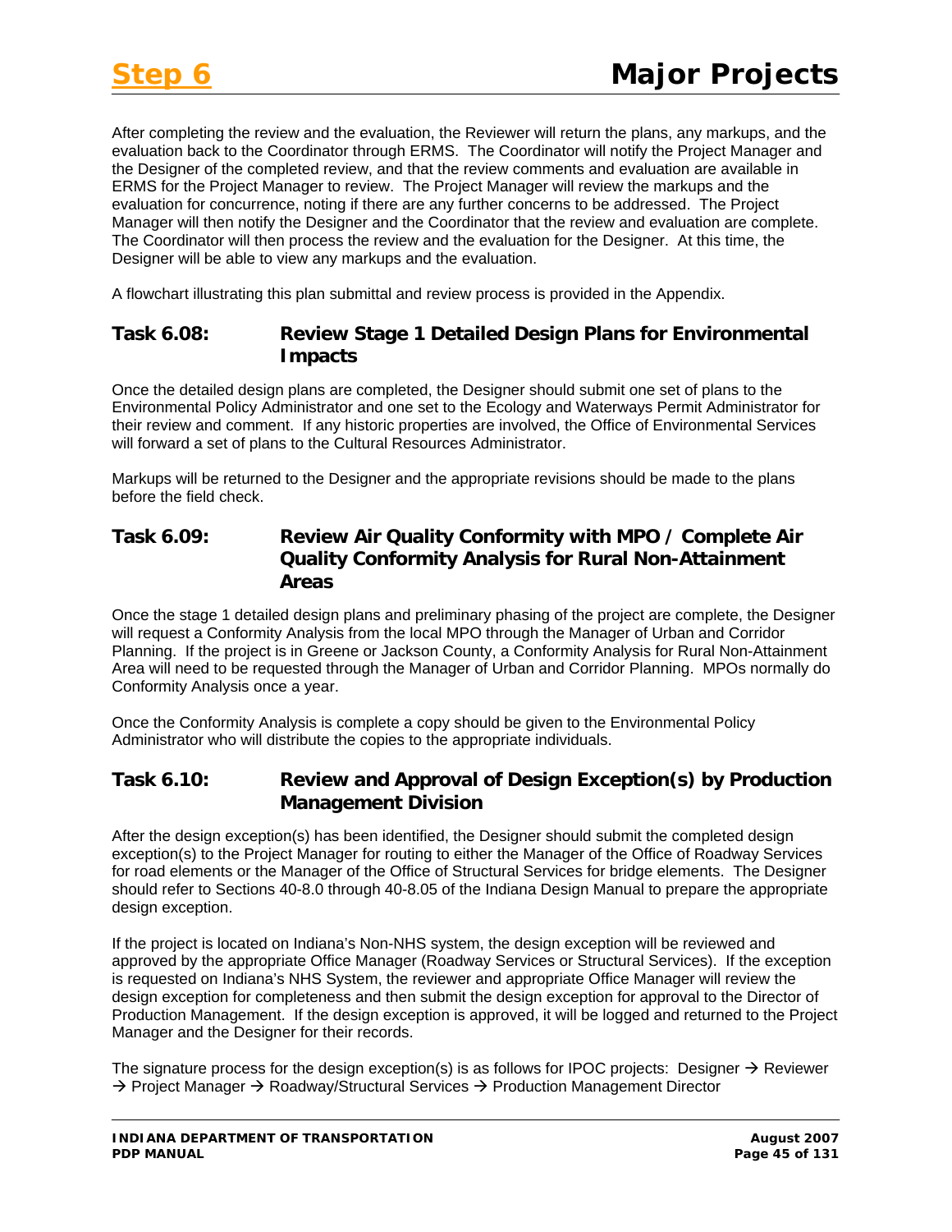After completing the review and the evaluation, the Reviewer will return the plans, any markups, and the evaluation back to the Coordinator through ERMS. The Coordinator will notify the Project Manager and the Designer of the completed review, and that the review comments and evaluation are available in ERMS for the Project Manager to review. The Project Manager will review the markups and the evaluation for concurrence, noting if there are any further concerns to be addressed. The Project Manager will then notify the Designer and the Coordinator that the review and evaluation are complete. The Coordinator will then process the review and the evaluation for the Designer. At this time, the Designer will be able to view any markups and the evaluation.

A flowchart illustrating this plan submittal and review process is provided in the Appendix.

### Task 6.08: Review Stage 1 Detailed Design Plans for Environmental Impacts

Once the detailed design plans are completed, the Designer should submit one set of plans to the Environmental Policy Administrator and one set to the Ecology and Waterways Permit Administrator for their review and comment. If any historic properties are involved, the Office of Environmental Services will forward a set of plans to the Cultural Resources Administrator.

Markups will be returned to the Designer and the appropriate revisions should be made to the plans before the field check.

### Task 6.09: Review Air Quality Conformity with MPO / Complete Air Quality Conformity Analysis for Rural Non-Attainment Areas

Once the stage 1 detailed design plans and preliminary phasing of the project are complete, the Designer will request a Conformity Analysis from the local MPO through the Manager of Urban and Corridor Planning. If the project is in Greene or Jackson County, a Conformity Analysis for Rural Non-Attainment Area will need to be requested through the Manager of Urban and Corridor Planning. MPOs normally do Conformity Analysis once a year.

Once the Conformity Analysis is complete a copy should be given to the Environmental Policy Administrator who will distribute the copies to the appropriate individuals.

### Task 6.10: Review and Approval of Design Exception(s) by Production Management Division

After the design exception(s) has been identified, the Designer should submit the completed design exception(s) to the Project Manager for routing to either the Manager of the Office of Roadway Services for road elements or the Manager of the Office of Structural Services for bridge elements. The Designer should refer to Sections 40-8.0 through 40-8.05 of the Indiana Design Manual to prepare the appropriate design exception.

If the project is located on Indiana's Non-NHS system, the design exception will be reviewed and approved by the appropriate Office Manager (Roadway Services or Structural Services). If the exception is requested on Indiana's NHS System, the reviewer and appropriate Office Manager will review the design exception for completeness and then submit the design exception for approval to the Director of Production Management. If the design exception is approved, it will be logged and returned to the Project Manager and the Designer for their records.

The signature process for the design exception(s) is as follows for IPOC projects: Designer → Reviewer → Project Manager → Roadway/Structural Services → Production Management Director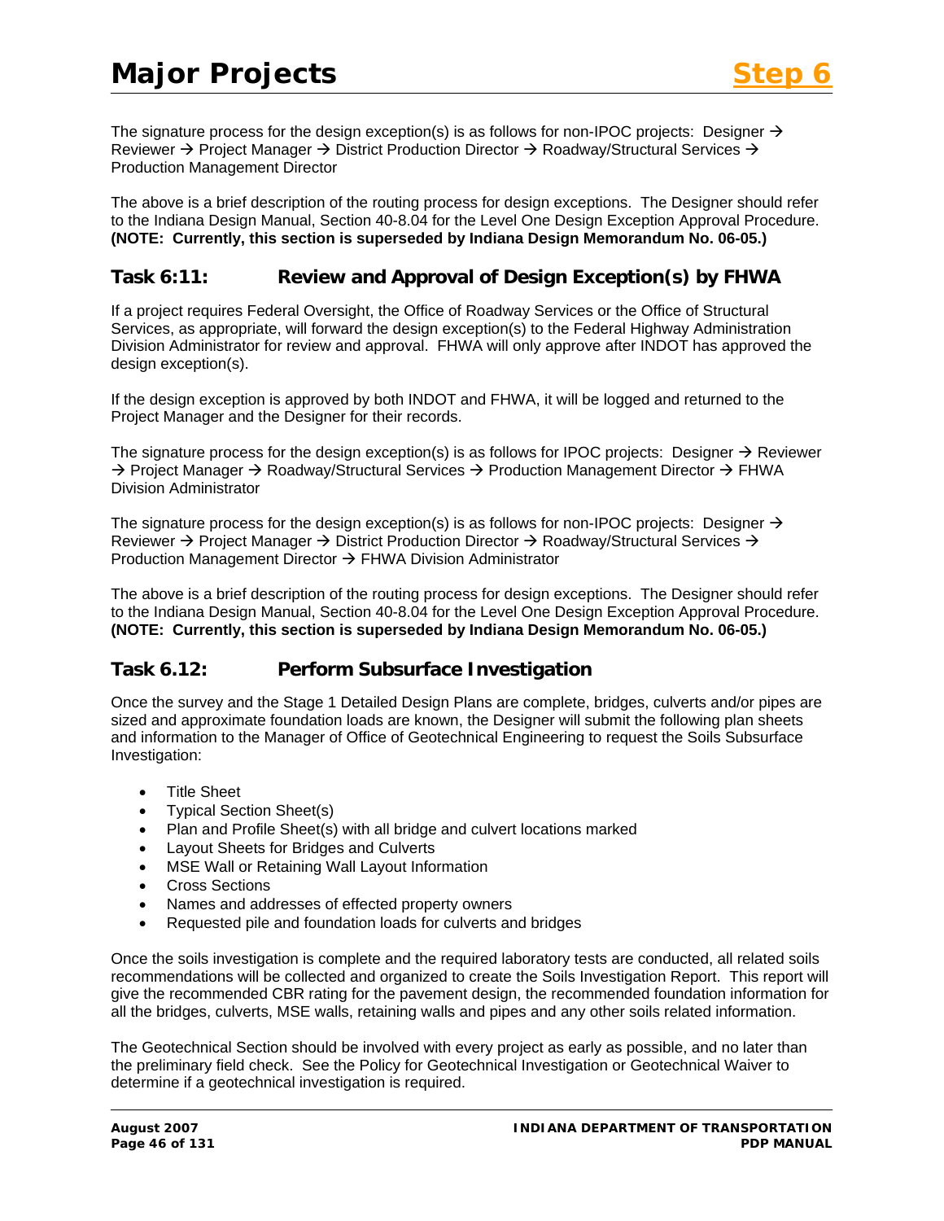The signature process for the design exception(s) is as follows for non-IPOC projects: Designer → Reviewer → Project Manager → District Production Director → Roadway/Structural Services → Production Management Director

The above is a brief description of the routing process for design exceptions. The Designer should refer to the Indiana Design Manual, Section 40-8.04 for the Level One Design Exception Approval Procedure. **(NOTE: Currently, this section is superseded by Indiana Design Memorandum No. 06-05.)**

## Task 6:11: Review and Approval of Design Exception(s) by FHWA

If a project requires Federal Oversight, the Office of Roadway Services or the Office of Structural Services, as appropriate, will forward the design exception(s) to the Federal Highway Administration Division Administrator for review and approval. FHWA will only approve after INDOT has approved the design exception(s).

If the design exception is approved by both INDOT and FHWA, it will be logged and returned to the Project Manager and the Designer for their records.

The signature process for the design exception(s) is as follows for IPOC projects: Designer → Reviewer → Project Manager → Roadway/Structural Services → Production Management Director → FHWA Division Administrator

The signature process for the design exception(s) is as follows for non-IPOC projects: Designer → Reviewer → Project Manager → District Production Director → Roadway/Structural Services → Production Management Director → FHWA Division Administrator

The above is a brief description of the routing process for design exceptions. The Designer should refer to the Indiana Design Manual, Section 40-8.04 for the Level One Design Exception Approval Procedure. **(NOTE: Currently, this section is superseded by Indiana Design Memorandum No. 06-05.)**

## Task 6.12: Perform Subsurface Investigation

Once the survey and the Stage 1 Detailed Design Plans are complete, bridges, culverts and/or pipes are sized and approximate foundation loads are known, the Designer will submit the following plan sheets and information to the Manager of Office of Geotechnical Engineering to request the Soils Subsurface Investigation:

- Title Sheet
- Typical Section Sheet(s)
- Plan and Profile Sheet(s) with all bridge and culvert locations marked
- Layout Sheets for Bridges and Culverts
- MSE Wall or Retaining Wall Layout Information
- Cross Sections
- Names and addresses of effected property owners
- Requested pile and foundation loads for culverts and bridges

Once the soils investigation is complete and the required laboratory tests are conducted, all related soils recommendations will be collected and organized to create the Soils Investigation Report. This report will give the recommended CBR rating for the pavement design, the recommended foundation information for all the bridges, culverts, MSE walls, retaining walls and pipes and any other soils related information.

The Geotechnical Section should be involved with every project as early as possible, and no later than the preliminary field check. See the Policy for Geotechnical Investigation or Geotechnical Waiver to determine if a geotechnical investigation is required.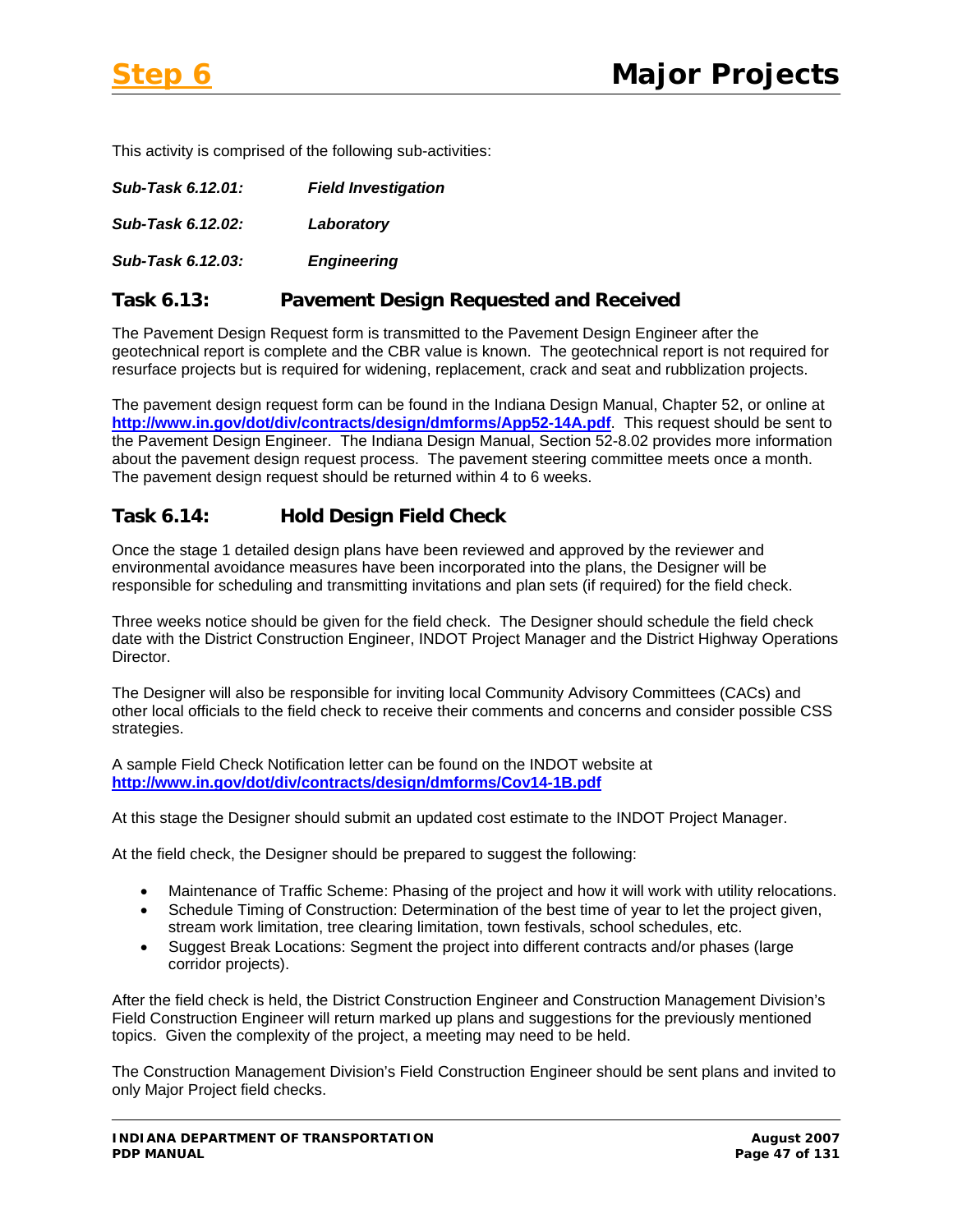This activity is comprised of the following sub-activities:

***Sub-Task 6.12.01:*** ***Field Investigation***

***Sub-Task 6.12.02:*** ***Laboratory***

***Sub-Task 6.12.03:*** ***Engineering***

## Task 6.13: Pavement Design Requested and Received

The Pavement Design Request form is transmitted to the Pavement Design Engineer after the geotechnical report is complete and the CBR value is known. The geotechnical report is not required for resurface projects but is required for widening, replacement, crack and seat and rubblization projects.

The pavement design request form can be found in the Indiana Design Manual, Chapter 52, or online at **http://www.in.gov/dot/div/contracts/design/dmforms/App52-14A.pdf**. This request should be sent to the Pavement Design Engineer. The Indiana Design Manual, Section 52-8.02 provides more information about the pavement design request process. The pavement steering committee meets once a month. The pavement design request should be returned within 4 to 6 weeks.

## Task 6.14: Hold Design Field Check

Once the stage 1 detailed design plans have been reviewed and approved by the reviewer and environmental avoidance measures have been incorporated into the plans, the Designer will be responsible for scheduling and transmitting invitations and plan sets (if required) for the field check.

Three weeks notice should be given for the field check. The Designer should schedule the field check date with the District Construction Engineer, INDOT Project Manager and the District Highway Operations Director.

The Designer will also be responsible for inviting local Community Advisory Committees (CACs) and other local officials to the field check to receive their comments and concerns and consider possible CSS strategies.

A sample Field Check Notification letter can be found on the INDOT website at **http://www.in.gov/dot/div/contracts/design/dmforms/Cov14-1B.pdf**

At this stage the Designer should submit an updated cost estimate to the INDOT Project Manager.

At the field check, the Designer should be prepared to suggest the following:

- Maintenance of Traffic Scheme: Phasing of the project and how it will work with utility relocations.
- Schedule Timing of Construction: Determination of the best time of year to let the project given, stream work limitation, tree clearing limitation, town festivals, school schedules, etc.
- Suggest Break Locations: Segment the project into different contracts and/or phases (large corridor projects).

After the field check is held, the District Construction Engineer and Construction Management Division's Field Construction Engineer will return marked up plans and suggestions for the previously mentioned topics. Given the complexity of the project, a meeting may need to be held.

The Construction Management Division's Field Construction Engineer should be sent plans and invited to only Major Project field checks.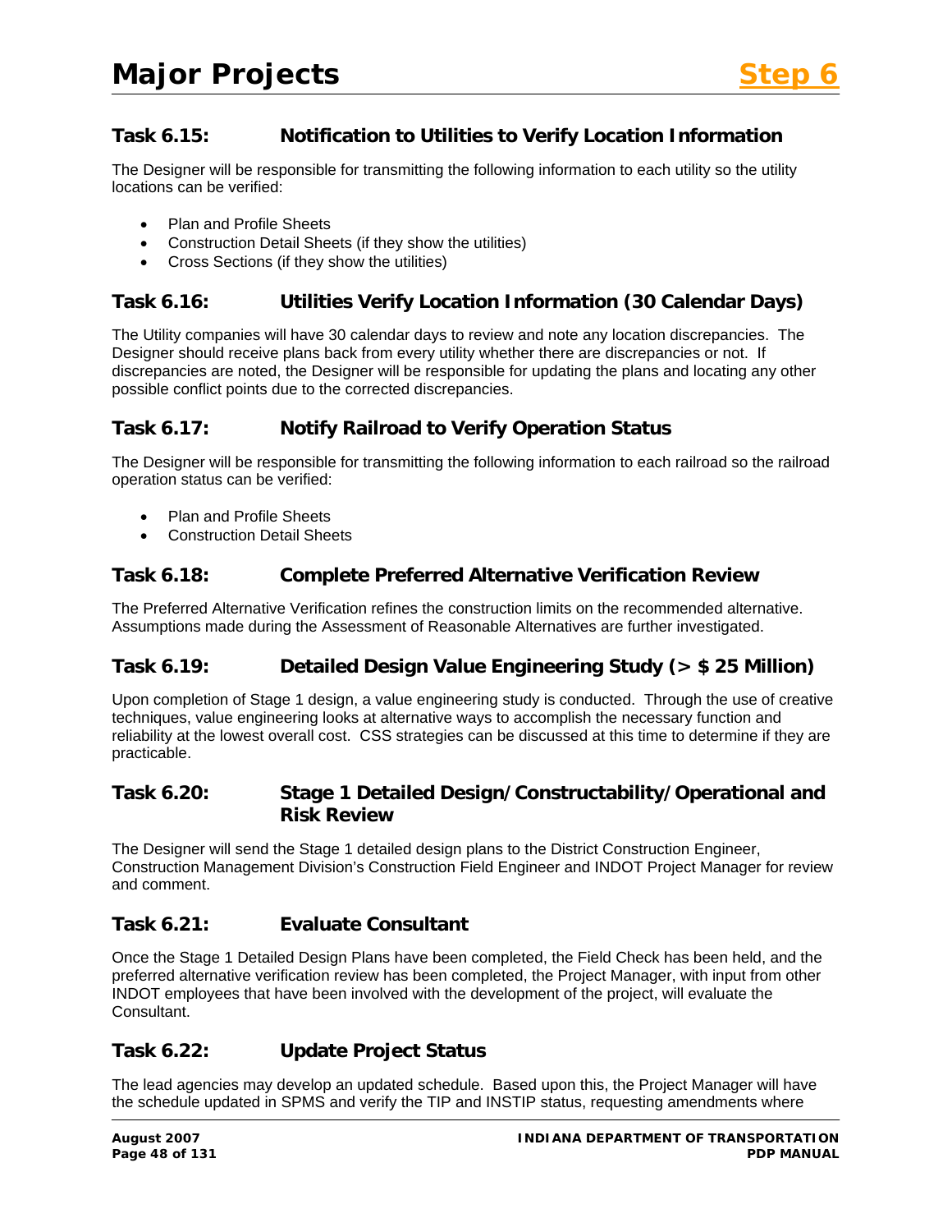### Task 6.15: Notification to Utilities to Verify Location Information

The Designer will be responsible for transmitting the following information to each utility so the utility locations can be verified:

- Plan and Profile Sheets
- Construction Detail Sheets (if they show the utilities)
- Cross Sections (if they show the utilities)

### Task 6.16: Utilities Verify Location Information (30 Calendar Days)

The Utility companies will have 30 calendar days to review and note any location discrepancies. The Designer should receive plans back from every utility whether there are discrepancies or not. If discrepancies are noted, the Designer will be responsible for updating the plans and locating any other possible conflict points due to the corrected discrepancies.

### Task 6.17: Notify Railroad to Verify Operation Status

The Designer will be responsible for transmitting the following information to each railroad so the railroad operation status can be verified:

- Plan and Profile Sheets
- Construction Detail Sheets

### Task 6.18: Complete Preferred Alternative Verification Review

The Preferred Alternative Verification refines the construction limits on the recommended alternative. Assumptions made during the Assessment of Reasonable Alternatives are further investigated.

### Task 6.19: Detailed Design Value Engineering Study (> $ 25 Million)

Upon completion of Stage 1 design, a value engineering study is conducted. Through the use of creative techniques, value engineering looks at alternative ways to accomplish the necessary function and reliability at the lowest overall cost. CSS strategies can be discussed at this time to determine if they are practicable.

### Task 6.20: Stage 1 Detailed Design/Constructability/Operational and Risk Review

The Designer will send the Stage 1 detailed design plans to the District Construction Engineer, Construction Management Division's Construction Field Engineer and INDOT Project Manager for review and comment.

### Task 6.21: Evaluate Consultant

Once the Stage 1 Detailed Design Plans have been completed, the Field Check has been held, and the preferred alternative verification review has been completed, the Project Manager, with input from other INDOT employees that have been involved with the development of the project, will evaluate the Consultant.

### Task 6.22: Update Project Status

The lead agencies may develop an updated schedule. Based upon this, the Project Manager will have the schedule updated in SPMS and verify the TIP and INSTIP status, requesting amendments where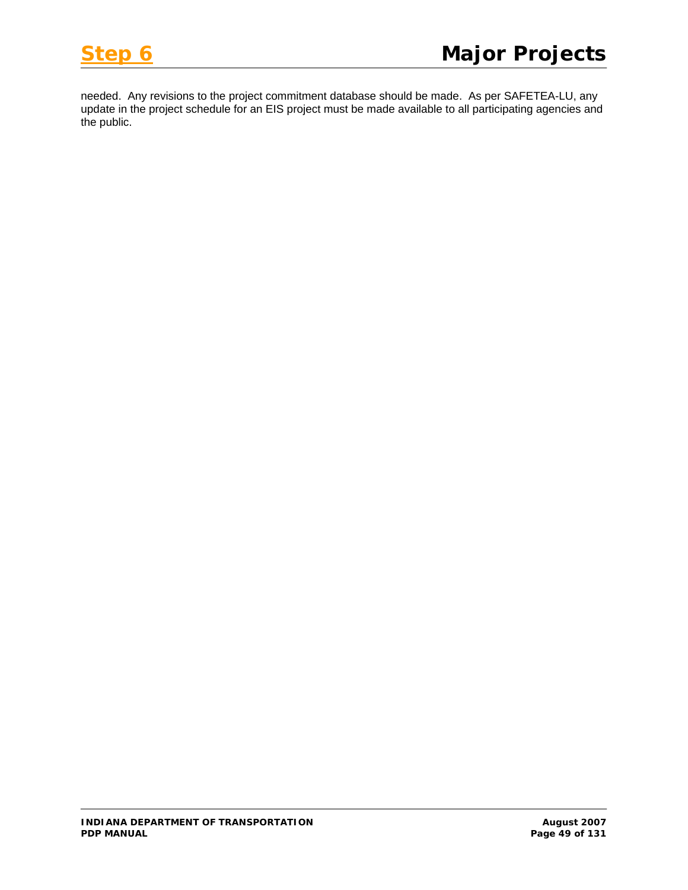needed. Any revisions to the project commitment database should be made. As per SAFETEA-LU, any update in the project schedule for an EIS project must be made available to all participating agencies and the public.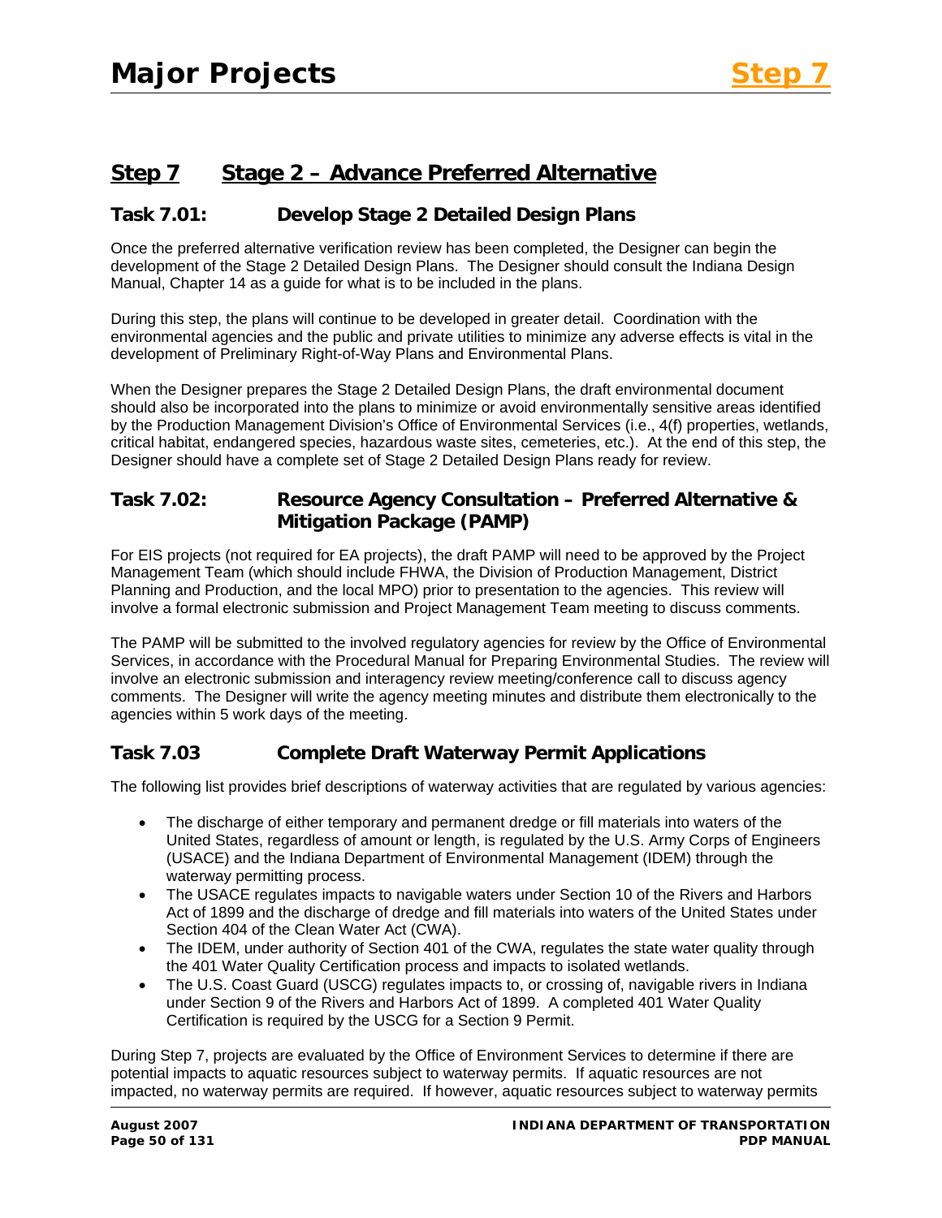## Step 7 Stage 2 – Advance Preferred Alternative

### Task 7.01: Develop Stage 2 Detailed Design Plans

Once the preferred alternative verification review has been completed, the Designer can begin the development of the Stage 2 Detailed Design Plans. The Designer should consult the Indiana Design Manual, Chapter 14 as a guide for what is to be included in the plans.

During this step, the plans will continue to be developed in greater detail. Coordination with the environmental agencies and the public and private utilities to minimize any adverse effects is vital in the development of Preliminary Right-of-Way Plans and Environmental Plans.

When the Designer prepares the Stage 2 Detailed Design Plans, the draft environmental document should also be incorporated into the plans to minimize or avoid environmentally sensitive areas identified by the Production Management Division's Office of Environmental Services (i.e., 4(f) properties, wetlands, critical habitat, endangered species, hazardous waste sites, cemeteries, etc.). At the end of this step, the Designer should have a complete set of Stage 2 Detailed Design Plans ready for review.

### Task 7.02: Resource Agency Consultation – Preferred Alternative & Mitigation Package (PAMP)

For EIS projects (not required for EA projects), the draft PAMP will need to be approved by the Project Management Team (which should include FHWA, the Division of Production Management, District Planning and Production, and the local MPO) prior to presentation to the agencies. This review will involve a formal electronic submission and Project Management Team meeting to discuss comments.

The PAMP will be submitted to the involved regulatory agencies for review by the Office of Environmental Services, in accordance with the Procedural Manual for Preparing Environmental Studies. The review will involve an electronic submission and interagency review meeting/conference call to discuss agency comments. The Designer will write the agency meeting minutes and distribute them electronically to the agencies within 5 work days of the meeting.

### Task 7.03 Complete Draft Waterway Permit Applications

The following list provides brief descriptions of waterway activities that are regulated by various agencies:

- The discharge of either temporary and permanent dredge or fill materials into waters of the United States, regardless of amount or length, is regulated by the U.S. Army Corps of Engineers (USACE) and the Indiana Department of Environmental Management (IDEM) through the waterway permitting process.
- The USACE regulates impacts to navigable waters under Section 10 of the Rivers and Harbors Act of 1899 and the discharge of dredge and fill materials into waters of the United States under Section 404 of the Clean Water Act (CWA).
- The IDEM, under authority of Section 401 of the CWA, regulates the state water quality through the 401 Water Quality Certification process and impacts to isolated wetlands.
- The U.S. Coast Guard (USCG) regulates impacts to, or crossing of, navigable rivers in Indiana under Section 9 of the Rivers and Harbors Act of 1899. A completed 401 Water Quality Certification is required by the USCG for a Section 9 Permit.

During Step 7, projects are evaluated by the Office of Environment Services to determine if there are potential impacts to aquatic resources subject to waterway permits. If aquatic resources are not impacted, no waterway permits are required. If however, aquatic resources subject to waterway permits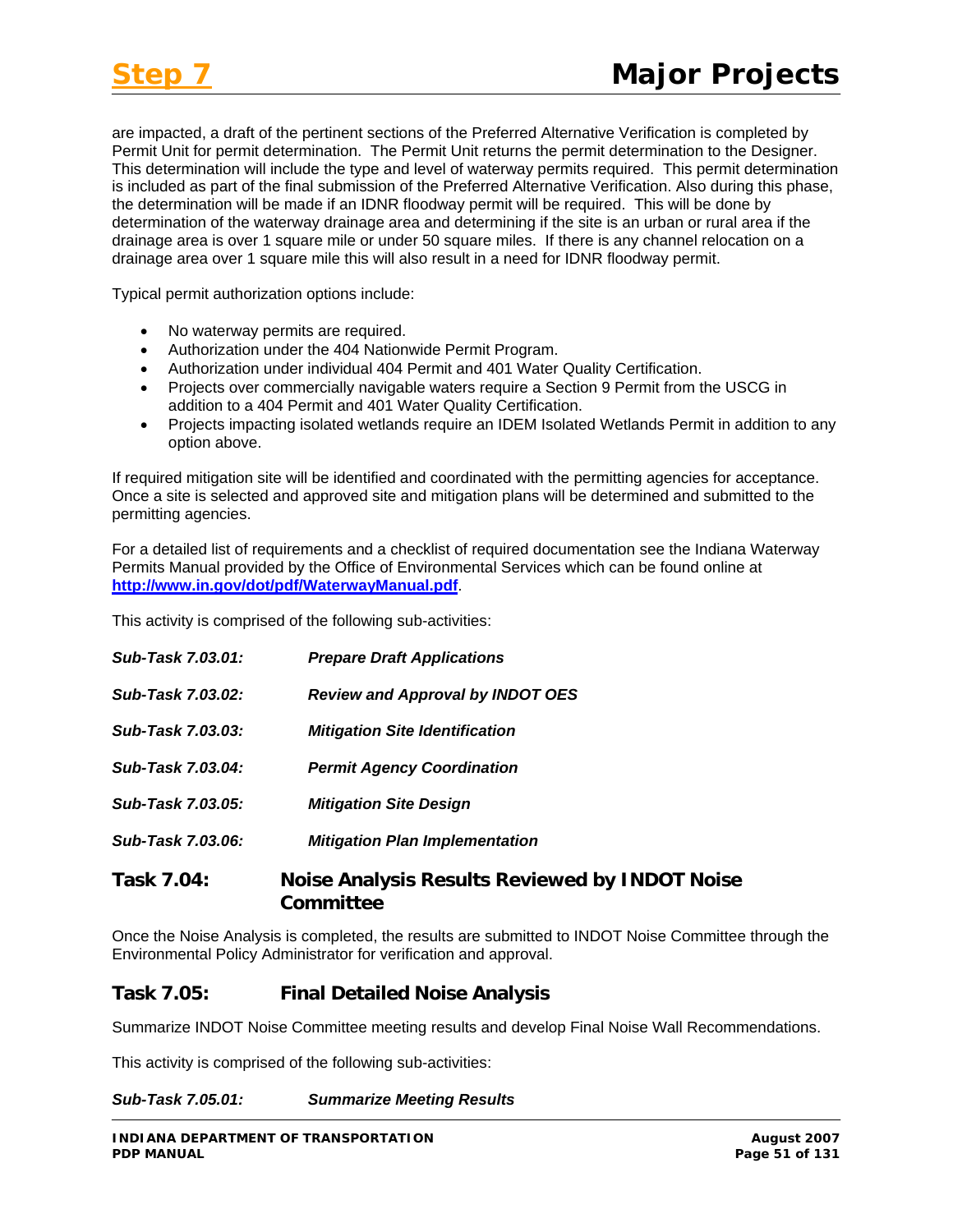are impacted, a draft of the pertinent sections of the Preferred Alternative Verification is completed by Permit Unit for permit determination. The Permit Unit returns the permit determination to the Designer. This determination will include the type and level of waterway permits required. This permit determination is included as part of the final submission of the Preferred Alternative Verification. Also during this phase, the determination will be made if an IDNR floodway permit will be required. This will be done by determination of the waterway drainage area and determining if the site is an urban or rural area if the drainage area is over 1 square mile or under 50 square miles. If there is any channel relocation on a drainage area over 1 square mile this will also result in a need for IDNR floodway permit.

Typical permit authorization options include:

- No waterway permits are required.
- Authorization under the 404 Nationwide Permit Program.
- Authorization under individual 404 Permit and 401 Water Quality Certification.
- Projects over commercially navigable waters require a Section 9 Permit from the USCG in addition to a 404 Permit and 401 Water Quality Certification.
- Projects impacting isolated wetlands require an IDEM Isolated Wetlands Permit in addition to any option above.

If required mitigation site will be identified and coordinated with the permitting agencies for acceptance. Once a site is selected and approved site and mitigation plans will be determined and submitted to the permitting agencies.

For a detailed list of requirements and a checklist of required documentation see the Indiana Waterway Permits Manual provided by the Office of Environmental Services which can be found online at **http://www.in.gov/dot/pdf/WaterwayManual.pdf**.

This activity is comprised of the following sub-activities:

***Sub-Task 7.03.01: Prepare Draft Applications***

***Sub-Task 7.03.02: Review and Approval by INDOT OES***

***Sub-Task 7.03.03: Mitigation Site Identification***

***Sub-Task 7.03.04: Permit Agency Coordination***

***Sub-Task 7.03.05: Mitigation Site Design***

***Sub-Task 7.03.06: Mitigation Plan Implementation***

## Task 7.04: Noise Analysis Results Reviewed by INDOT Noise Committee

Once the Noise Analysis is completed, the results are submitted to INDOT Noise Committee through the Environmental Policy Administrator for verification and approval.

## Task 7.05: Final Detailed Noise Analysis

Summarize INDOT Noise Committee meeting results and develop Final Noise Wall Recommendations.

This activity is comprised of the following sub-activities:

***Sub-Task 7.05.01: Summarize Meeting Results***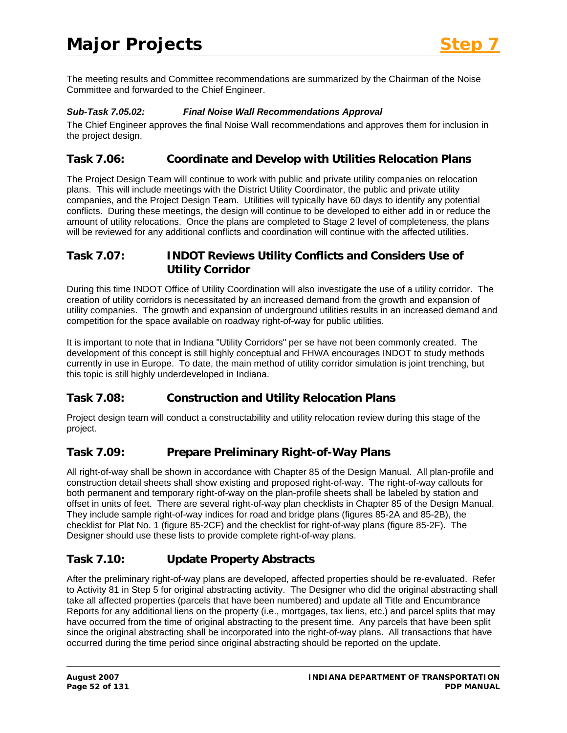The meeting results and Committee recommendations are summarized by the Chairman of the Noise Committee and forwarded to the Chief Engineer.

***Sub-Task 7.05.02: Final Noise Wall Recommendations Approval***

The Chief Engineer approves the final Noise Wall recommendations and approves them for inclusion in the project design.

## Task 7.06: Coordinate and Develop with Utilities Relocation Plans

The Project Design Team will continue to work with public and private utility companies on relocation plans. This will include meetings with the District Utility Coordinator, the public and private utility companies, and the Project Design Team. Utilities will typically have 60 days to identify any potential conflicts. During these meetings, the design will continue to be developed to either add in or reduce the amount of utility relocations. Once the plans are completed to Stage 2 level of completeness, the plans will be reviewed for any additional conflicts and coordination will continue with the affected utilities.

## Task 7.07: INDOT Reviews Utility Conflicts and Considers Use of Utility Corridor

During this time INDOT Office of Utility Coordination will also investigate the use of a utility corridor. The creation of utility corridors is necessitated by an increased demand from the growth and expansion of utility companies. The growth and expansion of underground utilities results in an increased demand and competition for the space available on roadway right-of-way for public utilities.

It is important to note that in Indiana "Utility Corridors" per se have not been commonly created. The development of this concept is still highly conceptual and FHWA encourages INDOT to study methods currently in use in Europe. To date, the main method of utility corridor simulation is joint trenching, but this topic is still highly underdeveloped in Indiana.

## Task 7.08: Construction and Utility Relocation Plans

Project design team will conduct a constructability and utility relocation review during this stage of the project.

## Task 7.09: Prepare Preliminary Right-of-Way Plans

All right-of-way shall be shown in accordance with Chapter 85 of the Design Manual. All plan-profile and construction detail sheets shall show existing and proposed right-of-way. The right-of-way callouts for both permanent and temporary right-of-way on the plan-profile sheets shall be labeled by station and offset in units of feet. There are several right-of-way plan checklists in Chapter 85 of the Design Manual. They include sample right-of-way indices for road and bridge plans (figures 85-2A and 85-2B), the checklist for Plat No. 1 (figure 85-2CF) and the checklist for right-of-way plans (figure 85-2F). The Designer should use these lists to provide complete right-of-way plans.

## Task 7.10: Update Property Abstracts

After the preliminary right-of-way plans are developed, affected properties should be re-evaluated. Refer to Activity 81 in Step 5 for original abstracting activity. The Designer who did the original abstracting shall take all affected properties (parcels that have been numbered) and update all Title and Encumbrance Reports for any additional liens on the property (i.e., mortgages, tax liens, etc.) and parcel splits that may have occurred from the time of original abstracting to the present time. Any parcels that have been split since the original abstracting shall be incorporated into the right-of-way plans. All transactions that have occurred during the time period since original abstracting should be reported on the update.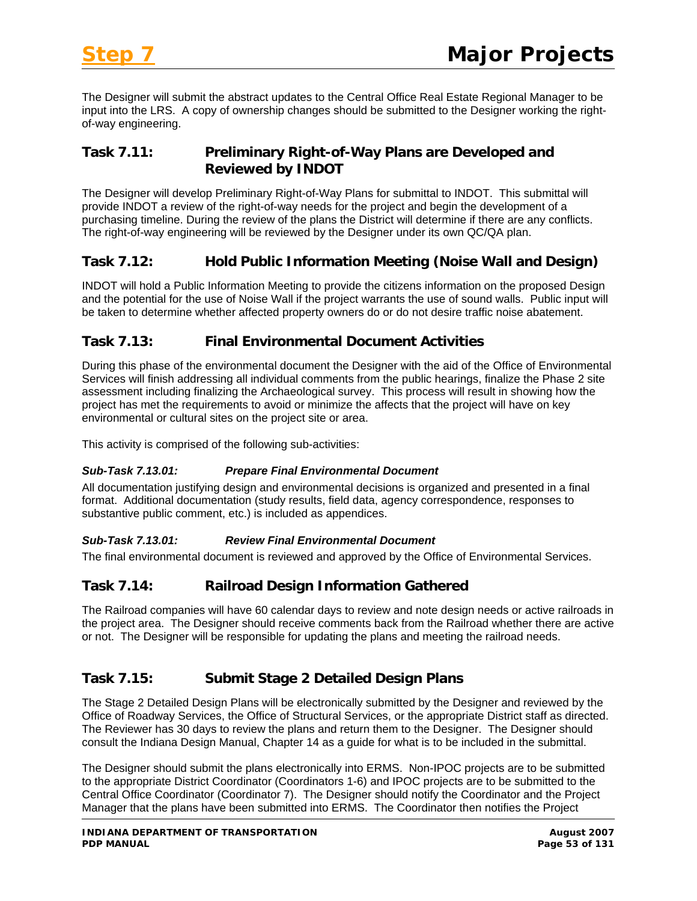The Designer will submit the abstract updates to the Central Office Real Estate Regional Manager to be input into the LRS. A copy of ownership changes should be submitted to the Designer working the right-of-way engineering.

## Task 7.11: Preliminary Right-of-Way Plans are Developed and Reviewed by INDOT

The Designer will develop Preliminary Right-of-Way Plans for submittal to INDOT. This submittal will provide INDOT a review of the right-of-way needs for the project and begin the development of a purchasing timeline. During the review of the plans the District will determine if there are any conflicts. The right-of-way engineering will be reviewed by the Designer under its own QC/QA plan.

## Task 7.12: Hold Public Information Meeting (Noise Wall and Design)

INDOT will hold a Public Information Meeting to provide the citizens information on the proposed Design and the potential for the use of Noise Wall if the project warrants the use of sound walls. Public input will be taken to determine whether affected property owners do or do not desire traffic noise abatement.

## Task 7.13: Final Environmental Document Activities

During this phase of the environmental document the Designer with the aid of the Office of Environmental Services will finish addressing all individual comments from the public hearings, finalize the Phase 2 site assessment including finalizing the Archaeological survey. This process will result in showing how the project has met the requirements to avoid or minimize the affects that the project will have on key environmental or cultural sites on the project site or area.

This activity is comprised of the following sub-activities:

#### *Sub-Task 7.13.01: Prepare Final Environmental Document*

All documentation justifying design and environmental decisions is organized and presented in a final format. Additional documentation (study results, field data, agency correspondence, responses to substantive public comment, etc.) is included as appendices.

#### *Sub-Task 7.13.01: Review Final Environmental Document*

The final environmental document is reviewed and approved by the Office of Environmental Services.

## Task 7.14: Railroad Design Information Gathered

The Railroad companies will have 60 calendar days to review and note design needs or active railroads in the project area. The Designer should receive comments back from the Railroad whether there are active or not. The Designer will be responsible for updating the plans and meeting the railroad needs.

## Task 7.15: Submit Stage 2 Detailed Design Plans

The Stage 2 Detailed Design Plans will be electronically submitted by the Designer and reviewed by the Office of Roadway Services, the Office of Structural Services, or the appropriate District staff as directed. The Reviewer has 30 days to review the plans and return them to the Designer. The Designer should consult the Indiana Design Manual, Chapter 14 as a guide for what is to be included in the submittal.

The Designer should submit the plans electronically into ERMS. Non-IPOC projects are to be submitted to the appropriate District Coordinator (Coordinators 1-6) and IPOC projects are to be submitted to the Central Office Coordinator (Coordinator 7). The Designer should notify the Coordinator and the Project Manager that the plans have been submitted into ERMS. The Coordinator then notifies the Project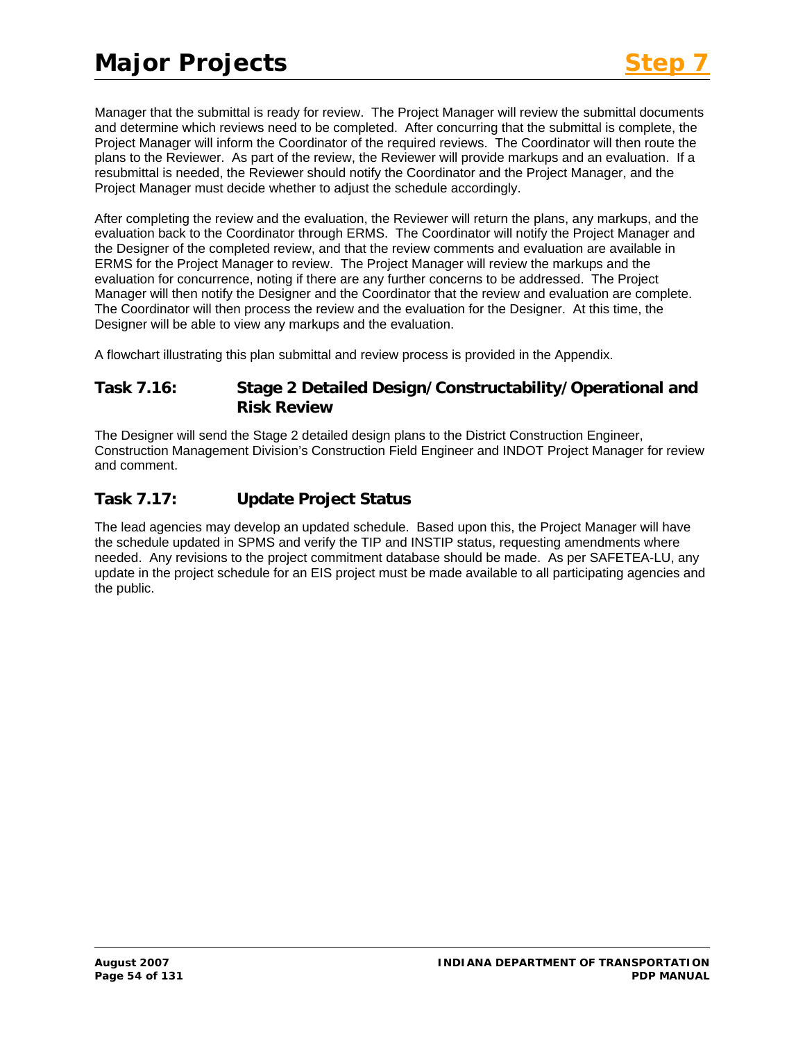Manager that the submittal is ready for review. The Project Manager will review the submittal documents and determine which reviews need to be completed. After concurring that the submittal is complete, the Project Manager will inform the Coordinator of the required reviews. The Coordinator will then route the plans to the Reviewer. As part of the review, the Reviewer will provide markups and an evaluation. If a resubmittal is needed, the Reviewer should notify the Coordinator and the Project Manager, and the Project Manager must decide whether to adjust the schedule accordingly.

After completing the review and the evaluation, the Reviewer will return the plans, any markups, and the evaluation back to the Coordinator through ERMS. The Coordinator will notify the Project Manager and the Designer of the completed review, and that the review comments and evaluation are available in ERMS for the Project Manager to review. The Project Manager will review the markups and the evaluation for concurrence, noting if there are any further concerns to be addressed. The Project Manager will then notify the Designer and the Coordinator that the review and evaluation are complete. The Coordinator will then process the review and the evaluation for the Designer. At this time, the Designer will be able to view any markups and the evaluation.

A flowchart illustrating this plan submittal and review process is provided in the Appendix.

### Task 7.16: Stage 2 Detailed Design/Constructability/Operational and Risk Review

The Designer will send the Stage 2 detailed design plans to the District Construction Engineer, Construction Management Division's Construction Field Engineer and INDOT Project Manager for review and comment.

### Task 7.17: Update Project Status

The lead agencies may develop an updated schedule. Based upon this, the Project Manager will have the schedule updated in SPMS and verify the TIP and INSTIP status, requesting amendments where needed. Any revisions to the project commitment database should be made. As per SAFETEA-LU, any update in the project schedule for an EIS project must be made available to all participating agencies and the public.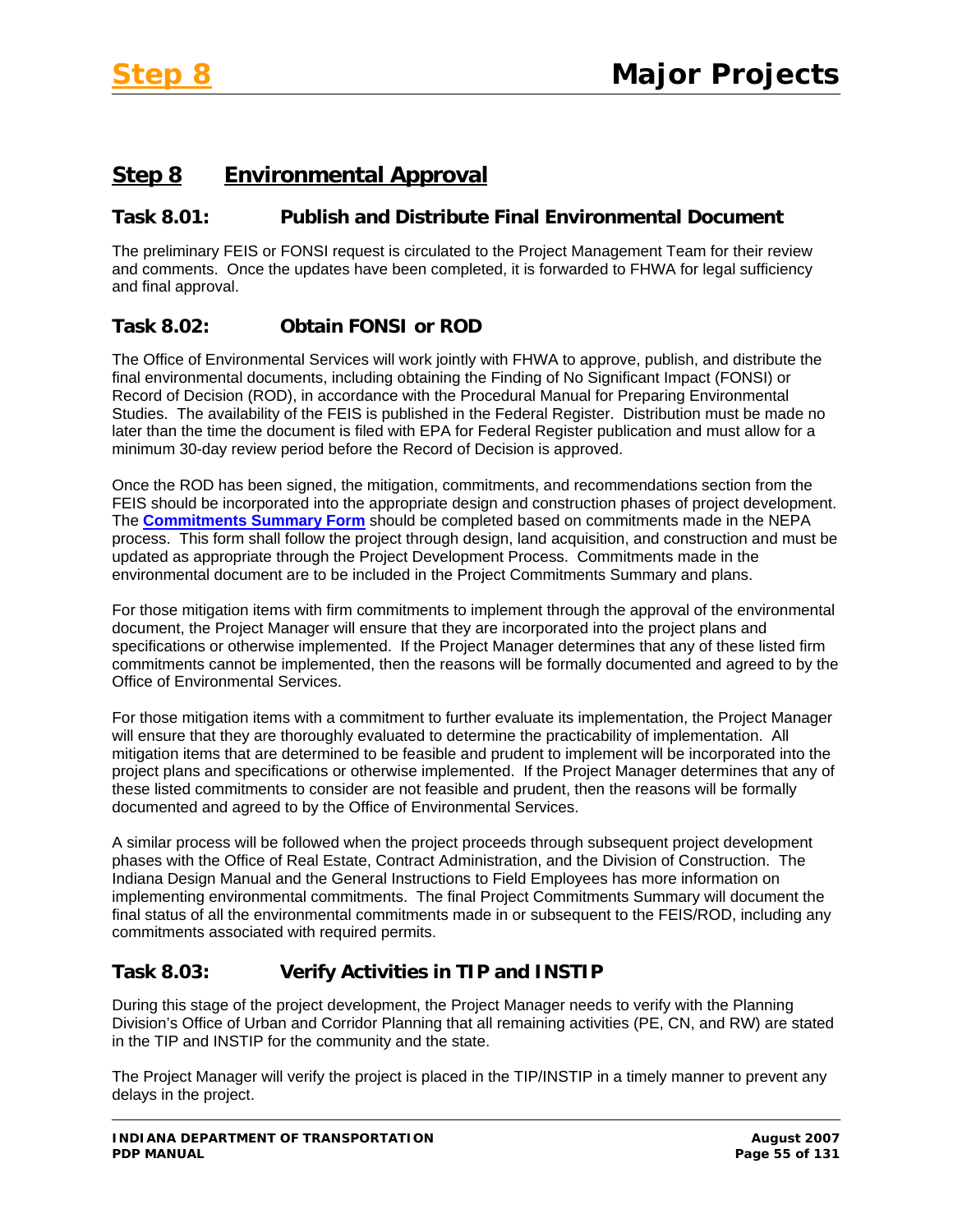## Step 8 Environmental Approval

### Task 8.01: Publish and Distribute Final Environmental Document

The preliminary FEIS or FONSI request is circulated to the Project Management Team for their review and comments. Once the updates have been completed, it is forwarded to FHWA for legal sufficiency and final approval.

### Task 8.02: Obtain FONSI or ROD

The Office of Environmental Services will work jointly with FHWA to approve, publish, and distribute the final environmental documents, including obtaining the Finding of No Significant Impact (FONSI) or Record of Decision (ROD), in accordance with the Procedural Manual for Preparing Environmental Studies. The availability of the FEIS is published in the Federal Register. Distribution must be made no later than the time the document is filed with EPA for Federal Register publication and must allow for a minimum 30-day review period before the Record of Decision is approved.

Once the ROD has been signed, the mitigation, commitments, and recommendations section from the FEIS should be incorporated into the appropriate design and construction phases of project development. The **Commitments Summary Form** should be completed based on commitments made in the NEPA process. This form shall follow the project through design, land acquisition, and construction and must be updated as appropriate through the Project Development Process. Commitments made in the environmental document are to be included in the Project Commitments Summary and plans.

For those mitigation items with firm commitments to implement through the approval of the environmental document, the Project Manager will ensure that they are incorporated into the project plans and specifications or otherwise implemented. If the Project Manager determines that any of these listed firm commitments cannot be implemented, then the reasons will be formally documented and agreed to by the Office of Environmental Services.

For those mitigation items with a commitment to further evaluate its implementation, the Project Manager will ensure that they are thoroughly evaluated to determine the practicability of implementation. All mitigation items that are determined to be feasible and prudent to implement will be incorporated into the project plans and specifications or otherwise implemented. If the Project Manager determines that any of these listed commitments to consider are not feasible and prudent, then the reasons will be formally documented and agreed to by the Office of Environmental Services.

A similar process will be followed when the project proceeds through subsequent project development phases with the Office of Real Estate, Contract Administration, and the Division of Construction. The Indiana Design Manual and the General Instructions to Field Employees has more information on implementing environmental commitments. The final Project Commitments Summary will document the final status of all the environmental commitments made in or subsequent to the FEIS/ROD, including any commitments associated with required permits.

### Task 8.03: Verify Activities in TIP and INSTIP

During this stage of the project development, the Project Manager needs to verify with the Planning Division's Office of Urban and Corridor Planning that all remaining activities (PE, CN, and RW) are stated in the TIP and INSTIP for the community and the state.

The Project Manager will verify the project is placed in the TIP/INSTIP in a timely manner to prevent any delays in the project.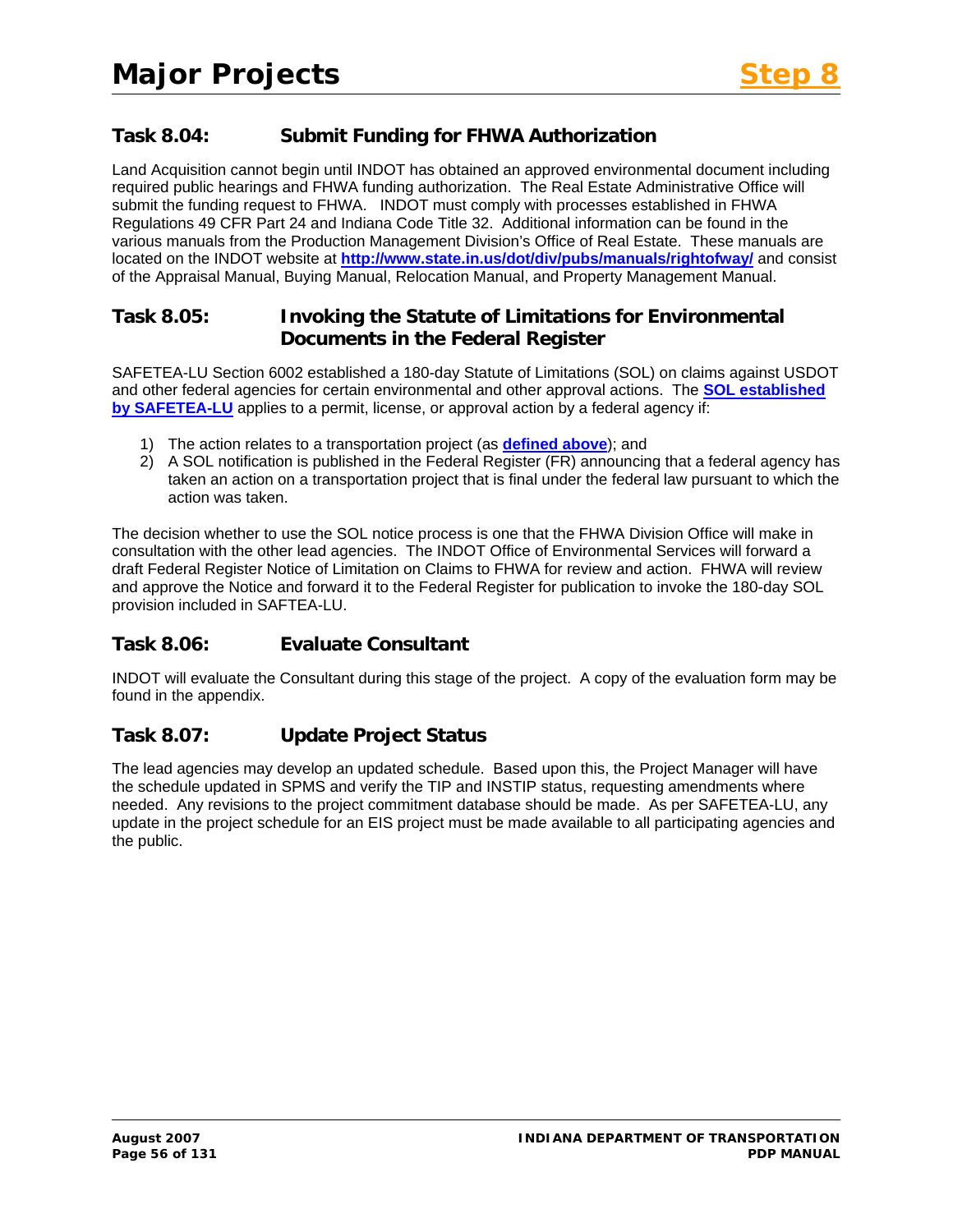## Task 8.04: Submit Funding for FHWA Authorization

Land Acquisition cannot begin until INDOT has obtained an approved environmental document including required public hearings and FHWA funding authorization. The Real Estate Administrative Office will submit the funding request to FHWA. INDOT must comply with processes established in FHWA Regulations 49 CFR Part 24 and Indiana Code Title 32. Additional information can be found in the various manuals from the Production Management Division's Office of Real Estate. These manuals are located on the INDOT website at **http://www.state.in.us/dot/div/pubs/manuals/rightofway/** and consist of the Appraisal Manual, Buying Manual, Relocation Manual, and Property Management Manual.

## Task 8.05: Invoking the Statute of Limitations for Environmental Documents in the Federal Register

SAFETEA-LU Section 6002 established a 180-day Statute of Limitations (SOL) on claims against USDOT and other federal agencies for certain environmental and other approval actions. The **SOL established by SAFETEA-LU** applies to a permit, license, or approval action by a federal agency if:

1) The action relates to a transportation project (as **defined above**); and
2) A SOL notification is published in the Federal Register (FR) announcing that a federal agency has taken an action on a transportation project that is final under the federal law pursuant to which the action was taken.

The decision whether to use the SOL notice process is one that the FHWA Division Office will make in consultation with the other lead agencies. The INDOT Office of Environmental Services will forward a draft Federal Register Notice of Limitation on Claims to FHWA for review and action. FHWA will review and approve the Notice and forward it to the Federal Register for publication to invoke the 180-day SOL provision included in SAFTEA-LU.

## Task 8.06: Evaluate Consultant

INDOT will evaluate the Consultant during this stage of the project. A copy of the evaluation form may be found in the appendix.

## Task 8.07: Update Project Status

The lead agencies may develop an updated schedule. Based upon this, the Project Manager will have the schedule updated in SPMS and verify the TIP and INSTIP status, requesting amendments where needed. Any revisions to the project commitment database should be made. As per SAFETEA-LU, any update in the project schedule for an EIS project must be made available to all participating agencies and the public.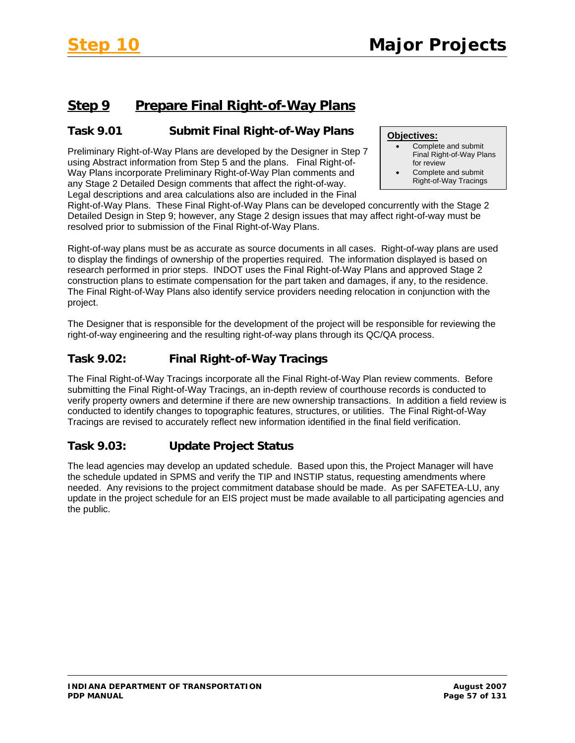## Step 9 Prepare Final Right-of-Way Plans

### Task 9.01 Submit Final Right-of-Way Plans

**Objectives:**
- Complete and submit Final Right-of-Way Plans for review
- Complete and submit Right-of-Way Tracings

Preliminary Right-of-Way Plans are developed by the Designer in Step 7 using Abstract information from Step 5 and the plans. Final Right-of-Way Plans incorporate Preliminary Right-of-Way Plan comments and any Stage 2 Detailed Design comments that affect the right-of-way. Legal descriptions and area calculations also are included in the Final Right-of-Way Plans. These Final Right-of-Way Plans can be developed concurrently with the Stage 2 Detailed Design in Step 9; however, any Stage 2 design issues that may affect right-of-way must be resolved prior to submission of the Final Right-of-Way Plans.

Right-of-way plans must be as accurate as source documents in all cases. Right-of-way plans are used to display the findings of ownership of the properties required. The information displayed is based on research performed in prior steps. INDOT uses the Final Right-of-Way Plans and approved Stage 2 construction plans to estimate compensation for the part taken and damages, if any, to the residence. The Final Right-of-Way Plans also identify service providers needing relocation in conjunction with the project.

The Designer that is responsible for the development of the project will be responsible for reviewing the right-of-way engineering and the resulting right-of-way plans through its QC/QA process.

### Task 9.02: Final Right-of-Way Tracings

The Final Right-of-Way Tracings incorporate all the Final Right-of-Way Plan review comments. Before submitting the Final Right-of-Way Tracings, an in-depth review of courthouse records is conducted to verify property owners and determine if there are new ownership transactions. In addition a field review is conducted to identify changes to topographic features, structures, or utilities. The Final Right-of-Way Tracings are revised to accurately reflect new information identified in the final field verification.

### Task 9.03: Update Project Status

The lead agencies may develop an updated schedule. Based upon this, the Project Manager will have the schedule updated in SPMS and verify the TIP and INSTIP status, requesting amendments where needed. Any revisions to the project commitment database should be made. As per SAFETEA-LU, any update in the project schedule for an EIS project must be made available to all participating agencies and the public.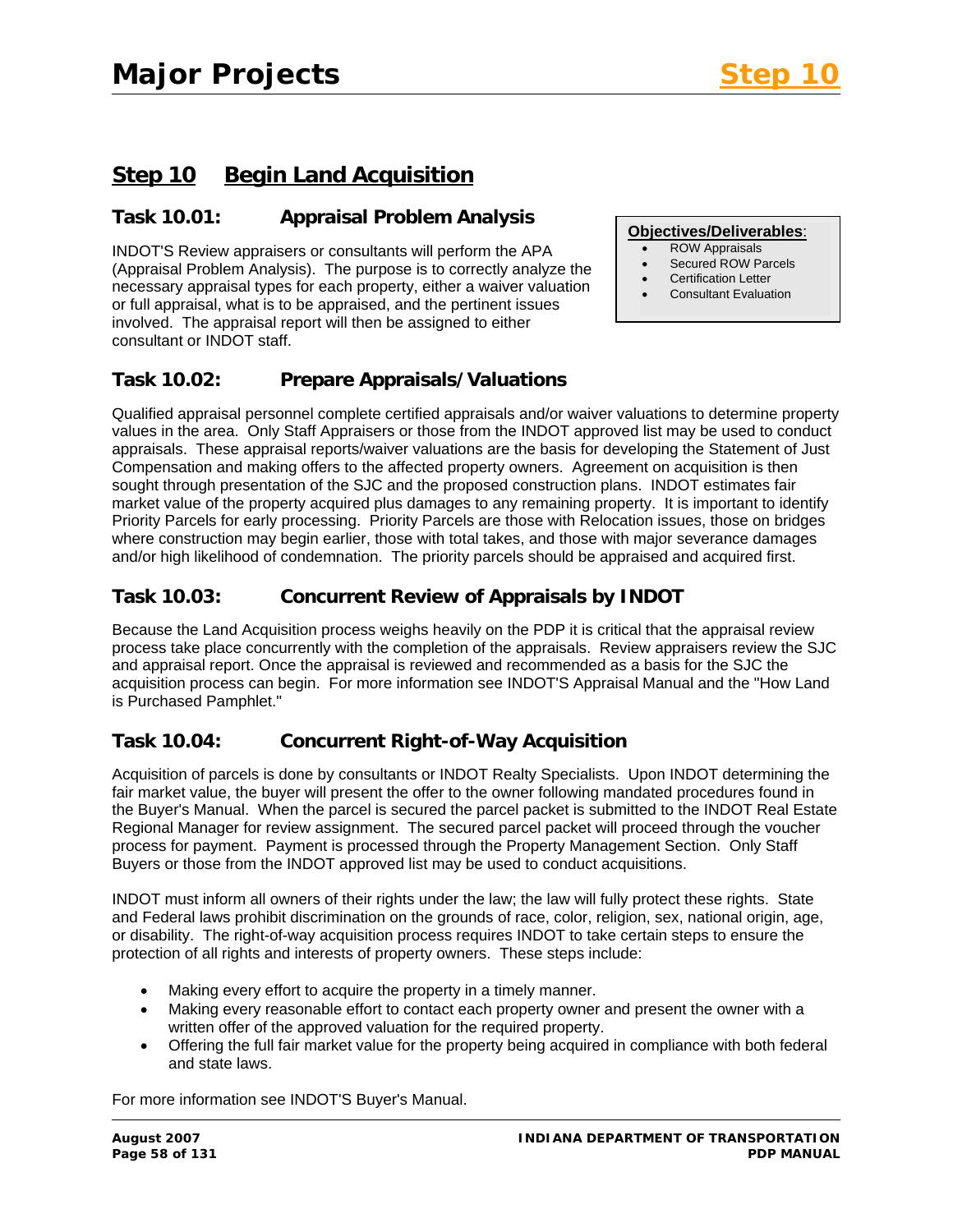## Step 10 Begin Land Acquisition

### Task 10.01: Appraisal Problem Analysis

**Objectives/Deliverables:**

- ROW Appraisals
- Secured ROW Parcels
- Certification Letter
- Consultant Evaluation

INDOT'S Review appraisers or consultants will perform the APA (Appraisal Problem Analysis). The purpose is to correctly analyze the necessary appraisal types for each property, either a waiver valuation or full appraisal, what is to be appraised, and the pertinent issues involved. The appraisal report will then be assigned to either consultant or INDOT staff.

### Task 10.02: Prepare Appraisals/Valuations

Qualified appraisal personnel complete certified appraisals and/or waiver valuations to determine property values in the area. Only Staff Appraisers or those from the INDOT approved list may be used to conduct appraisals. These appraisal reports/waiver valuations are the basis for developing the Statement of Just Compensation and making offers to the affected property owners. Agreement on acquisition is then sought through presentation of the SJC and the proposed construction plans. INDOT estimates fair market value of the property acquired plus damages to any remaining property. It is important to identify Priority Parcels for early processing. Priority Parcels are those with Relocation issues, those on bridges where construction may begin earlier, those with total takes, and those with major severance damages and/or high likelihood of condemnation. The priority parcels should be appraised and acquired first.

### Task 10.03: Concurrent Review of Appraisals by INDOT

Because the Land Acquisition process weighs heavily on the PDP it is critical that the appraisal review process take place concurrently with the completion of the appraisals. Review appraisers review the SJC and appraisal report. Once the appraisal is reviewed and recommended as a basis for the SJC the acquisition process can begin. For more information see INDOT'S Appraisal Manual and the "How Land is Purchased Pamphlet."

### Task 10.04: Concurrent Right-of-Way Acquisition

Acquisition of parcels is done by consultants or INDOT Realty Specialists. Upon INDOT determining the fair market value, the buyer will present the offer to the owner following mandated procedures found in the Buyer's Manual. When the parcel is secured the parcel packet is submitted to the INDOT Real Estate Regional Manager for review assignment. The secured parcel packet will proceed through the voucher process for payment. Payment is processed through the Property Management Section. Only Staff Buyers or those from the INDOT approved list may be used to conduct acquisitions.

INDOT must inform all owners of their rights under the law; the law will fully protect these rights. State and Federal laws prohibit discrimination on the grounds of race, color, religion, sex, national origin, age, or disability. The right-of-way acquisition process requires INDOT to take certain steps to ensure the protection of all rights and interests of property owners. These steps include:

- Making every effort to acquire the property in a timely manner.
- Making every reasonable effort to contact each property owner and present the owner with a written offer of the approved valuation for the required property.
- Offering the full fair market value for the property being acquired in compliance with both federal and state laws.

For more information see INDOT'S Buyer's Manual.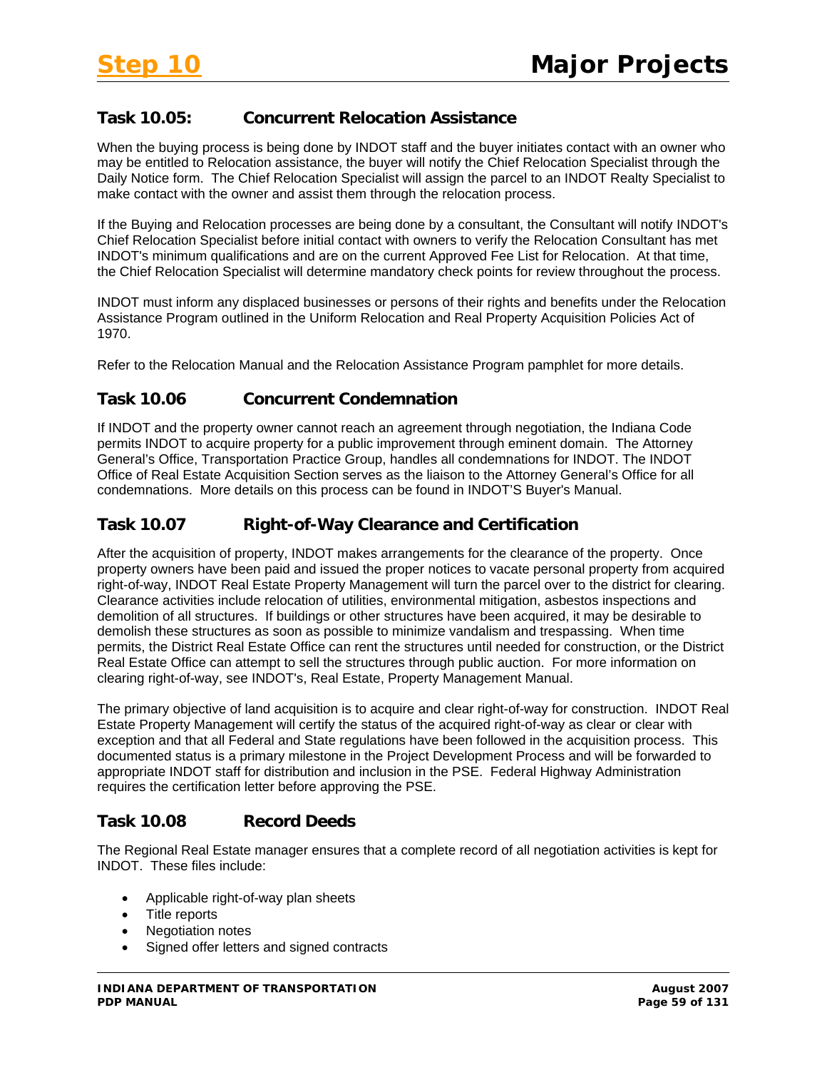### Task 10.05: Concurrent Relocation Assistance

When the buying process is being done by INDOT staff and the buyer initiates contact with an owner who may be entitled to Relocation assistance, the buyer will notify the Chief Relocation Specialist through the Daily Notice form. The Chief Relocation Specialist will assign the parcel to an INDOT Realty Specialist to make contact with the owner and assist them through the relocation process.

If the Buying and Relocation processes are being done by a consultant, the Consultant will notify INDOT's Chief Relocation Specialist before initial contact with owners to verify the Relocation Consultant has met INDOT's minimum qualifications and are on the current Approved Fee List for Relocation. At that time, the Chief Relocation Specialist will determine mandatory check points for review throughout the process.

INDOT must inform any displaced businesses or persons of their rights and benefits under the Relocation Assistance Program outlined in the Uniform Relocation and Real Property Acquisition Policies Act of 1970.

Refer to the Relocation Manual and the Relocation Assistance Program pamphlet for more details.

### Task 10.06 Concurrent Condemnation

If INDOT and the property owner cannot reach an agreement through negotiation, the Indiana Code permits INDOT to acquire property for a public improvement through eminent domain. The Attorney General's Office, Transportation Practice Group, handles all condemnations for INDOT. The INDOT Office of Real Estate Acquisition Section serves as the liaison to the Attorney General's Office for all condemnations. More details on this process can be found in INDOT'S Buyer's Manual.

### Task 10.07 Right-of-Way Clearance and Certification

After the acquisition of property, INDOT makes arrangements for the clearance of the property. Once property owners have been paid and issued the proper notices to vacate personal property from acquired right-of-way, INDOT Real Estate Property Management will turn the parcel over to the district for clearing. Clearance activities include relocation of utilities, environmental mitigation, asbestos inspections and demolition of all structures. If buildings or other structures have been acquired, it may be desirable to demolish these structures as soon as possible to minimize vandalism and trespassing. When time permits, the District Real Estate Office can rent the structures until needed for construction, or the District Real Estate Office can attempt to sell the structures through public auction. For more information on clearing right-of-way, see INDOT's, Real Estate, Property Management Manual.

The primary objective of land acquisition is to acquire and clear right-of-way for construction. INDOT Real Estate Property Management will certify the status of the acquired right-of-way as clear or clear with exception and that all Federal and State regulations have been followed in the acquisition process. This documented status is a primary milestone in the Project Development Process and will be forwarded to appropriate INDOT staff for distribution and inclusion in the PSE. Federal Highway Administration requires the certification letter before approving the PSE.

### Task 10.08 Record Deeds

The Regional Real Estate manager ensures that a complete record of all negotiation activities is kept for INDOT. These files include:

- Applicable right-of-way plan sheets
- Title reports
- Negotiation notes
- Signed offer letters and signed contracts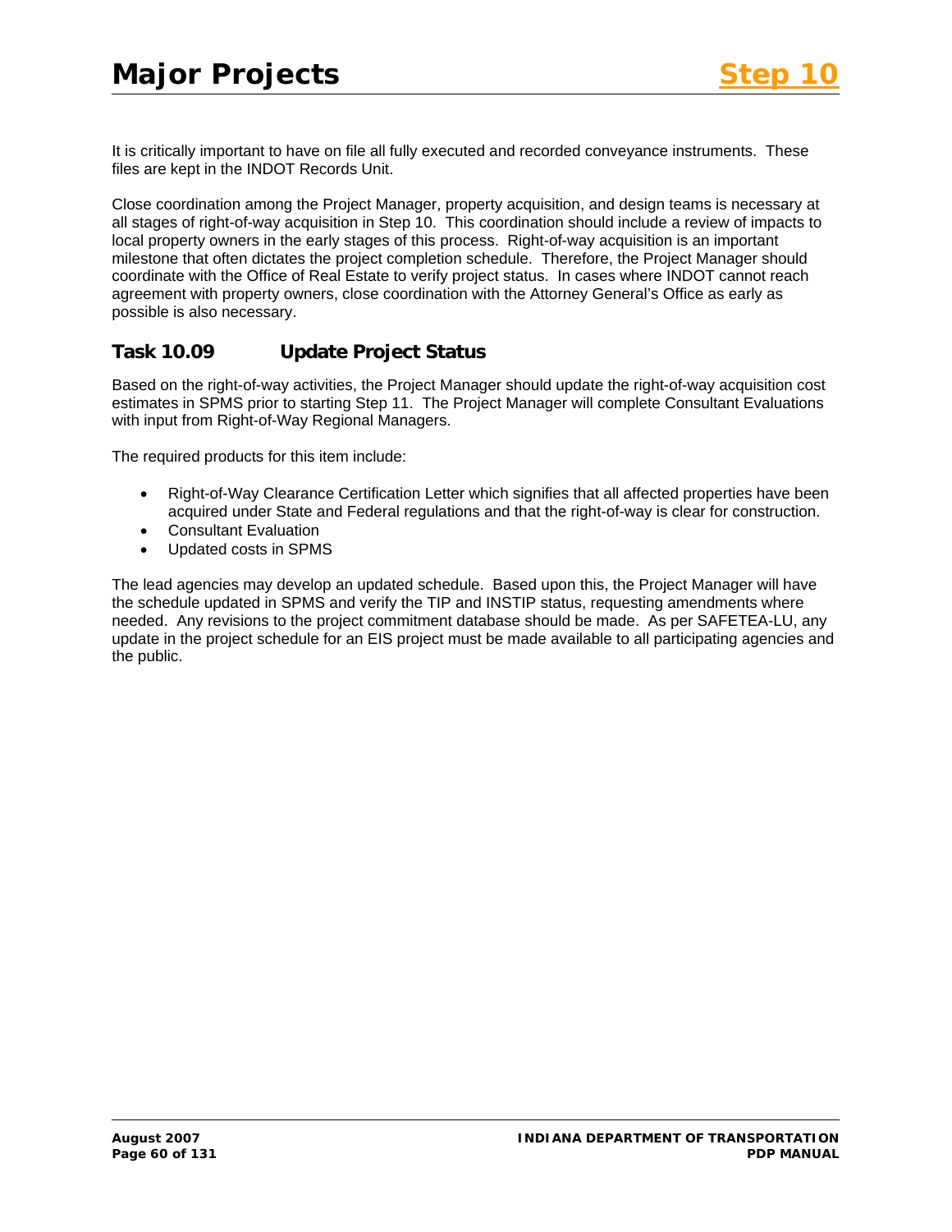It is critically important to have on file all fully executed and recorded conveyance instruments. These files are kept in the INDOT Records Unit.

Close coordination among the Project Manager, property acquisition, and design teams is necessary at all stages of right-of-way acquisition in Step 10. This coordination should include a review of impacts to local property owners in the early stages of this process. Right-of-way acquisition is an important milestone that often dictates the project completion schedule. Therefore, the Project Manager should coordinate with the Office of Real Estate to verify project status. In cases where INDOT cannot reach agreement with property owners, close coordination with the Attorney General's Office as early as possible is also necessary.

### Task 10.09 Update Project Status

Based on the right-of-way activities, the Project Manager should update the right-of-way acquisition cost estimates in SPMS prior to starting Step 11. The Project Manager will complete Consultant Evaluations with input from Right-of-Way Regional Managers.

The required products for this item include:

- Right-of-Way Clearance Certification Letter which signifies that all affected properties have been acquired under State and Federal regulations and that the right-of-way is clear for construction.
- Consultant Evaluation
- Updated costs in SPMS

The lead agencies may develop an updated schedule. Based upon this, the Project Manager will have the schedule updated in SPMS and verify the TIP and INSTIP status, requesting amendments where needed. Any revisions to the project commitment database should be made. As per SAFETEA-LU, any update in the project schedule for an EIS project must be made available to all participating agencies and the public.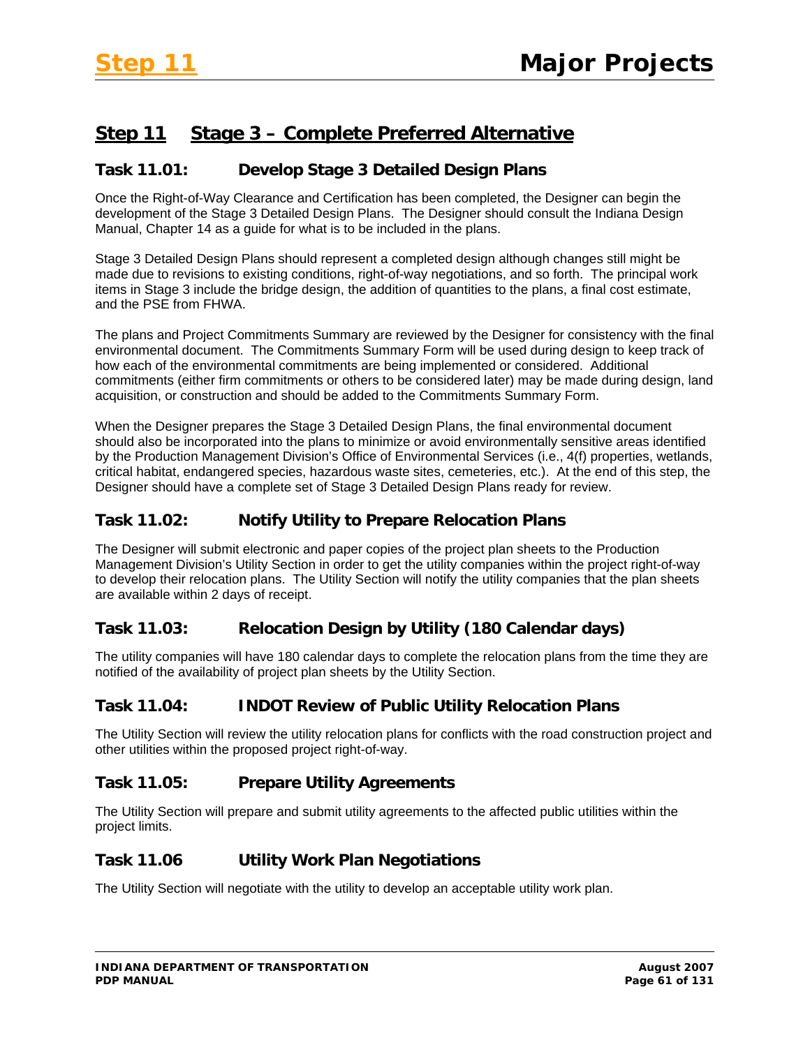## Step 11 Stage 3 – Complete Preferred Alternative

### Task 11.01: Develop Stage 3 Detailed Design Plans

Once the Right-of-Way Clearance and Certification has been completed, the Designer can begin the development of the Stage 3 Detailed Design Plans. The Designer should consult the Indiana Design Manual, Chapter 14 as a guide for what is to be included in the plans.

Stage 3 Detailed Design Plans should represent a completed design although changes still might be made due to revisions to existing conditions, right-of-way negotiations, and so forth. The principal work items in Stage 3 include the bridge design, the addition of quantities to the plans, a final cost estimate, and the PSE from FHWA.

The plans and Project Commitments Summary are reviewed by the Designer for consistency with the final environmental document. The Commitments Summary Form will be used during design to keep track of how each of the environmental commitments are being implemented or considered. Additional commitments (either firm commitments or others to be considered later) may be made during design, land acquisition, or construction and should be added to the Commitments Summary Form.

When the Designer prepares the Stage 3 Detailed Design Plans, the final environmental document should also be incorporated into the plans to minimize or avoid environmentally sensitive areas identified by the Production Management Division's Office of Environmental Services (i.e., 4(f) properties, wetlands, critical habitat, endangered species, hazardous waste sites, cemeteries, etc.). At the end of this step, the Designer should have a complete set of Stage 3 Detailed Design Plans ready for review.

### Task 11.02: Notify Utility to Prepare Relocation Plans

The Designer will submit electronic and paper copies of the project plan sheets to the Production Management Division's Utility Section in order to get the utility companies within the project right-of-way to develop their relocation plans. The Utility Section will notify the utility companies that the plan sheets are available within 2 days of receipt.

### Task 11.03: Relocation Design by Utility (180 Calendar days)

The utility companies will have 180 calendar days to complete the relocation plans from the time they are notified of the availability of project plan sheets by the Utility Section.

### Task 11.04: INDOT Review of Public Utility Relocation Plans

The Utility Section will review the utility relocation plans for conflicts with the road construction project and other utilities within the proposed project right-of-way.

### Task 11.05: Prepare Utility Agreements

The Utility Section will prepare and submit utility agreements to the affected public utilities within the project limits.

### Task 11.06 Utility Work Plan Negotiations

The Utility Section will negotiate with the utility to develop an acceptable utility work plan.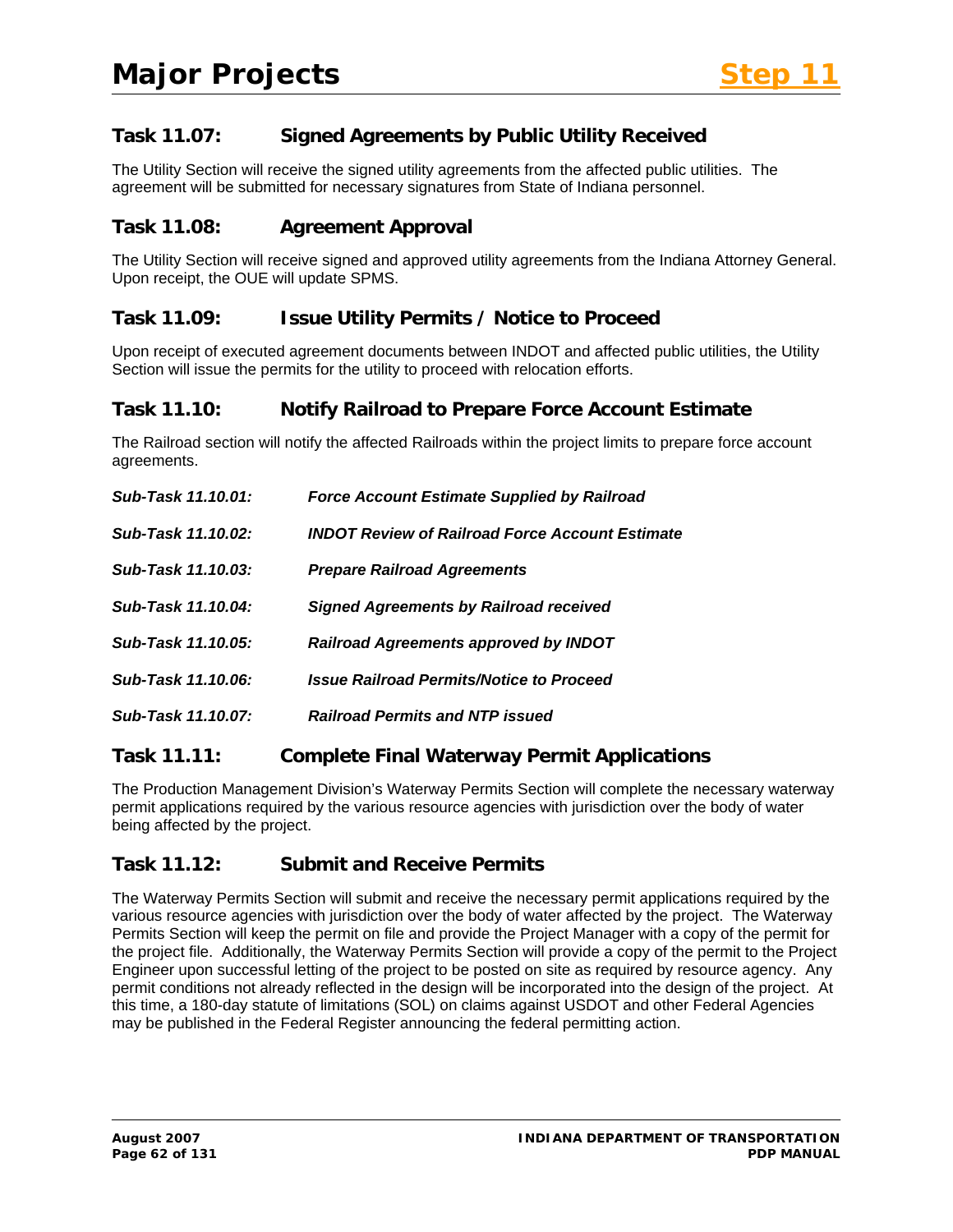## Task 11.07: Signed Agreements by Public Utility Received

The Utility Section will receive the signed utility agreements from the affected public utilities. The agreement will be submitted for necessary signatures from State of Indiana personnel.

## Task 11.08: Agreement Approval

The Utility Section will receive signed and approved utility agreements from the Indiana Attorney General. Upon receipt, the OUE will update SPMS.

## Task 11.09: Issue Utility Permits / Notice to Proceed

Upon receipt of executed agreement documents between INDOT and affected public utilities, the Utility Section will issue the permits for the utility to proceed with relocation efforts.

## Task 11.10: Notify Railroad to Prepare Force Account Estimate

The Railroad section will notify the affected Railroads within the project limits to prepare force account agreements.

***Sub-Task 11.10.01: Force Account Estimate Supplied by Railroad***

***Sub-Task 11.10.02: INDOT Review of Railroad Force Account Estimate***

***Sub-Task 11.10.03: Prepare Railroad Agreements***

***Sub-Task 11.10.04: Signed Agreements by Railroad received***

***Sub-Task 11.10.05: Railroad Agreements approved by INDOT***

***Sub-Task 11.10.06: Issue Railroad Permits/Notice to Proceed***

***Sub-Task 11.10.07: Railroad Permits and NTP issued***

## Task 11.11: Complete Final Waterway Permit Applications

The Production Management Division's Waterway Permits Section will complete the necessary waterway permit applications required by the various resource agencies with jurisdiction over the body of water being affected by the project.

## Task 11.12: Submit and Receive Permits

The Waterway Permits Section will submit and receive the necessary permit applications required by the various resource agencies with jurisdiction over the body of water affected by the project. The Waterway Permits Section will keep the permit on file and provide the Project Manager with a copy of the permit for the project file. Additionally, the Waterway Permits Section will provide a copy of the permit to the Project Engineer upon successful letting of the project to be posted on site as required by resource agency. Any permit conditions not already reflected in the design will be incorporated into the design of the project. At this time, a 180-day statute of limitations (SOL) on claims against USDOT and other Federal Agencies may be published in the Federal Register announcing the federal permitting action.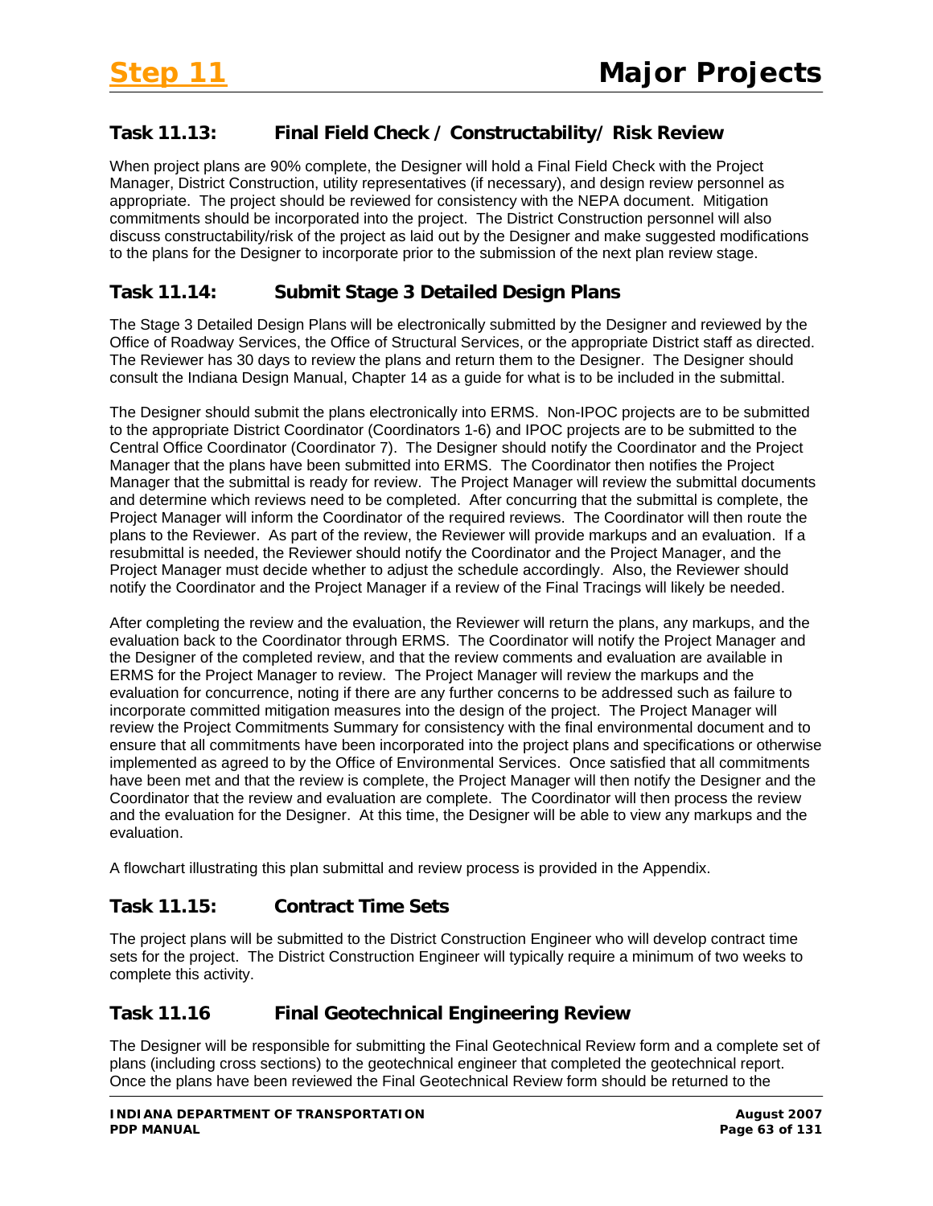## Task 11.13: Final Field Check / Constructability/ Risk Review

When project plans are 90% complete, the Designer will hold a Final Field Check with the Project Manager, District Construction, utility representatives (if necessary), and design review personnel as appropriate. The project should be reviewed for consistency with the NEPA document. Mitigation commitments should be incorporated into the project. The District Construction personnel will also discuss constructability/risk of the project as laid out by the Designer and make suggested modifications to the plans for the Designer to incorporate prior to the submission of the next plan review stage.

## Task 11.14: Submit Stage 3 Detailed Design Plans

The Stage 3 Detailed Design Plans will be electronically submitted by the Designer and reviewed by the Office of Roadway Services, the Office of Structural Services, or the appropriate District staff as directed. The Reviewer has 30 days to review the plans and return them to the Designer. The Designer should consult the Indiana Design Manual, Chapter 14 as a guide for what is to be included in the submittal.

The Designer should submit the plans electronically into ERMS. Non-IPOC projects are to be submitted to the appropriate District Coordinator (Coordinators 1-6) and IPOC projects are to be submitted to the Central Office Coordinator (Coordinator 7). The Designer should notify the Coordinator and the Project Manager that the plans have been submitted into ERMS. The Coordinator then notifies the Project Manager that the submittal is ready for review. The Project Manager will review the submittal documents and determine which reviews need to be completed. After concurring that the submittal is complete, the Project Manager will inform the Coordinator of the required reviews. The Coordinator will then route the plans to the Reviewer. As part of the review, the Reviewer will provide markups and an evaluation. If a resubmittal is needed, the Reviewer should notify the Coordinator and the Project Manager, and the Project Manager must decide whether to adjust the schedule accordingly. Also, the Reviewer should notify the Coordinator and the Project Manager if a review of the Final Tracings will likely be needed.

After completing the review and the evaluation, the Reviewer will return the plans, any markups, and the evaluation back to the Coordinator through ERMS. The Coordinator will notify the Project Manager and the Designer of the completed review, and that the review comments and evaluation are available in ERMS for the Project Manager to review. The Project Manager will review the markups and the evaluation for concurrence, noting if there are any further concerns to be addressed such as failure to incorporate committed mitigation measures into the design of the project. The Project Manager will review the Project Commitments Summary for consistency with the final environmental document and to ensure that all commitments have been incorporated into the project plans and specifications or otherwise implemented as agreed to by the Office of Environmental Services. Once satisfied that all commitments have been met and that the review is complete, the Project Manager will then notify the Designer and the Coordinator that the review and evaluation are complete. The Coordinator will then process the review and the evaluation for the Designer. At this time, the Designer will be able to view any markups and the evaluation.

A flowchart illustrating this plan submittal and review process is provided in the Appendix.

## Task 11.15: Contract Time Sets

The project plans will be submitted to the District Construction Engineer who will develop contract time sets for the project. The District Construction Engineer will typically require a minimum of two weeks to complete this activity.

## Task 11.16 Final Geotechnical Engineering Review

The Designer will be responsible for submitting the Final Geotechnical Review form and a complete set of plans (including cross sections) to the geotechnical engineer that completed the geotechnical report. Once the plans have been reviewed the Final Geotechnical Review form should be returned to the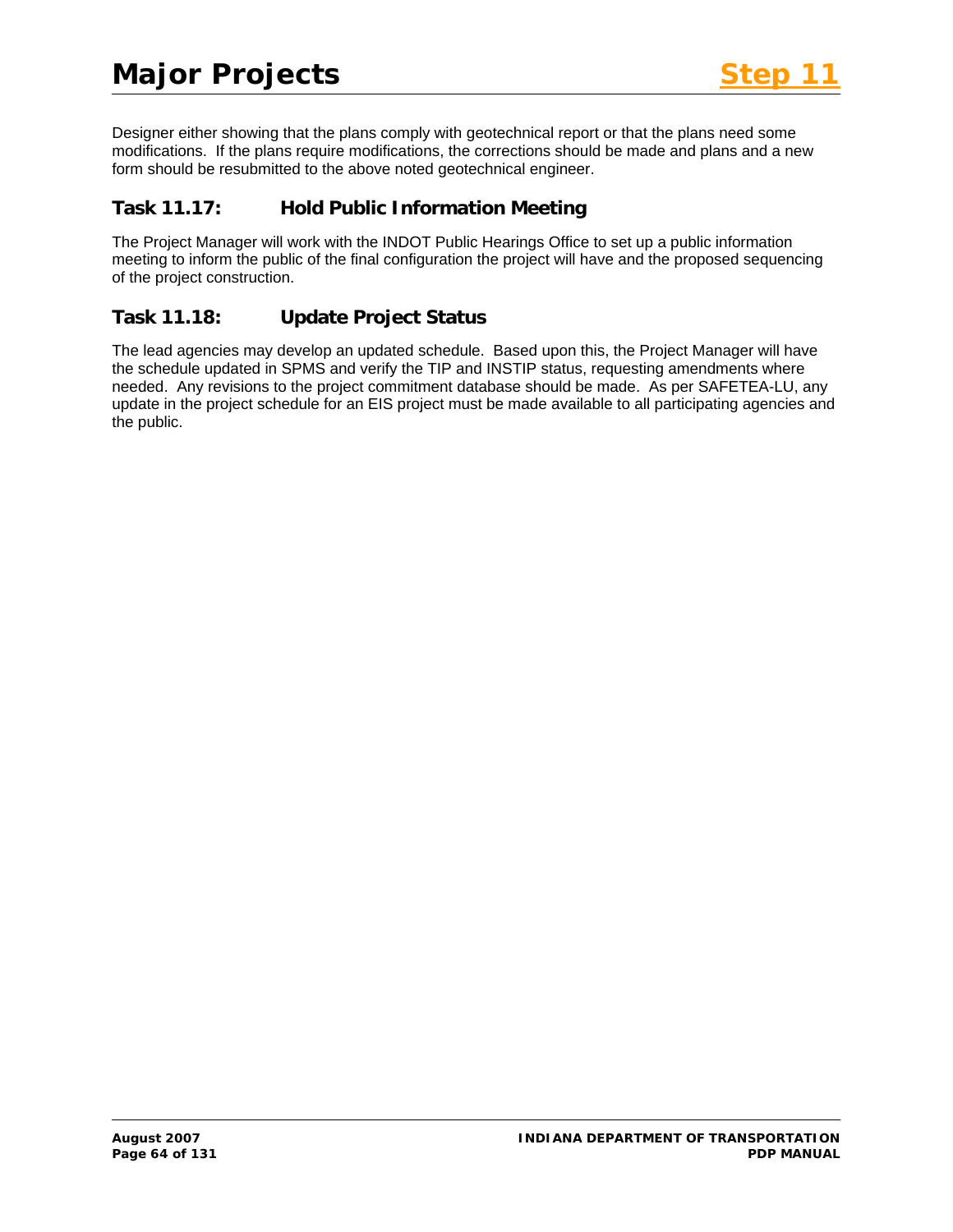Designer either showing that the plans comply with geotechnical report or that the plans need some modifications. If the plans require modifications, the corrections should be made and plans and a new form should be resubmitted to the above noted geotechnical engineer.

## Task 11.17: Hold Public Information Meeting

The Project Manager will work with the INDOT Public Hearings Office to set up a public information meeting to inform the public of the final configuration the project will have and the proposed sequencing of the project construction.

## Task 11.18: Update Project Status

The lead agencies may develop an updated schedule. Based upon this, the Project Manager will have the schedule updated in SPMS and verify the TIP and INSTIP status, requesting amendments where needed. Any revisions to the project commitment database should be made. As per SAFETEA-LU, any update in the project schedule for an EIS project must be made available to all participating agencies and the public.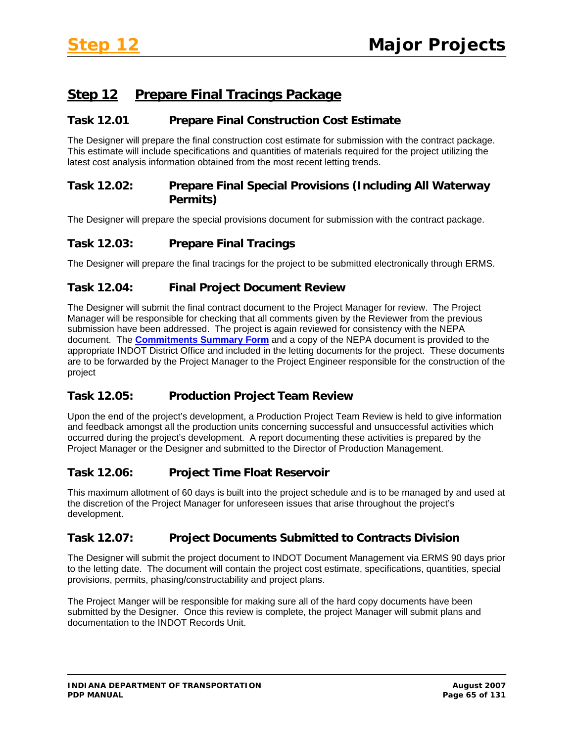## Step 12 Prepare Final Tracings Package

### Task 12.01 Prepare Final Construction Cost Estimate

The Designer will prepare the final construction cost estimate for submission with the contract package. This estimate will include specifications and quantities of materials required for the project utilizing the latest cost analysis information obtained from the most recent letting trends.

### Task 12.02: Prepare Final Special Provisions (Including All Waterway Permits)

The Designer will prepare the special provisions document for submission with the contract package.

### Task 12.03: Prepare Final Tracings

The Designer will prepare the final tracings for the project to be submitted electronically through ERMS.

### Task 12.04: Final Project Document Review

The Designer will submit the final contract document to the Project Manager for review. The Project Manager will be responsible for checking that all comments given by the Reviewer from the previous submission have been addressed. The project is again reviewed for consistency with the NEPA document. The **Commitments Summary Form** and a copy of the NEPA document is provided to the appropriate INDOT District Office and included in the letting documents for the project. These documents are to be forwarded by the Project Manager to the Project Engineer responsible for the construction of the project

### Task 12.05: Production Project Team Review

Upon the end of the project's development, a Production Project Team Review is held to give information and feedback amongst all the production units concerning successful and unsuccessful activities which occurred during the project's development. A report documenting these activities is prepared by the Project Manager or the Designer and submitted to the Director of Production Management.

### Task 12.06: Project Time Float Reservoir

This maximum allotment of 60 days is built into the project schedule and is to be managed by and used at the discretion of the Project Manager for unforeseen issues that arise throughout the project's development.

### Task 12.07: Project Documents Submitted to Contracts Division

The Designer will submit the project document to INDOT Document Management via ERMS 90 days prior to the letting date. The document will contain the project cost estimate, specifications, quantities, special provisions, permits, phasing/constructability and project plans.

The Project Manger will be responsible for making sure all of the hard copy documents have been submitted by the Designer. Once this review is complete, the project Manager will submit plans and documentation to the INDOT Records Unit.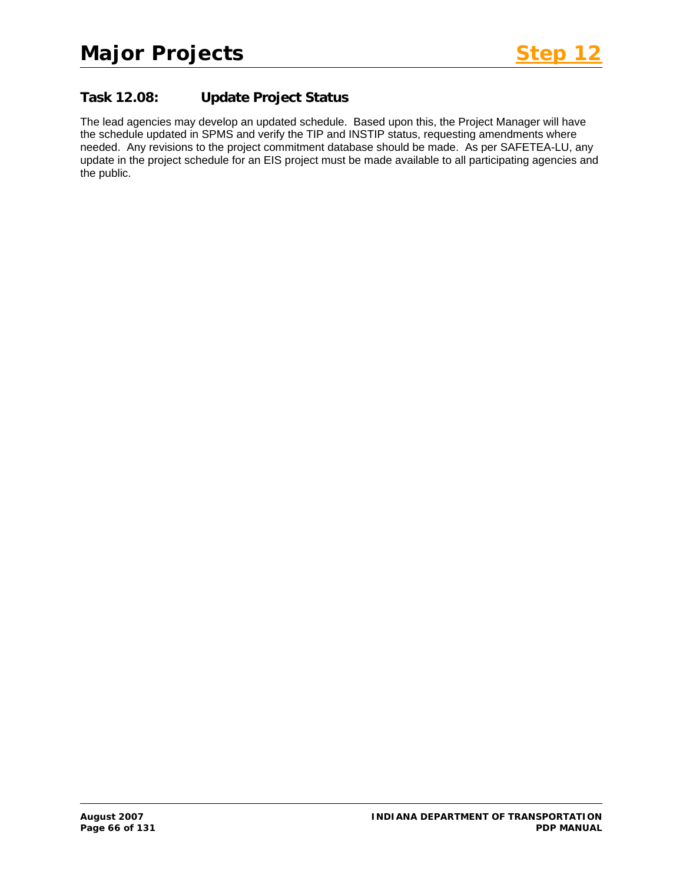## Task 12.08: Update Project Status

The lead agencies may develop an updated schedule. Based upon this, the Project Manager will have the schedule updated in SPMS and verify the TIP and INSTIP status, requesting amendments where needed. Any revisions to the project commitment database should be made. As per SAFETEA-LU, any update in the project schedule for an EIS project must be made available to all participating agencies and the public.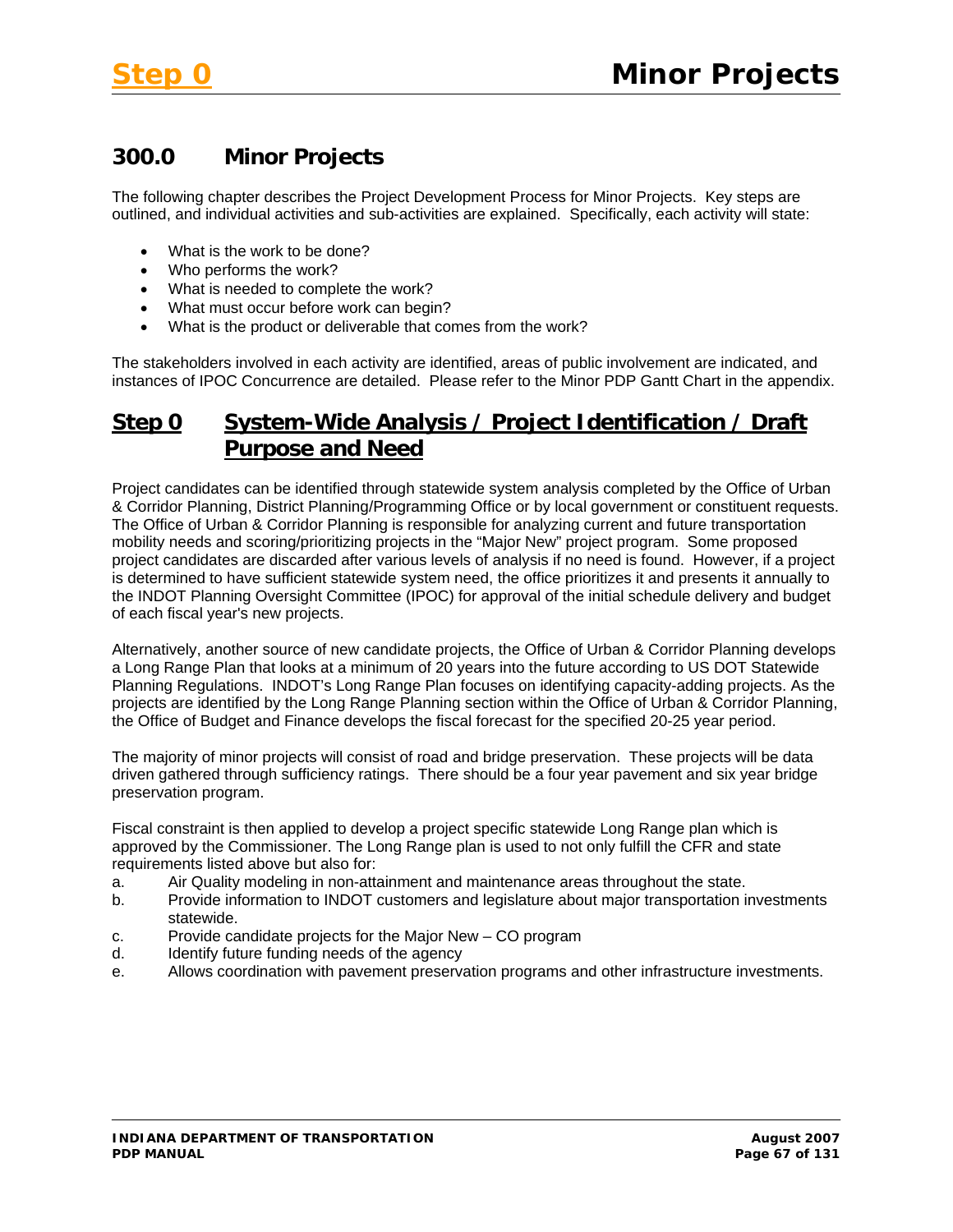## 300.0 Minor Projects

The following chapter describes the Project Development Process for Minor Projects. Key steps are outlined, and individual activities and sub-activities are explained. Specifically, each activity will state:

- What is the work to be done?
- Who performs the work?
- What is needed to complete the work?
- What must occur before work can begin?
- What is the product or deliverable that comes from the work?

The stakeholders involved in each activity are identified, areas of public involvement are indicated, and instances of IPOC Concurrence are detailed. Please refer to the Minor PDP Gantt Chart in the appendix.

## Step 0 System-Wide Analysis / Project Identification / Draft Purpose and Need

Project candidates can be identified through statewide system analysis completed by the Office of Urban & Corridor Planning, District Planning/Programming Office or by local government or constituent requests. The Office of Urban & Corridor Planning is responsible for analyzing current and future transportation mobility needs and scoring/prioritizing projects in the "Major New" project program. Some proposed project candidates are discarded after various levels of analysis if no need is found. However, if a project is determined to have sufficient statewide system need, the office prioritizes it and presents it annually to the INDOT Planning Oversight Committee (IPOC) for approval of the initial schedule delivery and budget of each fiscal year's new projects.

Alternatively, another source of new candidate projects, the Office of Urban & Corridor Planning develops a Long Range Plan that looks at a minimum of 20 years into the future according to US DOT Statewide Planning Regulations. INDOT's Long Range Plan focuses on identifying capacity-adding projects. As the projects are identified by the Long Range Planning section within the Office of Urban & Corridor Planning, the Office of Budget and Finance develops the fiscal forecast for the specified 20-25 year period.

The majority of minor projects will consist of road and bridge preservation. These projects will be data driven gathered through sufficiency ratings. There should be a four year pavement and six year bridge preservation program.

Fiscal constraint is then applied to develop a project specific statewide Long Range plan which is approved by the Commissioner. The Long Range plan is used to not only fulfill the CFR and state requirements listed above but also for:

a. Air Quality modeling in non-attainment and maintenance areas throughout the state.
b. Provide information to INDOT customers and legislature about major transportation investments statewide.
c. Provide candidate projects for the Major New – CO program
d. Identify future funding needs of the agency
e. Allows coordination with pavement preservation programs and other infrastructure investments.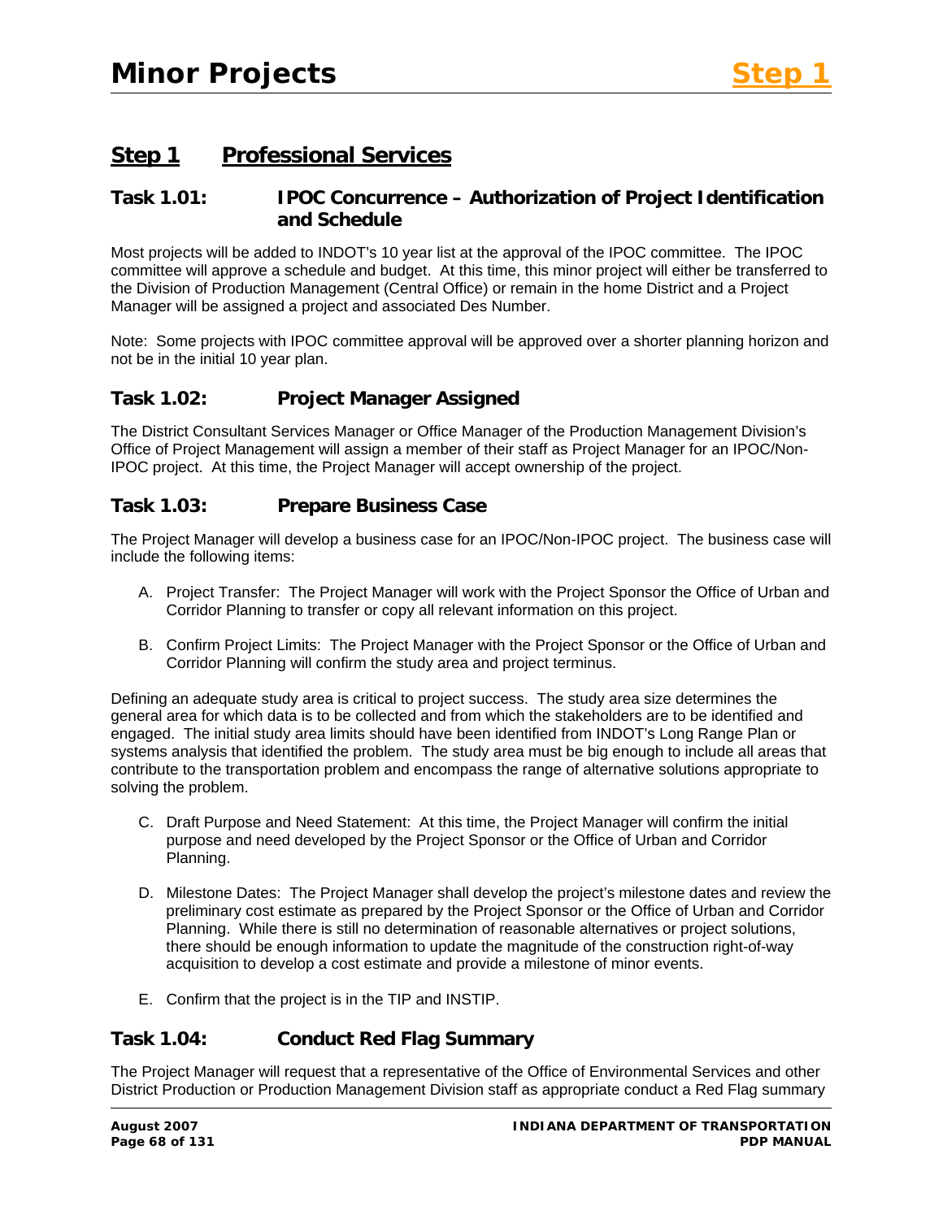## Step 1 Professional Services

### Task 1.01: IPOC Concurrence – Authorization of Project Identification and Schedule

Most projects will be added to INDOT's 10 year list at the approval of the IPOC committee. The IPOC committee will approve a schedule and budget. At this time, this minor project will either be transferred to the Division of Production Management (Central Office) or remain in the home District and a Project Manager will be assigned a project and associated Des Number.

Note: Some projects with IPOC committee approval will be approved over a shorter planning horizon and not be in the initial 10 year plan.

### Task 1.02: Project Manager Assigned

The District Consultant Services Manager or Office Manager of the Production Management Division's Office of Project Management will assign a member of their staff as Project Manager for an IPOC/Non-IPOC project. At this time, the Project Manager will accept ownership of the project.

### Task 1.03: Prepare Business Case

The Project Manager will develop a business case for an IPOC/Non-IPOC project. The business case will include the following items:

A. Project Transfer: The Project Manager will work with the Project Sponsor the Office of Urban and Corridor Planning to transfer or copy all relevant information on this project.

B. Confirm Project Limits: The Project Manager with the Project Sponsor or the Office of Urban and Corridor Planning will confirm the study area and project terminus.

Defining an adequate study area is critical to project success. The study area size determines the general area for which data is to be collected and from which the stakeholders are to be identified and engaged. The initial study area limits should have been identified from INDOT's Long Range Plan or systems analysis that identified the problem. The study area must be big enough to include all areas that contribute to the transportation problem and encompass the range of alternative solutions appropriate to solving the problem.

C. Draft Purpose and Need Statement: At this time, the Project Manager will confirm the initial purpose and need developed by the Project Sponsor or the Office of Urban and Corridor Planning.

D. Milestone Dates: The Project Manager shall develop the project's milestone dates and review the preliminary cost estimate as prepared by the Project Sponsor or the Office of Urban and Corridor Planning. While there is still no determination of reasonable alternatives or project solutions, there should be enough information to update the magnitude of the construction right-of-way acquisition to develop a cost estimate and provide a milestone of minor events.

E. Confirm that the project is in the TIP and INSTIP.

### Task 1.04: Conduct Red Flag Summary

The Project Manager will request that a representative of the Office of Environmental Services and other District Production or Production Management Division staff as appropriate conduct a Red Flag summary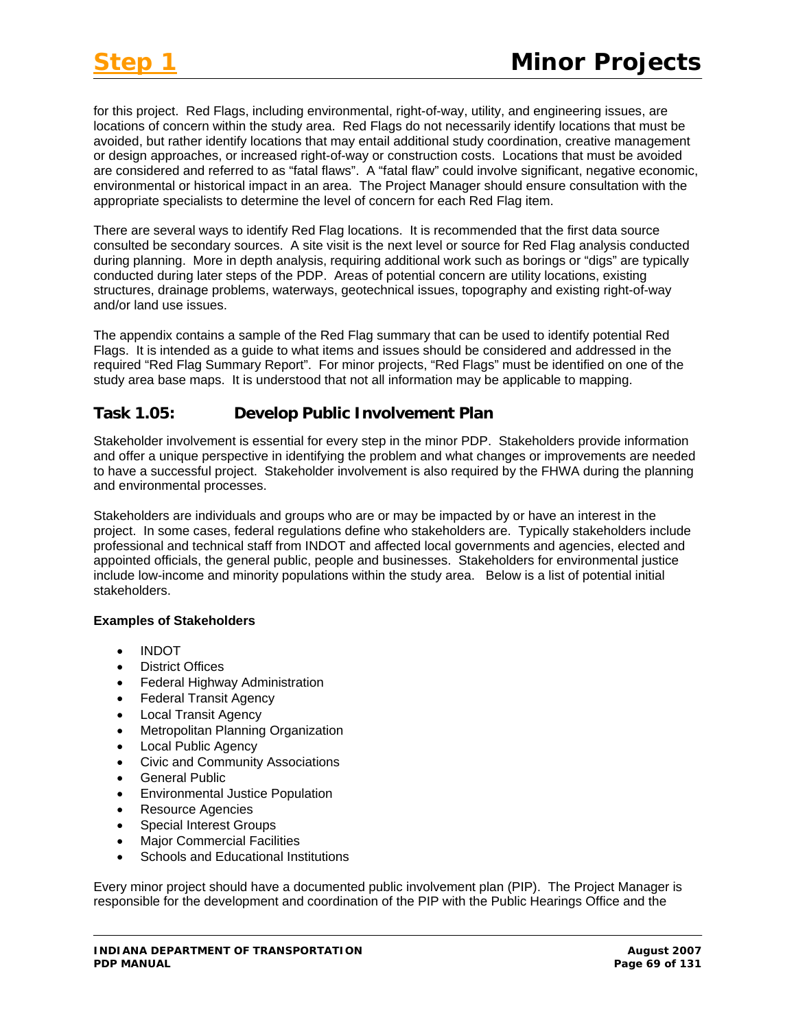for this project. Red Flags, including environmental, right-of-way, utility, and engineering issues, are locations of concern within the study area. Red Flags do not necessarily identify locations that must be avoided, but rather identify locations that may entail additional study coordination, creative management or design approaches, or increased right-of-way or construction costs. Locations that must be avoided are considered and referred to as "fatal flaws". A "fatal flaw" could involve significant, negative economic, environmental or historical impact in an area. The Project Manager should ensure consultation with the appropriate specialists to determine the level of concern for each Red Flag item.

There are several ways to identify Red Flag locations. It is recommended that the first data source consulted be secondary sources. A site visit is the next level or source for Red Flag analysis conducted during planning. More in depth analysis, requiring additional work such as borings or "digs" are typically conducted during later steps of the PDP. Areas of potential concern are utility locations, existing structures, drainage problems, waterways, geotechnical issues, topography and existing right-of-way and/or land use issues.

The appendix contains a sample of the Red Flag summary that can be used to identify potential Red Flags. It is intended as a guide to what items and issues should be considered and addressed in the required "Red Flag Summary Report". For minor projects, "Red Flags" must be identified on one of the study area base maps. It is understood that not all information may be applicable to mapping.

## Task 1.05: Develop Public Involvement Plan

Stakeholder involvement is essential for every step in the minor PDP. Stakeholders provide information and offer a unique perspective in identifying the problem and what changes or improvements are needed to have a successful project. Stakeholder involvement is also required by the FHWA during the planning and environmental processes.

Stakeholders are individuals and groups who are or may be impacted by or have an interest in the project. In some cases, federal regulations define who stakeholders are. Typically stakeholders include professional and technical staff from INDOT and affected local governments and agencies, elected and appointed officials, the general public, people and businesses. Stakeholders for environmental justice include low-income and minority populations within the study area. Below is a list of potential initial stakeholders.

**Examples of Stakeholders**

- INDOT
- District Offices
- Federal Highway Administration
- Federal Transit Agency
- Local Transit Agency
- Metropolitan Planning Organization
- Local Public Agency
- Civic and Community Associations
- General Public
- Environmental Justice Population
- Resource Agencies
- Special Interest Groups
- Major Commercial Facilities
- Schools and Educational Institutions

Every minor project should have a documented public involvement plan (PIP). The Project Manager is responsible for the development and coordination of the PIP with the Public Hearings Office and the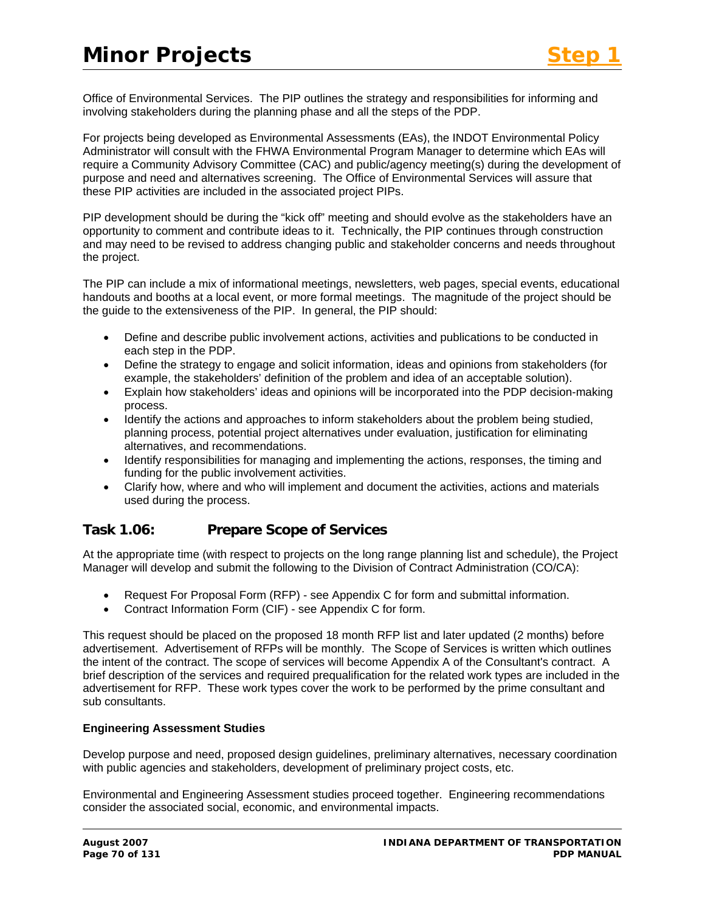Office of Environmental Services. The PIP outlines the strategy and responsibilities for informing and involving stakeholders during the planning phase and all the steps of the PDP.

For projects being developed as Environmental Assessments (EAs), the INDOT Environmental Policy Administrator will consult with the FHWA Environmental Program Manager to determine which EAs will require a Community Advisory Committee (CAC) and public/agency meeting(s) during the development of purpose and need and alternatives screening. The Office of Environmental Services will assure that these PIP activities are included in the associated project PIPs.

PIP development should be during the "kick off" meeting and should evolve as the stakeholders have an opportunity to comment and contribute ideas to it. Technically, the PIP continues through construction and may need to be revised to address changing public and stakeholder concerns and needs throughout the project.

The PIP can include a mix of informational meetings, newsletters, web pages, special events, educational handouts and booths at a local event, or more formal meetings. The magnitude of the project should be the guide to the extensiveness of the PIP. In general, the PIP should:

- Define and describe public involvement actions, activities and publications to be conducted in each step in the PDP.
- Define the strategy to engage and solicit information, ideas and opinions from stakeholders (for example, the stakeholders' definition of the problem and idea of an acceptable solution).
- Explain how stakeholders' ideas and opinions will be incorporated into the PDP decision-making process.
- Identify the actions and approaches to inform stakeholders about the problem being studied, planning process, potential project alternatives under evaluation, justification for eliminating alternatives, and recommendations.
- Identify responsibilities for managing and implementing the actions, responses, the timing and funding for the public involvement activities.
- Clarify how, where and who will implement and document the activities, actions and materials used during the process.

## Task 1.06: Prepare Scope of Services

At the appropriate time (with respect to projects on the long range planning list and schedule), the Project Manager will develop and submit the following to the Division of Contract Administration (CO/CA):

- Request For Proposal Form (RFP) - see Appendix C for form and submittal information.
- Contract Information Form (CIF) - see Appendix C for form.

This request should be placed on the proposed 18 month RFP list and later updated (2 months) before advertisement. Advertisement of RFPs will be monthly. The Scope of Services is written which outlines the intent of the contract. The scope of services will become Appendix A of the Consultant's contract. A brief description of the services and required prequalification for the related work types are included in the advertisement for RFP. These work types cover the work to be performed by the prime consultant and sub consultants.

**Engineering Assessment Studies**

Develop purpose and need, proposed design guidelines, preliminary alternatives, necessary coordination with public agencies and stakeholders, development of preliminary project costs, etc.

Environmental and Engineering Assessment studies proceed together. Engineering recommendations consider the associated social, economic, and environmental impacts.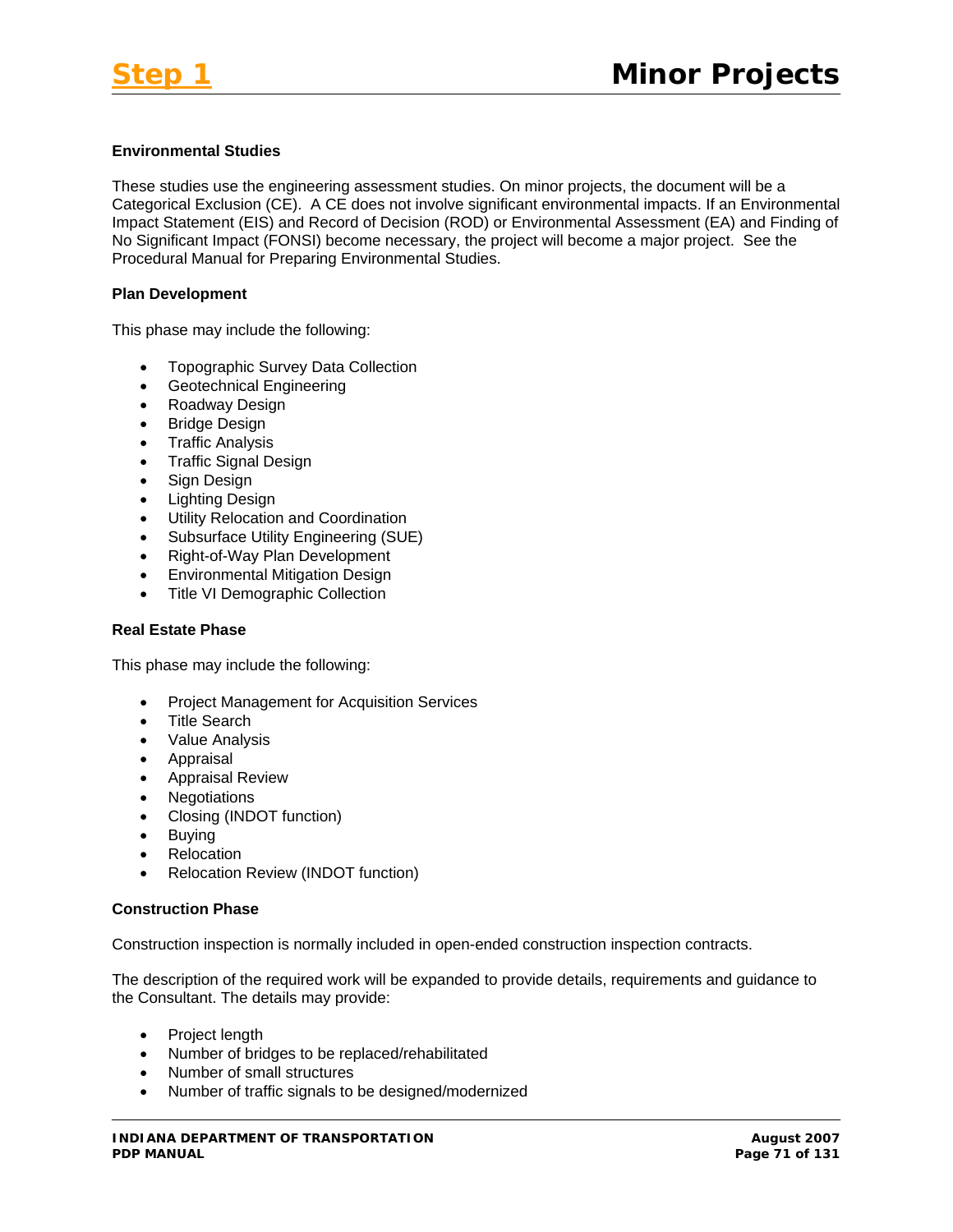**Environmental Studies**

These studies use the engineering assessment studies. On minor projects, the document will be a Categorical Exclusion (CE). A CE does not involve significant environmental impacts. If an Environmental Impact Statement (EIS) and Record of Decision (ROD) or Environmental Assessment (EA) and Finding of No Significant Impact (FONSI) become necessary, the project will become a major project. See the Procedural Manual for Preparing Environmental Studies.

**Plan Development**

This phase may include the following:

- Topographic Survey Data Collection
- Geotechnical Engineering
- Roadway Design
- Bridge Design
- Traffic Analysis
- Traffic Signal Design
- Sign Design
- Lighting Design
- Utility Relocation and Coordination
- Subsurface Utility Engineering (SUE)
- Right-of-Way Plan Development
- Environmental Mitigation Design
- Title VI Demographic Collection

**Real Estate Phase**

This phase may include the following:

- Project Management for Acquisition Services
- Title Search
- Value Analysis
- Appraisal
- Appraisal Review
- Negotiations
- Closing (INDOT function)
- Buying
- Relocation
- Relocation Review (INDOT function)

**Construction Phase**

Construction inspection is normally included in open-ended construction inspection contracts.

The description of the required work will be expanded to provide details, requirements and guidance to the Consultant. The details may provide:

- Project length
- Number of bridges to be replaced/rehabilitated
- Number of small structures
- Number of traffic signals to be designed/modernized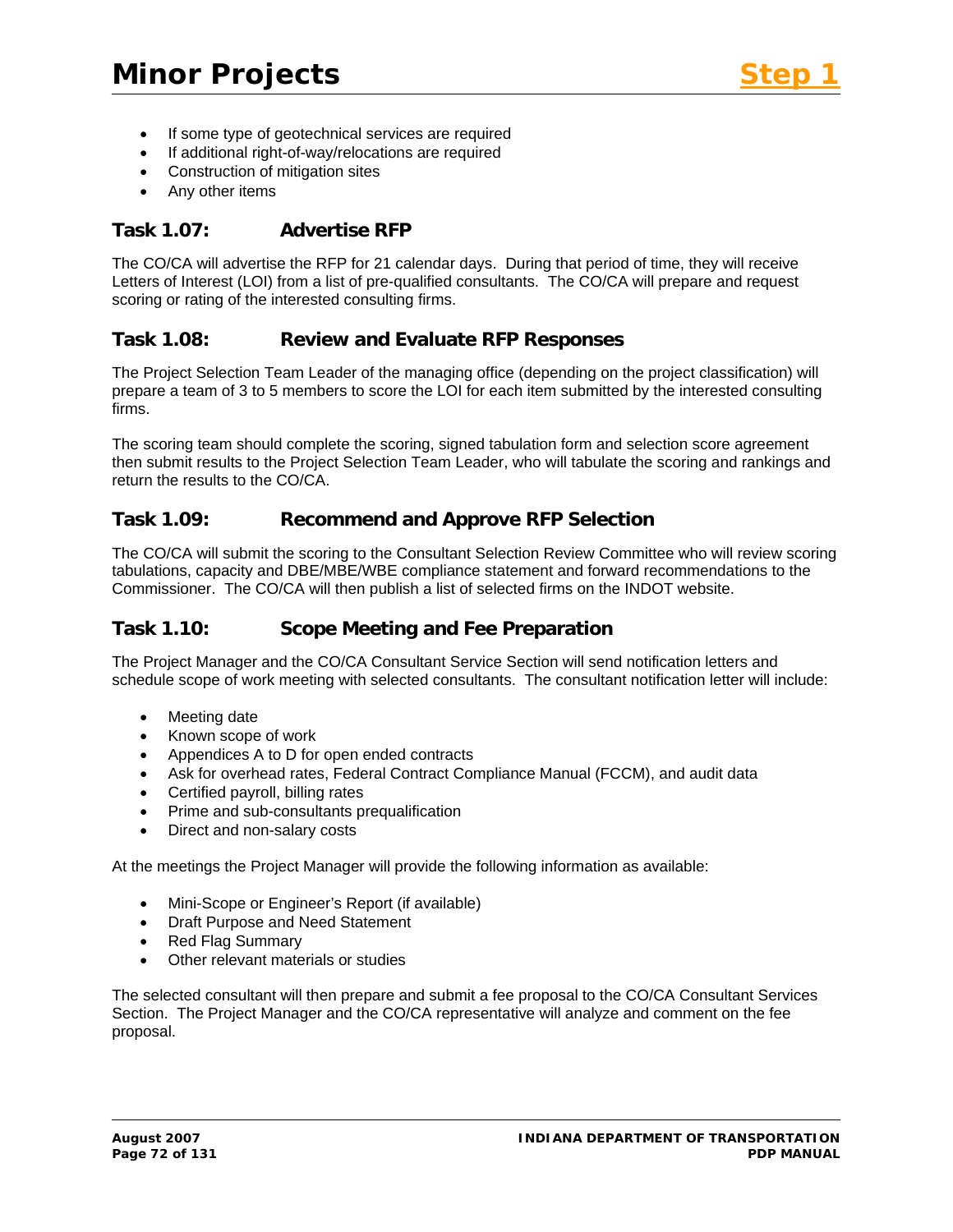- If some type of geotechnical services are required
- If additional right-of-way/relocations are required
- Construction of mitigation sites
- Any other items

### Task 1.07: Advertise RFP

The CO/CA will advertise the RFP for 21 calendar days. During that period of time, they will receive Letters of Interest (LOI) from a list of pre-qualified consultants. The CO/CA will prepare and request scoring or rating of the interested consulting firms.

### Task 1.08: Review and Evaluate RFP Responses

The Project Selection Team Leader of the managing office (depending on the project classification) will prepare a team of 3 to 5 members to score the LOI for each item submitted by the interested consulting firms.

The scoring team should complete the scoring, signed tabulation form and selection score agreement then submit results to the Project Selection Team Leader, who will tabulate the scoring and rankings and return the results to the CO/CA.

### Task 1.09: Recommend and Approve RFP Selection

The CO/CA will submit the scoring to the Consultant Selection Review Committee who will review scoring tabulations, capacity and DBE/MBE/WBE compliance statement and forward recommendations to the Commissioner. The CO/CA will then publish a list of selected firms on the INDOT website.

### Task 1.10: Scope Meeting and Fee Preparation

The Project Manager and the CO/CA Consultant Service Section will send notification letters and schedule scope of work meeting with selected consultants. The consultant notification letter will include:

- Meeting date
- Known scope of work
- Appendices A to D for open ended contracts
- Ask for overhead rates, Federal Contract Compliance Manual (FCCM), and audit data
- Certified payroll, billing rates
- Prime and sub-consultants prequalification
- Direct and non-salary costs

At the meetings the Project Manager will provide the following information as available:

- Mini-Scope or Engineer's Report (if available)
- Draft Purpose and Need Statement
- Red Flag Summary
- Other relevant materials or studies

The selected consultant will then prepare and submit a fee proposal to the CO/CA Consultant Services Section. The Project Manager and the CO/CA representative will analyze and comment on the fee proposal.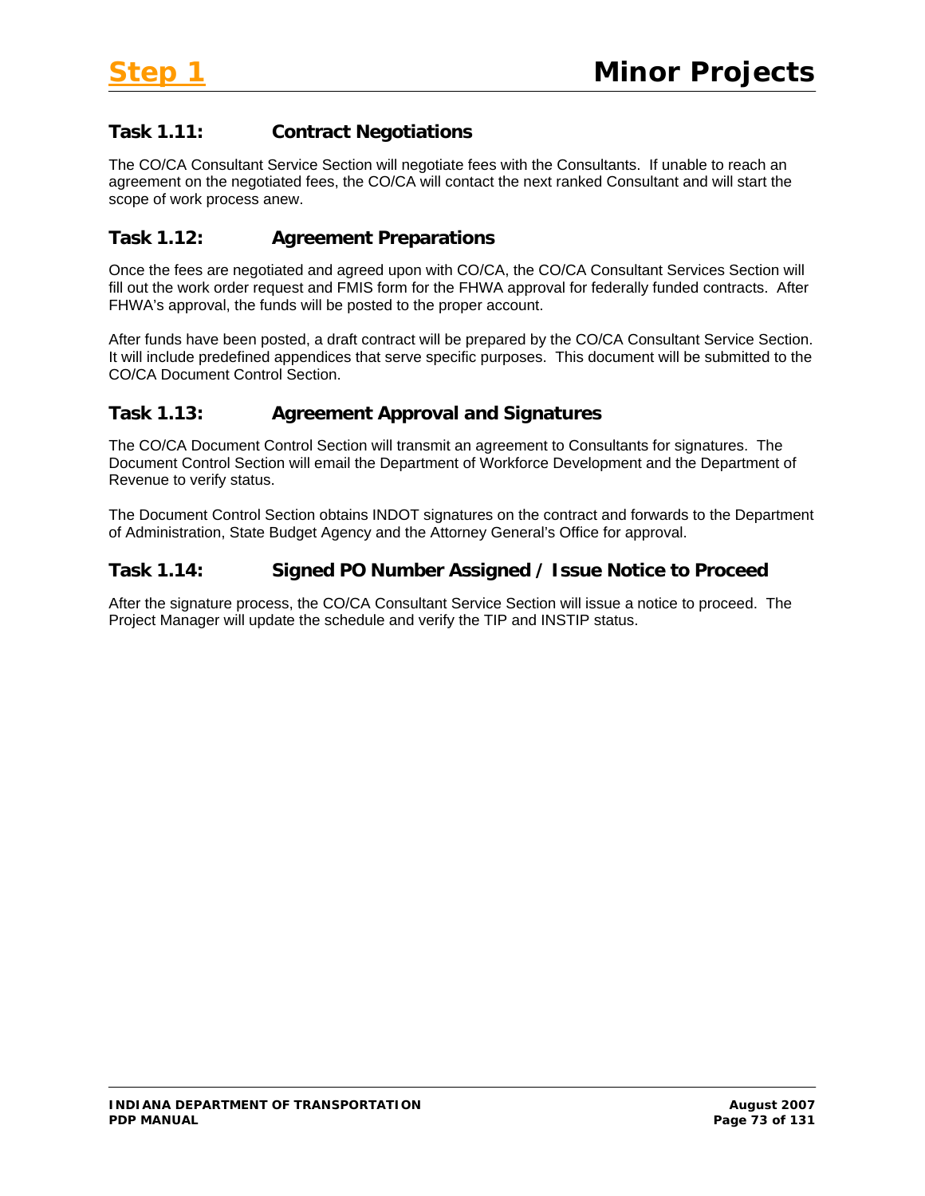## Task 1.11: Contract Negotiations

The CO/CA Consultant Service Section will negotiate fees with the Consultants. If unable to reach an agreement on the negotiated fees, the CO/CA will contact the next ranked Consultant and will start the scope of work process anew.

## Task 1.12: Agreement Preparations

Once the fees are negotiated and agreed upon with CO/CA, the CO/CA Consultant Services Section will fill out the work order request and FMIS form for the FHWA approval for federally funded contracts. After FHWA's approval, the funds will be posted to the proper account.

After funds have been posted, a draft contract will be prepared by the CO/CA Consultant Service Section. It will include predefined appendices that serve specific purposes. This document will be submitted to the CO/CA Document Control Section.

## Task 1.13: Agreement Approval and Signatures

The CO/CA Document Control Section will transmit an agreement to Consultants for signatures. The Document Control Section will email the Department of Workforce Development and the Department of Revenue to verify status.

The Document Control Section obtains INDOT signatures on the contract and forwards to the Department of Administration, State Budget Agency and the Attorney General's Office for approval.

## Task 1.14: Signed PO Number Assigned / Issue Notice to Proceed

After the signature process, the CO/CA Consultant Service Section will issue a notice to proceed. The Project Manager will update the schedule and verify the TIP and INSTIP status.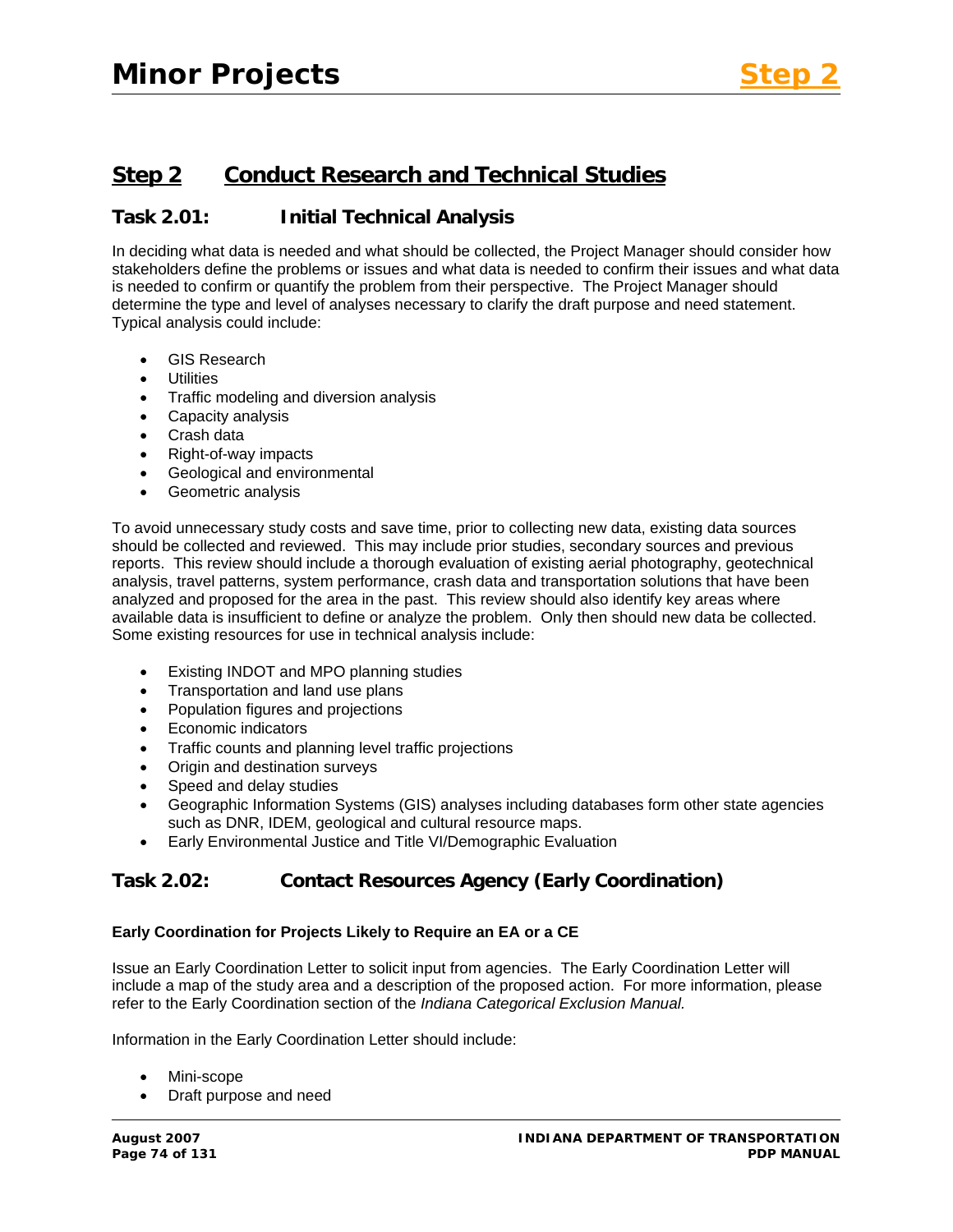## Step 2 Conduct Research and Technical Studies

### Task 2.01: Initial Technical Analysis

In deciding what data is needed and what should be collected, the Project Manager should consider how stakeholders define the problems or issues and what data is needed to confirm their issues and what data is needed to confirm or quantify the problem from their perspective. The Project Manager should determine the type and level of analyses necessary to clarify the draft purpose and need statement. Typical analysis could include:

- GIS Research
- Utilities
- Traffic modeling and diversion analysis
- Capacity analysis
- Crash data
- Right-of-way impacts
- Geological and environmental
- Geometric analysis

To avoid unnecessary study costs and save time, prior to collecting new data, existing data sources should be collected and reviewed. This may include prior studies, secondary sources and previous reports. This review should include a thorough evaluation of existing aerial photography, geotechnical analysis, travel patterns, system performance, crash data and transportation solutions that have been analyzed and proposed for the area in the past. This review should also identify key areas where available data is insufficient to define or analyze the problem. Only then should new data be collected. Some existing resources for use in technical analysis include:

- Existing INDOT and MPO planning studies
- Transportation and land use plans
- Population figures and projections
- Economic indicators
- Traffic counts and planning level traffic projections
- Origin and destination surveys
- Speed and delay studies
- Geographic Information Systems (GIS) analyses including databases form other state agencies such as DNR, IDEM, geological and cultural resource maps.
- Early Environmental Justice and Title VI/Demographic Evaluation

### Task 2.02: Contact Resources Agency (Early Coordination)

**Early Coordination for Projects Likely to Require an EA or a CE**

Issue an Early Coordination Letter to solicit input from agencies. The Early Coordination Letter will include a map of the study area and a description of the proposed action. For more information, please refer to the Early Coordination section of the *Indiana Categorical Exclusion Manual.*

Information in the Early Coordination Letter should include:

- Mini-scope
- Draft purpose and need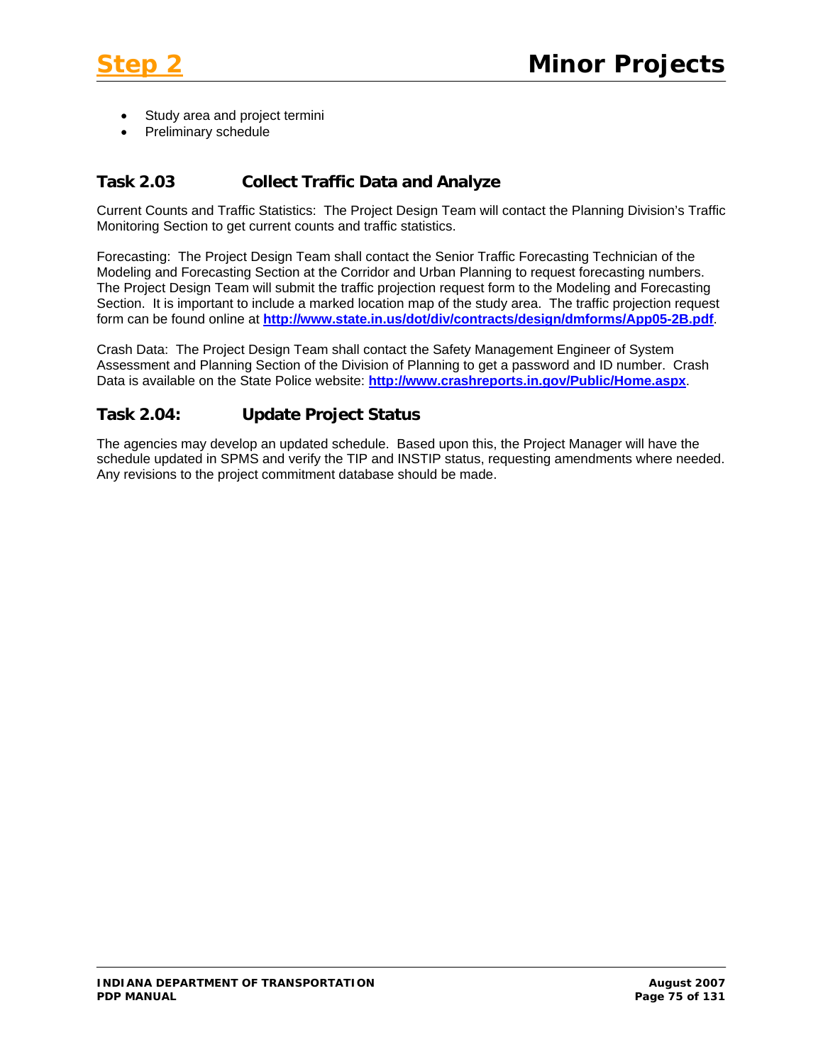- Study area and project termini
- Preliminary schedule

## Task 2.03 Collect Traffic Data and Analyze

Current Counts and Traffic Statistics: The Project Design Team will contact the Planning Division's Traffic Monitoring Section to get current counts and traffic statistics.

Forecasting: The Project Design Team shall contact the Senior Traffic Forecasting Technician of the Modeling and Forecasting Section at the Corridor and Urban Planning to request forecasting numbers. The Project Design Team will submit the traffic projection request form to the Modeling and Forecasting Section. It is important to include a marked location map of the study area. The traffic projection request form can be found online at **http://www.state.in.us/dot/div/contracts/design/dmforms/App05-2B.pdf**.

Crash Data: The Project Design Team shall contact the Safety Management Engineer of System Assessment and Planning Section of the Division of Planning to get a password and ID number. Crash Data is available on the State Police website: **http://www.crashreports.in.gov/Public/Home.aspx**.

## Task 2.04: Update Project Status

The agencies may develop an updated schedule. Based upon this, the Project Manager will have the schedule updated in SPMS and verify the TIP and INSTIP status, requesting amendments where needed. Any revisions to the project commitment database should be made.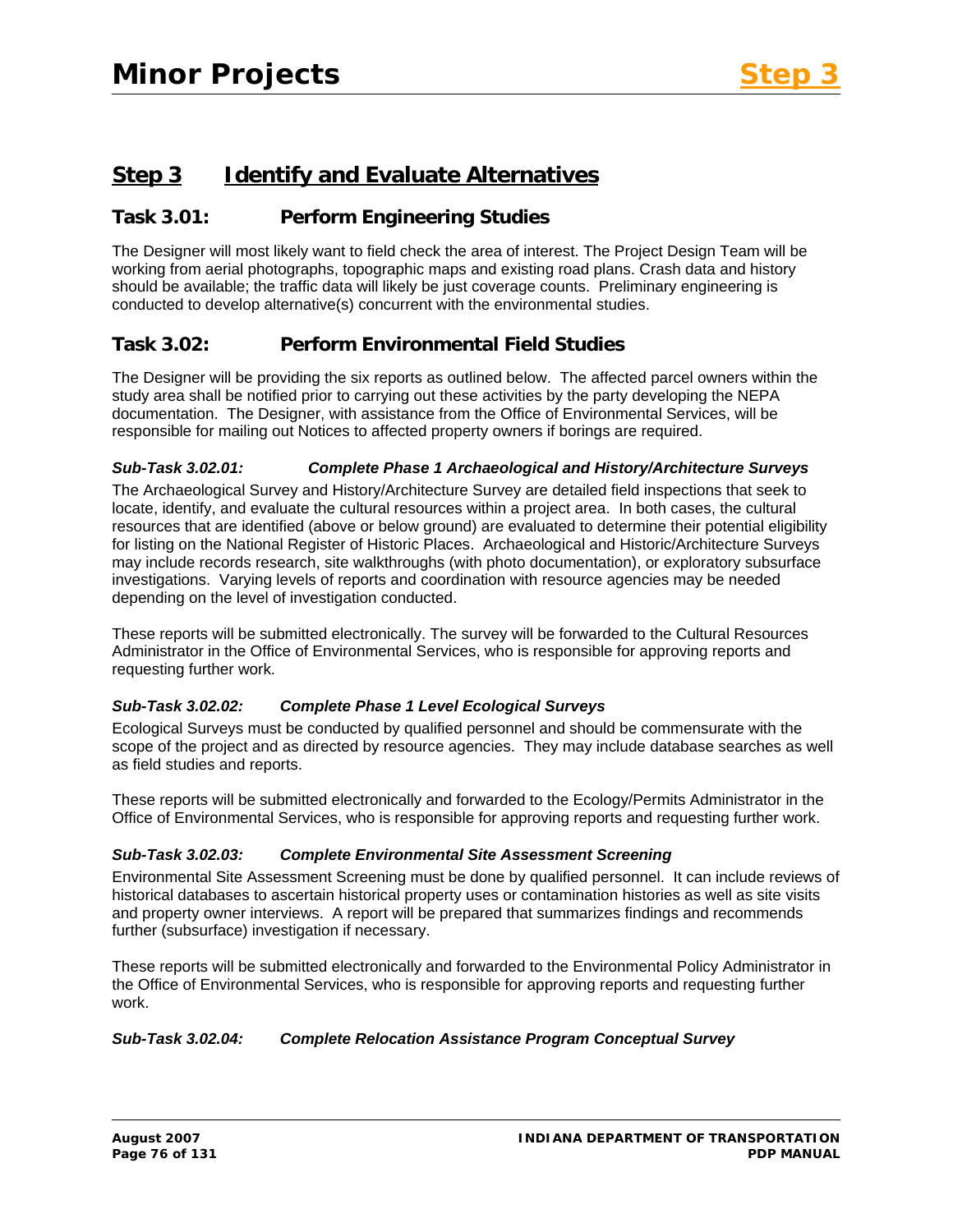## Step 3 Identify and Evaluate Alternatives

### Task 3.01: Perform Engineering Studies

The Designer will most likely want to field check the area of interest. The Project Design Team will be working from aerial photographs, topographic maps and existing road plans. Crash data and history should be available; the traffic data will likely be just coverage counts. Preliminary engineering is conducted to develop alternative(s) concurrent with the environmental studies.

### Task 3.02: Perform Environmental Field Studies

The Designer will be providing the six reports as outlined below. The affected parcel owners within the study area shall be notified prior to carrying out these activities by the party developing the NEPA documentation. The Designer, with assistance from the Office of Environmental Services, will be responsible for mailing out Notices to affected property owners if borings are required.

#### *Sub-Task 3.02.01: Complete Phase 1 Archaeological and History/Architecture Surveys*

The Archaeological Survey and History/Architecture Survey are detailed field inspections that seek to locate, identify, and evaluate the cultural resources within a project area. In both cases, the cultural resources that are identified (above or below ground) are evaluated to determine their potential eligibility for listing on the National Register of Historic Places. Archaeological and Historic/Architecture Surveys may include records research, site walkthroughs (with photo documentation), or exploratory subsurface investigations. Varying levels of reports and coordination with resource agencies may be needed depending on the level of investigation conducted.

These reports will be submitted electronically. The survey will be forwarded to the Cultural Resources Administrator in the Office of Environmental Services, who is responsible for approving reports and requesting further work.

#### *Sub-Task 3.02.02: Complete Phase 1 Level Ecological Surveys*

Ecological Surveys must be conducted by qualified personnel and should be commensurate with the scope of the project and as directed by resource agencies. They may include database searches as well as field studies and reports.

These reports will be submitted electronically and forwarded to the Ecology/Permits Administrator in the Office of Environmental Services, who is responsible for approving reports and requesting further work.

#### *Sub-Task 3.02.03: Complete Environmental Site Assessment Screening*

Environmental Site Assessment Screening must be done by qualified personnel. It can include reviews of historical databases to ascertain historical property uses or contamination histories as well as site visits and property owner interviews. A report will be prepared that summarizes findings and recommends further (subsurface) investigation if necessary.

These reports will be submitted electronically and forwarded to the Environmental Policy Administrator in the Office of Environmental Services, who is responsible for approving reports and requesting further work.

#### *Sub-Task 3.02.04: Complete Relocation Assistance Program Conceptual Survey*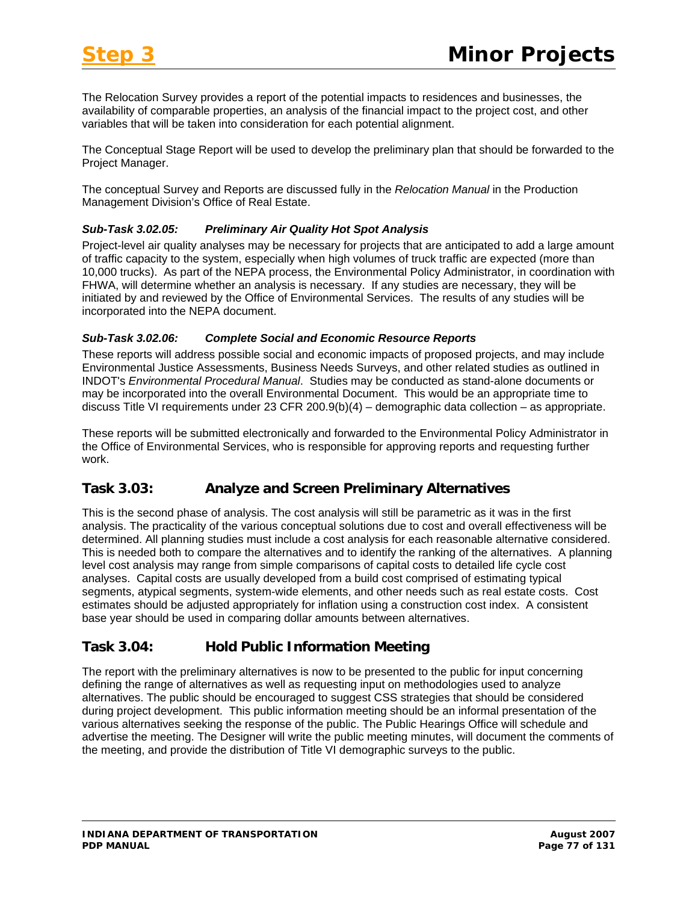The Relocation Survey provides a report of the potential impacts to residences and businesses, the availability of comparable properties, an analysis of the financial impact to the project cost, and other variables that will be taken into consideration for each potential alignment.

The Conceptual Stage Report will be used to develop the preliminary plan that should be forwarded to the Project Manager.

The conceptual Survey and Reports are discussed fully in the *Relocation Manual* in the Production Management Division's Office of Real Estate.

#### *Sub-Task 3.02.05: Preliminary Air Quality Hot Spot Analysis*

Project-level air quality analyses may be necessary for projects that are anticipated to add a large amount of traffic capacity to the system, especially when high volumes of truck traffic are expected (more than 10,000 trucks). As part of the NEPA process, the Environmental Policy Administrator, in coordination with FHWA, will determine whether an analysis is necessary. If any studies are necessary, they will be initiated by and reviewed by the Office of Environmental Services. The results of any studies will be incorporated into the NEPA document.

#### *Sub-Task 3.02.06: Complete Social and Economic Resource Reports*

These reports will address possible social and economic impacts of proposed projects, and may include Environmental Justice Assessments, Business Needs Surveys, and other related studies as outlined in INDOT's *Environmental Procedural Manual*. Studies may be conducted as stand-alone documents or may be incorporated into the overall Environmental Document. This would be an appropriate time to discuss Title VI requirements under 23 CFR 200.9(b)(4) – demographic data collection – as appropriate.

These reports will be submitted electronically and forwarded to the Environmental Policy Administrator in the Office of Environmental Services, who is responsible for approving reports and requesting further work.

## Task 3.03: Analyze and Screen Preliminary Alternatives

This is the second phase of analysis. The cost analysis will still be parametric as it was in the first analysis. The practicality of the various conceptual solutions due to cost and overall effectiveness will be determined. All planning studies must include a cost analysis for each reasonable alternative considered. This is needed both to compare the alternatives and to identify the ranking of the alternatives. A planning level cost analysis may range from simple comparisons of capital costs to detailed life cycle cost analyses. Capital costs are usually developed from a build cost comprised of estimating typical segments, atypical segments, system-wide elements, and other needs such as real estate costs. Cost estimates should be adjusted appropriately for inflation using a construction cost index. A consistent base year should be used in comparing dollar amounts between alternatives.

## Task 3.04: Hold Public Information Meeting

The report with the preliminary alternatives is now to be presented to the public for input concerning defining the range of alternatives as well as requesting input on methodologies used to analyze alternatives. The public should be encouraged to suggest CSS strategies that should be considered during project development. This public information meeting should be an informal presentation of the various alternatives seeking the response of the public. The Public Hearings Office will schedule and advertise the meeting. The Designer will write the public meeting minutes, will document the comments of the meeting, and provide the distribution of Title VI demographic surveys to the public.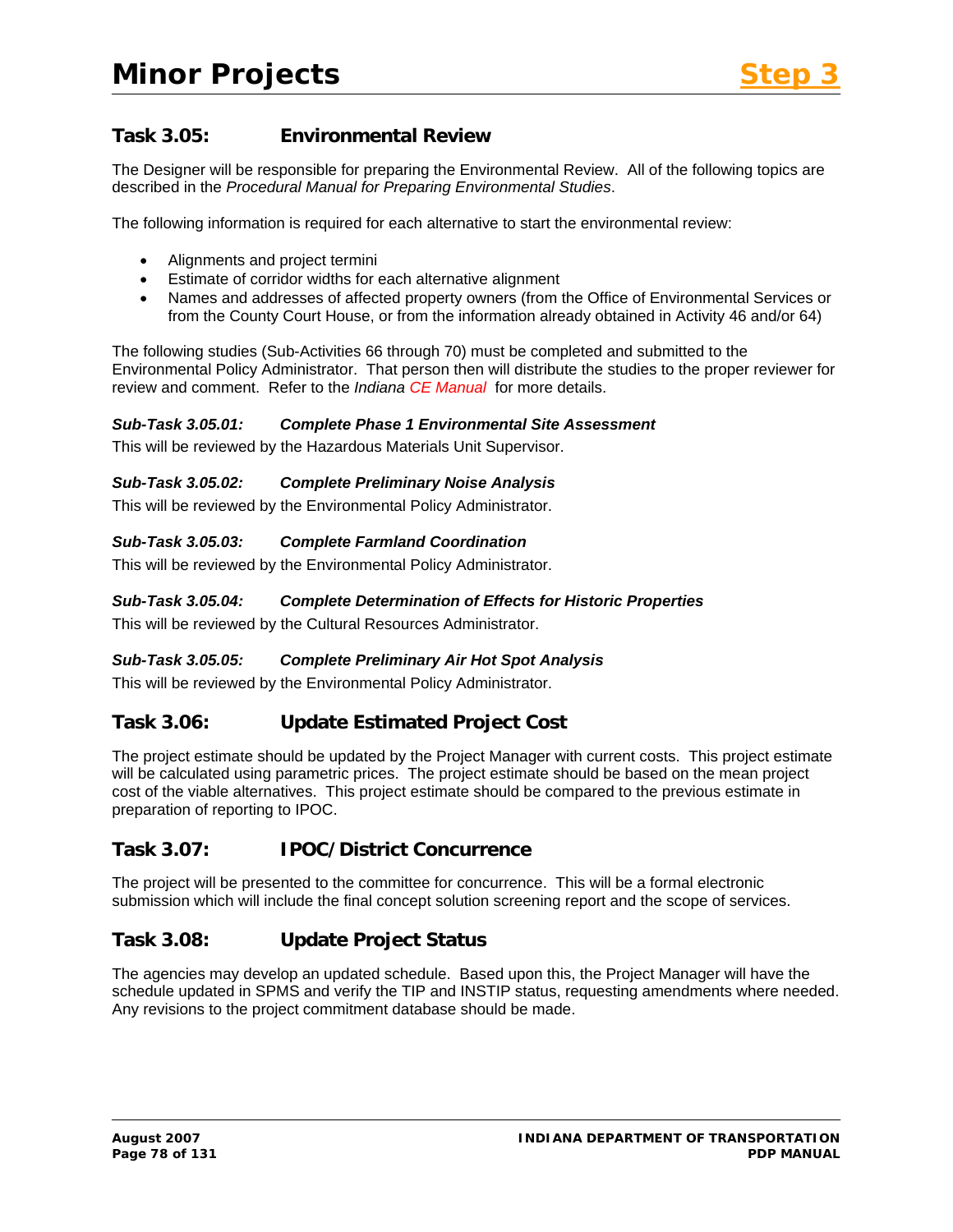## Task 3.05: Environmental Review

The Designer will be responsible for preparing the Environmental Review. All of the following topics are described in the *Procedural Manual for Preparing Environmental Studies*.

The following information is required for each alternative to start the environmental review:

- Alignments and project termini
- Estimate of corridor widths for each alternative alignment
- Names and addresses of affected property owners (from the Office of Environmental Services or from the County Court House, or from the information already obtained in Activity 46 and/or 64)

The following studies (Sub-Activities 66 through 70) must be completed and submitted to the Environmental Policy Administrator. That person then will distribute the studies to the proper reviewer for review and comment. Refer to the *Indiana CE Manual* for more details.

#### *Sub-Task 3.05.01: Complete Phase 1 Environmental Site Assessment*

This will be reviewed by the Hazardous Materials Unit Supervisor.

#### *Sub-Task 3.05.02: Complete Preliminary Noise Analysis*

This will be reviewed by the Environmental Policy Administrator.

#### *Sub-Task 3.05.03: Complete Farmland Coordination*

This will be reviewed by the Environmental Policy Administrator.

#### *Sub-Task 3.05.04: Complete Determination of Effects for Historic Properties*

This will be reviewed by the Cultural Resources Administrator.

#### *Sub-Task 3.05.05: Complete Preliminary Air Hot Spot Analysis*

This will be reviewed by the Environmental Policy Administrator.

## Task 3.06: Update Estimated Project Cost

The project estimate should be updated by the Project Manager with current costs. This project estimate will be calculated using parametric prices. The project estimate should be based on the mean project cost of the viable alternatives. This project estimate should be compared to the previous estimate in preparation of reporting to IPOC.

## Task 3.07: IPOC/District Concurrence

The project will be presented to the committee for concurrence. This will be a formal electronic submission which will include the final concept solution screening report and the scope of services.

## Task 3.08: Update Project Status

The agencies may develop an updated schedule. Based upon this, the Project Manager will have the schedule updated in SPMS and verify the TIP and INSTIP status, requesting amendments where needed. Any revisions to the project commitment database should be made.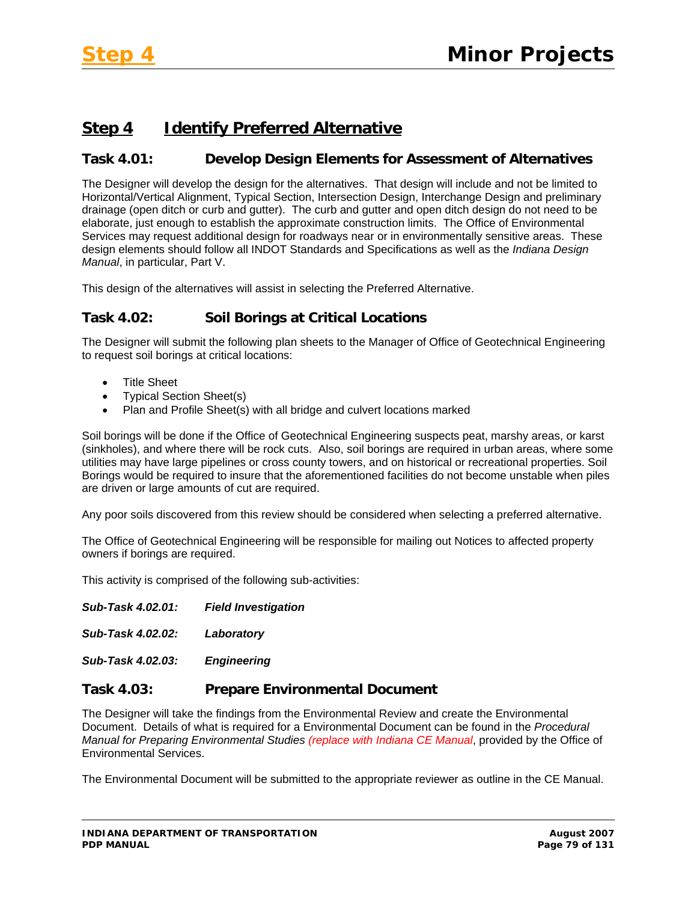## Step 4 Identify Preferred Alternative

### Task 4.01: Develop Design Elements for Assessment of Alternatives

The Designer will develop the design for the alternatives. That design will include and not be limited to Horizontal/Vertical Alignment, Typical Section, Intersection Design, Interchange Design and preliminary drainage (open ditch or curb and gutter). The curb and gutter and open ditch design do not need to be elaborate, just enough to establish the approximate construction limits. The Office of Environmental Services may request additional design for roadways near or in environmentally sensitive areas. These design elements should follow all INDOT Standards and Specifications as well as the *Indiana Design Manual*, in particular, Part V.

This design of the alternatives will assist in selecting the Preferred Alternative.

### Task 4.02: Soil Borings at Critical Locations

The Designer will submit the following plan sheets to the Manager of Office of Geotechnical Engineering to request soil borings at critical locations:

- Title Sheet
- Typical Section Sheet(s)
- Plan and Profile Sheet(s) with all bridge and culvert locations marked

Soil borings will be done if the Office of Geotechnical Engineering suspects peat, marshy areas, or karst (sinkholes), and where there will be rock cuts. Also, soil borings are required in urban areas, where some utilities may have large pipelines or cross county towers, and on historical or recreational properties. Soil Borings would be required to insure that the aforementioned facilities do not become unstable when piles are driven or large amounts of cut are required.

Any poor soils discovered from this review should be considered when selecting a preferred alternative.

The Office of Geotechnical Engineering will be responsible for mailing out Notices to affected property owners if borings are required.

This activity is comprised of the following sub-activities:

***Sub-Task 4.02.01: Field Investigation***

***Sub-Task 4.02.02: Laboratory***

***Sub-Task 4.02.03: Engineering***

### Task 4.03: Prepare Environmental Document

The Designer will take the findings from the Environmental Review and create the Environmental Document. Details of what is required for a Environmental Document can be found in the *Procedural Manual for Preparing Environmental Studies (replace with Indiana CE Manual*, provided by the Office of Environmental Services.

The Environmental Document will be submitted to the appropriate reviewer as outline in the CE Manual.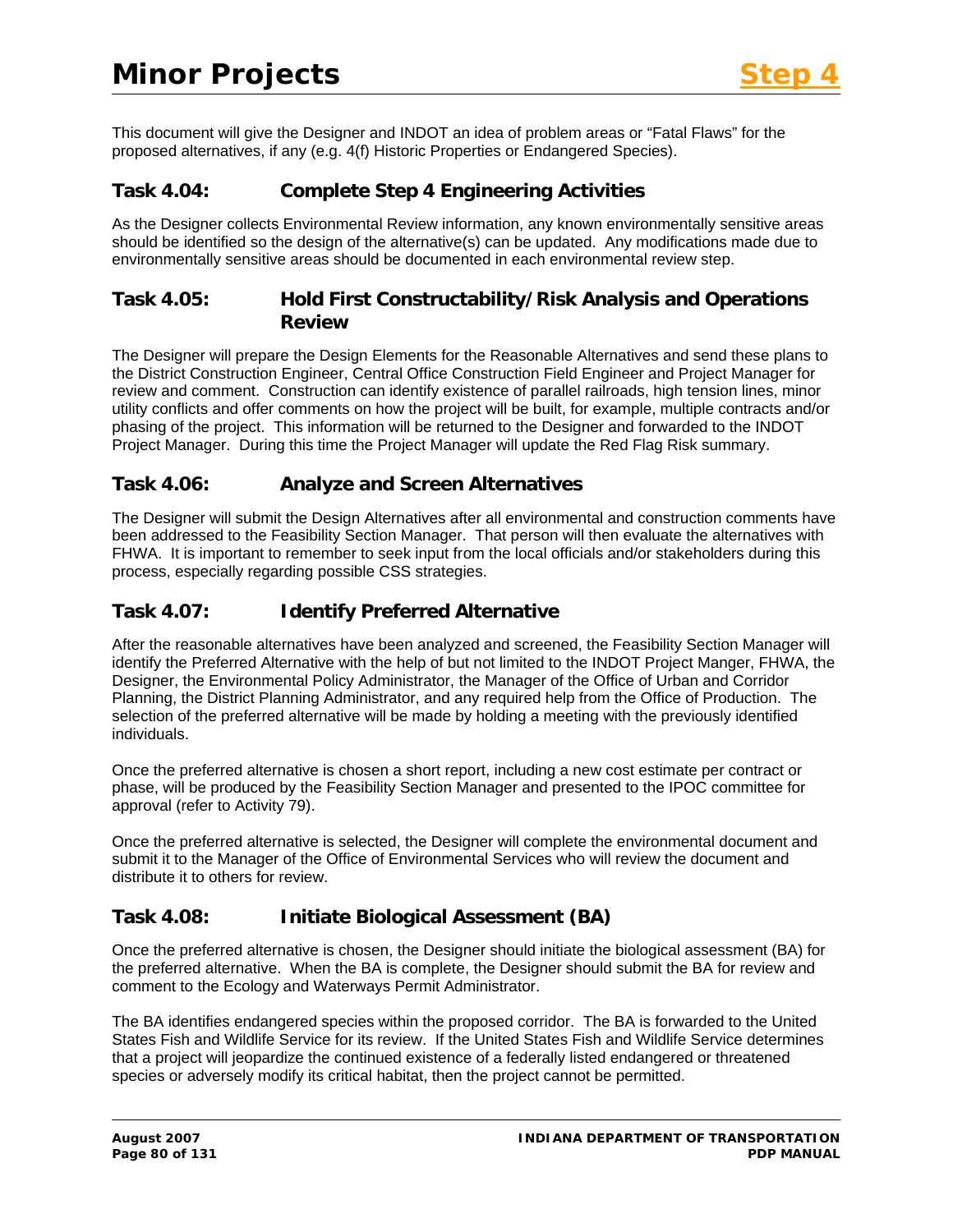This document will give the Designer and INDOT an idea of problem areas or "Fatal Flaws" for the proposed alternatives, if any (e.g. 4(f) Historic Properties or Endangered Species).

## Task 4.04: Complete Step 4 Engineering Activities

As the Designer collects Environmental Review information, any known environmentally sensitive areas should be identified so the design of the alternative(s) can be updated. Any modifications made due to environmentally sensitive areas should be documented in each environmental review step.

## Task 4.05: Hold First Constructability/Risk Analysis and Operations Review

The Designer will prepare the Design Elements for the Reasonable Alternatives and send these plans to the District Construction Engineer, Central Office Construction Field Engineer and Project Manager for review and comment. Construction can identify existence of parallel railroads, high tension lines, minor utility conflicts and offer comments on how the project will be built, for example, multiple contracts and/or phasing of the project. This information will be returned to the Designer and forwarded to the INDOT Project Manager. During this time the Project Manager will update the Red Flag Risk summary.

## Task 4.06: Analyze and Screen Alternatives

The Designer will submit the Design Alternatives after all environmental and construction comments have been addressed to the Feasibility Section Manager. That person will then evaluate the alternatives with FHWA. It is important to remember to seek input from the local officials and/or stakeholders during this process, especially regarding possible CSS strategies.

## Task 4.07: Identify Preferred Alternative

After the reasonable alternatives have been analyzed and screened, the Feasibility Section Manager will identify the Preferred Alternative with the help of but not limited to the INDOT Project Manger, FHWA, the Designer, the Environmental Policy Administrator, the Manager of the Office of Urban and Corridor Planning, the District Planning Administrator, and any required help from the Office of Production. The selection of the preferred alternative will be made by holding a meeting with the previously identified individuals.

Once the preferred alternative is chosen a short report, including a new cost estimate per contract or phase, will be produced by the Feasibility Section Manager and presented to the IPOC committee for approval (refer to Activity 79).

Once the preferred alternative is selected, the Designer will complete the environmental document and submit it to the Manager of the Office of Environmental Services who will review the document and distribute it to others for review.

## Task 4.08: Initiate Biological Assessment (BA)

Once the preferred alternative is chosen, the Designer should initiate the biological assessment (BA) for the preferred alternative. When the BA is complete, the Designer should submit the BA for review and comment to the Ecology and Waterways Permit Administrator.

The BA identifies endangered species within the proposed corridor. The BA is forwarded to the United States Fish and Wildlife Service for its review. If the United States Fish and Wildlife Service determines that a project will jeopardize the continued existence of a federally listed endangered or threatened species or adversely modify its critical habitat, then the project cannot be permitted.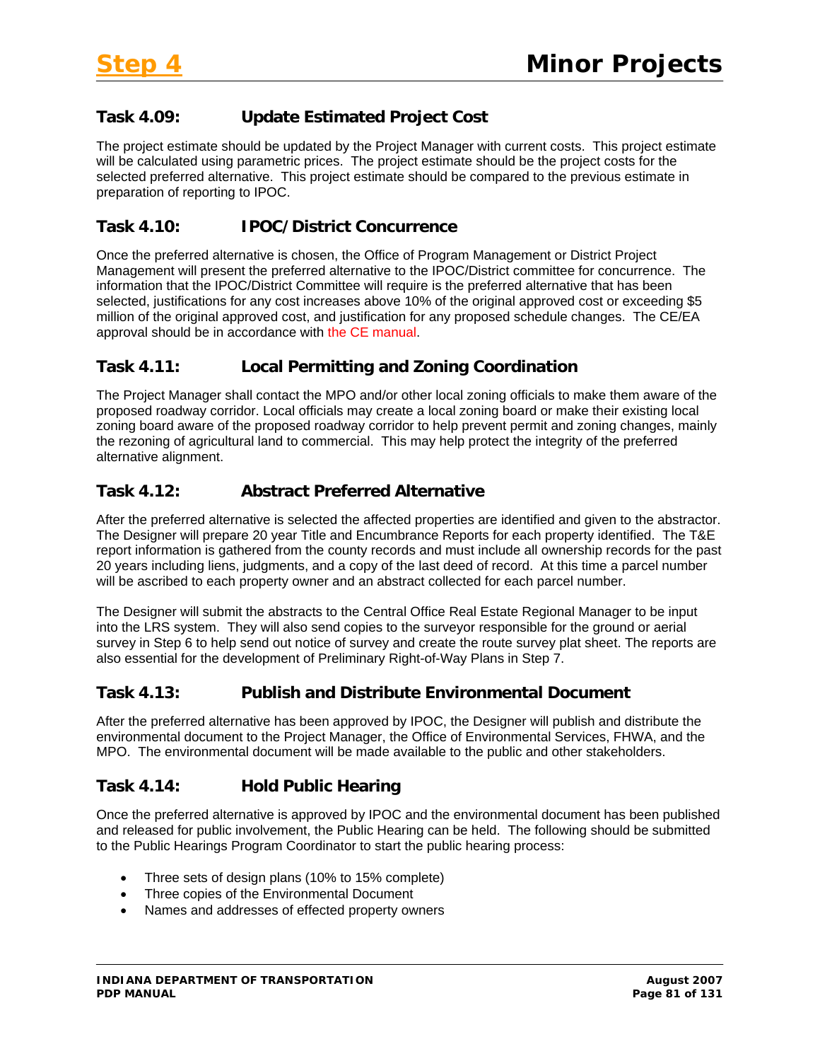## Task 4.09: Update Estimated Project Cost

The project estimate should be updated by the Project Manager with current costs. This project estimate will be calculated using parametric prices. The project estimate should be the project costs for the selected preferred alternative. This project estimate should be compared to the previous estimate in preparation of reporting to IPOC.

## Task 4.10: IPOC/District Concurrence

Once the preferred alternative is chosen, the Office of Program Management or District Project Management will present the preferred alternative to the IPOC/District committee for concurrence. The information that the IPOC/District Committee will require is the preferred alternative that has been selected, justifications for any cost increases above 10% of the original approved cost or exceeding $5 million of the original approved cost, and justification for any proposed schedule changes. The CE/EA approval should be in accordance with the CE manual.

## Task 4.11: Local Permitting and Zoning Coordination

The Project Manager shall contact the MPO and/or other local zoning officials to make them aware of the proposed roadway corridor. Local officials may create a local zoning board or make their existing local zoning board aware of the proposed roadway corridor to help prevent permit and zoning changes, mainly the rezoning of agricultural land to commercial. This may help protect the integrity of the preferred alternative alignment.

## Task 4.12: Abstract Preferred Alternative

After the preferred alternative is selected the affected properties are identified and given to the abstractor. The Designer will prepare 20 year Title and Encumbrance Reports for each property identified. The T&E report information is gathered from the county records and must include all ownership records for the past 20 years including liens, judgments, and a copy of the last deed of record. At this time a parcel number will be ascribed to each property owner and an abstract collected for each parcel number.

The Designer will submit the abstracts to the Central Office Real Estate Regional Manager to be input into the LRS system. They will also send copies to the surveyor responsible for the ground or aerial survey in Step 6 to help send out notice of survey and create the route survey plat sheet. The reports are also essential for the development of Preliminary Right-of-Way Plans in Step 7.

## Task 4.13: Publish and Distribute Environmental Document

After the preferred alternative has been approved by IPOC, the Designer will publish and distribute the environmental document to the Project Manager, the Office of Environmental Services, FHWA, and the MPO. The environmental document will be made available to the public and other stakeholders.

## Task 4.14: Hold Public Hearing

Once the preferred alternative is approved by IPOC and the environmental document has been published and released for public involvement, the Public Hearing can be held. The following should be submitted to the Public Hearings Program Coordinator to start the public hearing process:

- Three sets of design plans (10% to 15% complete)
- Three copies of the Environmental Document
- Names and addresses of effected property owners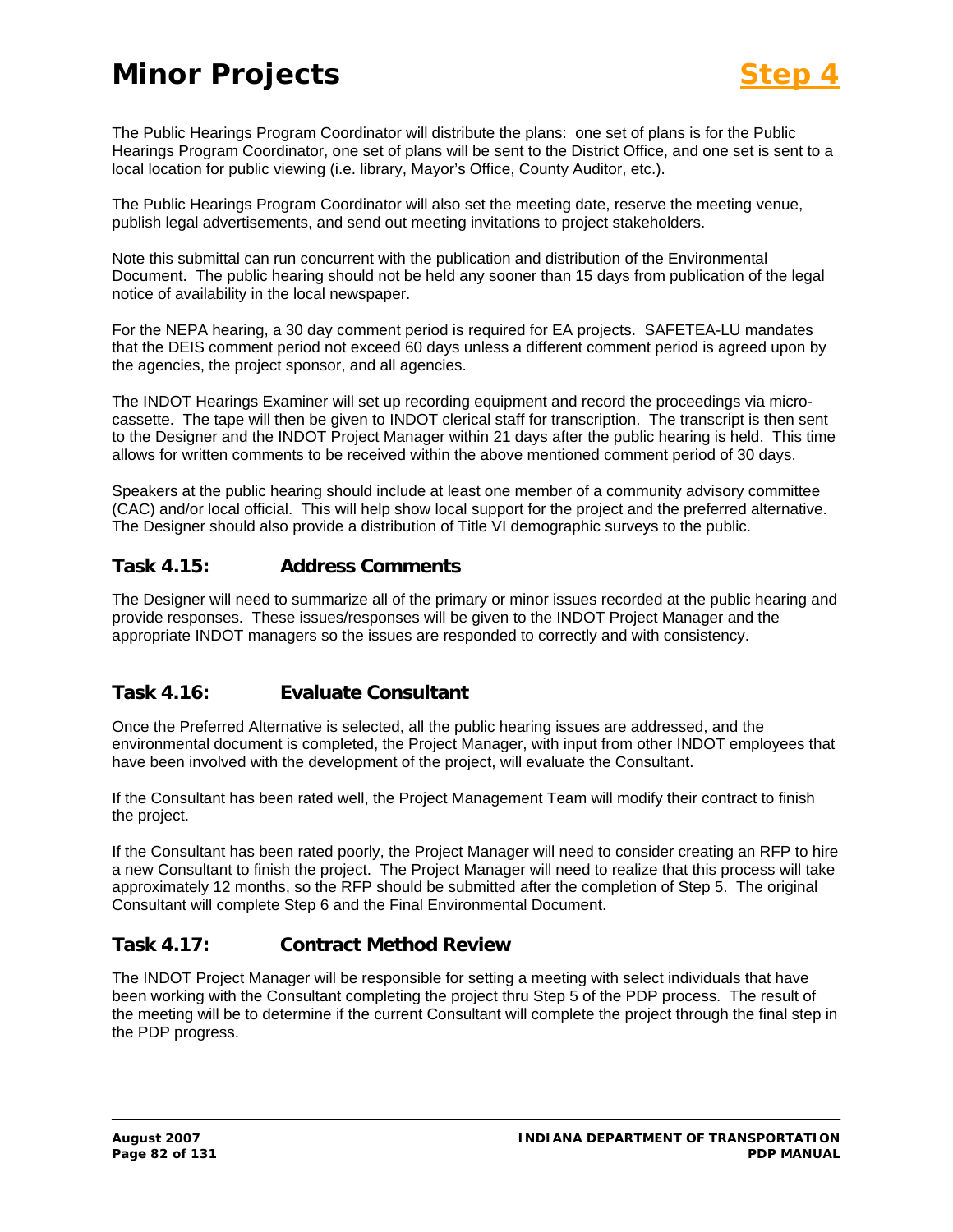The Public Hearings Program Coordinator will distribute the plans: one set of plans is for the Public Hearings Program Coordinator, one set of plans will be sent to the District Office, and one set is sent to a local location for public viewing (i.e. library, Mayor's Office, County Auditor, etc.).

The Public Hearings Program Coordinator will also set the meeting date, reserve the meeting venue, publish legal advertisements, and send out meeting invitations to project stakeholders.

Note this submittal can run concurrent with the publication and distribution of the Environmental Document. The public hearing should not be held any sooner than 15 days from publication of the legal notice of availability in the local newspaper.

For the NEPA hearing, a 30 day comment period is required for EA projects. SAFETEA-LU mandates that the DEIS comment period not exceed 60 days unless a different comment period is agreed upon by the agencies, the project sponsor, and all agencies.

The INDOT Hearings Examiner will set up recording equipment and record the proceedings via micro-cassette. The tape will then be given to INDOT clerical staff for transcription. The transcript is then sent to the Designer and the INDOT Project Manager within 21 days after the public hearing is held. This time allows for written comments to be received within the above mentioned comment period of 30 days.

Speakers at the public hearing should include at least one member of a community advisory committee (CAC) and/or local official. This will help show local support for the project and the preferred alternative. The Designer should also provide a distribution of Title VI demographic surveys to the public.

### Task 4.15: Address Comments

The Designer will need to summarize all of the primary or minor issues recorded at the public hearing and provide responses. These issues/responses will be given to the INDOT Project Manager and the appropriate INDOT managers so the issues are responded to correctly and with consistency.

### Task 4.16: Evaluate Consultant

Once the Preferred Alternative is selected, all the public hearing issues are addressed, and the environmental document is completed, the Project Manager, with input from other INDOT employees that have been involved with the development of the project, will evaluate the Consultant.

If the Consultant has been rated well, the Project Management Team will modify their contract to finish the project.

If the Consultant has been rated poorly, the Project Manager will need to consider creating an RFP to hire a new Consultant to finish the project. The Project Manager will need to realize that this process will take approximately 12 months, so the RFP should be submitted after the completion of Step 5. The original Consultant will complete Step 6 and the Final Environmental Document.

### Task 4.17: Contract Method Review

The INDOT Project Manager will be responsible for setting a meeting with select individuals that have been working with the Consultant completing the project thru Step 5 of the PDP process. The result of the meeting will be to determine if the current Consultant will complete the project through the final step in the PDP progress.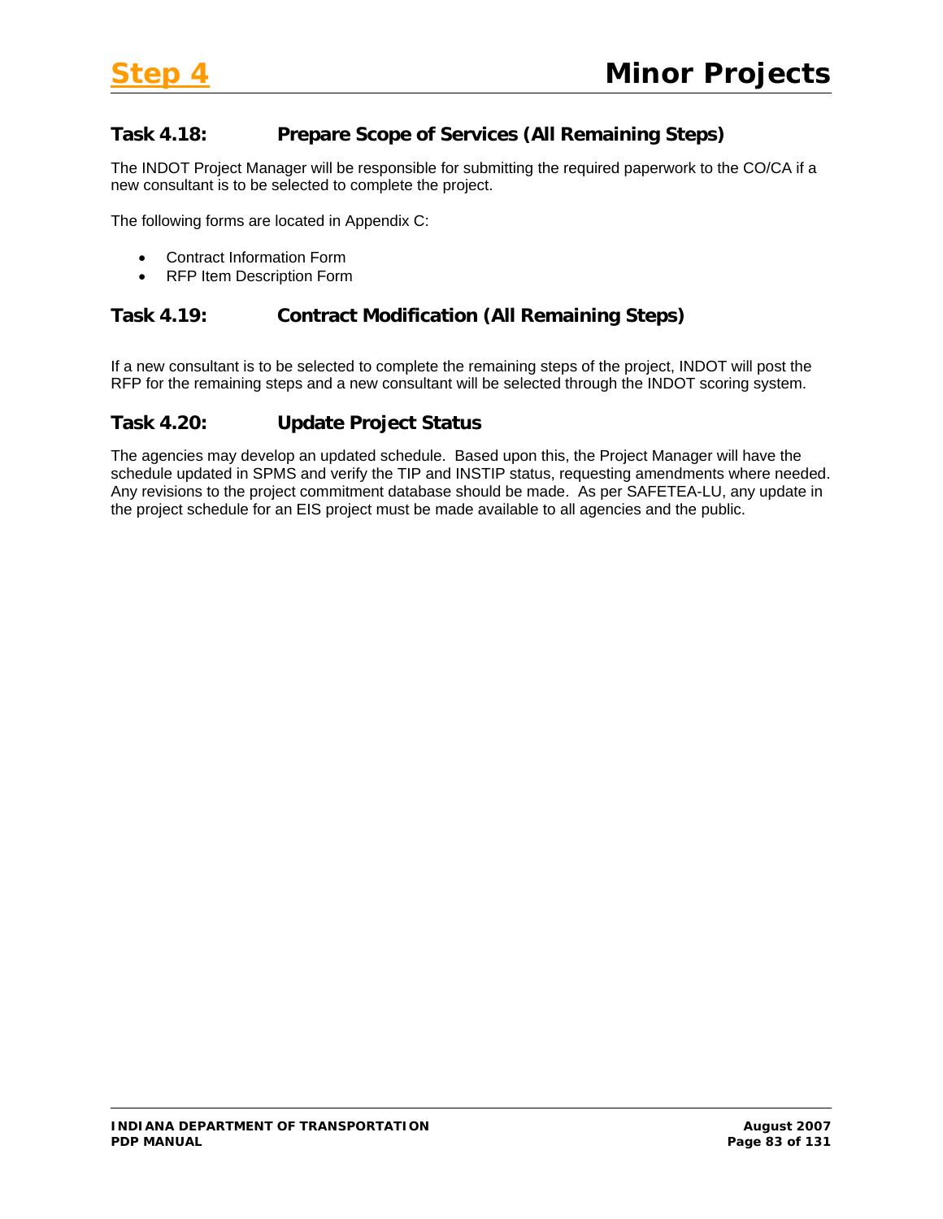### Task 4.18: Prepare Scope of Services (All Remaining Steps)

The INDOT Project Manager will be responsible for submitting the required paperwork to the CO/CA if a new consultant is to be selected to complete the project.

The following forms are located in Appendix C:

- Contract Information Form
- RFP Item Description Form

### Task 4.19: Contract Modification (All Remaining Steps)

If a new consultant is to be selected to complete the remaining steps of the project, INDOT will post the RFP for the remaining steps and a new consultant will be selected through the INDOT scoring system.

### Task 4.20: Update Project Status

The agencies may develop an updated schedule. Based upon this, the Project Manager will have the schedule updated in SPMS and verify the TIP and INSTIP status, requesting amendments where needed. Any revisions to the project commitment database should be made. As per SAFETEA-LU, any update in the project schedule for an EIS project must be made available to all agencies and the public.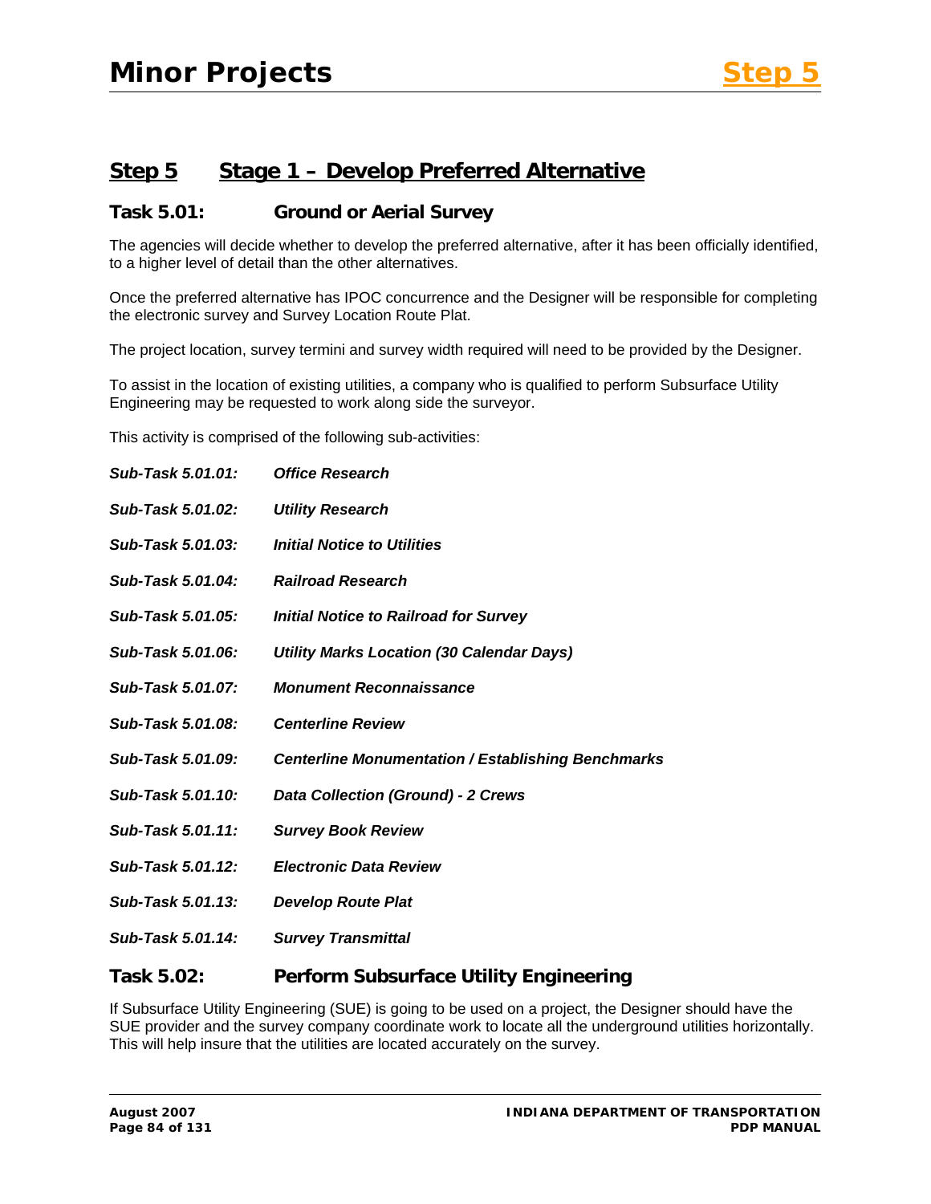## Step 5 Stage 1 – Develop Preferred Alternative

### Task 5.01: Ground or Aerial Survey

The agencies will decide whether to develop the preferred alternative, after it has been officially identified, to a higher level of detail than the other alternatives.

Once the preferred alternative has IPOC concurrence and the Designer will be responsible for completing the electronic survey and Survey Location Route Plat.

The project location, survey termini and survey width required will need to be provided by the Designer.

To assist in the location of existing utilities, a company who is qualified to perform Subsurface Utility Engineering may be requested to work along side the surveyor.

This activity is comprised of the following sub-activities:

***Sub-Task 5.01.01: Office Research***

***Sub-Task 5.01.02: Utility Research***

***Sub-Task 5.01.03: Initial Notice to Utilities***

***Sub-Task 5.01.04: Railroad Research***

***Sub-Task 5.01.05: Initial Notice to Railroad for Survey***

***Sub-Task 5.01.06: Utility Marks Location (30 Calendar Days)***

***Sub-Task 5.01.07: Monument Reconnaissance***

***Sub-Task 5.01.08: Centerline Review***

***Sub-Task 5.01.09: Centerline Monumentation / Establishing Benchmarks***

***Sub-Task 5.01.10: Data Collection (Ground) - 2 Crews***

***Sub-Task 5.01.11: Survey Book Review***

***Sub-Task 5.01.12: Electronic Data Review***

***Sub-Task 5.01.13: Develop Route Plat***

***Sub-Task 5.01.14: Survey Transmittal***

### Task 5.02: Perform Subsurface Utility Engineering

If Subsurface Utility Engineering (SUE) is going to be used on a project, the Designer should have the SUE provider and the survey company coordinate work to locate all the underground utilities horizontally. This will help insure that the utilities are located accurately on the survey.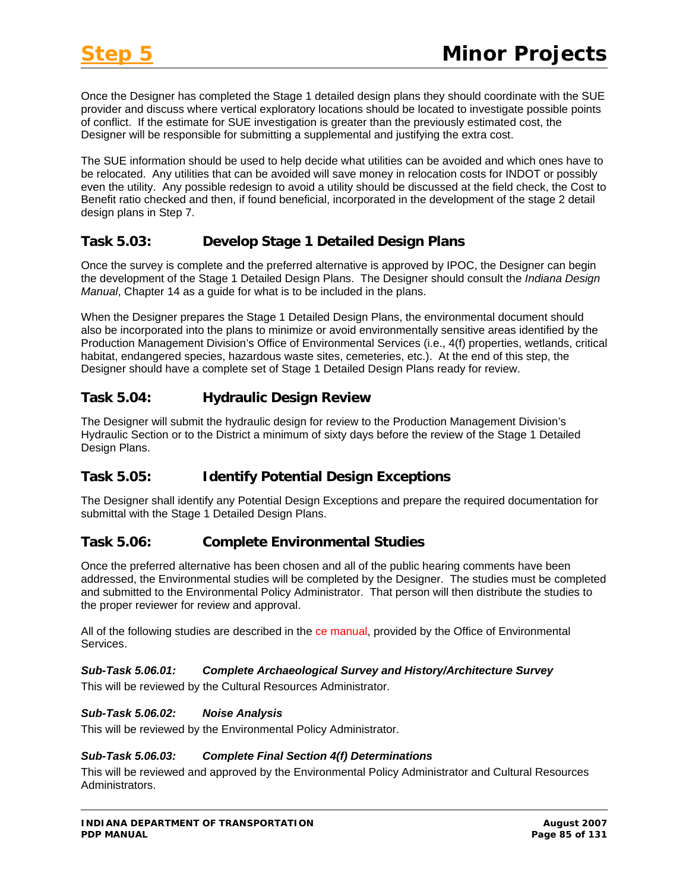Once the Designer has completed the Stage 1 detailed design plans they should coordinate with the SUE provider and discuss where vertical exploratory locations should be located to investigate possible points of conflict. If the estimate for SUE investigation is greater than the previously estimated cost, the Designer will be responsible for submitting a supplemental and justifying the extra cost.

The SUE information should be used to help decide what utilities can be avoided and which ones have to be relocated. Any utilities that can be avoided will save money in relocation costs for INDOT or possibly even the utility. Any possible redesign to avoid a utility should be discussed at the field check, the Cost to Benefit ratio checked and then, if found beneficial, incorporated in the development of the stage 2 detail design plans in Step 7.

## Task 5.03: Develop Stage 1 Detailed Design Plans

Once the survey is complete and the preferred alternative is approved by IPOC, the Designer can begin the development of the Stage 1 Detailed Design Plans. The Designer should consult the *Indiana Design Manual*, Chapter 14 as a guide for what is to be included in the plans.

When the Designer prepares the Stage 1 Detailed Design Plans, the environmental document should also be incorporated into the plans to minimize or avoid environmentally sensitive areas identified by the Production Management Division's Office of Environmental Services (i.e., 4(f) properties, wetlands, critical habitat, endangered species, hazardous waste sites, cemeteries, etc.). At the end of this step, the Designer should have a complete set of Stage 1 Detailed Design Plans ready for review.

## Task 5.04: Hydraulic Design Review

The Designer will submit the hydraulic design for review to the Production Management Division's Hydraulic Section or to the District a minimum of sixty days before the review of the Stage 1 Detailed Design Plans.

## Task 5.05: Identify Potential Design Exceptions

The Designer shall identify any Potential Design Exceptions and prepare the required documentation for submittal with the Stage 1 Detailed Design Plans.

## Task 5.06: Complete Environmental Studies

Once the preferred alternative has been chosen and all of the public hearing comments have been addressed, the Environmental studies will be completed by the Designer. The studies must be completed and submitted to the Environmental Policy Administrator. That person will then distribute the studies to the proper reviewer for review and approval.

All of the following studies are described in the ce manual, provided by the Office of Environmental Services.

### *Sub-Task 5.06.01: Complete Archaeological Survey and History/Architecture Survey*

This will be reviewed by the Cultural Resources Administrator.

### *Sub-Task 5.06.02: Noise Analysis*

This will be reviewed by the Environmental Policy Administrator.

### *Sub-Task 5.06.03: Complete Final Section 4(f) Determinations*

This will be reviewed and approved by the Environmental Policy Administrator and Cultural Resources Administrators.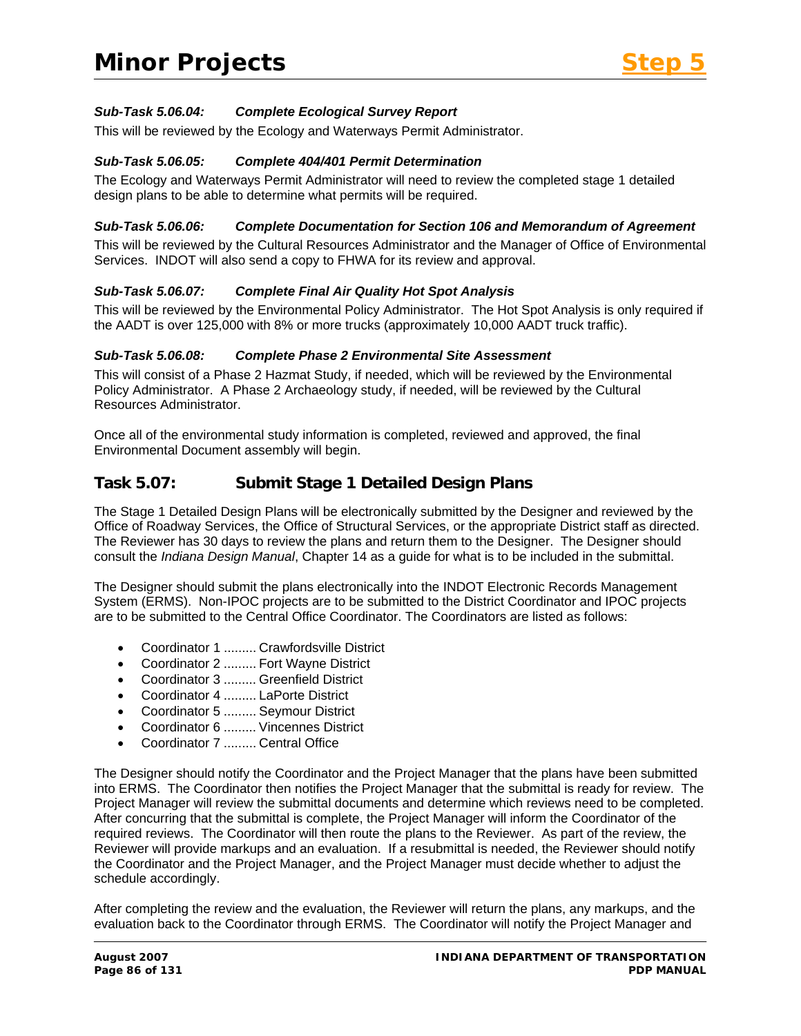#### *Sub-Task 5.06.04: Complete Ecological Survey Report*

This will be reviewed by the Ecology and Waterways Permit Administrator.

#### *Sub-Task 5.06.05: Complete 404/401 Permit Determination*

The Ecology and Waterways Permit Administrator will need to review the completed stage 1 detailed design plans to be able to determine what permits will be required.

#### *Sub-Task 5.06.06: Complete Documentation for Section 106 and Memorandum of Agreement*

This will be reviewed by the Cultural Resources Administrator and the Manager of Office of Environmental Services. INDOT will also send a copy to FHWA for its review and approval.

#### *Sub-Task 5.06.07: Complete Final Air Quality Hot Spot Analysis*

This will be reviewed by the Environmental Policy Administrator. The Hot Spot Analysis is only required if the AADT is over 125,000 with 8% or more trucks (approximately 10,000 AADT truck traffic).

#### *Sub-Task 5.06.08: Complete Phase 2 Environmental Site Assessment*

This will consist of a Phase 2 Hazmat Study, if needed, which will be reviewed by the Environmental Policy Administrator. A Phase 2 Archaeology study, if needed, will be reviewed by the Cultural Resources Administrator.

Once all of the environmental study information is completed, reviewed and approved, the final Environmental Document assembly will begin.

## Task 5.07: Submit Stage 1 Detailed Design Plans

The Stage 1 Detailed Design Plans will be electronically submitted by the Designer and reviewed by the Office of Roadway Services, the Office of Structural Services, or the appropriate District staff as directed. The Reviewer has 30 days to review the plans and return them to the Designer. The Designer should consult the *Indiana Design Manual*, Chapter 14 as a guide for what is to be included in the submittal.

The Designer should submit the plans electronically into the INDOT Electronic Records Management System (ERMS). Non-IPOC projects are to be submitted to the District Coordinator and IPOC projects are to be submitted to the Central Office Coordinator. The Coordinators are listed as follows:

- Coordinator 1 ......... Crawfordsville District
- Coordinator 2 ......... Fort Wayne District
- Coordinator 3 ......... Greenfield District
- Coordinator 4 ......... LaPorte District
- Coordinator 5 ......... Seymour District
- Coordinator 6 ......... Vincennes District
- Coordinator 7 ......... Central Office

The Designer should notify the Coordinator and the Project Manager that the plans have been submitted into ERMS. The Coordinator then notifies the Project Manager that the submittal is ready for review. The Project Manager will review the submittal documents and determine which reviews need to be completed. After concurring that the submittal is complete, the Project Manager will inform the Coordinator of the required reviews. The Coordinator will then route the plans to the Reviewer. As part of the review, the Reviewer will provide markups and an evaluation. If a resubmittal is needed, the Reviewer should notify the Coordinator and the Project Manager, and the Project Manager must decide whether to adjust the schedule accordingly.

After completing the review and the evaluation, the Reviewer will return the plans, any markups, and the evaluation back to the Coordinator through ERMS. The Coordinator will notify the Project Manager and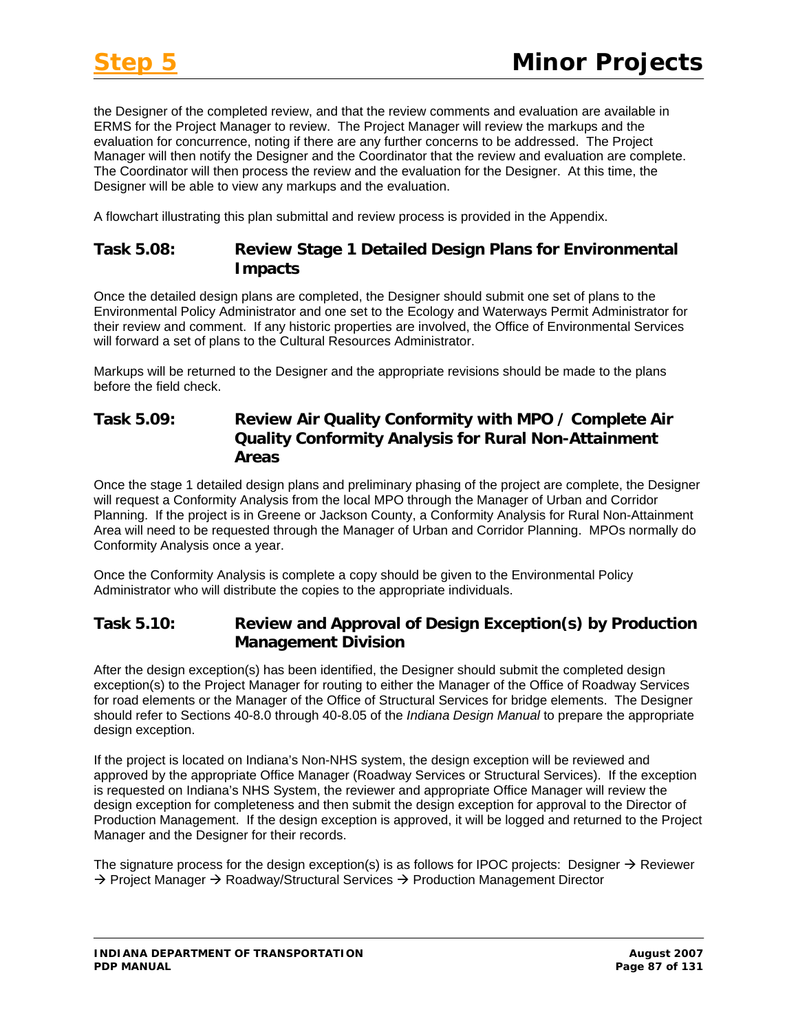the Designer of the completed review, and that the review comments and evaluation are available in ERMS for the Project Manager to review. The Project Manager will review the markups and the evaluation for concurrence, noting if there are any further concerns to be addressed. The Project Manager will then notify the Designer and the Coordinator that the review and evaluation are complete. The Coordinator will then process the review and the evaluation for the Designer. At this time, the Designer will be able to view any markups and the evaluation.

A flowchart illustrating this plan submittal and review process is provided in the Appendix.

### Task 5.08: Review Stage 1 Detailed Design Plans for Environmental Impacts

Once the detailed design plans are completed, the Designer should submit one set of plans to the Environmental Policy Administrator and one set to the Ecology and Waterways Permit Administrator for their review and comment. If any historic properties are involved, the Office of Environmental Services will forward a set of plans to the Cultural Resources Administrator.

Markups will be returned to the Designer and the appropriate revisions should be made to the plans before the field check.

### Task 5.09: Review Air Quality Conformity with MPO / Complete Air Quality Conformity Analysis for Rural Non-Attainment Areas

Once the stage 1 detailed design plans and preliminary phasing of the project are complete, the Designer will request a Conformity Analysis from the local MPO through the Manager of Urban and Corridor Planning. If the project is in Greene or Jackson County, a Conformity Analysis for Rural Non-Attainment Area will need to be requested through the Manager of Urban and Corridor Planning. MPOs normally do Conformity Analysis once a year.

Once the Conformity Analysis is complete a copy should be given to the Environmental Policy Administrator who will distribute the copies to the appropriate individuals.

### Task 5.10: Review and Approval of Design Exception(s) by Production Management Division

After the design exception(s) has been identified, the Designer should submit the completed design exception(s) to the Project Manager for routing to either the Manager of the Office of Roadway Services for road elements or the Manager of the Office of Structural Services for bridge elements. The Designer should refer to Sections 40-8.0 through 40-8.05 of the *Indiana Design Manual* to prepare the appropriate design exception.

If the project is located on Indiana's Non-NHS system, the design exception will be reviewed and approved by the appropriate Office Manager (Roadway Services or Structural Services). If the exception is requested on Indiana's NHS System, the reviewer and appropriate Office Manager will review the design exception for completeness and then submit the design exception for approval to the Director of Production Management. If the design exception is approved, it will be logged and returned to the Project Manager and the Designer for their records.

The signature process for the design exception(s) is as follows for IPOC projects: Designer → Reviewer → Project Manager → Roadway/Structural Services → Production Management Director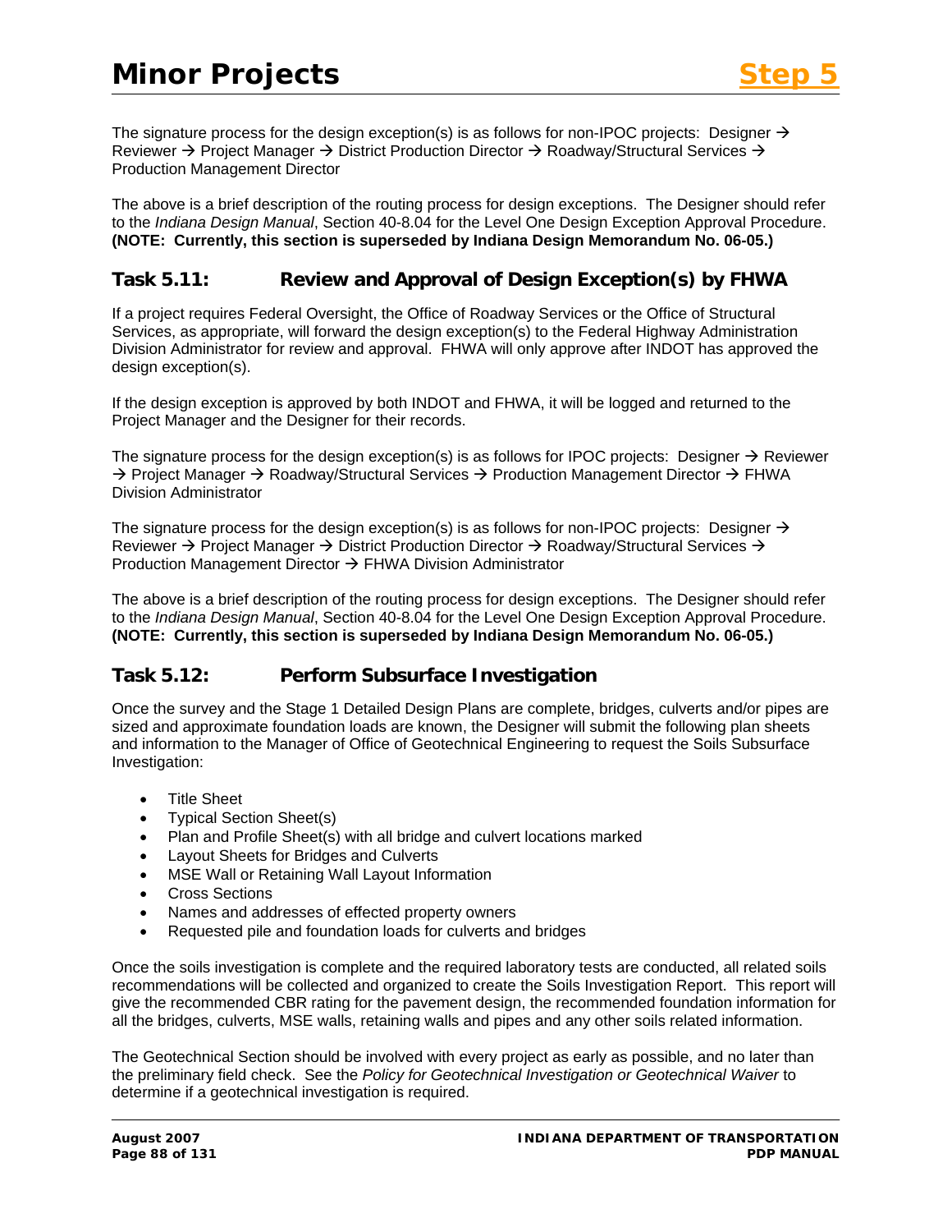The signature process for the design exception(s) is as follows for non-IPOC projects: Designer → Reviewer → Project Manager → District Production Director → Roadway/Structural Services → Production Management Director

The above is a brief description of the routing process for design exceptions. The Designer should refer to the *Indiana Design Manual*, Section 40-8.04 for the Level One Design Exception Approval Procedure. **(NOTE: Currently, this section is superseded by Indiana Design Memorandum No. 06-05.)**

## Task 5.11: Review and Approval of Design Exception(s) by FHWA

If a project requires Federal Oversight, the Office of Roadway Services or the Office of Structural Services, as appropriate, will forward the design exception(s) to the Federal Highway Administration Division Administrator for review and approval. FHWA will only approve after INDOT has approved the design exception(s).

If the design exception is approved by both INDOT and FHWA, it will be logged and returned to the Project Manager and the Designer for their records.

The signature process for the design exception(s) is as follows for IPOC projects: Designer → Reviewer → Project Manager → Roadway/Structural Services → Production Management Director → FHWA Division Administrator

The signature process for the design exception(s) is as follows for non-IPOC projects: Designer → Reviewer → Project Manager → District Production Director → Roadway/Structural Services → Production Management Director → FHWA Division Administrator

The above is a brief description of the routing process for design exceptions. The Designer should refer to the *Indiana Design Manual*, Section 40-8.04 for the Level One Design Exception Approval Procedure. **(NOTE: Currently, this section is superseded by Indiana Design Memorandum No. 06-05.)**

## Task 5.12: Perform Subsurface Investigation

Once the survey and the Stage 1 Detailed Design Plans are complete, bridges, culverts and/or pipes are sized and approximate foundation loads are known, the Designer will submit the following plan sheets and information to the Manager of Office of Geotechnical Engineering to request the Soils Subsurface Investigation:

- Title Sheet
- Typical Section Sheet(s)
- Plan and Profile Sheet(s) with all bridge and culvert locations marked
- Layout Sheets for Bridges and Culverts
- MSE Wall or Retaining Wall Layout Information
- Cross Sections
- Names and addresses of effected property owners
- Requested pile and foundation loads for culverts and bridges

Once the soils investigation is complete and the required laboratory tests are conducted, all related soils recommendations will be collected and organized to create the Soils Investigation Report. This report will give the recommended CBR rating for the pavement design, the recommended foundation information for all the bridges, culverts, MSE walls, retaining walls and pipes and any other soils related information.

The Geotechnical Section should be involved with every project as early as possible, and no later than the preliminary field check. See the *Policy for Geotechnical Investigation or Geotechnical Waiver* to determine if a geotechnical investigation is required.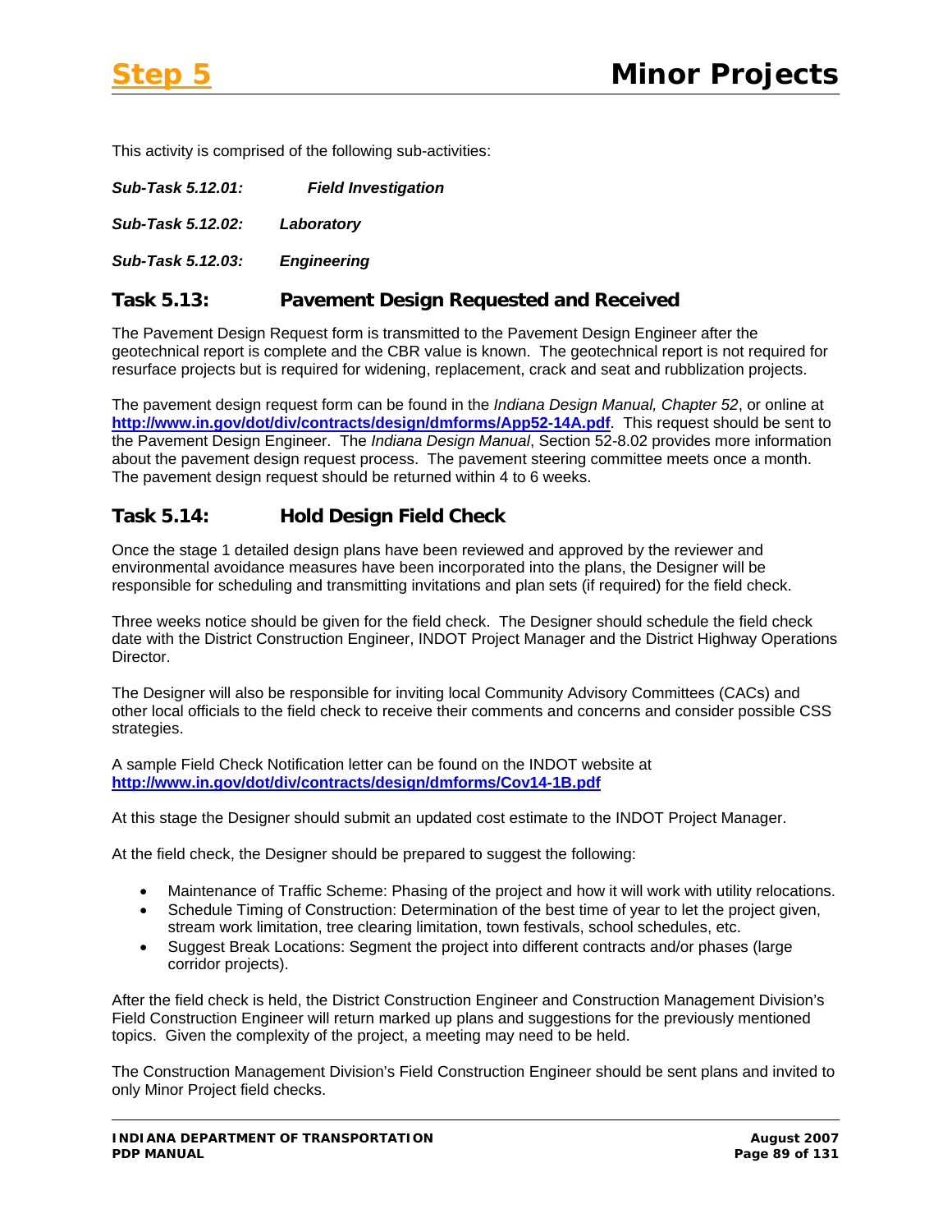This activity is comprised of the following sub-activities:

***Sub-Task 5.12.01: Field Investigation***

***Sub-Task 5.12.02: Laboratory***

***Sub-Task 5.12.03: Engineering***

## Task 5.13: Pavement Design Requested and Received

The Pavement Design Request form is transmitted to the Pavement Design Engineer after the geotechnical report is complete and the CBR value is known. The geotechnical report is not required for resurface projects but is required for widening, replacement, crack and seat and rubblization projects.

The pavement design request form can be found in the *Indiana Design Manual, Chapter 52*, or online at **http://www.in.gov/dot/div/contracts/design/dmforms/App52-14A.pdf**. This request should be sent to the Pavement Design Engineer. The *Indiana Design Manual*, Section 52-8.02 provides more information about the pavement design request process. The pavement steering committee meets once a month. The pavement design request should be returned within 4 to 6 weeks.

## Task 5.14: Hold Design Field Check

Once the stage 1 detailed design plans have been reviewed and approved by the reviewer and environmental avoidance measures have been incorporated into the plans, the Designer will be responsible for scheduling and transmitting invitations and plan sets (if required) for the field check.

Three weeks notice should be given for the field check. The Designer should schedule the field check date with the District Construction Engineer, INDOT Project Manager and the District Highway Operations Director.

The Designer will also be responsible for inviting local Community Advisory Committees (CACs) and other local officials to the field check to receive their comments and concerns and consider possible CSS strategies.

A sample Field Check Notification letter can be found on the INDOT website at **http://www.in.gov/dot/div/contracts/design/dmforms/Cov14-1B.pdf**

At this stage the Designer should submit an updated cost estimate to the INDOT Project Manager.

At the field check, the Designer should be prepared to suggest the following:

- Maintenance of Traffic Scheme: Phasing of the project and how it will work with utility relocations.
- Schedule Timing of Construction: Determination of the best time of year to let the project given, stream work limitation, tree clearing limitation, town festivals, school schedules, etc.
- Suggest Break Locations: Segment the project into different contracts and/or phases (large corridor projects).

After the field check is held, the District Construction Engineer and Construction Management Division's Field Construction Engineer will return marked up plans and suggestions for the previously mentioned topics. Given the complexity of the project, a meeting may need to be held.

The Construction Management Division's Field Construction Engineer should be sent plans and invited to only Minor Project field checks.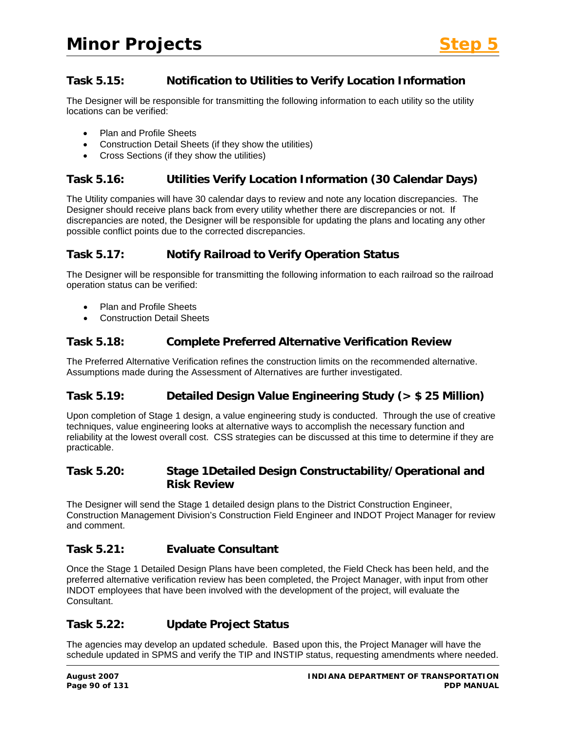### Task 5.15: Notification to Utilities to Verify Location Information

The Designer will be responsible for transmitting the following information to each utility so the utility locations can be verified:

- Plan and Profile Sheets
- Construction Detail Sheets (if they show the utilities)
- Cross Sections (if they show the utilities)

### Task 5.16: Utilities Verify Location Information (30 Calendar Days)

The Utility companies will have 30 calendar days to review and note any location discrepancies. The Designer should receive plans back from every utility whether there are discrepancies or not. If discrepancies are noted, the Designer will be responsible for updating the plans and locating any other possible conflict points due to the corrected discrepancies.

### Task 5.17: Notify Railroad to Verify Operation Status

The Designer will be responsible for transmitting the following information to each railroad so the railroad operation status can be verified:

- Plan and Profile Sheets
- Construction Detail Sheets

### Task 5.18: Complete Preferred Alternative Verification Review

The Preferred Alternative Verification refines the construction limits on the recommended alternative. Assumptions made during the Assessment of Alternatives are further investigated.

### Task 5.19: Detailed Design Value Engineering Study (> $ 25 Million)

Upon completion of Stage 1 design, a value engineering study is conducted. Through the use of creative techniques, value engineering looks at alternative ways to accomplish the necessary function and reliability at the lowest overall cost. CSS strategies can be discussed at this time to determine if they are practicable.

### Task 5.20: Stage 1Detailed Design Constructability/Operational and Risk Review

The Designer will send the Stage 1 detailed design plans to the District Construction Engineer, Construction Management Division's Construction Field Engineer and INDOT Project Manager for review and comment.

### Task 5.21: Evaluate Consultant

Once the Stage 1 Detailed Design Plans have been completed, the Field Check has been held, and the preferred alternative verification review has been completed, the Project Manager, with input from other INDOT employees that have been involved with the development of the project, will evaluate the Consultant.

### Task 5.22: Update Project Status

The agencies may develop an updated schedule. Based upon this, the Project Manager will have the schedule updated in SPMS and verify the TIP and INSTIP status, requesting amendments where needed.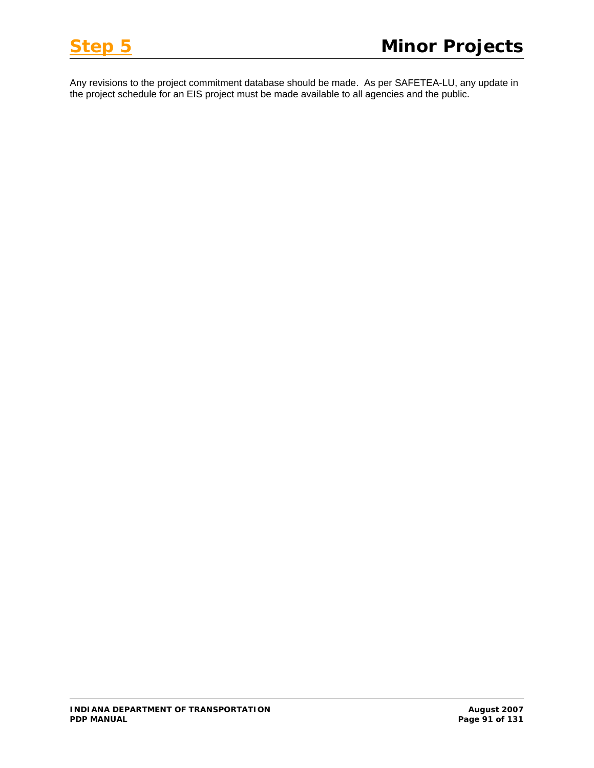Any revisions to the project commitment database should be made. As per SAFETEA-LU, any update in the project schedule for an EIS project must be made available to all agencies and the public.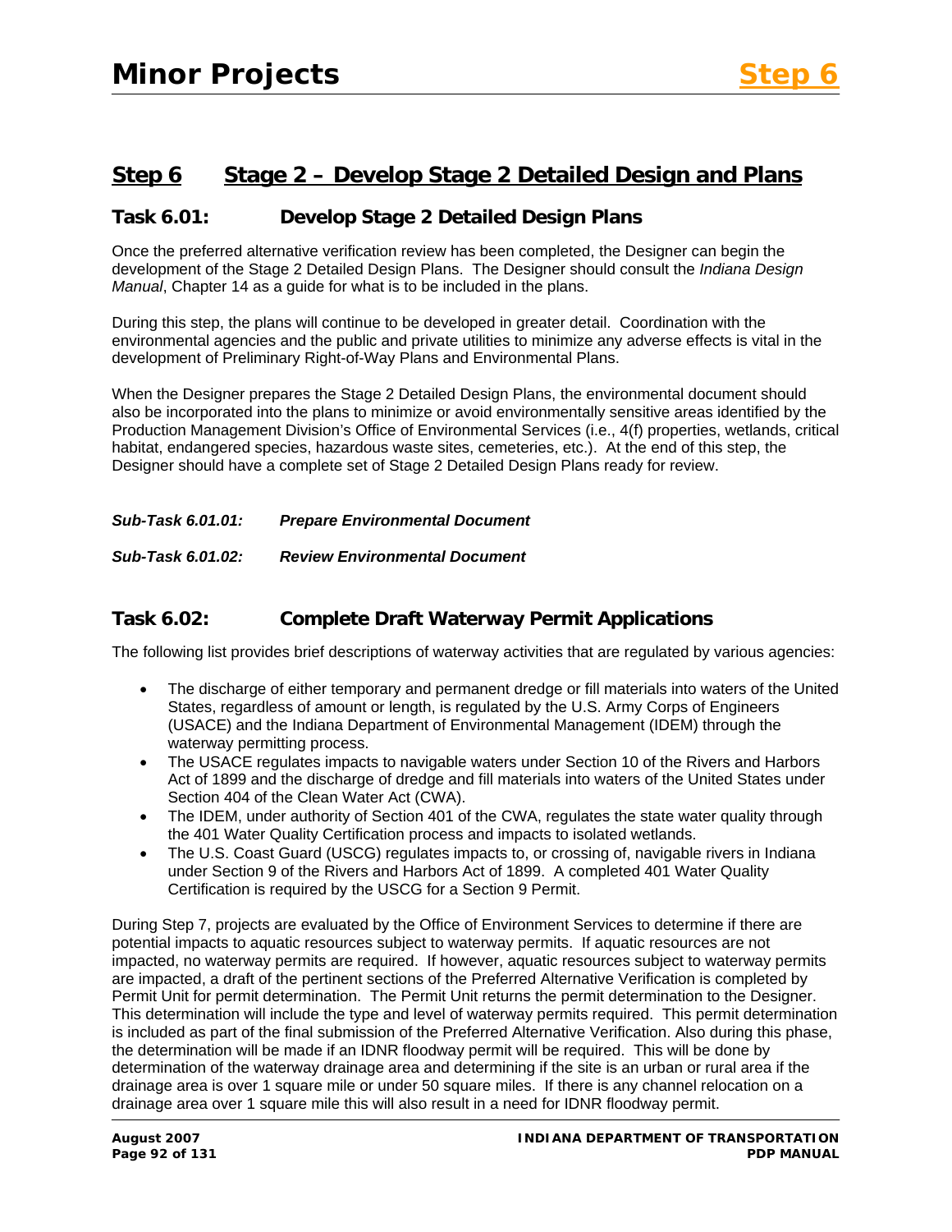## Step 6 Stage 2 – Develop Stage 2 Detailed Design and Plans

### Task 6.01: Develop Stage 2 Detailed Design Plans

Once the preferred alternative verification review has been completed, the Designer can begin the development of the Stage 2 Detailed Design Plans. The Designer should consult the *Indiana Design Manual*, Chapter 14 as a guide for what is to be included in the plans.

During this step, the plans will continue to be developed in greater detail. Coordination with the environmental agencies and the public and private utilities to minimize any adverse effects is vital in the development of Preliminary Right-of-Way Plans and Environmental Plans.

When the Designer prepares the Stage 2 Detailed Design Plans, the environmental document should also be incorporated into the plans to minimize or avoid environmentally sensitive areas identified by the Production Management Division's Office of Environmental Services (i.e., 4(f) properties, wetlands, critical habitat, endangered species, hazardous waste sites, cemeteries, etc.). At the end of this step, the Designer should have a complete set of Stage 2 Detailed Design Plans ready for review.

***Sub-Task 6.01.01: Prepare Environmental Document***

***Sub-Task 6.01.02: Review Environmental Document***

### Task 6.02: Complete Draft Waterway Permit Applications

The following list provides brief descriptions of waterway activities that are regulated by various agencies:

- The discharge of either temporary and permanent dredge or fill materials into waters of the United States, regardless of amount or length, is regulated by the U.S. Army Corps of Engineers (USACE) and the Indiana Department of Environmental Management (IDEM) through the waterway permitting process.
- The USACE regulates impacts to navigable waters under Section 10 of the Rivers and Harbors Act of 1899 and the discharge of dredge and fill materials into waters of the United States under Section 404 of the Clean Water Act (CWA).
- The IDEM, under authority of Section 401 of the CWA, regulates the state water quality through the 401 Water Quality Certification process and impacts to isolated wetlands.
- The U.S. Coast Guard (USCG) regulates impacts to, or crossing of, navigable rivers in Indiana under Section 9 of the Rivers and Harbors Act of 1899. A completed 401 Water Quality Certification is required by the USCG for a Section 9 Permit.

During Step 7, projects are evaluated by the Office of Environment Services to determine if there are potential impacts to aquatic resources subject to waterway permits. If aquatic resources are not impacted, no waterway permits are required. If however, aquatic resources subject to waterway permits are impacted, a draft of the pertinent sections of the Preferred Alternative Verification is completed by Permit Unit for permit determination. The Permit Unit returns the permit determination to the Designer. This determination will include the type and level of waterway permits required. This permit determination is included as part of the final submission of the Preferred Alternative Verification. Also during this phase, the determination will be made if an IDNR floodway permit will be required. This will be done by determination of the waterway drainage area and determining if the site is an urban or rural area if the drainage area is over 1 square mile or under 50 square miles. If there is any channel relocation on a drainage area over 1 square mile this will also result in a need for IDNR floodway permit.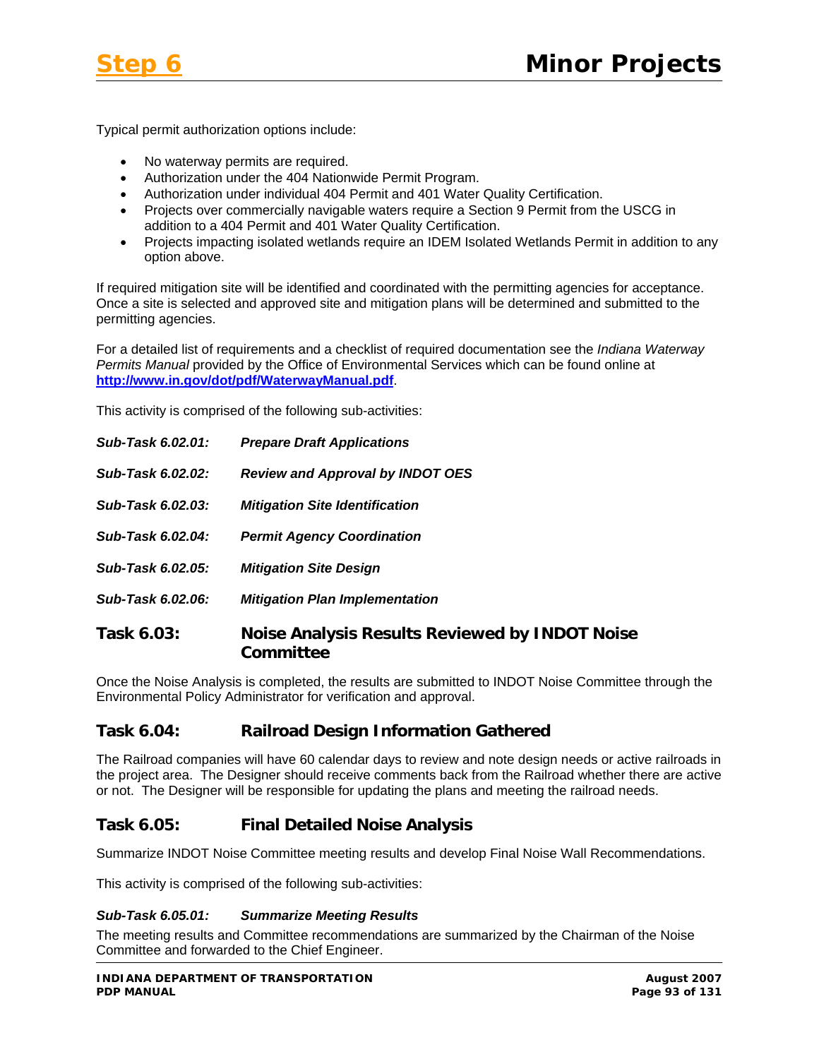Typical permit authorization options include:

- No waterway permits are required.
- Authorization under the 404 Nationwide Permit Program.
- Authorization under individual 404 Permit and 401 Water Quality Certification.
- Projects over commercially navigable waters require a Section 9 Permit from the USCG in addition to a 404 Permit and 401 Water Quality Certification.
- Projects impacting isolated wetlands require an IDEM Isolated Wetlands Permit in addition to any option above.

If required mitigation site will be identified and coordinated with the permitting agencies for acceptance. Once a site is selected and approved site and mitigation plans will be determined and submitted to the permitting agencies.

For a detailed list of requirements and a checklist of required documentation see the *Indiana Waterway Permits Manual* provided by the Office of Environmental Services which can be found online at **http://www.in.gov/dot/pdf/WaterwayManual.pdf**.

This activity is comprised of the following sub-activities:

***Sub-Task 6.02.01: Prepare Draft Applications***

***Sub-Task 6.02.02: Review and Approval by INDOT OES***

***Sub-Task 6.02.03: Mitigation Site Identification***

***Sub-Task 6.02.04: Permit Agency Coordination***

***Sub-Task 6.02.05: Mitigation Site Design***

***Sub-Task 6.02.06: Mitigation Plan Implementation***

## Task 6.03: Noise Analysis Results Reviewed by INDOT Noise Committee

Once the Noise Analysis is completed, the results are submitted to INDOT Noise Committee through the Environmental Policy Administrator for verification and approval.

## Task 6.04: Railroad Design Information Gathered

The Railroad companies will have 60 calendar days to review and note design needs or active railroads in the project area. The Designer should receive comments back from the Railroad whether there are active or not. The Designer will be responsible for updating the plans and meeting the railroad needs.

## Task 6.05: Final Detailed Noise Analysis

Summarize INDOT Noise Committee meeting results and develop Final Noise Wall Recommendations.

This activity is comprised of the following sub-activities:

***Sub-Task 6.05.01: Summarize Meeting Results***

The meeting results and Committee recommendations are summarized by the Chairman of the Noise Committee and forwarded to the Chief Engineer.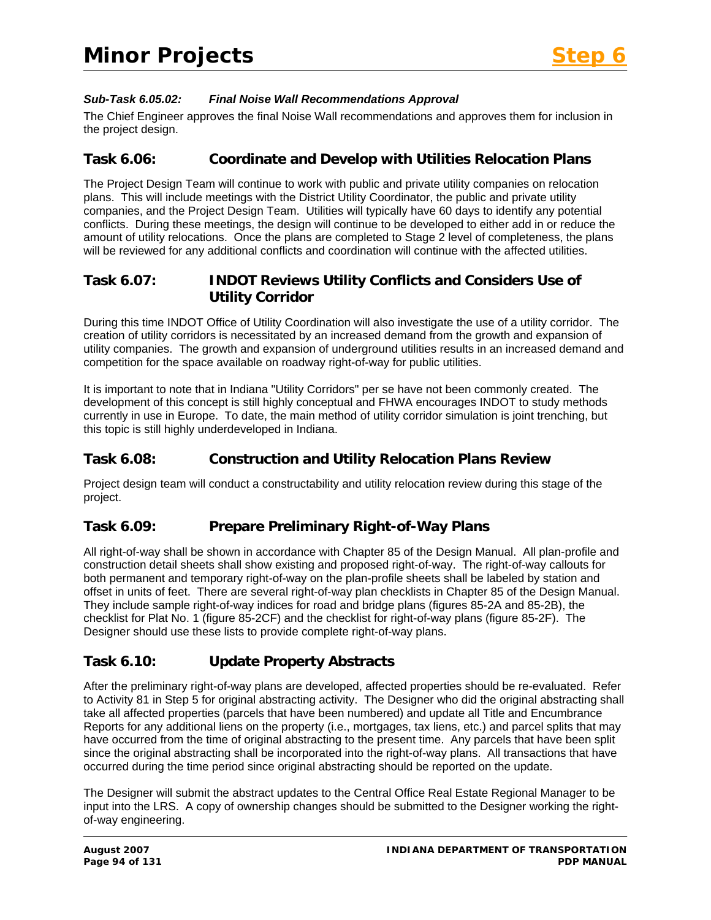#### *Sub-Task 6.05.02: Final Noise Wall Recommendations Approval*

The Chief Engineer approves the final Noise Wall recommendations and approves them for inclusion in the project design.

## Task 6.06: Coordinate and Develop with Utilities Relocation Plans

The Project Design Team will continue to work with public and private utility companies on relocation plans. This will include meetings with the District Utility Coordinator, the public and private utility companies, and the Project Design Team. Utilities will typically have 60 days to identify any potential conflicts. During these meetings, the design will continue to be developed to either add in or reduce the amount of utility relocations. Once the plans are completed to Stage 2 level of completeness, the plans will be reviewed for any additional conflicts and coordination will continue with the affected utilities.

## Task 6.07: INDOT Reviews Utility Conflicts and Considers Use of Utility Corridor

During this time INDOT Office of Utility Coordination will also investigate the use of a utility corridor. The creation of utility corridors is necessitated by an increased demand from the growth and expansion of utility companies. The growth and expansion of underground utilities results in an increased demand and competition for the space available on roadway right-of-way for public utilities.

It is important to note that in Indiana "Utility Corridors" per se have not been commonly created. The development of this concept is still highly conceptual and FHWA encourages INDOT to study methods currently in use in Europe. To date, the main method of utility corridor simulation is joint trenching, but this topic is still highly underdeveloped in Indiana.

## Task 6.08: Construction and Utility Relocation Plans Review

Project design team will conduct a constructability and utility relocation review during this stage of the project.

## Task 6.09: Prepare Preliminary Right-of-Way Plans

All right-of-way shall be shown in accordance with Chapter 85 of the Design Manual. All plan-profile and construction detail sheets shall show existing and proposed right-of-way. The right-of-way callouts for both permanent and temporary right-of-way on the plan-profile sheets shall be labeled by station and offset in units of feet. There are several right-of-way plan checklists in Chapter 85 of the Design Manual. They include sample right-of-way indices for road and bridge plans (figures 85-2A and 85-2B), the checklist for Plat No. 1 (figure 85-2CF) and the checklist for right-of-way plans (figure 85-2F). The Designer should use these lists to provide complete right-of-way plans.

## Task 6.10: Update Property Abstracts

After the preliminary right-of-way plans are developed, affected properties should be re-evaluated. Refer to Activity 81 in Step 5 for original abstracting activity. The Designer who did the original abstracting shall take all affected properties (parcels that have been numbered) and update all Title and Encumbrance Reports for any additional liens on the property (i.e., mortgages, tax liens, etc.) and parcel splits that may have occurred from the time of original abstracting to the present time. Any parcels that have been split since the original abstracting shall be incorporated into the right-of-way plans. All transactions that have occurred during the time period since original abstracting should be reported on the update.

The Designer will submit the abstract updates to the Central Office Real Estate Regional Manager to be input into the LRS. A copy of ownership changes should be submitted to the Designer working the right-of-way engineering.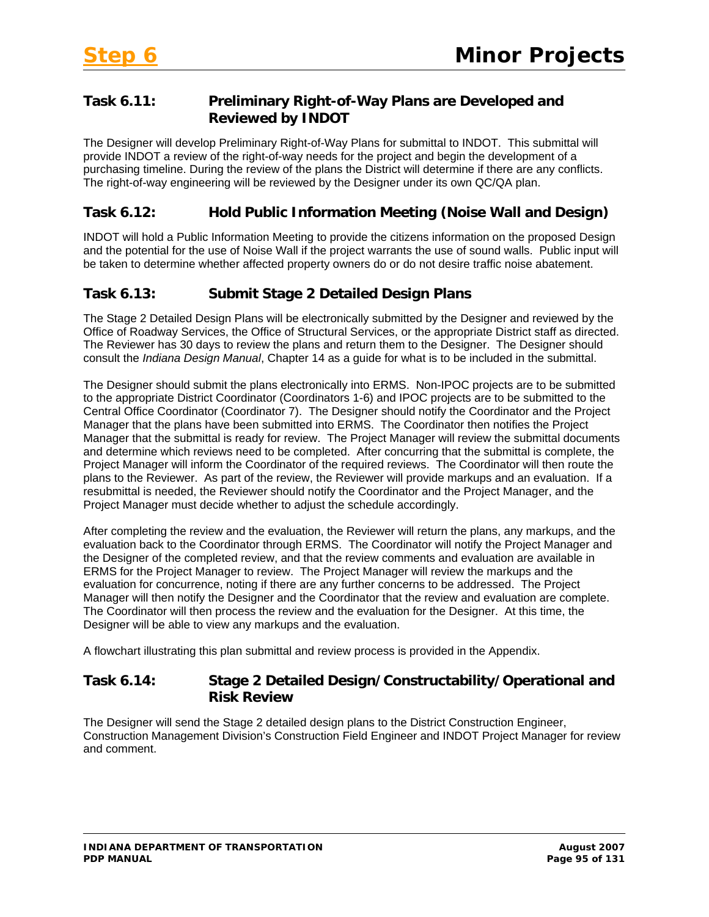### Task 6.11: Preliminary Right-of-Way Plans are Developed and Reviewed by INDOT

The Designer will develop Preliminary Right-of-Way Plans for submittal to INDOT. This submittal will provide INDOT a review of the right-of-way needs for the project and begin the development of a purchasing timeline. During the review of the plans the District will determine if there are any conflicts. The right-of-way engineering will be reviewed by the Designer under its own QC/QA plan.

### Task 6.12: Hold Public Information Meeting (Noise Wall and Design)

INDOT will hold a Public Information Meeting to provide the citizens information on the proposed Design and the potential for the use of Noise Wall if the project warrants the use of sound walls. Public input will be taken to determine whether affected property owners do or do not desire traffic noise abatement.

### Task 6.13: Submit Stage 2 Detailed Design Plans

The Stage 2 Detailed Design Plans will be electronically submitted by the Designer and reviewed by the Office of Roadway Services, the Office of Structural Services, or the appropriate District staff as directed. The Reviewer has 30 days to review the plans and return them to the Designer. The Designer should consult the *Indiana Design Manual*, Chapter 14 as a guide for what is to be included in the submittal.

The Designer should submit the plans electronically into ERMS. Non-IPOC projects are to be submitted to the appropriate District Coordinator (Coordinators 1-6) and IPOC projects are to be submitted to the Central Office Coordinator (Coordinator 7). The Designer should notify the Coordinator and the Project Manager that the plans have been submitted into ERMS. The Coordinator then notifies the Project Manager that the submittal is ready for review. The Project Manager will review the submittal documents and determine which reviews need to be completed. After concurring that the submittal is complete, the Project Manager will inform the Coordinator of the required reviews. The Coordinator will then route the plans to the Reviewer. As part of the review, the Reviewer will provide markups and an evaluation. If a resubmittal is needed, the Reviewer should notify the Coordinator and the Project Manager, and the Project Manager must decide whether to adjust the schedule accordingly.

After completing the review and the evaluation, the Reviewer will return the plans, any markups, and the evaluation back to the Coordinator through ERMS. The Coordinator will notify the Project Manager and the Designer of the completed review, and that the review comments and evaluation are available in ERMS for the Project Manager to review. The Project Manager will review the markups and the evaluation for concurrence, noting if there are any further concerns to be addressed. The Project Manager will then notify the Designer and the Coordinator that the review and evaluation are complete. The Coordinator will then process the review and the evaluation for the Designer. At this time, the Designer will be able to view any markups and the evaluation.

A flowchart illustrating this plan submittal and review process is provided in the Appendix.

### Task 6.14: Stage 2 Detailed Design/Constructability/Operational and Risk Review

The Designer will send the Stage 2 detailed design plans to the District Construction Engineer, Construction Management Division's Construction Field Engineer and INDOT Project Manager for review and comment.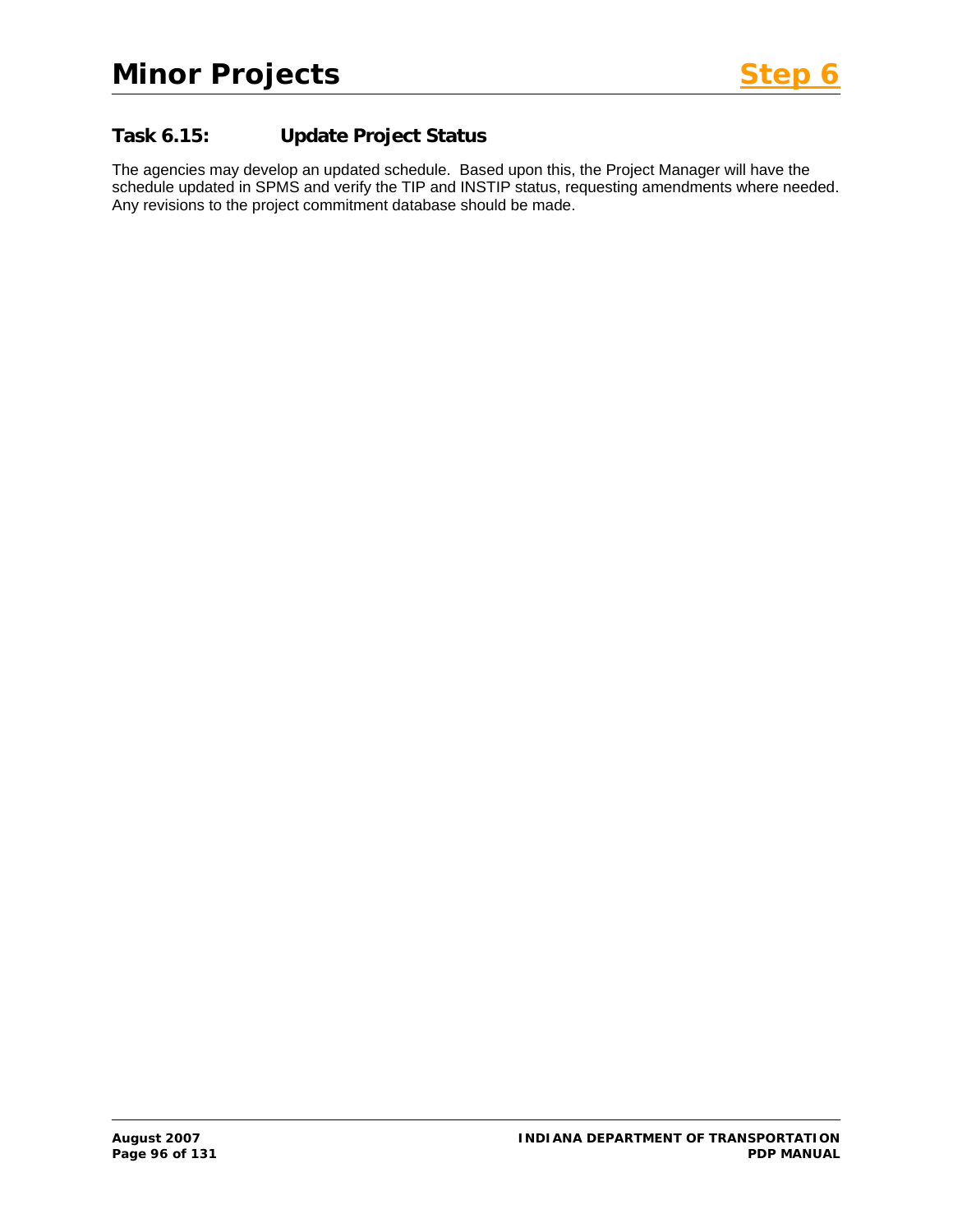### Task 6.15: Update Project Status

The agencies may develop an updated schedule. Based upon this, the Project Manager will have the schedule updated in SPMS and verify the TIP and INSTIP status, requesting amendments where needed. Any revisions to the project commitment database should be made.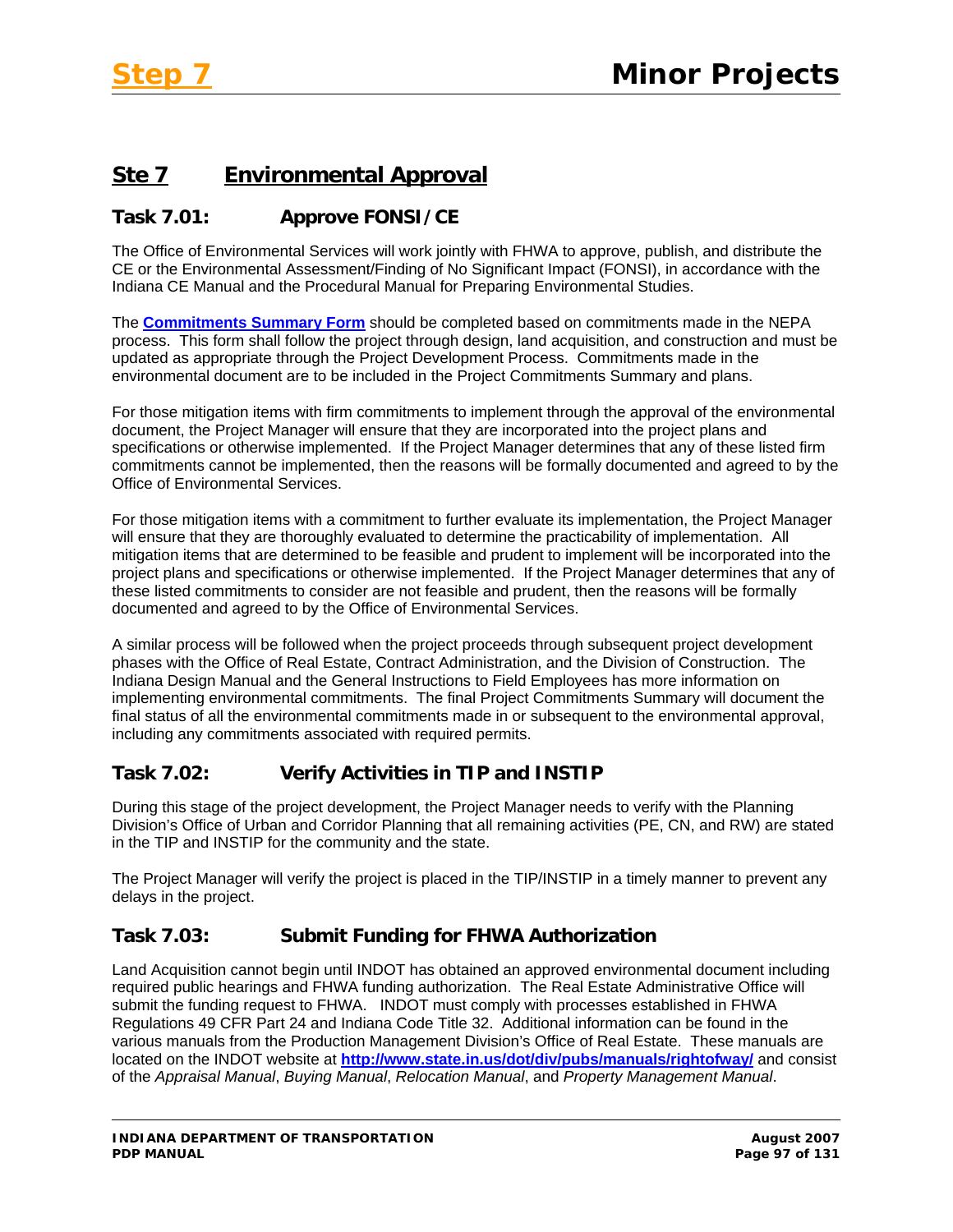## Ste 7 Environmental Approval

### Task 7.01: Approve FONSI/CE

The Office of Environmental Services will work jointly with FHWA to approve, publish, and distribute the CE or the Environmental Assessment/Finding of No Significant Impact (FONSI), in accordance with the Indiana CE Manual and the Procedural Manual for Preparing Environmental Studies.

The **Commitments Summary Form** should be completed based on commitments made in the NEPA process. This form shall follow the project through design, land acquisition, and construction and must be updated as appropriate through the Project Development Process. Commitments made in the environmental document are to be included in the Project Commitments Summary and plans.

For those mitigation items with firm commitments to implement through the approval of the environmental document, the Project Manager will ensure that they are incorporated into the project plans and specifications or otherwise implemented. If the Project Manager determines that any of these listed firm commitments cannot be implemented, then the reasons will be formally documented and agreed to by the Office of Environmental Services.

For those mitigation items with a commitment to further evaluate its implementation, the Project Manager will ensure that they are thoroughly evaluated to determine the practicability of implementation. All mitigation items that are determined to be feasible and prudent to implement will be incorporated into the project plans and specifications or otherwise implemented. If the Project Manager determines that any of these listed commitments to consider are not feasible and prudent, then the reasons will be formally documented and agreed to by the Office of Environmental Services.

A similar process will be followed when the project proceeds through subsequent project development phases with the Office of Real Estate, Contract Administration, and the Division of Construction. The Indiana Design Manual and the General Instructions to Field Employees has more information on implementing environmental commitments. The final Project Commitments Summary will document the final status of all the environmental commitments made in or subsequent to the environmental approval, including any commitments associated with required permits.

### Task 7.02: Verify Activities in TIP and INSTIP

During this stage of the project development, the Project Manager needs to verify with the Planning Division's Office of Urban and Corridor Planning that all remaining activities (PE, CN, and RW) are stated in the TIP and INSTIP for the community and the state.

The Project Manager will verify the project is placed in the TIP/INSTIP in a timely manner to prevent any delays in the project.

### Task 7.03: Submit Funding for FHWA Authorization

Land Acquisition cannot begin until INDOT has obtained an approved environmental document including required public hearings and FHWA funding authorization. The Real Estate Administrative Office will submit the funding request to FHWA. INDOT must comply with processes established in FHWA Regulations 49 CFR Part 24 and Indiana Code Title 32. Additional information can be found in the various manuals from the Production Management Division's Office of Real Estate. These manuals are located on the INDOT website at **http://www.state.in.us/dot/div/pubs/manuals/rightofway/** and consist of the *Appraisal Manual*, *Buying Manual*, *Relocation Manual*, and *Property Management Manual*.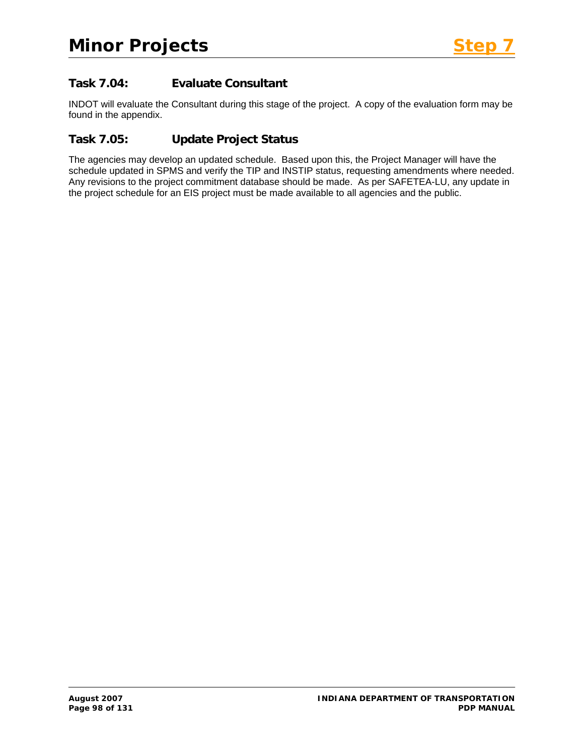## Task 7.04: Evaluate Consultant

INDOT will evaluate the Consultant during this stage of the project. A copy of the evaluation form may be found in the appendix.

## Task 7.05: Update Project Status

The agencies may develop an updated schedule. Based upon this, the Project Manager will have the schedule updated in SPMS and verify the TIP and INSTIP status, requesting amendments where needed. Any revisions to the project commitment database should be made. As per SAFETEA-LU, any update in the project schedule for an EIS project must be made available to all agencies and the public.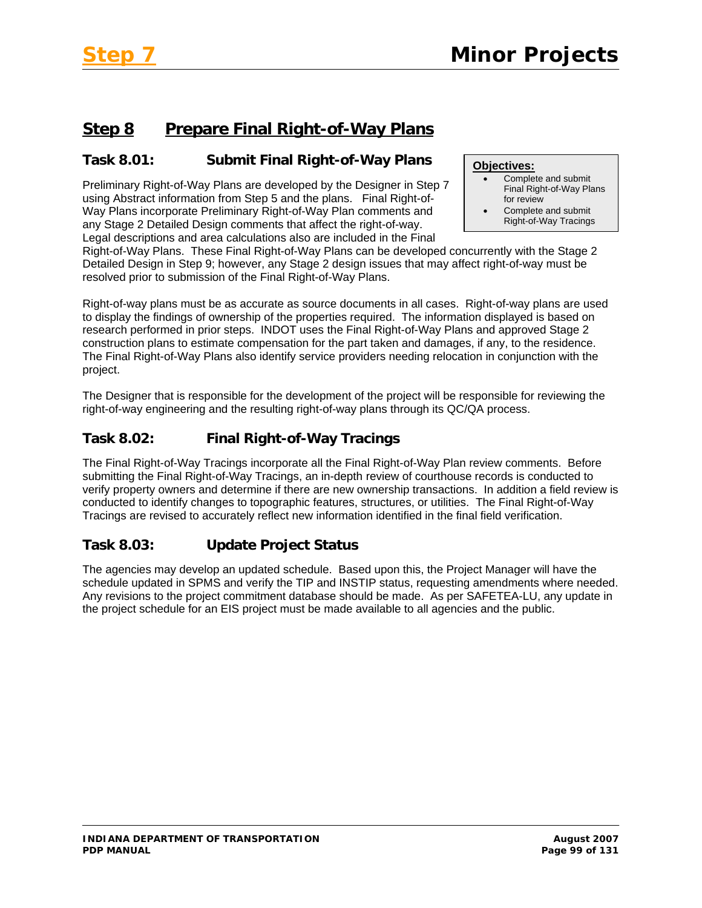## Step 8 Prepare Final Right-of-Way Plans

### Task 8.01: Submit Final Right-of-Way Plans

**Objectives:**

- Complete and submit Final Right-of-Way Plans for review
- Complete and submit Right-of-Way Tracings

Preliminary Right-of-Way Plans are developed by the Designer in Step 7 using Abstract information from Step 5 and the plans. Final Right-of-Way Plans incorporate Preliminary Right-of-Way Plan comments and any Stage 2 Detailed Design comments that affect the right-of-way. Legal descriptions and area calculations also are included in the Final Right-of-Way Plans. These Final Right-of-Way Plans can be developed concurrently with the Stage 2 Detailed Design in Step 9; however, any Stage 2 design issues that may affect right-of-way must be resolved prior to submission of the Final Right-of-Way Plans.

Right-of-way plans must be as accurate as source documents in all cases. Right-of-way plans are used to display the findings of ownership of the properties required. The information displayed is based on research performed in prior steps. INDOT uses the Final Right-of-Way Plans and approved Stage 2 construction plans to estimate compensation for the part taken and damages, if any, to the residence. The Final Right-of-Way Plans also identify service providers needing relocation in conjunction with the project.

The Designer that is responsible for the development of the project will be responsible for reviewing the right-of-way engineering and the resulting right-of-way plans through its QC/QA process.

### Task 8.02: Final Right-of-Way Tracings

The Final Right-of-Way Tracings incorporate all the Final Right-of-Way Plan review comments. Before submitting the Final Right-of-Way Tracings, an in-depth review of courthouse records is conducted to verify property owners and determine if there are new ownership transactions. In addition a field review is conducted to identify changes to topographic features, structures, or utilities. The Final Right-of-Way Tracings are revised to accurately reflect new information identified in the final field verification.

### Task 8.03: Update Project Status

The agencies may develop an updated schedule. Based upon this, the Project Manager will have the schedule updated in SPMS and verify the TIP and INSTIP status, requesting amendments where needed. Any revisions to the project commitment database should be made. As per SAFETEA-LU, any update in the project schedule for an EIS project must be made available to all agencies and the public.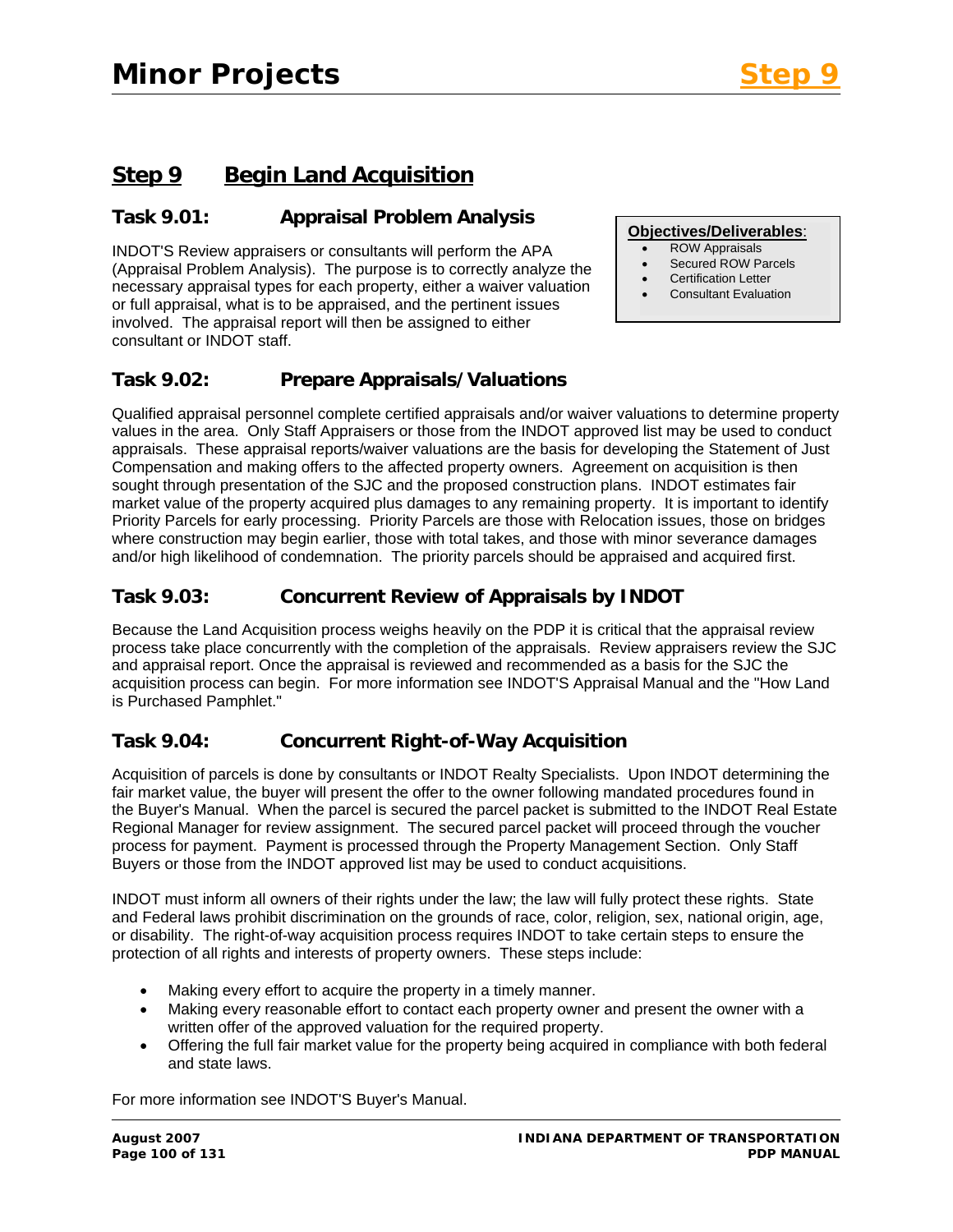## Step 9 Begin Land Acquisition

### Task 9.01: Appraisal Problem Analysis

**Objectives/Deliverables:**

- ROW Appraisals
- Secured ROW Parcels
- Certification Letter
- Consultant Evaluation

INDOT'S Review appraisers or consultants will perform the APA (Appraisal Problem Analysis). The purpose is to correctly analyze the necessary appraisal types for each property, either a waiver valuation or full appraisal, what is to be appraised, and the pertinent issues involved. The appraisal report will then be assigned to either consultant or INDOT staff.

### Task 9.02: Prepare Appraisals/Valuations

Qualified appraisal personnel complete certified appraisals and/or waiver valuations to determine property values in the area. Only Staff Appraisers or those from the INDOT approved list may be used to conduct appraisals. These appraisal reports/waiver valuations are the basis for developing the Statement of Just Compensation and making offers to the affected property owners. Agreement on acquisition is then sought through presentation of the SJC and the proposed construction plans. INDOT estimates fair market value of the property acquired plus damages to any remaining property. It is important to identify Priority Parcels for early processing. Priority Parcels are those with Relocation issues, those on bridges where construction may begin earlier, those with total takes, and those with minor severance damages and/or high likelihood of condemnation. The priority parcels should be appraised and acquired first.

### Task 9.03: Concurrent Review of Appraisals by INDOT

Because the Land Acquisition process weighs heavily on the PDP it is critical that the appraisal review process take place concurrently with the completion of the appraisals. Review appraisers review the SJC and appraisal report. Once the appraisal is reviewed and recommended as a basis for the SJC the acquisition process can begin. For more information see INDOT'S Appraisal Manual and the "How Land is Purchased Pamphlet."

### Task 9.04: Concurrent Right-of-Way Acquisition

Acquisition of parcels is done by consultants or INDOT Realty Specialists. Upon INDOT determining the fair market value, the buyer will present the offer to the owner following mandated procedures found in the Buyer's Manual. When the parcel is secured the parcel packet is submitted to the INDOT Real Estate Regional Manager for review assignment. The secured parcel packet will proceed through the voucher process for payment. Payment is processed through the Property Management Section. Only Staff Buyers or those from the INDOT approved list may be used to conduct acquisitions.

INDOT must inform all owners of their rights under the law; the law will fully protect these rights. State and Federal laws prohibit discrimination on the grounds of race, color, religion, sex, national origin, age, or disability. The right-of-way acquisition process requires INDOT to take certain steps to ensure the protection of all rights and interests of property owners. These steps include:

- Making every effort to acquire the property in a timely manner.
- Making every reasonable effort to contact each property owner and present the owner with a written offer of the approved valuation for the required property.
- Offering the full fair market value for the property being acquired in compliance with both federal and state laws.

For more information see INDOT'S Buyer's Manual.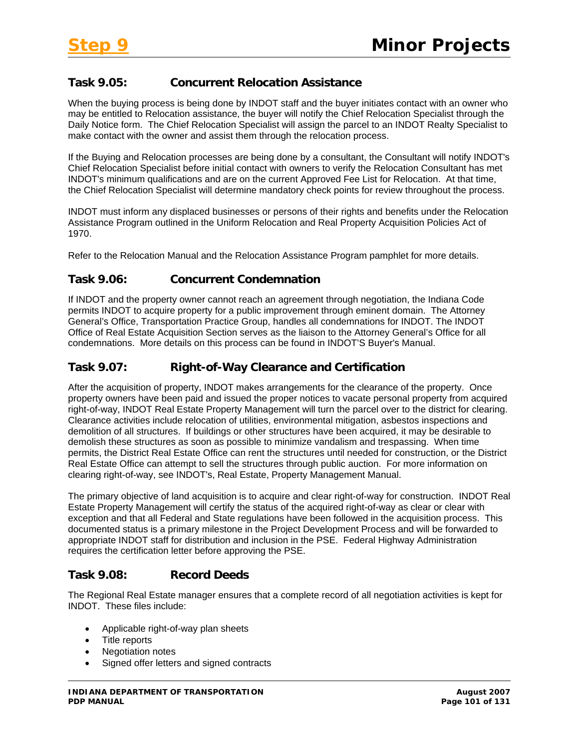### Task 9.05: Concurrent Relocation Assistance

When the buying process is being done by INDOT staff and the buyer initiates contact with an owner who may be entitled to Relocation assistance, the buyer will notify the Chief Relocation Specialist through the Daily Notice form. The Chief Relocation Specialist will assign the parcel to an INDOT Realty Specialist to make contact with the owner and assist them through the relocation process.

If the Buying and Relocation processes are being done by a consultant, the Consultant will notify INDOT's Chief Relocation Specialist before initial contact with owners to verify the Relocation Consultant has met INDOT's minimum qualifications and are on the current Approved Fee List for Relocation. At that time, the Chief Relocation Specialist will determine mandatory check points for review throughout the process.

INDOT must inform any displaced businesses or persons of their rights and benefits under the Relocation Assistance Program outlined in the Uniform Relocation and Real Property Acquisition Policies Act of 1970.

Refer to the Relocation Manual and the Relocation Assistance Program pamphlet for more details.

### Task 9.06: Concurrent Condemnation

If INDOT and the property owner cannot reach an agreement through negotiation, the Indiana Code permits INDOT to acquire property for a public improvement through eminent domain. The Attorney General's Office, Transportation Practice Group, handles all condemnations for INDOT. The INDOT Office of Real Estate Acquisition Section serves as the liaison to the Attorney General's Office for all condemnations. More details on this process can be found in INDOT'S Buyer's Manual.

### Task 9.07: Right-of-Way Clearance and Certification

After the acquisition of property, INDOT makes arrangements for the clearance of the property. Once property owners have been paid and issued the proper notices to vacate personal property from acquired right-of-way, INDOT Real Estate Property Management will turn the parcel over to the district for clearing. Clearance activities include relocation of utilities, environmental mitigation, asbestos inspections and demolition of all structures. If buildings or other structures have been acquired, it may be desirable to demolish these structures as soon as possible to minimize vandalism and trespassing. When time permits, the District Real Estate Office can rent the structures until needed for construction, or the District Real Estate Office can attempt to sell the structures through public auction. For more information on clearing right-of-way, see INDOT's, Real Estate, Property Management Manual.

The primary objective of land acquisition is to acquire and clear right-of-way for construction. INDOT Real Estate Property Management will certify the status of the acquired right-of-way as clear or clear with exception and that all Federal and State regulations have been followed in the acquisition process. This documented status is a primary milestone in the Project Development Process and will be forwarded to appropriate INDOT staff for distribution and inclusion in the PSE. Federal Highway Administration requires the certification letter before approving the PSE.

### Task 9.08: Record Deeds

The Regional Real Estate manager ensures that a complete record of all negotiation activities is kept for INDOT. These files include:

- Applicable right-of-way plan sheets
- Title reports
- Negotiation notes
- Signed offer letters and signed contracts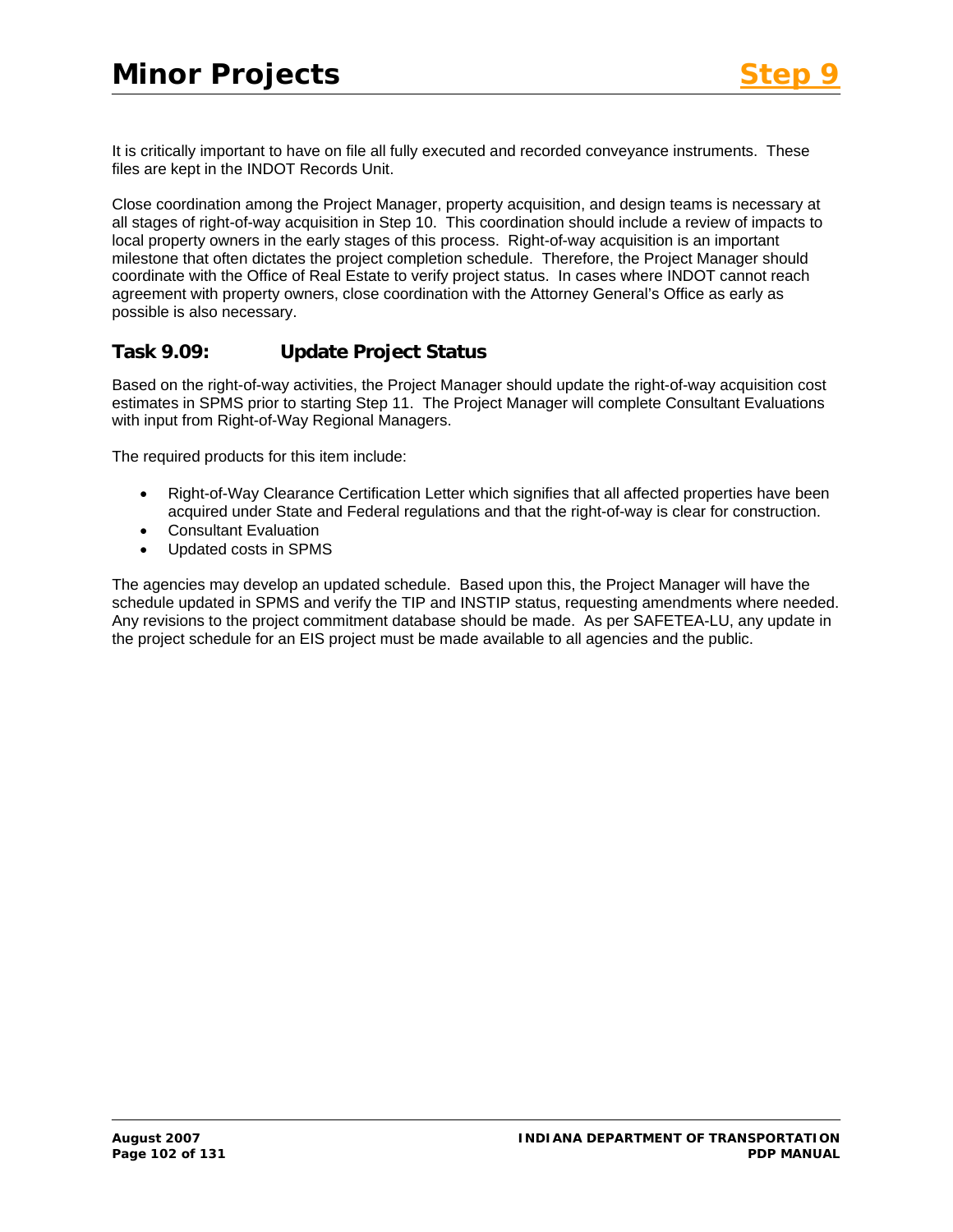It is critically important to have on file all fully executed and recorded conveyance instruments. These files are kept in the INDOT Records Unit.

Close coordination among the Project Manager, property acquisition, and design teams is necessary at all stages of right-of-way acquisition in Step 10. This coordination should include a review of impacts to local property owners in the early stages of this process. Right-of-way acquisition is an important milestone that often dictates the project completion schedule. Therefore, the Project Manager should coordinate with the Office of Real Estate to verify project status. In cases where INDOT cannot reach agreement with property owners, close coordination with the Attorney General's Office as early as possible is also necessary.

## Task 9.09: Update Project Status

Based on the right-of-way activities, the Project Manager should update the right-of-way acquisition cost estimates in SPMS prior to starting Step 11. The Project Manager will complete Consultant Evaluations with input from Right-of-Way Regional Managers.

The required products for this item include:

- Right-of-Way Clearance Certification Letter which signifies that all affected properties have been acquired under State and Federal regulations and that the right-of-way is clear for construction.
- Consultant Evaluation
- Updated costs in SPMS

The agencies may develop an updated schedule. Based upon this, the Project Manager will have the schedule updated in SPMS and verify the TIP and INSTIP status, requesting amendments where needed. Any revisions to the project commitment database should be made. As per SAFETEA-LU, any update in the project schedule for an EIS project must be made available to all agencies and the public.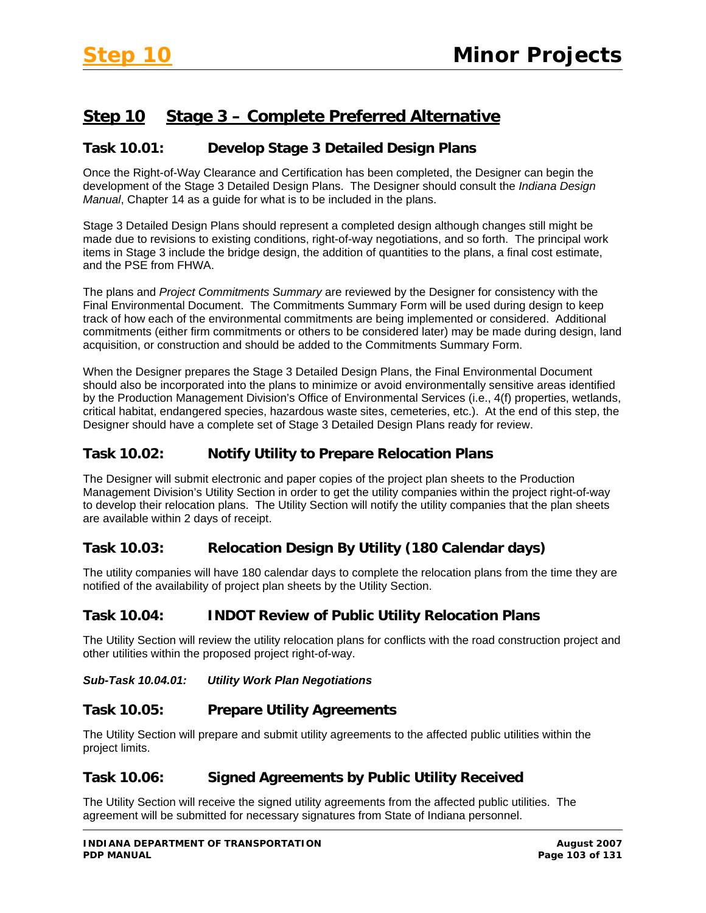## Step 10 Stage 3 – Complete Preferred Alternative

### Task 10.01: Develop Stage 3 Detailed Design Plans

Once the Right-of-Way Clearance and Certification has been completed, the Designer can begin the development of the Stage 3 Detailed Design Plans. The Designer should consult the *Indiana Design Manual*, Chapter 14 as a guide for what is to be included in the plans.

Stage 3 Detailed Design Plans should represent a completed design although changes still might be made due to revisions to existing conditions, right-of-way negotiations, and so forth. The principal work items in Stage 3 include the bridge design, the addition of quantities to the plans, a final cost estimate, and the PSE from FHWA.

The plans and *Project Commitments Summary* are reviewed by the Designer for consistency with the Final Environmental Document. The Commitments Summary Form will be used during design to keep track of how each of the environmental commitments are being implemented or considered. Additional commitments (either firm commitments or others to be considered later) may be made during design, land acquisition, or construction and should be added to the Commitments Summary Form.

When the Designer prepares the Stage 3 Detailed Design Plans, the Final Environmental Document should also be incorporated into the plans to minimize or avoid environmentally sensitive areas identified by the Production Management Division's Office of Environmental Services (i.e., 4(f) properties, wetlands, critical habitat, endangered species, hazardous waste sites, cemeteries, etc.). At the end of this step, the Designer should have a complete set of Stage 3 Detailed Design Plans ready for review.

### Task 10.02: Notify Utility to Prepare Relocation Plans

The Designer will submit electronic and paper copies of the project plan sheets to the Production Management Division's Utility Section in order to get the utility companies within the project right-of-way to develop their relocation plans. The Utility Section will notify the utility companies that the plan sheets are available within 2 days of receipt.

### Task 10.03: Relocation Design By Utility (180 Calendar days)

The utility companies will have 180 calendar days to complete the relocation plans from the time they are notified of the availability of project plan sheets by the Utility Section.

### Task 10.04: INDOT Review of Public Utility Relocation Plans

The Utility Section will review the utility relocation plans for conflicts with the road construction project and other utilities within the proposed project right-of-way.

#### *Sub-Task 10.04.01: Utility Work Plan Negotiations*

### Task 10.05: Prepare Utility Agreements

The Utility Section will prepare and submit utility agreements to the affected public utilities within the project limits.

### Task 10.06: Signed Agreements by Public Utility Received

The Utility Section will receive the signed utility agreements from the affected public utilities. The agreement will be submitted for necessary signatures from State of Indiana personnel.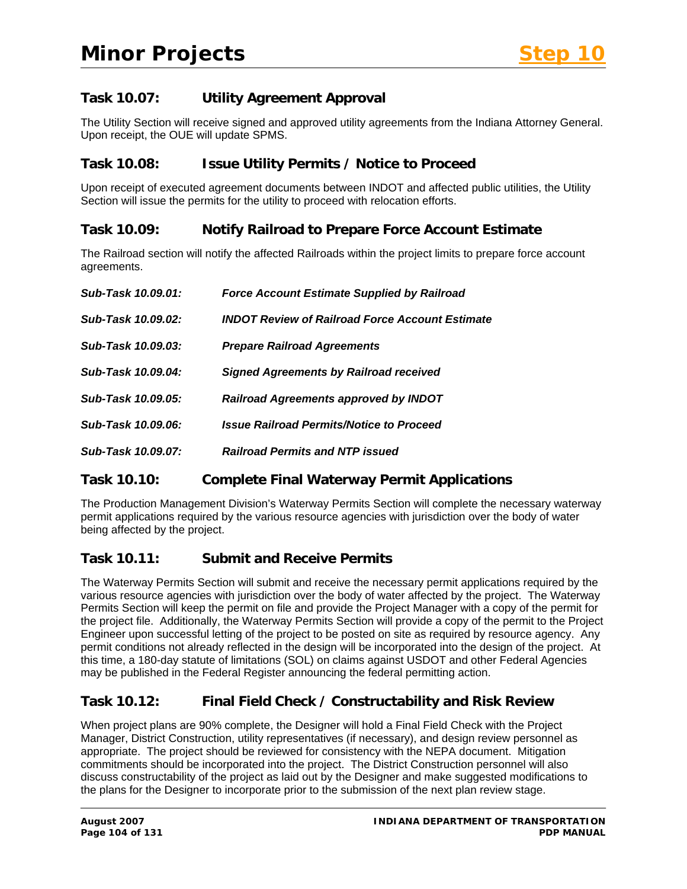### Task 10.07: Utility Agreement Approval

The Utility Section will receive signed and approved utility agreements from the Indiana Attorney General. Upon receipt, the OUE will update SPMS.

### Task 10.08: Issue Utility Permits / Notice to Proceed

Upon receipt of executed agreement documents between INDOT and affected public utilities, the Utility Section will issue the permits for the utility to proceed with relocation efforts.

### Task 10.09: Notify Railroad to Prepare Force Account Estimate

The Railroad section will notify the affected Railroads within the project limits to prepare force account agreements.

***Sub-Task 10.09.01: Force Account Estimate Supplied by Railroad***

***Sub-Task 10.09.02: INDOT Review of Railroad Force Account Estimate***

***Sub-Task 10.09.03: Prepare Railroad Agreements***

***Sub-Task 10.09.04: Signed Agreements by Railroad received***

***Sub-Task 10.09.05: Railroad Agreements approved by INDOT***

***Sub-Task 10.09.06: Issue Railroad Permits/Notice to Proceed***

***Sub-Task 10.09.07: Railroad Permits and NTP issued***

### Task 10.10: Complete Final Waterway Permit Applications

The Production Management Division's Waterway Permits Section will complete the necessary waterway permit applications required by the various resource agencies with jurisdiction over the body of water being affected by the project.

### Task 10.11: Submit and Receive Permits

The Waterway Permits Section will submit and receive the necessary permit applications required by the various resource agencies with jurisdiction over the body of water affected by the project. The Waterway Permits Section will keep the permit on file and provide the Project Manager with a copy of the permit for the project file. Additionally, the Waterway Permits Section will provide a copy of the permit to the Project Engineer upon successful letting of the project to be posted on site as required by resource agency. Any permit conditions not already reflected in the design will be incorporated into the design of the project. At this time, a 180-day statute of limitations (SOL) on claims against USDOT and other Federal Agencies may be published in the Federal Register announcing the federal permitting action.

### Task 10.12: Final Field Check / Constructability and Risk Review

When project plans are 90% complete, the Designer will hold a Final Field Check with the Project Manager, District Construction, utility representatives (if necessary), and design review personnel as appropriate. The project should be reviewed for consistency with the NEPA document. Mitigation commitments should be incorporated into the project. The District Construction personnel will also discuss constructability of the project as laid out by the Designer and make suggested modifications to the plans for the Designer to incorporate prior to the submission of the next plan review stage.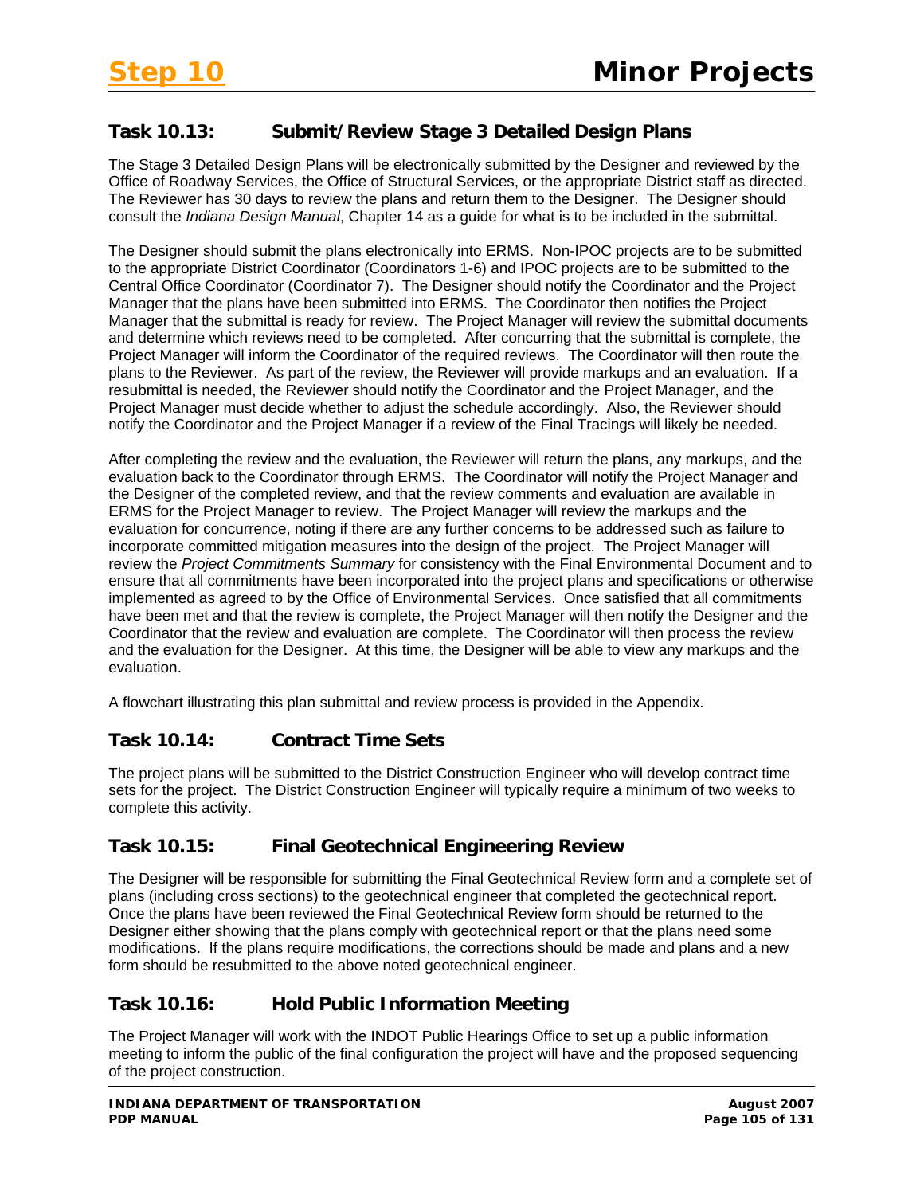## Task 10.13: Submit/Review Stage 3 Detailed Design Plans

The Stage 3 Detailed Design Plans will be electronically submitted by the Designer and reviewed by the Office of Roadway Services, the Office of Structural Services, or the appropriate District staff as directed. The Reviewer has 30 days to review the plans and return them to the Designer. The Designer should consult the *Indiana Design Manual*, Chapter 14 as a guide for what is to be included in the submittal.

The Designer should submit the plans electronically into ERMS. Non-IPOC projects are to be submitted to the appropriate District Coordinator (Coordinators 1-6) and IPOC projects are to be submitted to the Central Office Coordinator (Coordinator 7). The Designer should notify the Coordinator and the Project Manager that the plans have been submitted into ERMS. The Coordinator then notifies the Project Manager that the submittal is ready for review. The Project Manager will review the submittal documents and determine which reviews need to be completed. After concurring that the submittal is complete, the Project Manager will inform the Coordinator of the required reviews. The Coordinator will then route the plans to the Reviewer. As part of the review, the Reviewer will provide markups and an evaluation. If a resubmittal is needed, the Reviewer should notify the Coordinator and the Project Manager, and the Project Manager must decide whether to adjust the schedule accordingly. Also, the Reviewer should notify the Coordinator and the Project Manager if a review of the Final Tracings will likely be needed.

After completing the review and the evaluation, the Reviewer will return the plans, any markups, and the evaluation back to the Coordinator through ERMS. The Coordinator will notify the Project Manager and the Designer of the completed review, and that the review comments and evaluation are available in ERMS for the Project Manager to review. The Project Manager will review the markups and the evaluation for concurrence, noting if there are any further concerns to be addressed such as failure to incorporate committed mitigation measures into the design of the project. The Project Manager will review the *Project Commitments Summary* for consistency with the Final Environmental Document and to ensure that all commitments have been incorporated into the project plans and specifications or otherwise implemented as agreed to by the Office of Environmental Services. Once satisfied that all commitments have been met and that the review is complete, the Project Manager will then notify the Designer and the Coordinator that the review and evaluation are complete. The Coordinator will then process the review and the evaluation for the Designer. At this time, the Designer will be able to view any markups and the evaluation.

A flowchart illustrating this plan submittal and review process is provided in the Appendix.

## Task 10.14: Contract Time Sets

The project plans will be submitted to the District Construction Engineer who will develop contract time sets for the project. The District Construction Engineer will typically require a minimum of two weeks to complete this activity.

## Task 10.15: Final Geotechnical Engineering Review

The Designer will be responsible for submitting the Final Geotechnical Review form and a complete set of plans (including cross sections) to the geotechnical engineer that completed the geotechnical report. Once the plans have been reviewed the Final Geotechnical Review form should be returned to the Designer either showing that the plans comply with geotechnical report or that the plans need some modifications. If the plans require modifications, the corrections should be made and plans and a new form should be resubmitted to the above noted geotechnical engineer.

## Task 10.16: Hold Public Information Meeting

The Project Manager will work with the INDOT Public Hearings Office to set up a public information meeting to inform the public of the final configuration the project will have and the proposed sequencing of the project construction.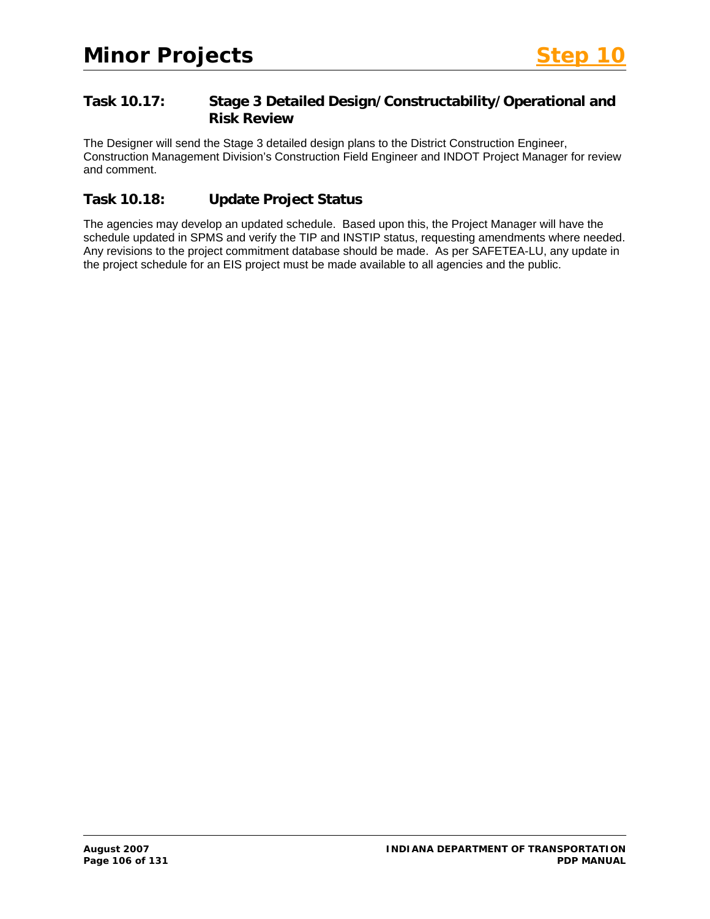### Task 10.17: Stage 3 Detailed Design/Constructability/Operational and Risk Review

The Designer will send the Stage 3 detailed design plans to the District Construction Engineer, Construction Management Division's Construction Field Engineer and INDOT Project Manager for review and comment.

### Task 10.18: Update Project Status

The agencies may develop an updated schedule. Based upon this, the Project Manager will have the schedule updated in SPMS and verify the TIP and INSTIP status, requesting amendments where needed. Any revisions to the project commitment database should be made. As per SAFETEA-LU, any update in the project schedule for an EIS project must be made available to all agencies and the public.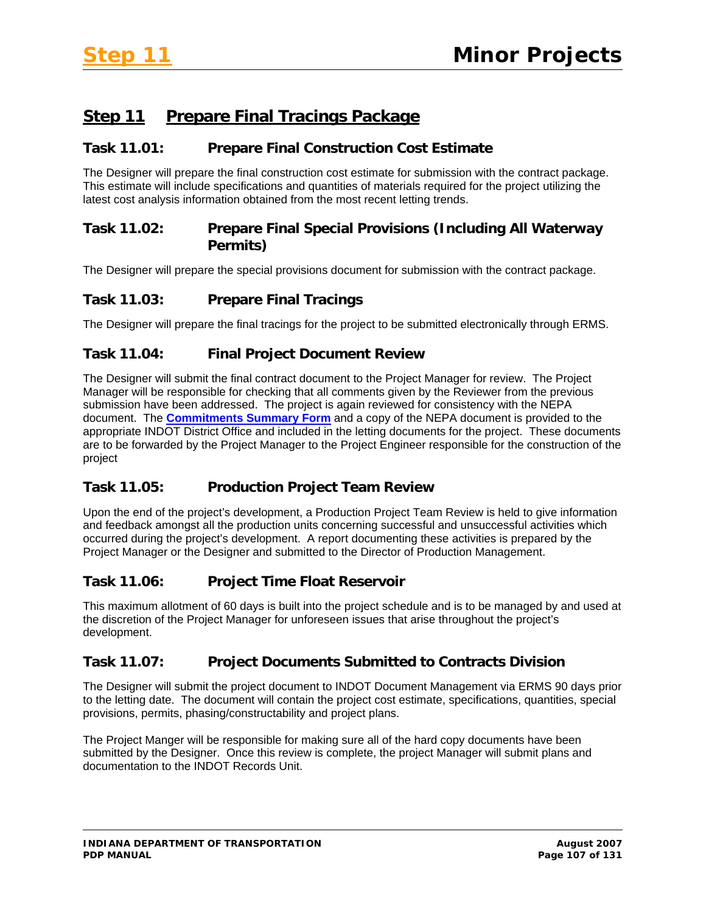## Step 11 Prepare Final Tracings Package

### Task 11.01: Prepare Final Construction Cost Estimate

The Designer will prepare the final construction cost estimate for submission with the contract package. This estimate will include specifications and quantities of materials required for the project utilizing the latest cost analysis information obtained from the most recent letting trends.

### Task 11.02: Prepare Final Special Provisions (Including All Waterway Permits)

The Designer will prepare the special provisions document for submission with the contract package.

### Task 11.03: Prepare Final Tracings

The Designer will prepare the final tracings for the project to be submitted electronically through ERMS.

### Task 11.04: Final Project Document Review

The Designer will submit the final contract document to the Project Manager for review. The Project Manager will be responsible for checking that all comments given by the Reviewer from the previous submission have been addressed. The project is again reviewed for consistency with the NEPA document. The **Commitments Summary Form** and a copy of the NEPA document is provided to the appropriate INDOT District Office and included in the letting documents for the project. These documents are to be forwarded by the Project Manager to the Project Engineer responsible for the construction of the project

### Task 11.05: Production Project Team Review

Upon the end of the project's development, a Production Project Team Review is held to give information and feedback amongst all the production units concerning successful and unsuccessful activities which occurred during the project's development. A report documenting these activities is prepared by the Project Manager or the Designer and submitted to the Director of Production Management.

### Task 11.06: Project Time Float Reservoir

This maximum allotment of 60 days is built into the project schedule and is to be managed by and used at the discretion of the Project Manager for unforeseen issues that arise throughout the project's development.

### Task 11.07: Project Documents Submitted to Contracts Division

The Designer will submit the project document to INDOT Document Management via ERMS 90 days prior to the letting date. The document will contain the project cost estimate, specifications, quantities, special provisions, permits, phasing/constructability and project plans.

The Project Manger will be responsible for making sure all of the hard copy documents have been submitted by the Designer. Once this review is complete, the project Manager will submit plans and documentation to the INDOT Records Unit.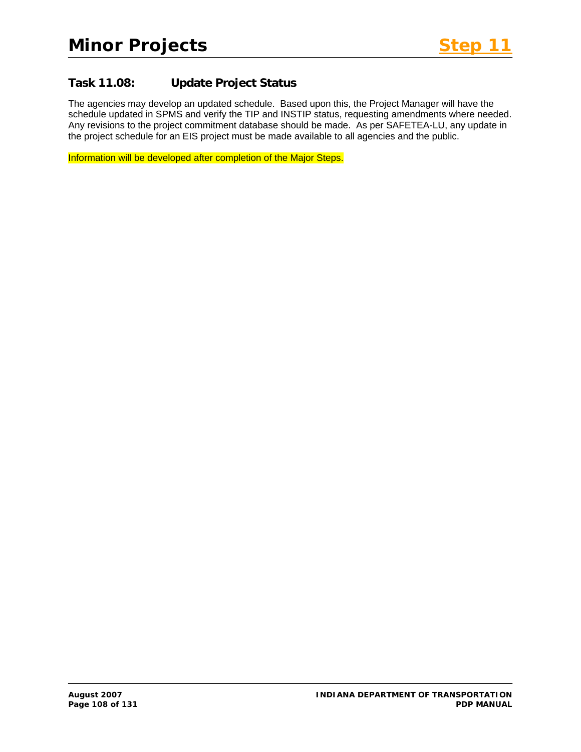# Minor Projects

## Task 11.08: Update Project Status

The agencies may develop an updated schedule. Based upon this, the Project Manager will have the schedule updated in SPMS and verify the TIP and INSTIP status, requesting amendments where needed. Any revisions to the project commitment database should be made. As per SAFETEA-LU, any update in the project schedule for an EIS project must be made available to all agencies and the public.

Information will be developed after completion of the Major Steps.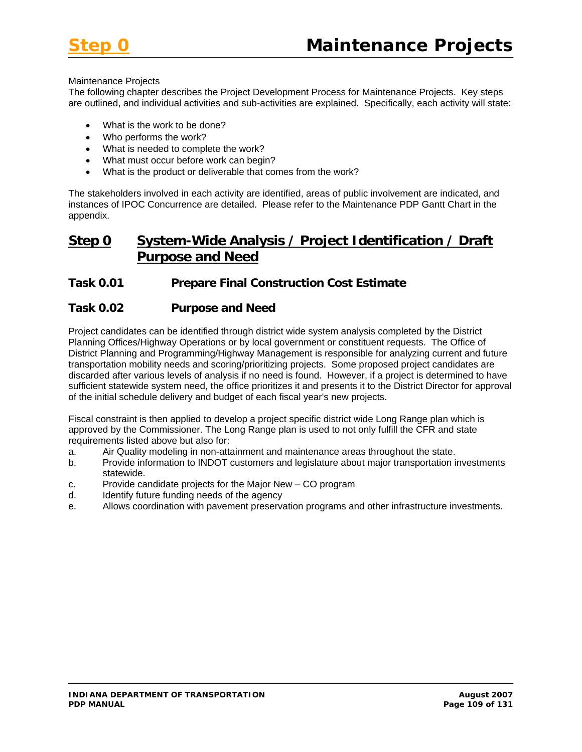# Step 0 Maintenance Projects

Maintenance Projects

The following chapter describes the Project Development Process for Maintenance Projects. Key steps are outlined, and individual activities and sub-activities are explained. Specifically, each activity will state:

- What is the work to be done?
- Who performs the work?
- What is needed to complete the work?
- What must occur before work can begin?
- What is the product or deliverable that comes from the work?

The stakeholders involved in each activity are identified, areas of public involvement are indicated, and instances of IPOC Concurrence are detailed. Please refer to the Maintenance PDP Gantt Chart in the appendix.

## Step 0 System-Wide Analysis / Project Identification / Draft Purpose and Need

### Task 0.01 Prepare Final Construction Cost Estimate

### Task 0.02 Purpose and Need

Project candidates can be identified through district wide system analysis completed by the District Planning Offices/Highway Operations or by local government or constituent requests. The Office of District Planning and Programming/Highway Management is responsible for analyzing current and future transportation mobility needs and scoring/prioritizing projects. Some proposed project candidates are discarded after various levels of analysis if no need is found. However, if a project is determined to have sufficient statewide system need, the office prioritizes it and presents it to the District Director for approval of the initial schedule delivery and budget of each fiscal year's new projects.

Fiscal constraint is then applied to develop a project specific district wide Long Range plan which is approved by the Commissioner. The Long Range plan is used to not only fulfill the CFR and state requirements listed above but also for:

a. Air Quality modeling in non-attainment and maintenance areas throughout the state.
b. Provide information to INDOT customers and legislature about major transportation investments statewide.
c. Provide candidate projects for the Major New – CO program
d. Identify future funding needs of the agency
e. Allows coordination with pavement preservation programs and other infrastructure investments.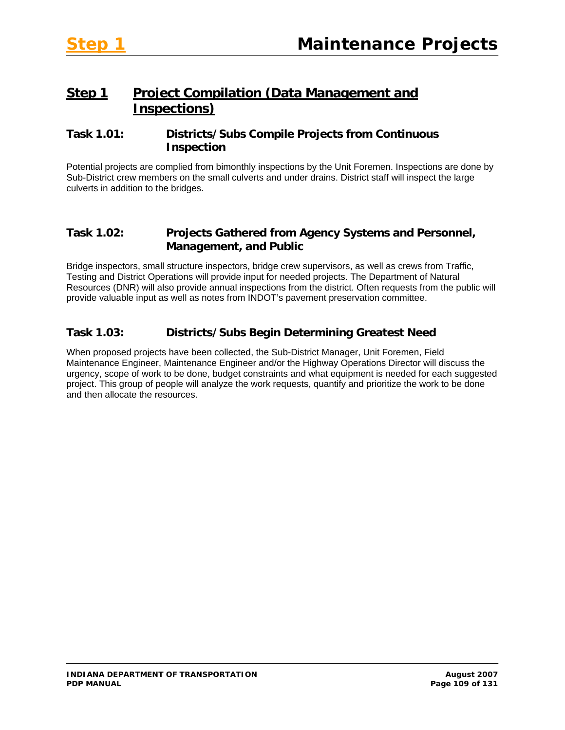## Step 1 Project Compilation (Data Management and Inspections)

### Task 1.01: Districts/Subs Compile Projects from Continuous Inspection

Potential projects are complied from bimonthly inspections by the Unit Foremen. Inspections are done by Sub-District crew members on the small culverts and under drains. District staff will inspect the large culverts in addition to the bridges.

### Task 1.02: Projects Gathered from Agency Systems and Personnel, Management, and Public

Bridge inspectors, small structure inspectors, bridge crew supervisors, as well as crews from Traffic, Testing and District Operations will provide input for needed projects. The Department of Natural Resources (DNR) will also provide annual inspections from the district. Often requests from the public will provide valuable input as well as notes from INDOT's pavement preservation committee.

### Task 1.03: Districts/Subs Begin Determining Greatest Need

When proposed projects have been collected, the Sub-District Manager, Unit Foremen, Field Maintenance Engineer, Maintenance Engineer and/or the Highway Operations Director will discuss the urgency, scope of work to be done, budget constraints and what equipment is needed for each suggested project. This group of people will analyze the work requests, quantify and prioritize the work to be done and then allocate the resources.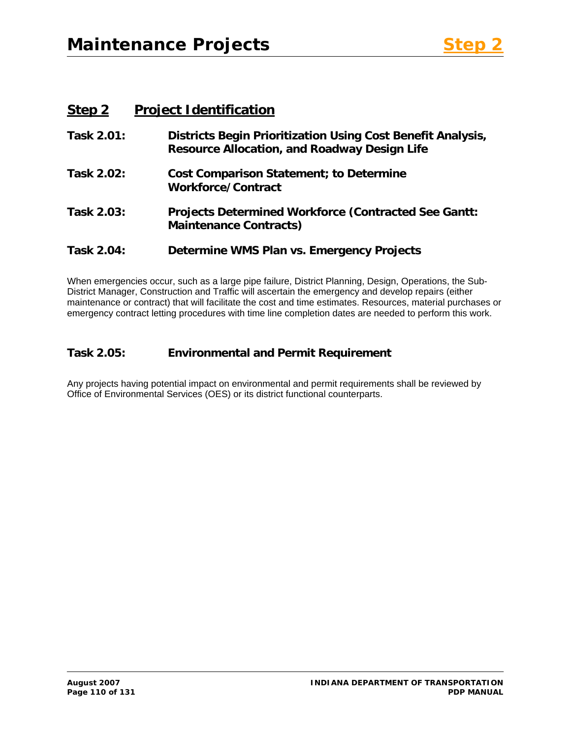## Step 2 Project Identification

### Task 2.01: Districts Begin Prioritization Using Cost Benefit Analysis, Resource Allocation, and Roadway Design Life

### Task 2.02: Cost Comparison Statement; to Determine Workforce/Contract

### Task 2.03: Projects Determined Workforce (Contracted See Gantt: Maintenance Contracts)

### Task 2.04: Determine WMS Plan vs. Emergency Projects

When emergencies occur, such as a large pipe failure, District Planning, Design, Operations, the Sub-District Manager, Construction and Traffic will ascertain the emergency and develop repairs (either maintenance or contract) that will facilitate the cost and time estimates. Resources, material purchases or emergency contract letting procedures with time line completion dates are needed to perform this work.

### Task 2.05: Environmental and Permit Requirement

Any projects having potential impact on environmental and permit requirements shall be reviewed by Office of Environmental Services (OES) or its district functional counterparts.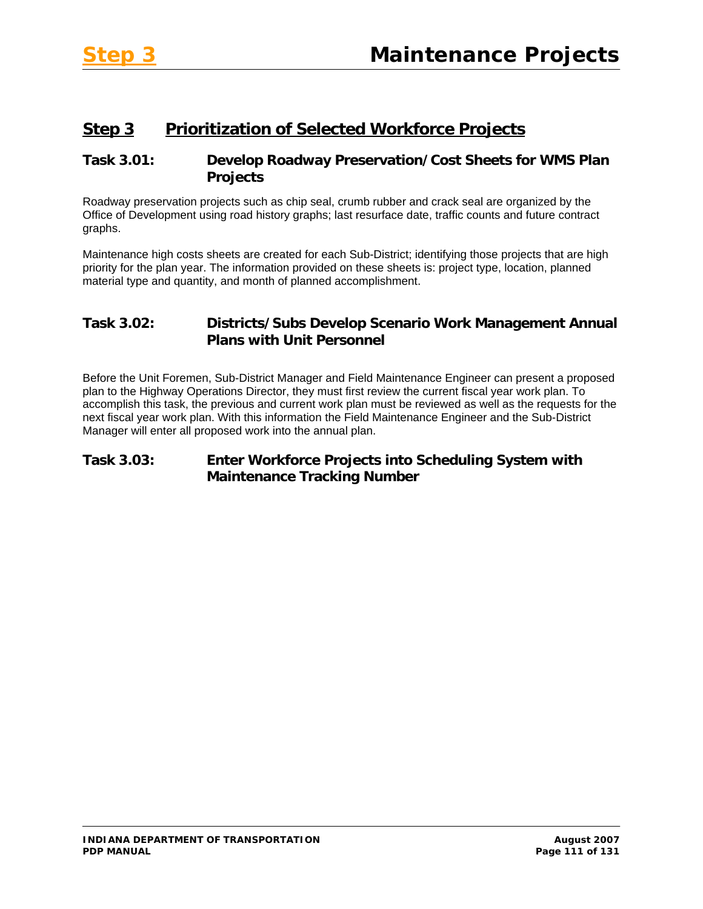## Step 3 Prioritization of Selected Workforce Projects

### Task 3.01: Develop Roadway Preservation/Cost Sheets for WMS Plan Projects

Roadway preservation projects such as chip seal, crumb rubber and crack seal are organized by the Office of Development using road history graphs; last resurface date, traffic counts and future contract graphs.

Maintenance high costs sheets are created for each Sub-District; identifying those projects that are high priority for the plan year. The information provided on these sheets is: project type, location, planned material type and quantity, and month of planned accomplishment.

### Task 3.02: Districts/Subs Develop Scenario Work Management Annual Plans with Unit Personnel

Before the Unit Foremen, Sub-District Manager and Field Maintenance Engineer can present a proposed plan to the Highway Operations Director, they must first review the current fiscal year work plan. To accomplish this task, the previous and current work plan must be reviewed as well as the requests for the next fiscal year work plan. With this information the Field Maintenance Engineer and the Sub-District Manager will enter all proposed work into the annual plan.

### Task 3.03: Enter Workforce Projects into Scheduling System with Maintenance Tracking Number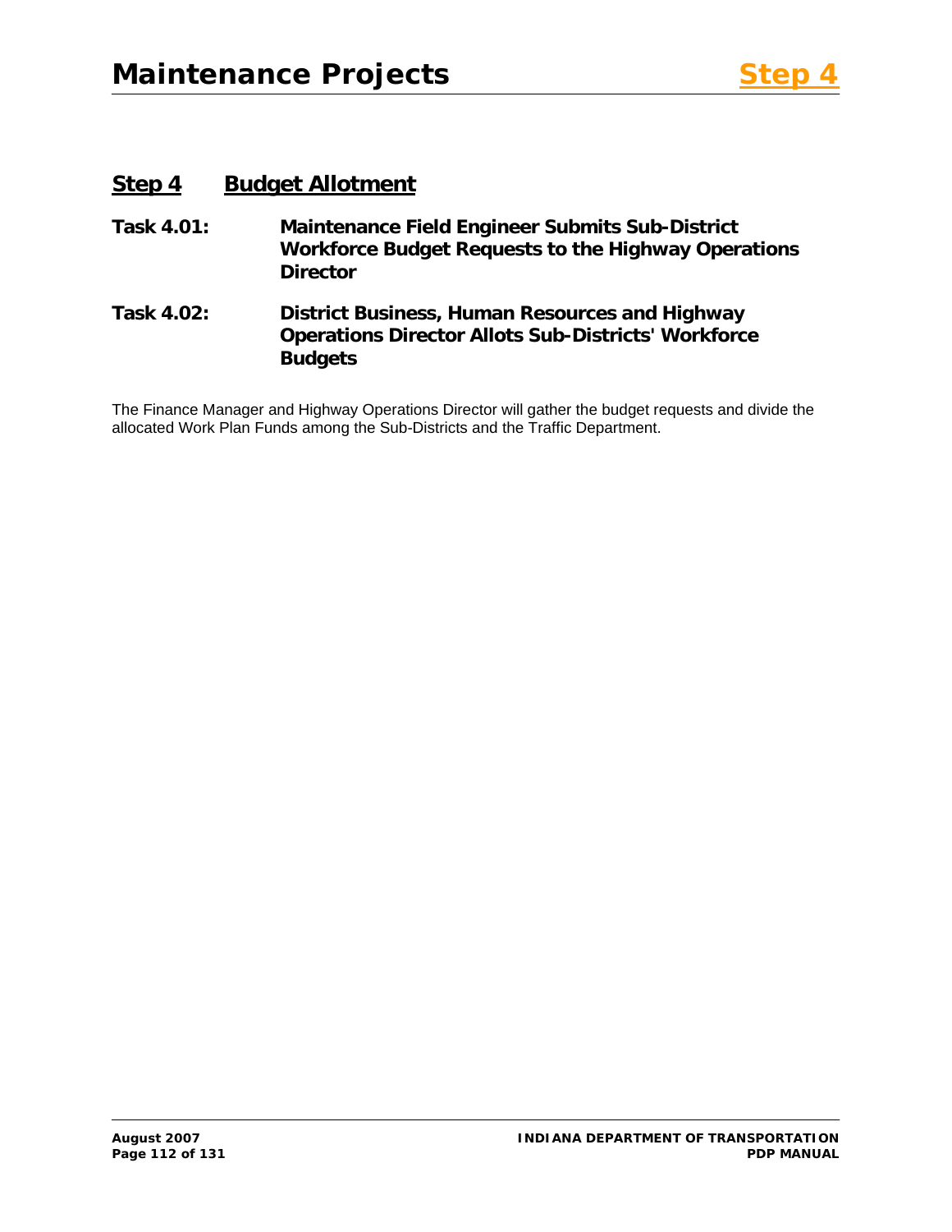## Step 4 Budget Allotment

**Task 4.01: Maintenance Field Engineer Submits Sub-District Workforce Budget Requests to the Highway Operations Director**

**Task 4.02: District Business, Human Resources and Highway Operations Director Allots Sub-Districts' Workforce Budgets**

The Finance Manager and Highway Operations Director will gather the budget requests and divide the allocated Work Plan Funds among the Sub-Districts and the Traffic Department.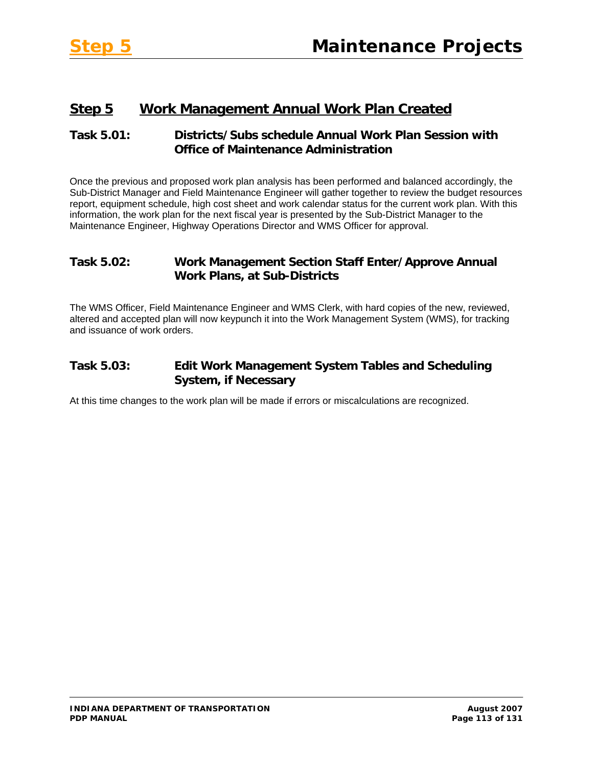## Step 5 Work Management Annual Work Plan Created

### Task 5.01: Districts/Subs schedule Annual Work Plan Session with Office of Maintenance Administration

Once the previous and proposed work plan analysis has been performed and balanced accordingly, the Sub-District Manager and Field Maintenance Engineer will gather together to review the budget resources report, equipment schedule, high cost sheet and work calendar status for the current work plan. With this information, the work plan for the next fiscal year is presented by the Sub-District Manager to the Maintenance Engineer, Highway Operations Director and WMS Officer for approval.

### Task 5.02: Work Management Section Staff Enter/Approve Annual Work Plans, at Sub-Districts

The WMS Officer, Field Maintenance Engineer and WMS Clerk, with hard copies of the new, reviewed, altered and accepted plan will now keypunch it into the Work Management System (WMS), for tracking and issuance of work orders.

### Task 5.03: Edit Work Management System Tables and Scheduling System, if Necessary

At this time changes to the work plan will be made if errors or miscalculations are recognized.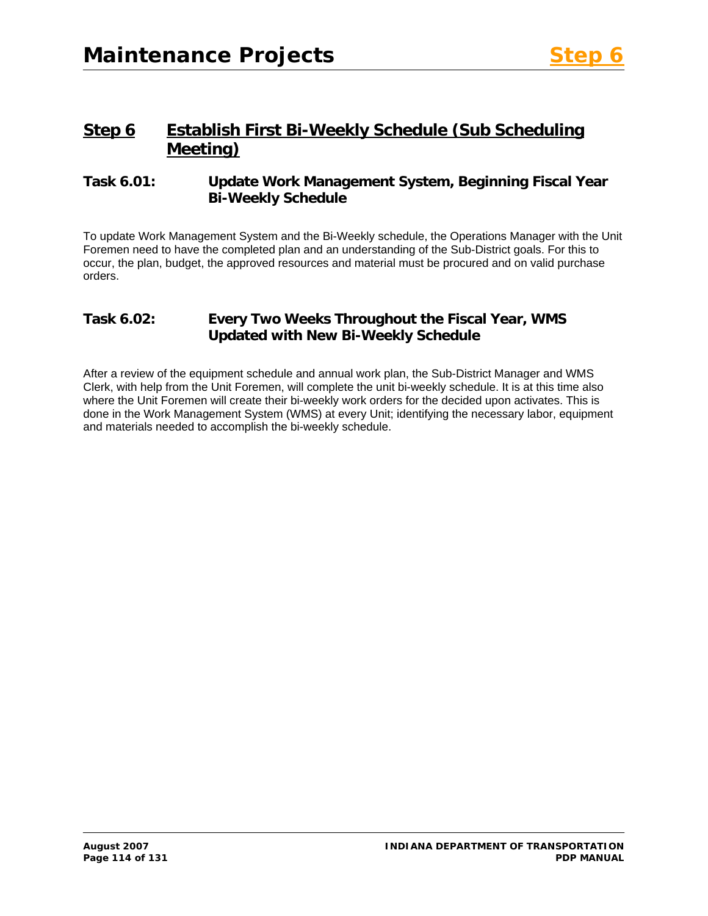## Step 6 Establish First Bi-Weekly Schedule (Sub Scheduling Meeting)

### Task 6.01: Update Work Management System, Beginning Fiscal Year Bi-Weekly Schedule

To update Work Management System and the Bi-Weekly schedule, the Operations Manager with the Unit Foremen need to have the completed plan and an understanding of the Sub-District goals. For this to occur, the plan, budget, the approved resources and material must be procured and on valid purchase orders.

### Task 6.02: Every Two Weeks Throughout the Fiscal Year, WMS Updated with New Bi-Weekly Schedule

After a review of the equipment schedule and annual work plan, the Sub-District Manager and WMS Clerk, with help from the Unit Foremen, will complete the unit bi-weekly schedule. It is at this time also where the Unit Foremen will create their bi-weekly work orders for the decided upon activates. This is done in the Work Management System (WMS) at every Unit; identifying the necessary labor, equipment and materials needed to accomplish the bi-weekly schedule.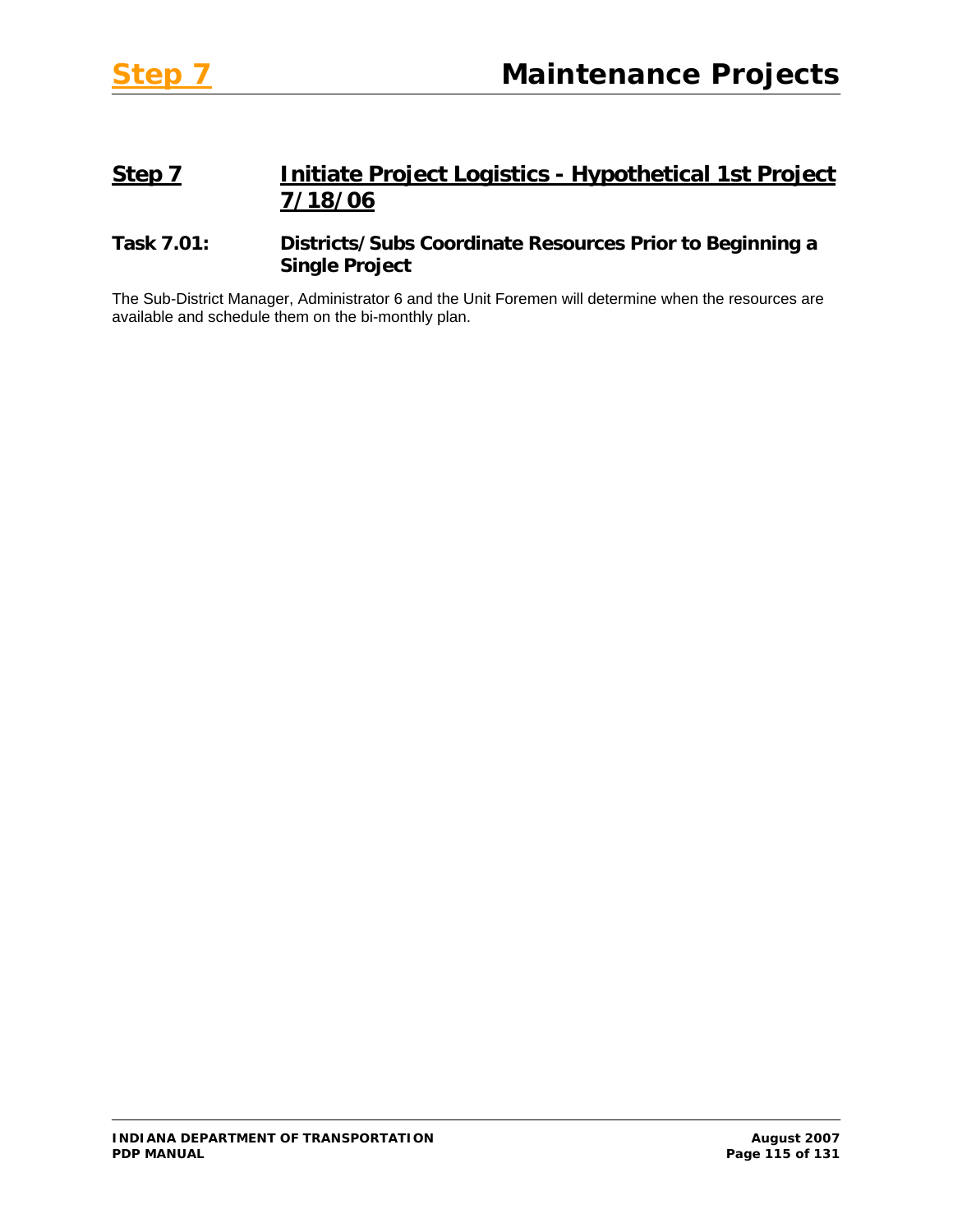## Step 7 Initiate Project Logistics - Hypothetical 1st Project 7/18/06

### Task 7.01: Districts/Subs Coordinate Resources Prior to Beginning a Single Project

The Sub-District Manager, Administrator 6 and the Unit Foremen will determine when the resources are available and schedule them on the bi-monthly plan.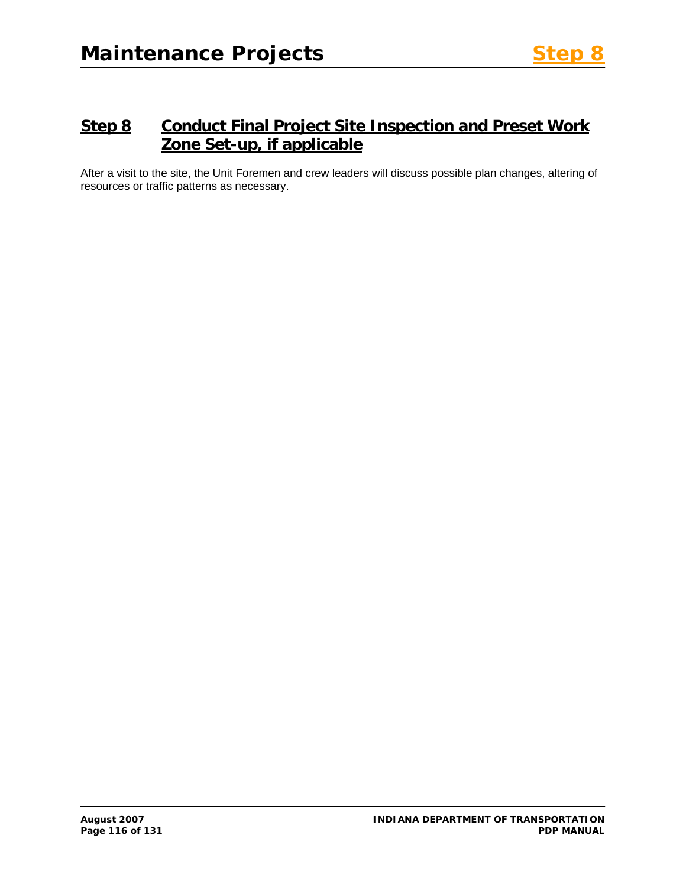## Step 8 Conduct Final Project Site Inspection and Preset Work Zone Set-up, if applicable

After a visit to the site, the Unit Foremen and crew leaders will discuss possible plan changes, altering of resources or traffic patterns as necessary.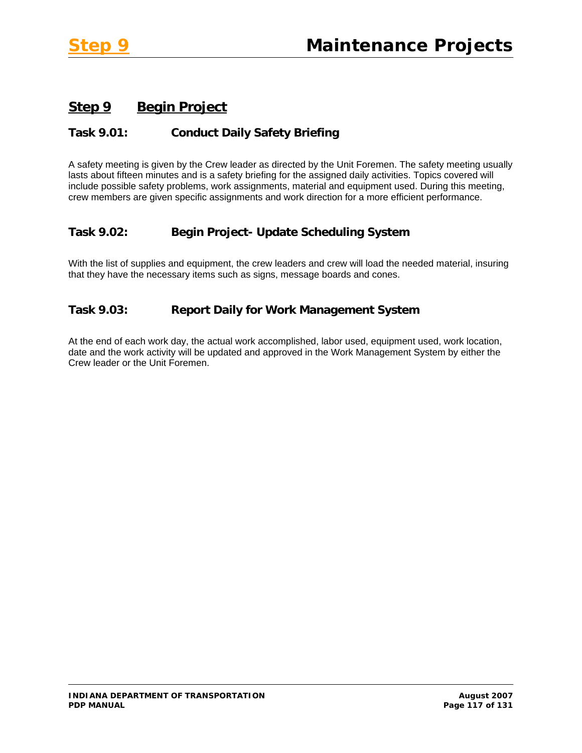## Step 9 Begin Project

### Task 9.01: Conduct Daily Safety Briefing

A safety meeting is given by the Crew leader as directed by the Unit Foremen. The safety meeting usually lasts about fifteen minutes and is a safety briefing for the assigned daily activities. Topics covered will include possible safety problems, work assignments, material and equipment used. During this meeting, crew members are given specific assignments and work direction for a more efficient performance.

### Task 9.02: Begin Project- Update Scheduling System

With the list of supplies and equipment, the crew leaders and crew will load the needed material, insuring that they have the necessary items such as signs, message boards and cones.

### Task 9.03: Report Daily for Work Management System

At the end of each work day, the actual work accomplished, labor used, equipment used, work location, date and the work activity will be updated and approved in the Work Management System by either the Crew leader or the Unit Foremen.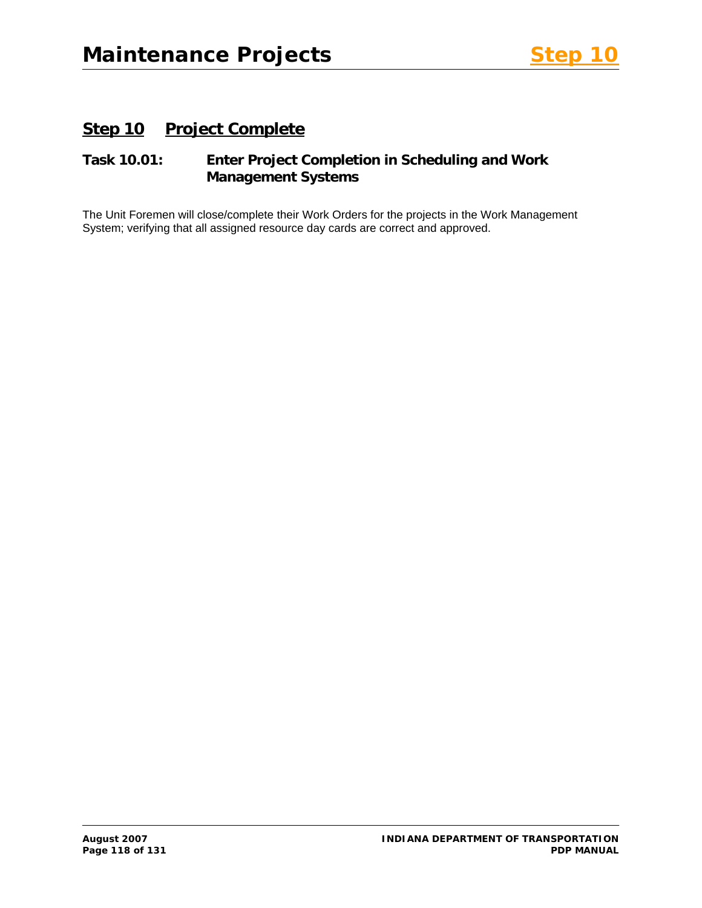## Step 10 Project Complete

### Task 10.01: Enter Project Completion in Scheduling and Work Management Systems

The Unit Foremen will close/complete their Work Orders for the projects in the Work Management System; verifying that all assigned resource day cards are correct and approved.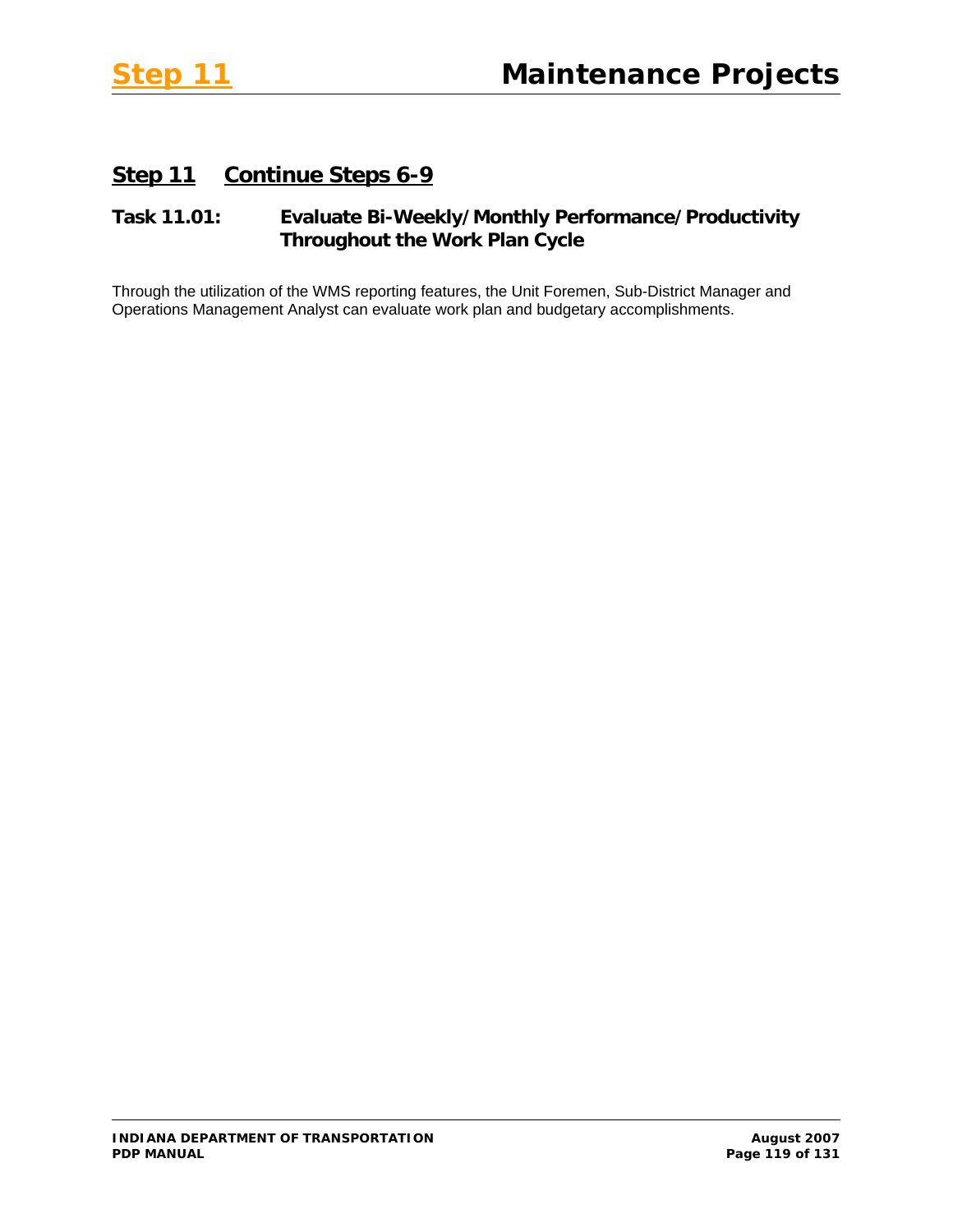## Step 11 Continue Steps 6-9

### Task 11.01: Evaluate Bi-Weekly/Monthly Performance/Productivity Throughout the Work Plan Cycle

Through the utilization of the WMS reporting features, the Unit Foremen, Sub-District Manager and Operations Management Analyst can evaluate work plan and budgetary accomplishments.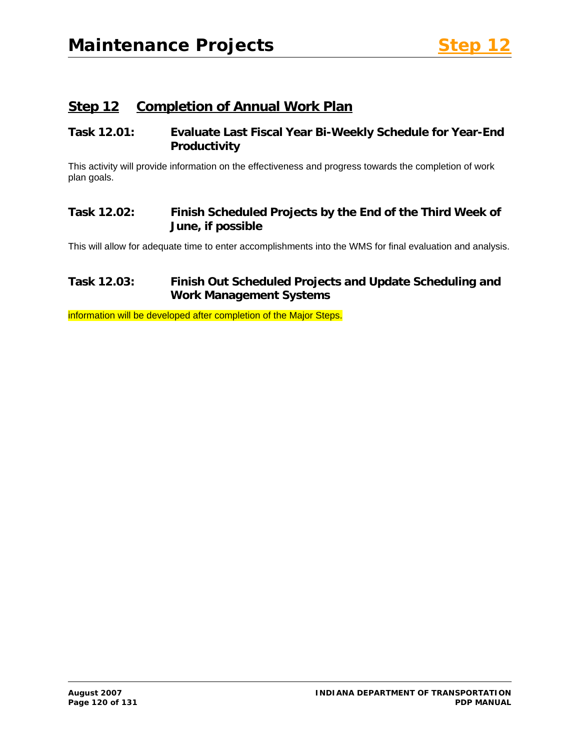## Step 12 Completion of Annual Work Plan

### Task 12.01: Evaluate Last Fiscal Year Bi-Weekly Schedule for Year-End Productivity

This activity will provide information on the effectiveness and progress towards the completion of work plan goals.

### Task 12.02: Finish Scheduled Projects by the End of the Third Week of June, if possible

This will allow for adequate time to enter accomplishments into the WMS for final evaluation and analysis.

### Task 12.03: Finish Out Scheduled Projects and Update Scheduling and Work Management Systems

information will be developed after completion of the Major Steps.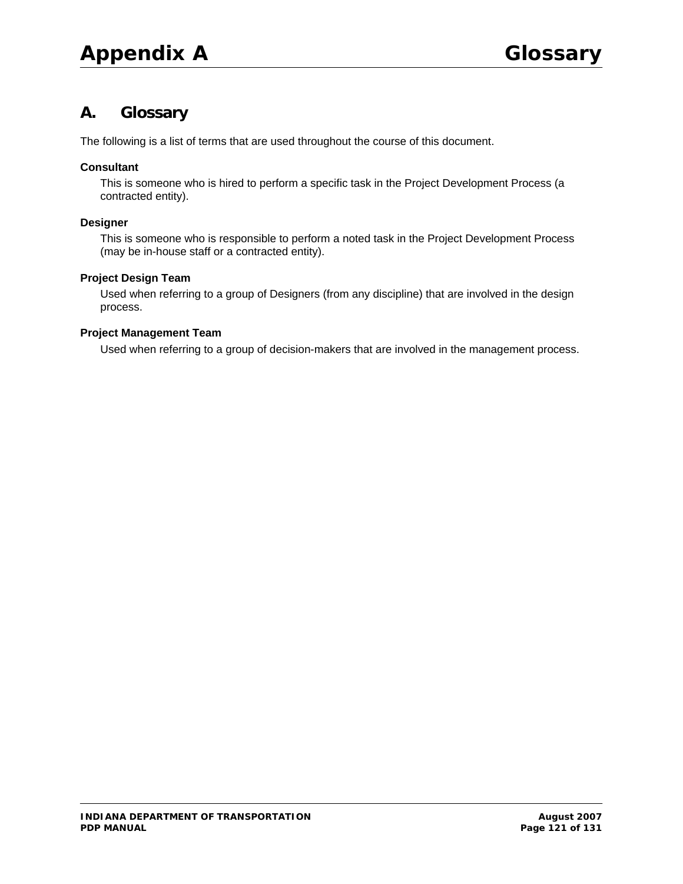# Appendix A Glossary

## A. Glossary

The following is a list of terms that are used throughout the course of this document.

**Consultant**

This is someone who is hired to perform a specific task in the Project Development Process (a contracted entity).

**Designer**

This is someone who is responsible to perform a noted task in the Project Development Process (may be in-house staff or a contracted entity).

**Project Design Team**

Used when referring to a group of Designers (from any discipline) that are involved in the design process.

**Project Management Team**

Used when referring to a group of decision-makers that are involved in the management process.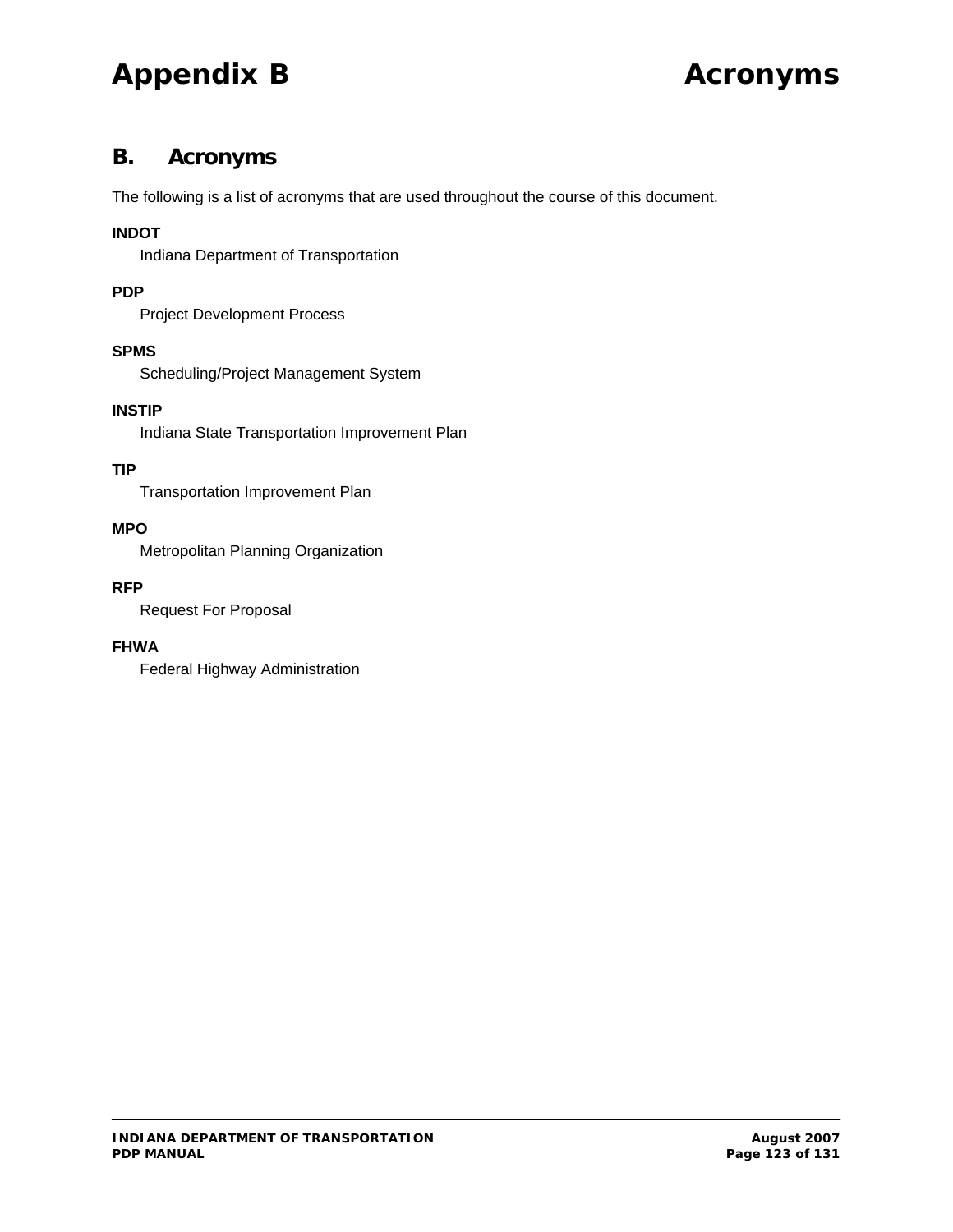# B. Acronyms

The following is a list of acronyms that are used throughout the course of this document.

**INDOT**
Indiana Department of Transportation

**PDP**
Project Development Process

**SPMS**
Scheduling/Project Management System

**INSTIP**
Indiana State Transportation Improvement Plan

**TIP**
Transportation Improvement Plan

**MPO**
Metropolitan Planning Organization

**RFP**
Request For Proposal

**FHWA**
Federal Highway Administration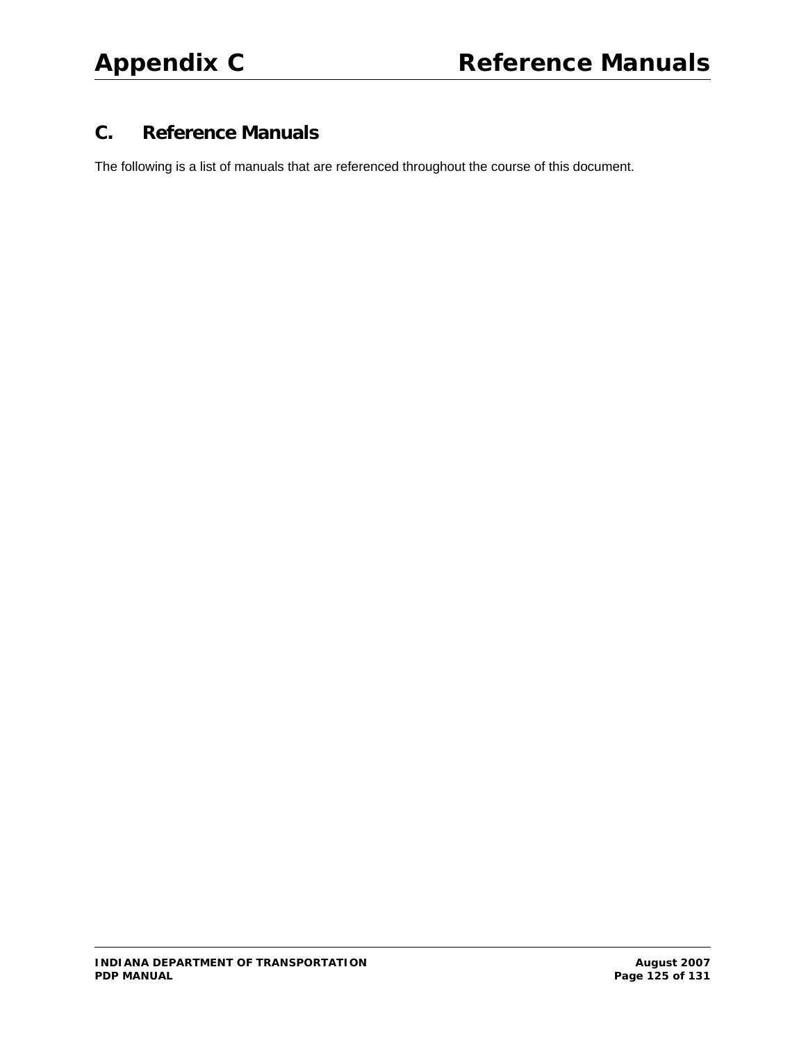## C. Reference Manuals

The following is a list of manuals that are referenced throughout the course of this document.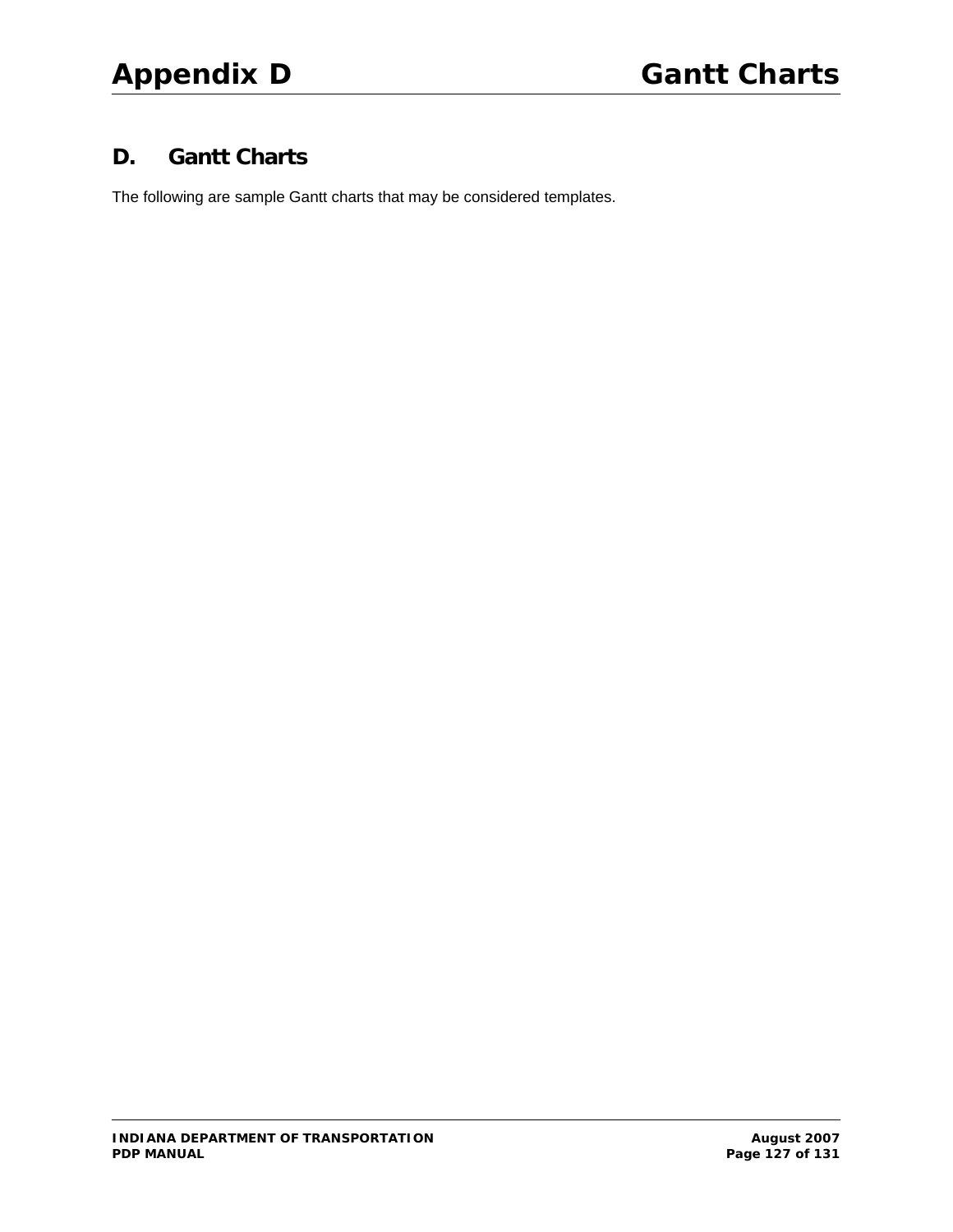## D. Gantt Charts

The following are sample Gantt charts that may be considered templates.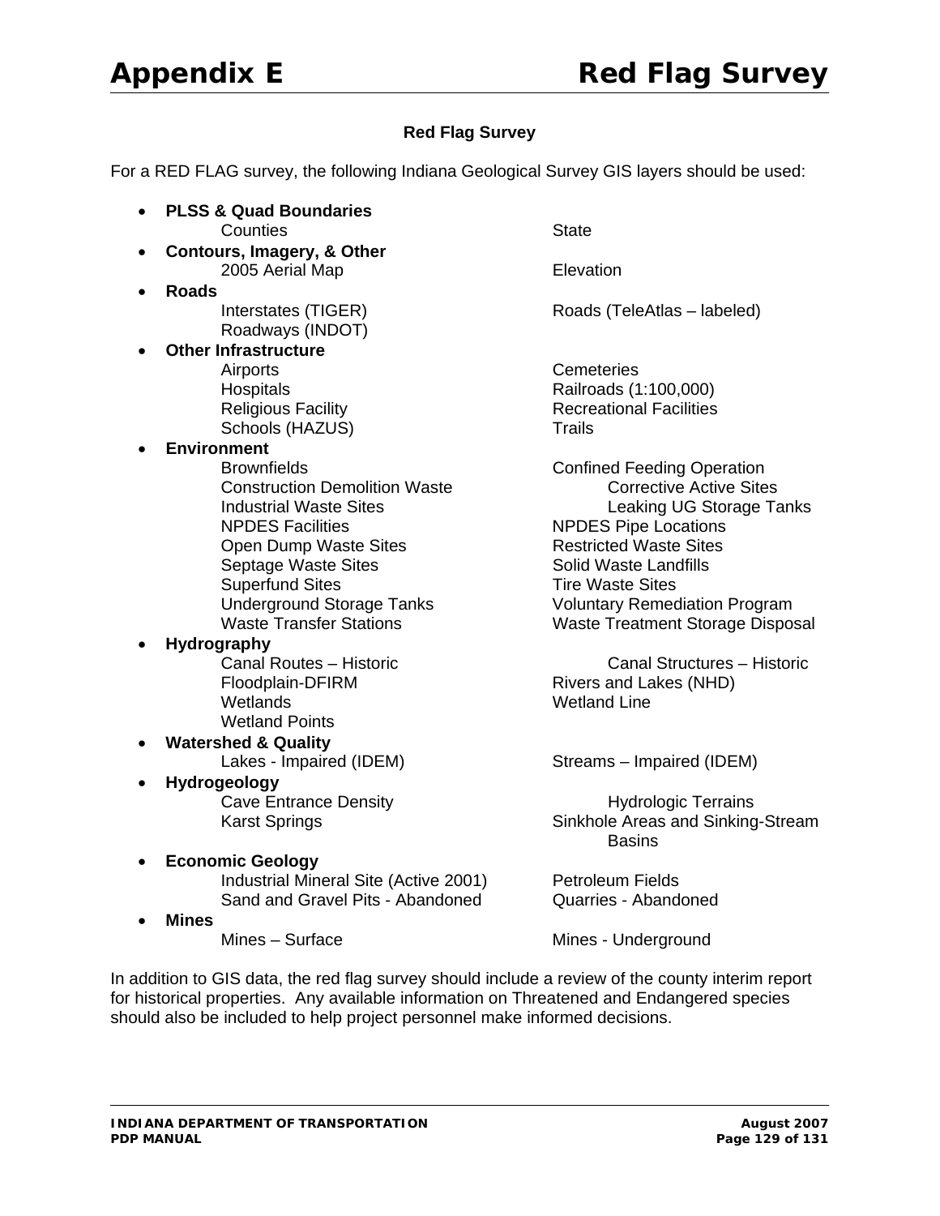# Appendix E Red Flag Survey

**Red Flag Survey**

For a RED FLAG survey, the following Indiana Geological Survey GIS layers should be used:

- **PLSS & Quad Boundaries**
  - Counties
  - State
- **Contours, Imagery, & Other**
  - 2005 Aerial Map
  - Elevation
- **Roads**
  - Interstates (TIGER)
  - Roads (TeleAtlas – labeled)
  - Roadways (INDOT)
- **Other Infrastructure**
  - Airports
  - Cemeteries
  - Hospitals
  - Railroads (1:100,000)
  - Religious Facility
  - Recreational Facilities
  - Schools (HAZUS)
  - Trails
- **Environment**
  - Brownfields
  - Confined Feeding Operation
  - Construction Demolition Waste
  - Corrective Active Sites
  - Industrial Waste Sites
  - Leaking UG Storage Tanks
  - NPDES Facilities
  - NPDES Pipe Locations
  - Open Dump Waste Sites
  - Restricted Waste Sites
  - Septage Waste Sites
  - Solid Waste Landfills
  - Superfund Sites
  - Tire Waste Sites
  - Underground Storage Tanks
  - Voluntary Remediation Program
  - Waste Transfer Stations
  - Waste Treatment Storage Disposal
- **Hydrography**
  - Canal Routes – Historic
  - Canal Structures – Historic
  - Floodplain-DFIRM
  - Rivers and Lakes (NHD)
  - Wetlands
  - Wetland Line
  - Wetland Points
- **Watershed & Quality**
  - Lakes - Impaired (IDEM)
  - Streams – Impaired (IDEM)
- **Hydrogeology**
  - Cave Entrance Density
  - Hydrologic Terrains
  - Karst Springs
  - Sinkhole Areas and Sinking-Stream Basins
- **Economic Geology**
  - Industrial Mineral Site (Active 2001)
  - Petroleum Fields
  - Sand and Gravel Pits - Abandoned
  - Quarries - Abandoned
- **Mines**
  - Mines – Surface
  - Mines - Underground

In addition to GIS data, the red flag survey should include a review of the county interim report for historical properties. Any available information on Threatened and Endangered species should also be included to help project personnel make informed decisions.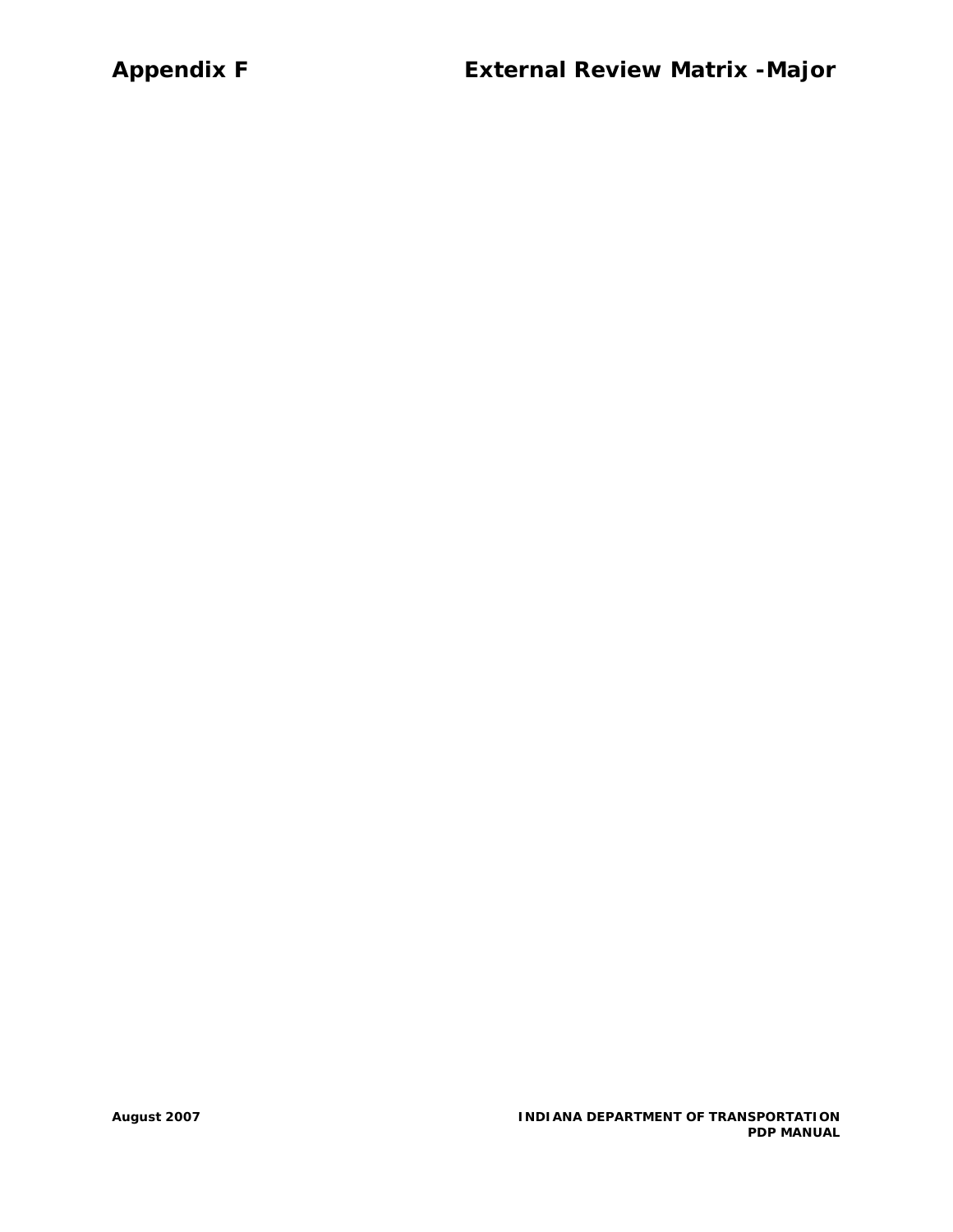# Appendix F External Review Matrix -Major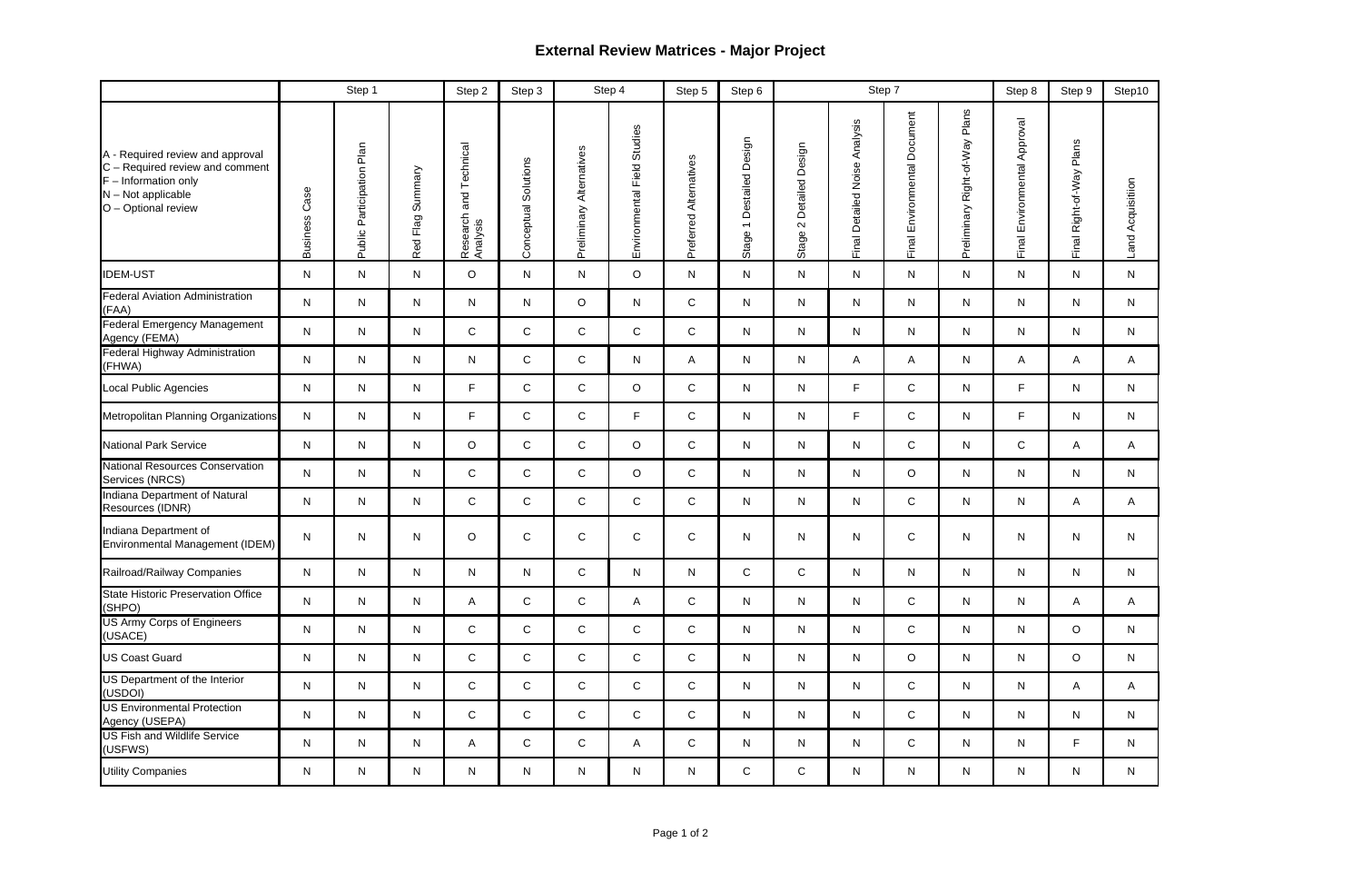# External Review Matrices - Major Project

| | Step 1 | | | Step 2 | Step 3 | Step 4 | | Step 5 | Step 6 | Step 7 | | | | Step 8 | Step 9 | Step10 |
|---|---|---|---|---|---|---|---|---|---|---|---|---|---|---|---|---|
| A - Required review and approval<br>C – Required review and comment<br>F – Information only<br>N – Not applicable<br>O – Optional review | Business Case | Public Participation Plan | Red Flag Summary | Research and Technical Analysis | Conceptual Solutions | Preliminary Alternatives | Environmental Field Studies | Preferred Alternatives | Stage 1 Destailed Design | Stage 2 Detailed Design | Final Detailed Noise Analysis | Final Environmental Document | Preliminary Right-of-Way Plans | Final Environmental Approval | Final Right-of-Way Plans | Land Acquisition |
| IDEM-UST | N | N | N | O | N | N | O | N | N | N | N | N | N | N | N | N |
| Federal Aviation Administration (FAA) | N | N | N | N | N | O | N | C | N | N | N | N | N | N | N | N |
| Federal Emergency Management Agency (FEMA) | N | N | N | C | C | C | C | C | N | N | N | N | N | N | N | N |
| Federal Highway Administration (FHWA) | N | N | N | N | C | C | N | A | N | N | A | A | N | A | A | A |
| Local Public Agencies | N | N | N | F | C | C | O | C | N | N | F | C | N | F | N | N |
| Metropolitan Planning Organizations | N | N | N | F | C | C | F | C | N | N | F | C | N | F | N | N |
| National Park Service | N | N | N | O | C | C | O | C | N | N | N | C | N | C | A | A |
| National Resources Conservation Services (NRCS) | N | N | N | C | C | C | O | C | N | N | N | O | N | N | N | N |
| Indiana Department of Natural Resources (IDNR) | N | N | N | C | C | C | C | C | N | N | N | C | N | N | A | A |
| Indiana Department of Environmental Management (IDEM) | N | N | N | O | C | C | C | C | N | N | N | C | N | N | N | N |
| Railroad/Railway Companies | N | N | N | N | N | C | N | N | C | C | N | N | N | N | N | N |
| State Historic Preservation Office (SHPO) | N | N | N | A | C | C | A | C | N | N | N | C | N | N | A | A |
| US Army Corps of Engineers (USACE) | N | N | N | C | C | C | C | C | N | N | N | C | N | N | O | N |
| US Coast Guard | N | N | N | C | C | C | C | C | N | N | N | O | N | N | O | N |
| US Department of the Interior (USDOI) | N | N | N | C | C | C | C | C | N | N | N | C | N | N | A | A |
| US Environmental Protection Agency (USEPA) | N | N | N | C | C | C | C | C | N | N | N | C | N | N | N | N |
| US Fish and Wildlife Service (USFWS) | N | N | N | A | C | C | A | C | N | N | N | C | N | N | F | N |
| Utility Companies | N | N | N | N | N | N | N | N | C | C | N | N | N | N | N | N |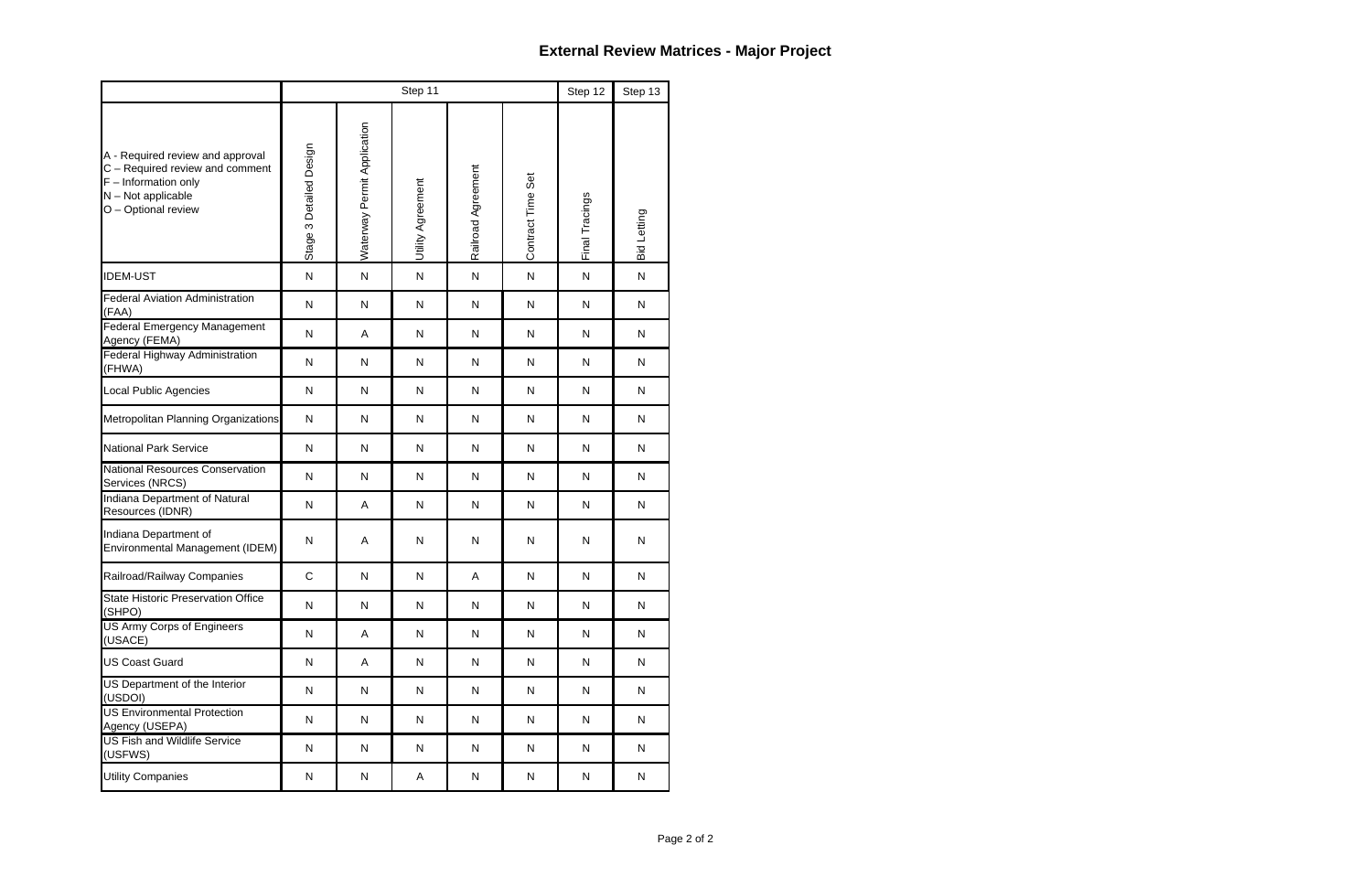# External Review Matrices - Major Project

| | Step 11 | | | | | Step 12 | Step 13 |
|---|---|---|---|---|---|---|---|
| A - Required review and approval<br>C – Required review and comment<br>F – Information only<br>N – Not applicable<br>O – Optional review | Stage 3 Detailed Design | Waterway Permit Application | Utility Agreement | Railroad Agreement | Contract Time Set | Final Tracings | Bid Letting |
| IDEM-UST | N | N | N | N | N | N | N |
| Federal Aviation Administration (FAA) | N | N | N | N | N | N | N |
| Federal Emergency Management Agency (FEMA) | N | A | N | N | N | N | N |
| Federal Highway Administration (FHWA) | N | N | N | N | N | N | N |
| Local Public Agencies | N | N | N | N | N | N | N |
| Metropolitan Planning Organizations | N | N | N | N | N | N | N |
| National Park Service | N | N | N | N | N | N | N |
| National Resources Conservation Services (NRCS) | N | N | N | N | N | N | N |
| Indiana Department of Natural Resources (IDNR) | N | A | N | N | N | N | N |
| Indiana Department of Environmental Management (IDEM) | N | A | N | N | N | N | N |
| Railroad/Railway Companies | C | N | N | A | N | N | N |
| State Historic Preservation Office (SHPO) | N | N | N | N | N | N | N |
| US Army Corps of Engineers (USACE) | N | A | N | N | N | N | N |
| US Coast Guard | N | A | N | N | N | N | N |
| US Department of the Interior (USDOI) | N | N | N | N | N | N | N |
| US Environmental Protection Agency (USEPA) | N | N | N | N | N | N | N |
| US Fish and Wildlife Service (USFWS) | N | N | N | N | N | N | N |
| Utility Companies | N | N | A | N | N | N | N |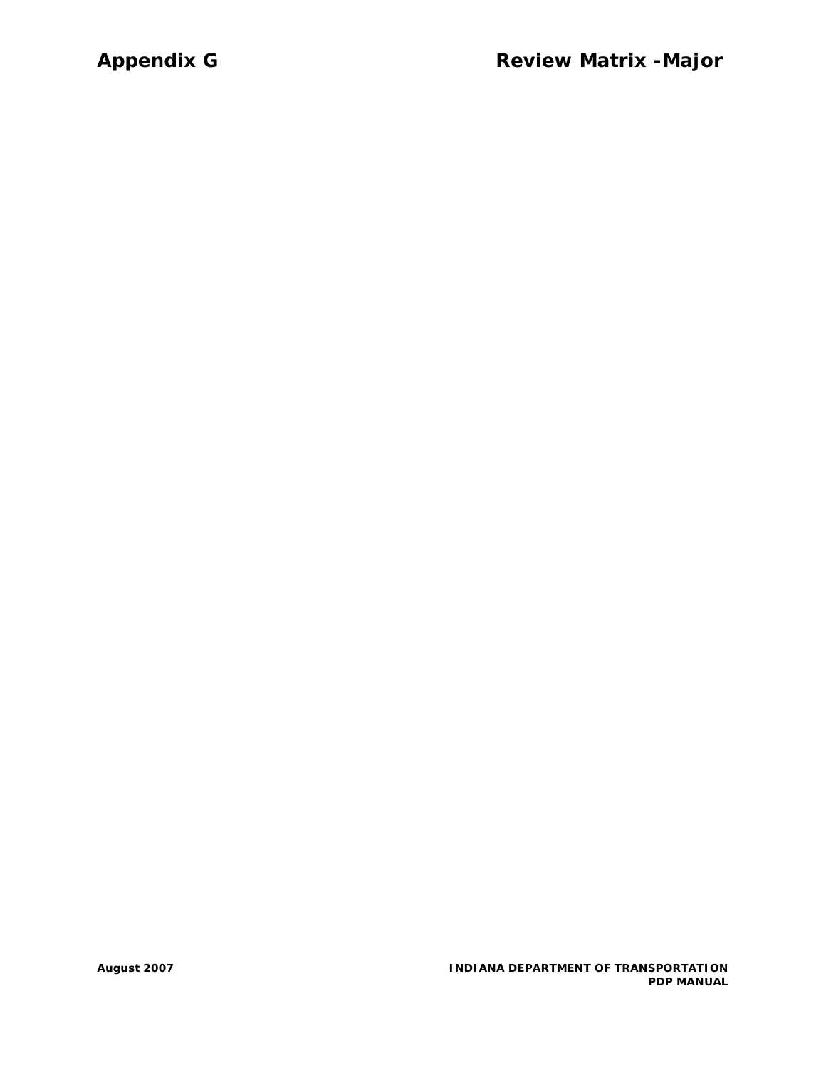# Appendix G Review Matrix -Major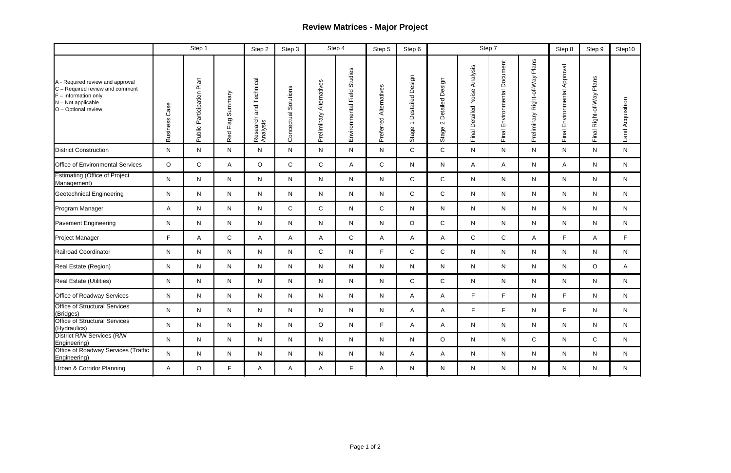# Review Matrices - Major Project

| A - Required review and approval<br>C – Required review and comment<br>F – Information only<br>N – Not applicable<br>O – Optional review | Step 1 | | | Step 2 | Step 3 | Step 4 | | Step 5 | Step 6 | Step 7 | | | | Step 8 | Step 9 | Step10 |
|---|---|---|---|---|---|---|---|---|---|---|---|---|---|---|---|---|
| | Business Case | Public Participation Plan | Red Flag Summary | Research and Technical Analysis | Conceptual Solutions | Preliminary Alternatives | Environmental Field Studies | Preferred Alternatives | Stage 1 Destailed Design | Stage 2 Detailed Design | Final Detailed Noise Analysis | Final Environmental Document | Preliminary Right-of-Way Plans | Final Environmental Approval | Final Right-of-Way Plans | Land Acquisition |
| District Construction | N | N | N | N | N | N | N | N | C | C | N | N | N | N | N | N |
| Office of Environmental Services | O | C | A | O | C | C | A | C | N | N | A | A | N | A | N | N |
| Estimating (Office of Project Management) | N | N | N | N | N | N | N | N | C | C | N | N | N | N | N | N |
| Geotechnical Engineering | N | N | N | N | N | N | N | N | C | C | N | N | N | N | N | N |
| Program Manager | A | N | N | N | C | C | N | C | N | N | N | N | N | N | N | N |
| Pavement Engineering | N | N | N | N | N | N | N | N | O | C | N | N | N | N | N | N |
| Project Manager | F | A | C | A | A | A | C | A | A | A | C | C | A | F | A | F |
| Railroad Coordinator | N | N | N | N | N | C | N | F | C | C | N | N | N | N | N | N |
| Real Estate (Region) | N | N | N | N | N | N | N | N | N | N | N | N | N | N | O | A |
| Real Estate (Utilities) | N | N | N | N | N | N | N | N | C | C | N | N | N | N | N | N |
| Office of Roadway Services | N | N | N | N | N | N | N | N | A | A | F | F | N | F | N | N |
| Office of Structural Services (Bridges) | N | N | N | N | N | N | N | N | A | A | F | F | N | F | N | N |
| Office of Structural Services (Hydraulics) | N | N | N | N | N | O | N | F | A | A | N | N | N | N | N | N |
| District R/W Services (R/W Engineering) | N | N | N | N | N | N | N | N | N | O | N | N | C | N | C | N |
| Office of Roadway Services (Traffic Engineering) | N | N | N | N | N | N | N | N | A | A | N | N | N | N | N | N |
| Urban & Corridor Planning | A | O | F | A | A | A | F | A | N | N | N | N | N | N | N | N |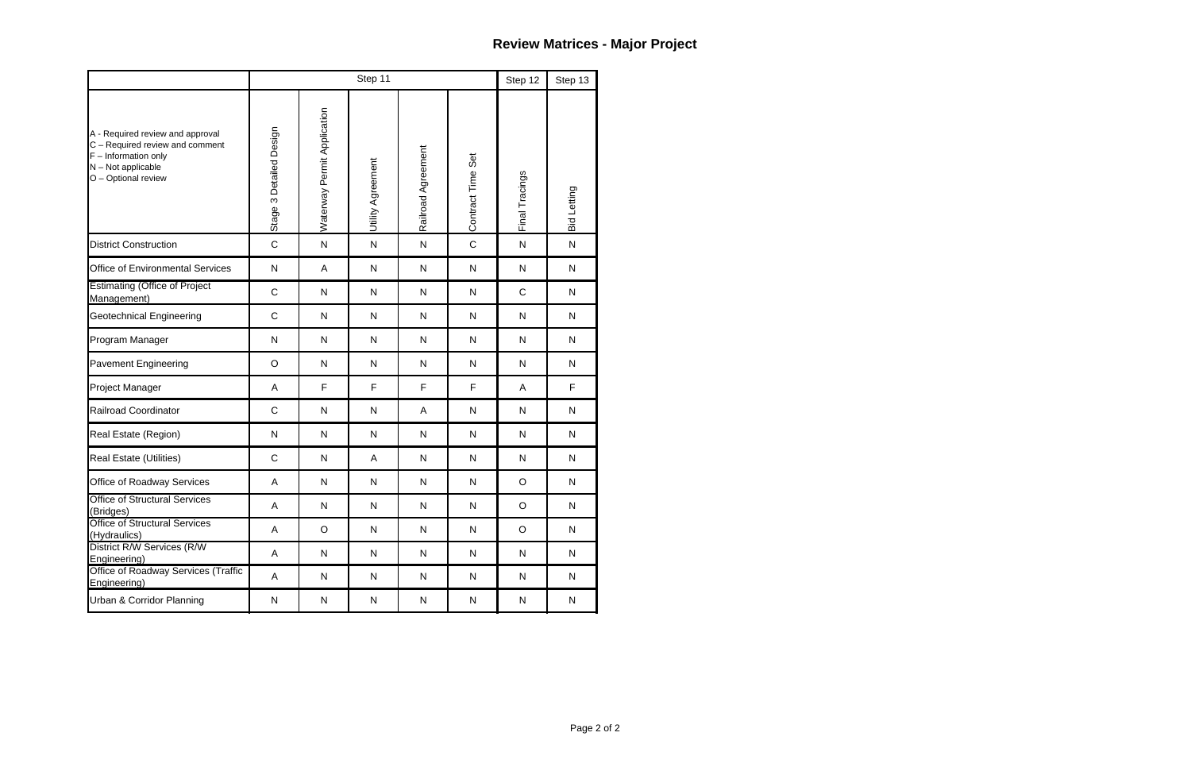# Review Matrices - Major Project

| | Step 11 | | | | | Step 12 | Step 13 |
|---|---|---|---|---|---|---|---|
| A - Required review and approval<br>C – Required review and comment<br>F – Information only<br>N – Not applicable<br>O – Optional review | Stage 3 Detailed Design | Waterway Permit Application | Utility Agreement | Railroad Agreement | Contract Time Set | Final Tracings | Bid Letting |
| District Construction | C | N | N | N | C | N | N |
| Office of Environmental Services | N | A | N | N | N | N | N |
| Estimating (Office of Project Management) | C | N | N | N | N | C | N |
| Geotechnical Engineering | C | N | N | N | N | N | N |
| Program Manager | N | N | N | N | N | N | N |
| Pavement Engineering | O | N | N | N | N | N | N |
| Project Manager | A | F | F | F | F | A | F |
| Railroad Coordinator | C | N | N | A | N | N | N |
| Real Estate (Region) | N | N | N | N | N | N | N |
| Real Estate (Utilities) | C | N | A | N | N | N | N |
| Office of Roadway Services | A | N | N | N | N | O | N |
| Office of Structural Services (Bridges) | A | N | N | N | N | O | N |
| Office of Structural Services (Hydraulics) | A | O | N | N | N | O | N |
| District R/W Services (R/W Engineering) | A | N | N | N | N | N | N |
| Office of Roadway Services (Traffic Engineering) | A | N | N | N | N | N | N |
| Urban & Corridor Planning | N | N | N | N | N | N | N |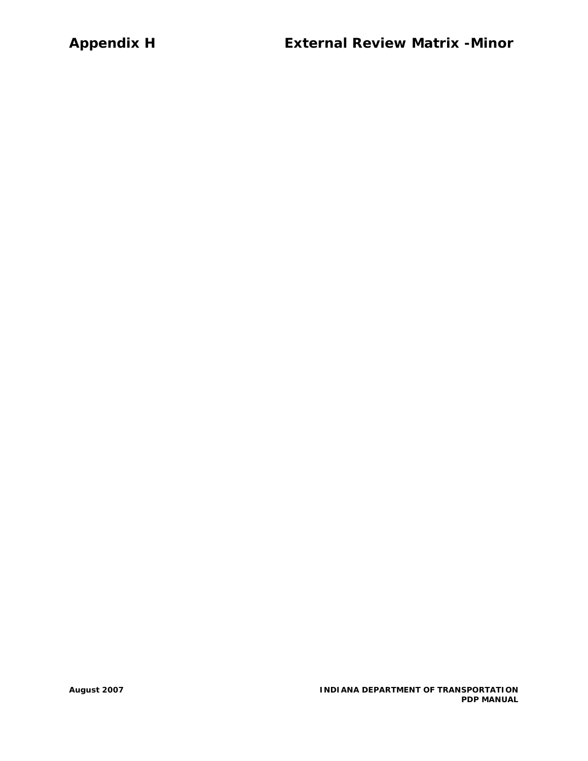# Appendix H External Review Matrix -Minor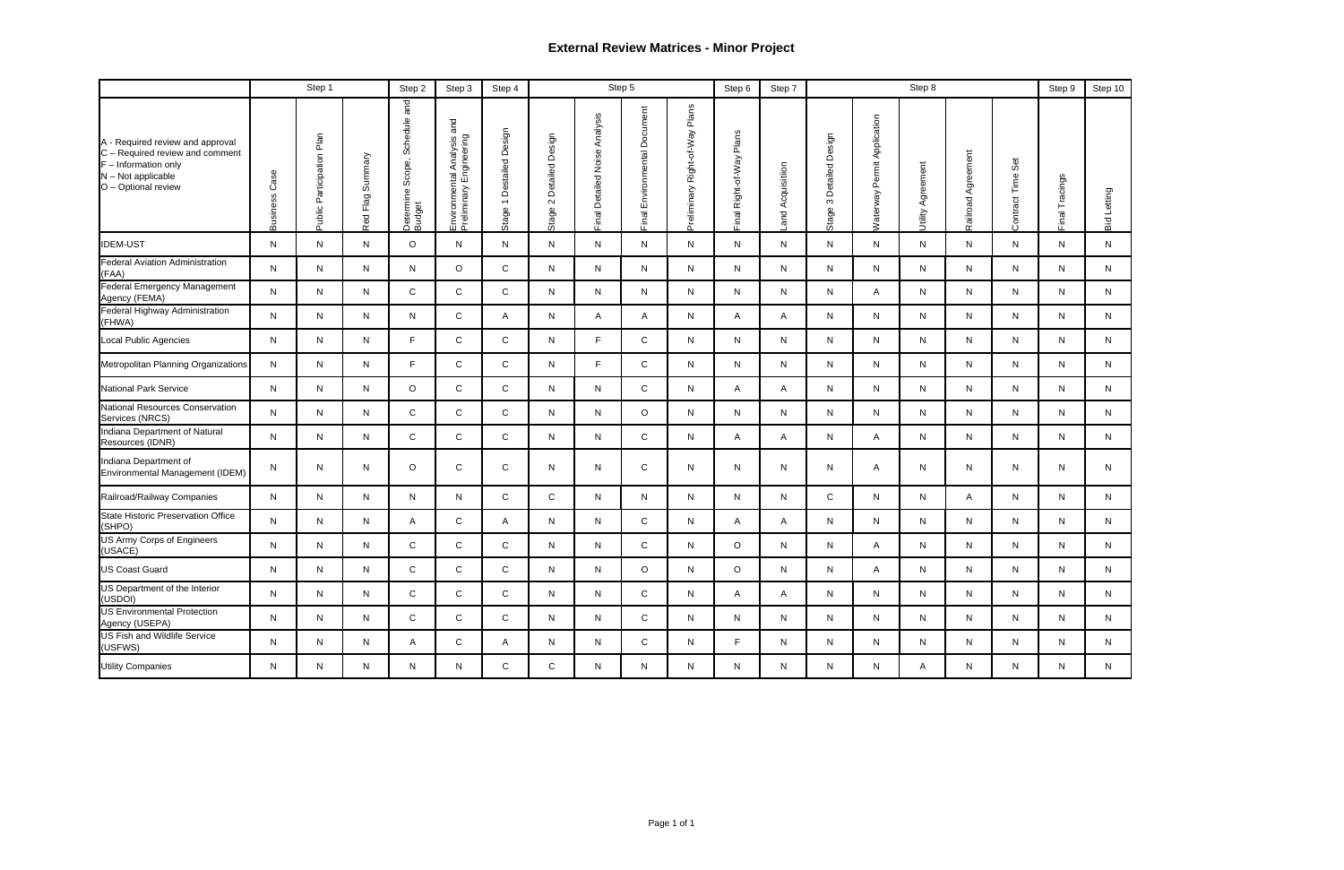# External Review Matrices - Minor Project

| | Step 1 | | | Step 2 | Step 3 | Step 4 | Step 5 | | | | Step 6 | Step 7 | Step 8 | | | | | Step 9 | Step 10 |
|---|---|---|---|---|---|---|---|---|---|---|---|---|---|---|---|---|---|---|---|
| A - Required review and approval<br>C – Required review and comment<br>F – Information only<br>N – Not applicable<br>O – Optional review | Business Case | Public Participation Plan | Red Flag Summary | Determine Scope, Schedule and Budget | Environmental Analysis and Preliminary Engineering | Stage 1 Destailed Design | Stage 2 Detailed Design | Final Detailed Noise Analysis | Final Environmental Document | Preliminary Right-of-Way Plans | Final Right-of-Way Plans | Land Acquisition | Stage 3 Detailed Design | Waterway Permit Application | Utility Agreement | Railroad Agreement | Contract Time Set | Final Tracings | Bid Letting |
| IDEM-UST | N | N | N | O | N | N | N | N | N | N | N | N | N | N | N | N | N | N | N |
| Federal Aviation Administration (FAA) | N | N | N | N | O | C | N | N | N | N | N | N | N | N | N | N | N | N | N |
| Federal Emergency Management Agency (FEMA) | N | N | N | C | C | C | N | N | N | N | N | N | N | A | N | N | N | N | N |
| Federal Highway Administration (FHWA) | N | N | N | N | C | A | N | A | A | N | A | A | N | N | N | N | N | N | N |
| Local Public Agencies | N | N | N | F | C | C | N | F | C | N | N | N | N | N | N | N | N | N | N |
| Metropolitan Planning Organizations | N | N | N | F | C | C | N | F | C | N | N | N | N | N | N | N | N | N | N |
| National Park Service | N | N | N | O | C | C | N | N | C | N | A | A | N | N | N | N | N | N | N |
| National Resources Conservation Services (NRCS) | N | N | N | C | C | C | N | N | O | N | N | N | N | N | N | N | N | N | N |
| Indiana Department of Natural Resources (IDNR) | N | N | N | C | C | C | N | N | C | N | A | A | N | A | N | N | N | N | N |
| Indiana Department of Environmental Management (IDEM) | N | N | N | O | C | C | N | N | C | N | N | N | N | A | N | N | N | N | N |
| Railroad/Railway Companies | N | N | N | N | N | C | C | N | N | N | N | N | C | N | N | A | N | N | N |
| State Historic Preservation Office (SHPO) | N | N | N | A | C | A | N | N | C | N | A | A | N | N | N | N | N | N | N |
| US Army Corps of Engineers (USACE) | N | N | N | C | C | C | N | N | C | N | O | N | N | A | N | N | N | N | N |
| US Coast Guard | N | N | N | C | C | C | N | N | O | N | O | N | N | A | N | N | N | N | N |
| US Department of the Interior (USDOI) | N | N | N | C | C | C | N | N | C | N | A | A | N | N | N | N | N | N | N |
| US Environmental Protection Agency (USEPA) | N | N | N | C | C | C | N | N | C | N | N | N | N | N | N | N | N | N | N |
| US Fish and Wildlife Service (USFWS) | N | N | N | A | C | A | N | N | C | N | F | N | N | N | N | N | N | N | N |
| Utility Companies | N | N | N | N | N | C | C | N | N | N | N | N | N | N | A | N | N | N | N |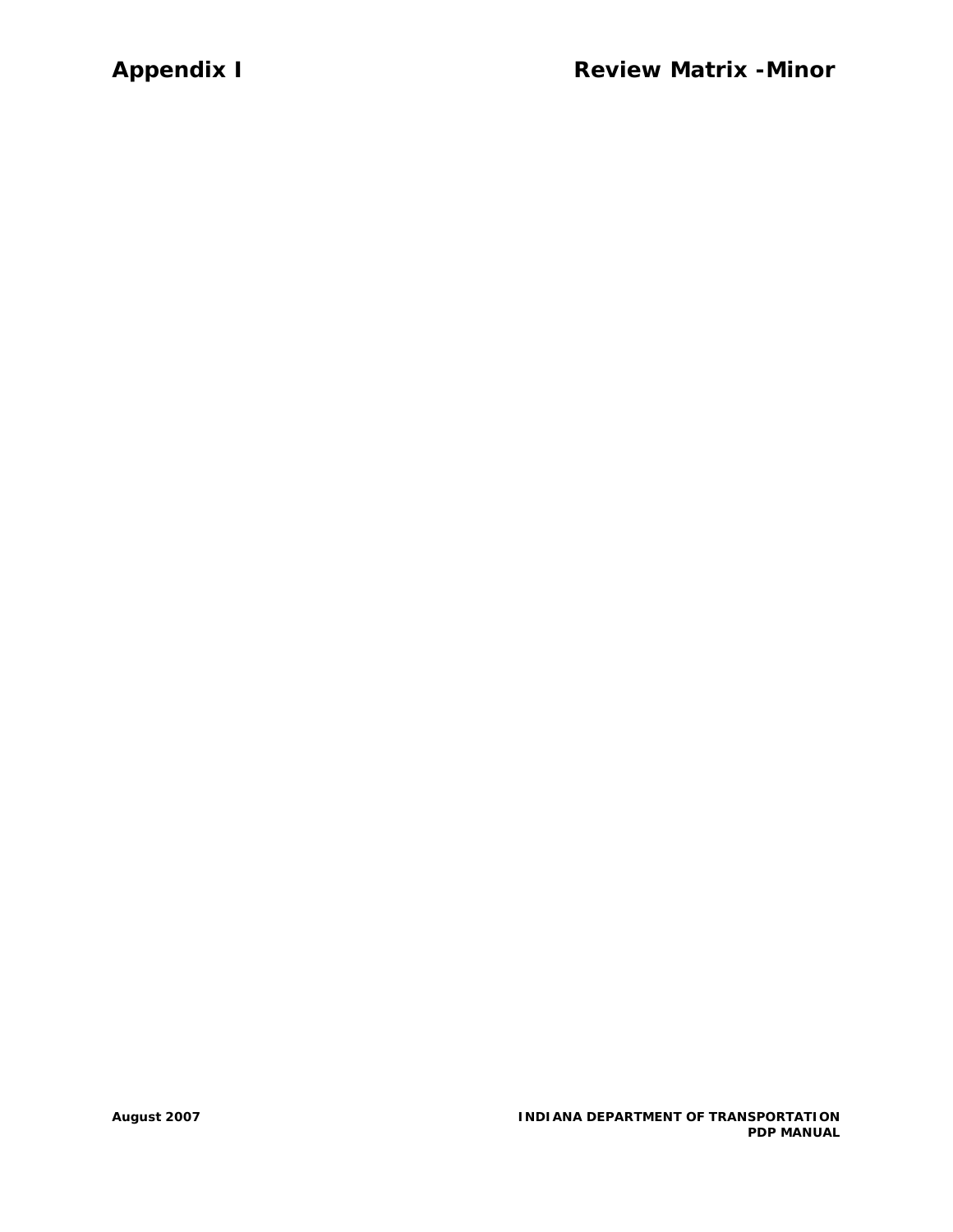# Appendix I

# Review Matrix -Minor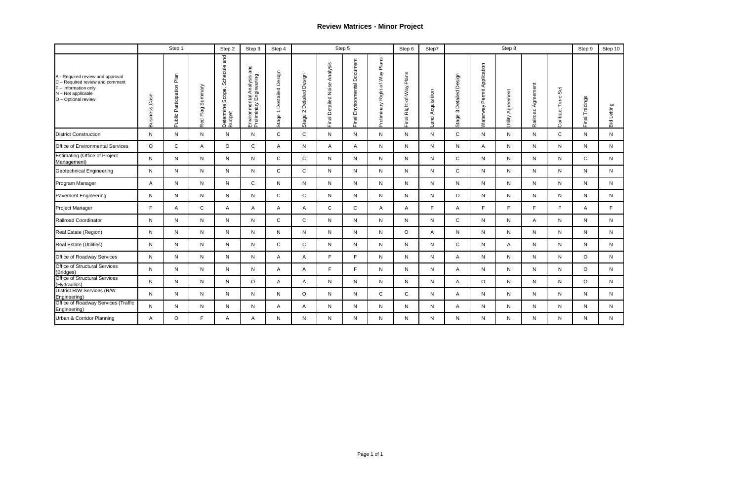# Review Matrices - Minor Project

| | Step 1 | | | Step 2 | Step 3 | Step 4 | Step 5 | | | | Step 6 | Step7 | Step 8 | | | | | Step 9 | Step 10 |
|---|---|---|---|---|---|---|---|---|---|---|---|---|---|---|---|---|---|---|---|
| A - Required review and approval<br>C – Required review and comment<br>F – Information only<br>N – Not applicable<br>O – Optional review | Business Case | Public Participation Plan | Red Flag Summary | Determine Scope, Schedule and Budget | Environmental Analysis and Preliminary Engineering | Stage 1 Destailed Design | Stage 2 Detailed Design | Final Detailed Noise Analysis | Final Environmental Document | Preliminary Right-of-Way Plans | Final Right-of-Way Plans | Land Acquisition | Stage 3 Detailed Design | Waterway Permit Application | Utility Agreement | Railroad Agreement | Contract Time Set | Final Tracings | Bid Letting |
| District Construction | N | N | N | N | N | C | C | N | N | N | N | N | C | N | N | N | C | N | N |
| Office of Environmental Services | O | C | A | O | C | A | N | A | A | N | N | N | N | A | N | N | N | N | N |
| Estimating (Office of Project Management) | N | N | N | N | N | C | C | N | N | N | N | N | C | N | N | N | N | C | N |
| Geotechnical Engineering | N | N | N | N | N | C | C | N | N | N | N | N | C | N | N | N | N | N | N |
| Program Manager | A | N | N | N | C | N | N | N | N | N | N | N | N | N | N | N | N | N | N |
| Pavement Engineering | N | N | N | N | N | C | C | N | N | N | N | N | O | N | N | N | N | N | N |
| Project Manager | F | A | C | A | A | A | A | C | C | A | A | F | A | F | F | F | F | A | F |
| Railroad Coordinator | N | N | N | N | N | C | C | N | N | N | N | N | C | N | N | A | N | N | N |
| Real Estate (Region) | N | N | N | N | N | N | N | N | N | N | O | A | N | N | N | N | N | N | N |
| Real Estate (Utilities) | N | N | N | N | N | C | C | N | N | N | N | N | C | N | A | N | N | N | N |
| Office of Roadway Services | N | N | N | N | N | A | A | F | F | N | N | N | A | N | N | N | N | O | N |
| Office of Structural Services (Bridges) | N | N | N | N | N | A | A | F | F | N | N | N | A | N | N | N | N | O | N |
| Office of Structural Services (Hydraulics) | N | N | N | N | O | A | A | N | N | N | N | N | A | O | N | N | N | O | N |
| District R/W Services (R/W Engineering) | N | N | N | N | N | N | O | N | N | C | C | N | A | N | N | N | N | N | N |
| Office of Roadway Services (Traffic Engineering) | N | N | N | N | N | A | A | N | N | N | N | N | A | N | N | N | N | N | N |
| Urban & Corridor Planning | A | O | F | A | A | N | N | N | N | N | N | N | N | N | N | N | N | N | N |